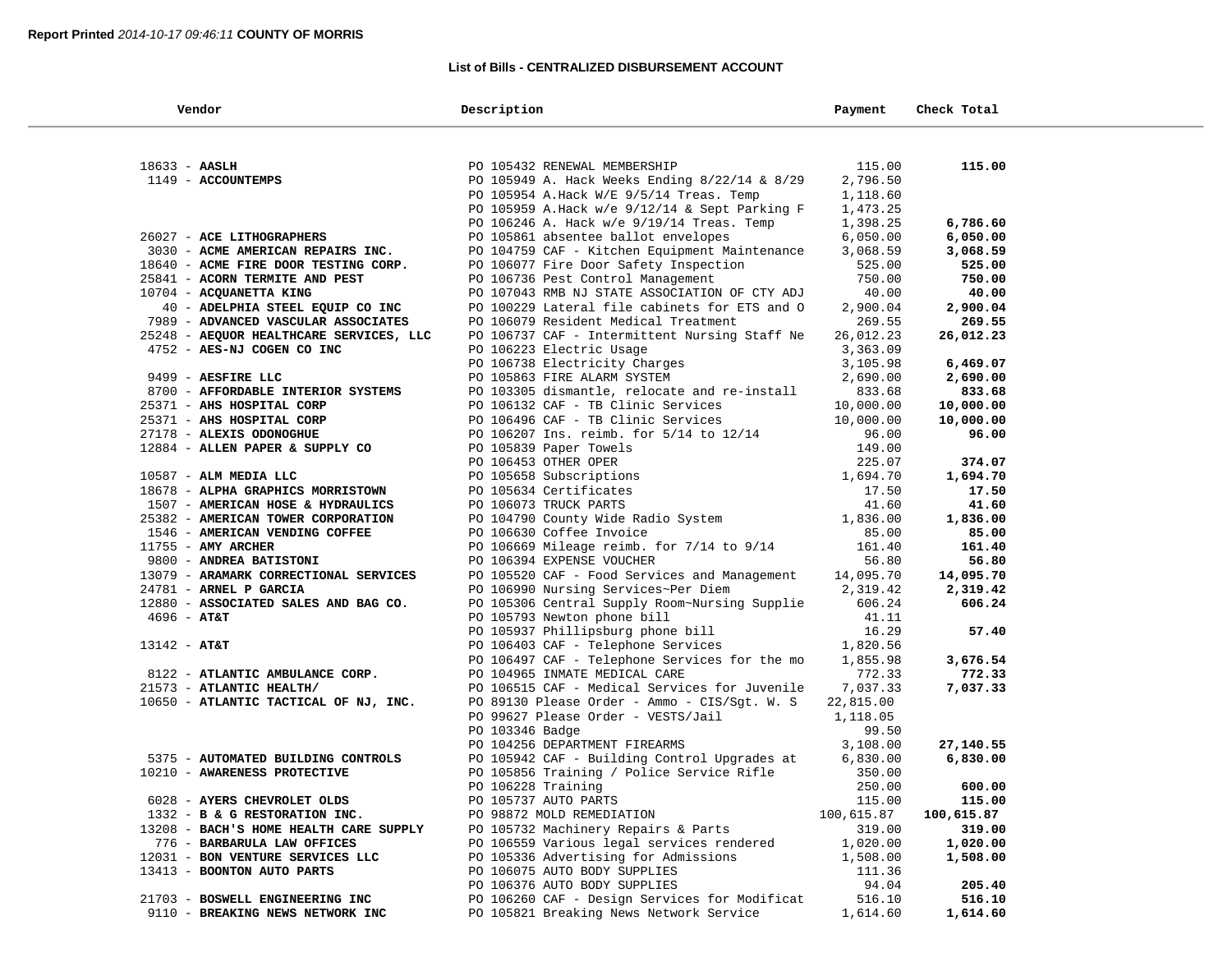Report Printed *2014-10-17 09:46:11* **COUNTY OF MORRIS**

## List of Bills - CENTRALIZED DISBURSEMENT ACCOUNT

| Vendor | Description | Payment | Check Total |
|---|---|---|---|
| 18633 - **AASLH** | PO 105432 RENEWAL MEMBERSHIP | 115.00 | **115.00** |
| 1149 - **ACCOUNTEMPS** | PO 105949 A. Hack Weeks Ending 8/22/14 & 8/29 | 2,796.50 | |
| | PO 105954 A.Hack W/E 9/5/14 Treas. Temp | 1,118.60 | |
| | PO 105959 A.Hack w/e 9/12/14 & Sept Parking F | 1,473.25 | |
| | PO 106246 A. Hack w/e 9/19/14 Treas. Temp | 1,398.25 | **6,786.60** |
| 26027 - **ACE LITHOGRAPHERS** | PO 105861 absentee ballot envelopes | 6,050.00 | **6,050.00** |
| 3030 - **ACME AMERICAN REPAIRS INC.** | PO 104759 CAF - Kitchen Equipment Maintenance | 3,068.59 | **3,068.59** |
| 18640 - **ACME FIRE DOOR TESTING CORP.** | PO 106077 Fire Door Safety Inspection | 525.00 | **525.00** |
| 25841 - **ACORN TERMITE AND PEST** | PO 106736 Pest Control Management | 750.00 | **750.00** |
| 10704 - **ACQUANETTA KING** | PO 107043 RMB NJ STATE ASSOCIATION OF CTY ADJ | 40.00 | **40.00** |
| 40 - **ADELPHIA STEEL EQUIP CO INC** | PO 100229 Lateral file cabinets for ETS and O | 2,900.04 | **2,900.04** |
| 7989 - **ADVANCED VASCULAR ASSOCIATES** | PO 106079 Resident Medical Treatment | 269.55 | **269.55** |
| 25248 - **AEQUOR HEALTHCARE SERVICES, LLC** | PO 106737 CAF - Intermittent Nursing Staff Ne | 26,012.23 | **26,012.23** |
| 4752 - **AES-NJ COGEN CO INC** | PO 106223 Electric Usage | 3,363.09 | |
| | PO 106738 Electricity Charges | 3,105.98 | **6,469.07** |
| 9499 - **AESFIRE LLC** | PO 105863 FIRE ALARM SYSTEM | 2,690.00 | **2,690.00** |
| 8700 - **AFFORDABLE INTERIOR SYSTEMS** | PO 103305 dismantle, relocate and re-install | 833.68 | **833.68** |
| 25371 - **AHS HOSPITAL CORP** | PO 106132 CAF - TB Clinic Services | 10,000.00 | **10,000.00** |
| 25371 - **AHS HOSPITAL CORP** | PO 106496 CAF - TB Clinic Services | 10,000.00 | **10,000.00** |
| 27178 - **ALEXIS ODONOGHUE** | PO 106207 Ins. reimb. for 5/14 to 12/14 | 96.00 | **96.00** |
| 12884 - **ALLEN PAPER & SUPPLY CO** | PO 105839 Paper Towels | 149.00 | |
| | PO 106453 OTHER OPER | 225.07 | **374.07** |
| 10587 - **ALM MEDIA LLC** | PO 105658 Subscriptions | 1,694.70 | **1,694.70** |
| 18678 - **ALPHA GRAPHICS MORRISTOWN** | PO 105634 Certificates | 17.50 | **17.50** |
| 1507 - **AMERICAN HOSE & HYDRAULICS** | PO 106073 TRUCK PARTS | 41.60 | **41.60** |
| 25382 - **AMERICAN TOWER CORPORATION** | PO 104790 County Wide Radio System | 1,836.00 | **1,836.00** |
| 1546 - **AMERICAN VENDING COFFEE** | PO 106630 Coffee Invoice | 85.00 | **85.00** |
| 11755 - **AMY ARCHER** | PO 106669 Mileage reimb. for 7/14 to 9/14 | 161.40 | **161.40** |
| 9800 - **ANDREA BATISTONI** | PO 106394 EXPENSE VOUCHER | 56.80 | **56.80** |
| 13079 - **ARAMARK CORRECTIONAL SERVICES** | PO 105520 CAF - Food Services and Management | 14,095.70 | **14,095.70** |
| 24781 - **ARNEL P GARCIA** | PO 106990 Nursing Services~Per Diem | 2,319.42 | **2,319.42** |
| 12880 - **ASSOCIATED SALES AND BAG CO.** | PO 105306 Central Supply Room~Nursing Supplie | 606.24 | **606.24** |
| 4696 - **AT&T** | PO 105793 Newton phone bill | 41.11 | |
| | PO 105937 Phillipsburg phone bill | 16.29 | **57.40** |
| 13142 - **AT&T** | PO 106403 CAF - Telephone Services | 1,820.56 | |
| | PO 106497 CAF - Telephone Services for the mo | 1,855.98 | **3,676.54** |
| 8122 - **ATLANTIC AMBULANCE CORP.** | PO 104965 INMATE MEDICAL CARE | 772.33 | **772.33** |
| 21573 - **ATLANTIC HEALTH/** | PO 106515 CAF - Medical Services for Juvenile | 7,037.33 | **7,037.33** |
| 10650 - **ATLANTIC TACTICAL OF NJ, INC.** | PO 89130 Please Order - Ammo - CIS/Sgt. W. S | 22,815.00 | |
| | PO 99627 Please Order - VESTS/Jail | 1,118.05 | |
| | PO 103346 Badge | 99.50 | |
| | PO 104256 DEPARTMENT FIREARMS | 3,108.00 | **27,140.55** |
| 5375 - **AUTOMATED BUILDING CONTROLS** | PO 105942 CAF - Building Control Upgrades at | 6,830.00 | **6,830.00** |
| 10210 - **AWARENESS PROTECTIVE** | PO 105856 Training / Police Service Rifle | 350.00 | |
| | PO 106228 Training | 250.00 | **600.00** |
| 6028 - **AYERS CHEVROLET OLDS** | PO 105737 AUTO PARTS | 115.00 | **115.00** |
| 1332 - **B & G RESTORATION INC.** | PO 98872 MOLD REMEDIATION | 100,615.87 | **100,615.87** |
| 13208 - **BACH'S HOME HEALTH CARE SUPPLY** | PO 105732 Machinery Repairs & Parts | 319.00 | **319.00** |
| 776 - **BARBARULA LAW OFFICES** | PO 106559 Various legal services rendered | 1,020.00 | **1,020.00** |
| 12031 - **BON VENTURE SERVICES LLC** | PO 105336 Advertising for Admissions | 1,508.00 | **1,508.00** |
| 13413 - **BOONTON AUTO PARTS** | PO 106075 AUTO BODY SUPPLIES | 111.36 | |
| | PO 106376 AUTO BODY SUPPLIES | 94.04 | **205.40** |
| 21703 - **BOSWELL ENGINEERING INC** | PO 106260 CAF - Design Services for Modificat | 516.10 | **516.10** |
| 9110 - **BREAKING NEWS NETWORK INC** | PO 105821 Breaking News Network Service | 1,614.60 | **1,614.60** |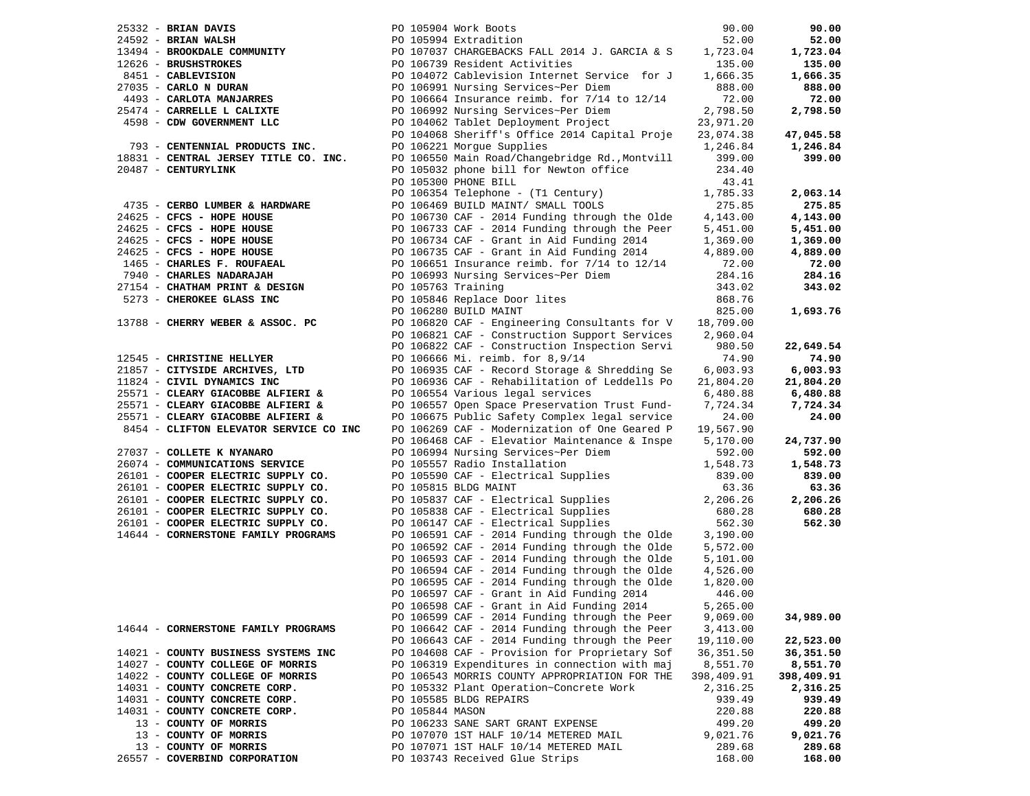| Vendor | PO / Description | Amount | Total |
|---|---|---|---|
| 25332 - **BRIAN DAVIS** | PO 105904 Work Boots | 90.00 | **90.00** |
| 24592 - **BRIAN WALSH** | PO 105994 Extradition | 52.00 | **52.00** |
| 13494 - **BROOKDALE COMMUNITY** | PO 107037 CHARGEBACKS FALL 2014 J. GARCIA & S | 1,723.04 | **1,723.04** |
| 12626 - **BRUSHSTROKES** | PO 106739 Resident Activities | 135.00 | **135.00** |
| 8451 - **CABLEVISION** | PO 104072 Cablevision Internet Service for J | 1,666.35 | **1,666.35** |
| 27035 - **CARLO N DURAN** | PO 106991 Nursing Services~Per Diem | 888.00 | **888.00** |
| 4493 - **CARLOTA MANJARRES** | PO 106664 Insurance reimb. for 7/14 to 12/14 | 72.00 | **72.00** |
| 25474 - **CARRELLE L CALIXTE** | PO 106992 Nursing Services~Per Diem | 2,798.50 | **2,798.50** |
| 4598 - **CDW GOVERNMENT LLC** | PO 104062 Tablet Deployment Project | 23,971.20 | |
| | PO 104068 Sheriff's Office 2014 Capital Proje | 23,074.38 | **47,045.58** |
| 793 - **CENTENNIAL PRODUCTS INC.** | PO 106221 Morgue Supplies | 1,246.84 | **1,246.84** |
| 18831 - **CENTRAL JERSEY TITLE CO. INC.** | PO 106550 Main Road/Changebridge Rd.,Montvill | 399.00 | **399.00** |
| 20487 - **CENTURYLINK** | PO 105032 phone bill for Newton office | 234.40 | |
| | PO 105300 PHONE BILL | 43.41 | |
| | PO 106354 Telephone - (T1 Century) | 1,785.33 | **2,063.14** |
| 4735 - **CERBO LUMBER & HARDWARE** | PO 106469 BUILD MAINT/ SMALL TOOLS | 275.85 | **275.85** |
| 24625 - **CFCS - HOPE HOUSE** | PO 106730 CAF - 2014 Funding through the Olde | 4,143.00 | **4,143.00** |
| 24625 - **CFCS - HOPE HOUSE** | PO 106733 CAF - 2014 Funding through the Peer | 5,451.00 | **5,451.00** |
| 24625 - **CFCS - HOPE HOUSE** | PO 106734 CAF - Grant in Aid Funding 2014 | 1,369.00 | **1,369.00** |
| 24625 - **CFCS - HOPE HOUSE** | PO 106735 CAF - Grant in Aid Funding 2014 | 4,889.00 | **4,889.00** |
| 1465 - **CHARLES F. ROUFAEAL** | PO 106651 Insurance reimb. for 7/14 to 12/14 | 72.00 | **72.00** |
| 7940 - **CHARLES NADARAJAH** | PO 106993 Nursing Services~Per Diem | 284.16 | **284.16** |
| 27154 - **CHATHAM PRINT & DESIGN** | PO 105763 Training | 343.02 | **343.02** |
| 5273 - **CHEROKEE GLASS INC** | PO 105846 Replace Door lites | 868.76 | |
| | PO 106280 BUILD MAINT | 825.00 | **1,693.76** |
| 13788 - **CHERRY WEBER & ASSOC. PC** | PO 106820 CAF - Engineering Consultants for V | 18,709.00 | |
| | PO 106821 CAF - Construction Support Services | 2,960.04 | |
| | PO 106822 CAF - Construction Inspection Servi | 980.50 | **22,649.54** |
| 12545 - **CHRISTINE HELLYER** | PO 106666 Mi. reimb. for 8,9/14 | 74.90 | **74.90** |
| 21857 - **CITYSIDE ARCHIVES, LTD** | PO 106935 CAF - Record Storage & Shredding Se | 6,003.93 | **6,003.93** |
| 11824 - **CIVIL DYNAMICS INC** | PO 106936 CAF - Rehabilitation of Leddells Po | 21,804.20 | **21,804.20** |
| 25571 - **CLEARY GIACOBBE ALFIERI &** | PO 106554 Various legal services | 6,480.88 | **6,480.88** |
| 25571 - **CLEARY GIACOBBE ALFIERI &** | PO 106557 Open Space Preservation Trust Fund- | 7,724.34 | **7,724.34** |
| 25571 - **CLEARY GIACOBBE ALFIERI &** | PO 106675 Public Safety Complex legal service | 24.00 | **24.00** |
| 8454 - **CLIFTON ELEVATOR SERVICE CO INC** | PO 106269 CAF - Modernization of One Geared P | 19,567.90 | |
| | PO 106468 CAF - Elevatior Maintenance & Inspe | 5,170.00 | **24,737.90** |
| 27037 - **COLLETE K NYANARO** | PO 106994 Nursing Services~Per Diem | 592.00 | **592.00** |
| 26074 - **COMMUNICATIONS SERVICE** | PO 105557 Radio Installation | 1,548.73 | **1,548.73** |
| 26101 - **COOPER ELECTRIC SUPPLY CO.** | PO 105590 CAF - Electrical Supplies | 839.00 | **839.00** |
| 26101 - **COOPER ELECTRIC SUPPLY CO.** | PO 105815 BLDG MAINT | 63.36 | **63.36** |
| 26101 - **COOPER ELECTRIC SUPPLY CO.** | PO 105837 CAF - Electrical Supplies | 2,206.26 | **2,206.26** |
| 26101 - **COOPER ELECTRIC SUPPLY CO.** | PO 105838 CAF - Electrical Supplies | 680.28 | **680.28** |
| 26101 - **COOPER ELECTRIC SUPPLY CO.** | PO 106147 CAF - Electrical Supplies | 562.30 | **562.30** |
| 14644 - **CORNERSTONE FAMILY PROGRAMS** | PO 106591 CAF - 2014 Funding through the Olde | 3,190.00 | |
| | PO 106592 CAF - 2014 Funding through the Olde | 5,572.00 | |
| | PO 106593 CAF - 2014 Funding through the Olde | 5,101.00 | |
| | PO 106594 CAF - 2014 Funding through the Olde | 4,526.00 | |
| | PO 106595 CAF - 2014 Funding through the Olde | 1,820.00 | |
| | PO 106597 CAF - Grant in Aid Funding 2014 | 446.00 | |
| | PO 106598 CAF - Grant in Aid Funding 2014 | 5,265.00 | |
| | PO 106599 CAF - 2014 Funding through the Peer | 9,069.00 | **34,989.00** |
| 14644 - **CORNERSTONE FAMILY PROGRAMS** | PO 106642 CAF - 2014 Funding through the Peer | 3,413.00 | |
| | PO 106643 CAF - 2014 Funding through the Peer | 19,110.00 | **22,523.00** |
| 14021 - **COUNTY BUSINESS SYSTEMS INC** | PO 104608 CAF - Provision for Proprietary Sof | 36,351.50 | **36,351.50** |
| 14027 - **COUNTY COLLEGE OF MORRIS** | PO 106319 Expenditures in connection with maj | 8,551.70 | **8,551.70** |
| 14022 - **COUNTY COLLEGE OF MORRIS** | PO 106543 MORRIS COUNTY APPROPRIATION FOR THE | 398,409.91 | **398,409.91** |
| 14031 - **COUNTY CONCRETE CORP.** | PO 105332 Plant Operation~Concrete Work | 2,316.25 | **2,316.25** |
| 14031 - **COUNTY CONCRETE CORP.** | PO 105585 BLDG REPAIRS | 939.49 | **939.49** |
| 14031 - **COUNTY CONCRETE CORP.** | PO 105844 MASON | 220.88 | **220.88** |
| 13 - **COUNTY OF MORRIS** | PO 106233 SANE SART GRANT EXPENSE | 499.20 | **499.20** |
| 13 - **COUNTY OF MORRIS** | PO 107070 1ST HALF 10/14 METERED MAIL | 9,021.76 | **9,021.76** |
| 13 - **COUNTY OF MORRIS** | PO 107071 1ST HALF 10/14 METERED MAIL | 289.68 | **289.68** |
| 26557 - **COVERBIND CORPORATION** | PO 103743 Received Glue Strips | 168.00 | **168.00** |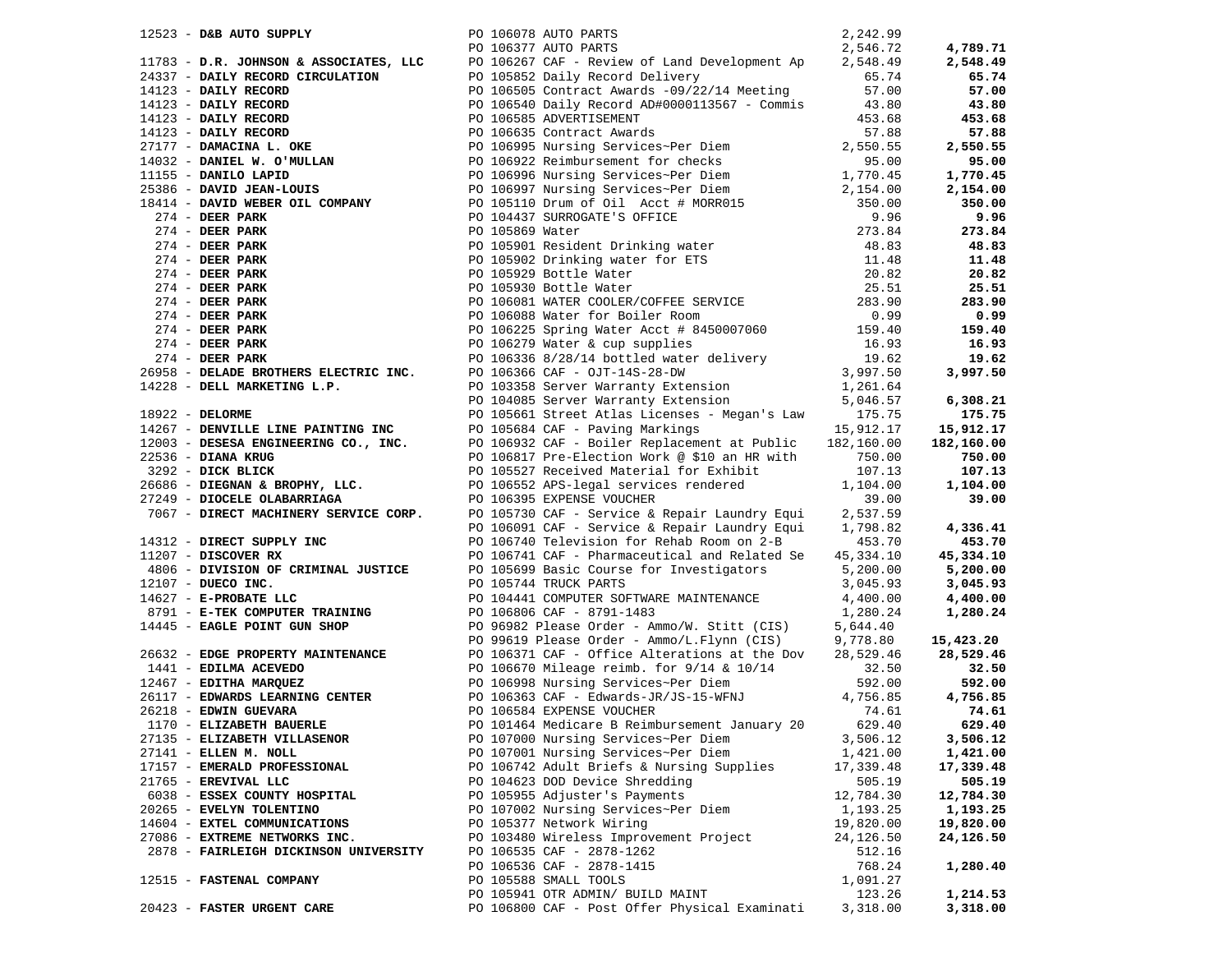| Vendor | PO / Description | Amount | Total |
|---|---|---|---|
| 12523 - **D&B AUTO SUPPLY** | PO 106078 AUTO PARTS | 2,242.99 | |
| | PO 106377 AUTO PARTS | 2,546.72 | **4,789.71** |
| 11783 - **D.R. JOHNSON & ASSOCIATES, LLC** | PO 106267 CAF - Review of Land Development Ap | 2,548.49 | **2,548.49** |
| 24337 - **DAILY RECORD CIRCULATION** | PO 105852 Daily Record Delivery | 65.74 | **65.74** |
| 14123 - **DAILY RECORD** | PO 106505 Contract Awards -09/22/14 Meeting | 57.00 | **57.00** |
| 14123 - **DAILY RECORD** | PO 106540 Daily Record AD#0000113567 - Commis | 43.80 | **43.80** |
| 14123 - **DAILY RECORD** | PO 106585 ADVERTISEMENT | 453.68 | **453.68** |
| 14123 - **DAILY RECORD** | PO 106635 Contract Awards | 57.88 | **57.88** |
| 27177 - **DAMACINA L. OKE** | PO 106995 Nursing Services~Per Diem | 2,550.55 | **2,550.55** |
| 14032 - **DANIEL W. O'MULLAN** | PO 106922 Reimbursement for checks | 95.00 | **95.00** |
| 11155 - **DANILO LAPID** | PO 106996 Nursing Services~Per Diem | 1,770.45 | **1,770.45** |
| 25386 - **DAVID JEAN-LOUIS** | PO 106997 Nursing Services~Per Diem | 2,154.00 | **2,154.00** |
| 18414 - **DAVID WEBER OIL COMPANY** | PO 105110 Drum of Oil Acct # MORR015 | 350.00 | **350.00** |
| 274 - **DEER PARK** | PO 104437 SURROGATE'S OFFICE | 9.96 | **9.96** |
| 274 - **DEER PARK** | PO 105869 Water | 273.84 | **273.84** |
| 274 - **DEER PARK** | PO 105901 Resident Drinking water | 48.83 | **48.83** |
| 274 - **DEER PARK** | PO 105902 Drinking water for ETS | 11.48 | **11.48** |
| 274 - **DEER PARK** | PO 105929 Bottle Water | 20.82 | **20.82** |
| 274 - **DEER PARK** | PO 105930 Bottle Water | 25.51 | **25.51** |
| 274 - **DEER PARK** | PO 106081 WATER COOLER/COFFEE SERVICE | 283.90 | **283.90** |
| 274 - **DEER PARK** | PO 106088 Water for Boiler Room | 0.99 | **0.99** |
| 274 - **DEER PARK** | PO 106225 Spring Water Acct # 8450007060 | 159.40 | **159.40** |
| 274 - **DEER PARK** | PO 106279 Water & cup supplies | 16.93 | **16.93** |
| 274 - **DEER PARK** | PO 106336 8/28/14 bottled water delivery | 19.62 | **19.62** |
| 26958 - **DELADE BROTHERS ELECTRIC INC.** | PO 106366 CAF - OJT-14S-28-DW | 3,997.50 | **3,997.50** |
| 14228 - **DELL MARKETING L.P.** | PO 103358 Server Warranty Extension | 1,261.64 | |
| | PO 104085 Server Warranty Extension | 5,046.57 | **6,308.21** |
| 18922 - **DELORME** | PO 105661 Street Atlas Licenses - Megan's Law | 175.75 | **175.75** |
| 14267 - **DENVILLE LINE PAINTING INC** | PO 105684 CAF - Paving Markings | 15,912.17 | **15,912.17** |
| 12003 - **DESESA ENGINEERING CO., INC.** | PO 106932 CAF - Boiler Replacement at Public | 182,160.00 | **182,160.00** |
| 22536 - **DIANA KRUG** | PO 106817 Pre-Election Work @ $10 an HR with | 750.00 | **750.00** |
| 3292 - **DICK BLICK** | PO 105527 Received Material for Exhibit | 107.13 | **107.13** |
| 26686 - **DIEGNAN & BROPHY, LLC.** | PO 106552 APS-legal services rendered | 1,104.00 | **1,104.00** |
| 27249 - **DIOCELE OLABARRIAGA** | PO 106395 EXPENSE VOUCHER | 39.00 | **39.00** |
| 7067 - **DIRECT MACHINERY SERVICE CORP.** | PO 105730 CAF - Service & Repair Laundry Equi | 2,537.59 | |
| | PO 106091 CAF - Service & Repair Laundry Equi | 1,798.82 | **4,336.41** |
| 14312 - **DIRECT SUPPLY INC** | PO 106740 Television for Rehab Room on 2-B | 453.70 | **453.70** |
| 11207 - **DISCOVER RX** | PO 106741 CAF - Pharmaceutical and Related Se | 45,334.10 | **45,334.10** |
| 4806 - **DIVISION OF CRIMINAL JUSTICE** | PO 105699 Basic Course for Investigators | 5,200.00 | **5,200.00** |
| 12107 - **DUECO INC.** | PO 105744 TRUCK PARTS | 3,045.93 | **3,045.93** |
| 14627 - **E-PROBATE LLC** | PO 104441 COMPUTER SOFTWARE MAINTENANCE | 4,400.00 | **4,400.00** |
| 8791 - **E-TEK COMPUTER TRAINING** | PO 106806 CAF - 8791-1483 | 1,280.24 | **1,280.24** |
| 14445 - **EAGLE POINT GUN SHOP** | PO 96982 Please Order - Ammo/W. Stitt (CIS) | 5,644.40 | |
| | PO 99619 Please Order - Ammo/L.Flynn (CIS) | 9,778.80 | **15,423.20** |
| 26632 - **EDGE PROPERTY MAINTENANCE** | PO 106371 CAF - Office Alterations at the Dov | 28,529.46 | **28,529.46** |
| 1441 - **EDILMA ACEVEDO** | PO 106670 Mileage reimb. for 9/14 & 10/14 | 32.50 | **32.50** |
| 12467 - **EDITHA MARQUEZ** | PO 106998 Nursing Services~Per Diem | 592.00 | **592.00** |
| 26117 - **EDWARDS LEARNING CENTER** | PO 106363 CAF - Edwards-JR/JS-15-WFNJ | 4,756.85 | **4,756.85** |
| 26218 - **EDWIN GUEVARA** | PO 106584 EXPENSE VOUCHER | 74.61 | **74.61** |
| 1170 - **ELIZABETH BAUERLE** | PO 101464 Medicare B Reimbursement January 20 | 629.40 | **629.40** |
| 27135 - **ELIZABETH VILLASENOR** | PO 107000 Nursing Services~Per Diem | 3,506.12 | **3,506.12** |
| 27141 - **ELLEN M. NOLL** | PO 107001 Nursing Services~Per Diem | 1,421.00 | **1,421.00** |
| 17157 - **EMERALD PROFESSIONAL** | PO 106742 Adult Briefs & Nursing Supplies | 17,339.48 | **17,339.48** |
| 21765 - **EREVIVAL LLC** | PO 104623 DOD Device Shredding | 505.19 | **505.19** |
| 6038 - **ESSEX COUNTY HOSPITAL** | PO 105955 Adjuster's Payments | 12,784.30 | **12,784.30** |
| 20265 - **EVELYN TOLENTINO** | PO 107002 Nursing Services~Per Diem | 1,193.25 | **1,193.25** |
| 14604 - **EXTEL COMMUNICATIONS** | PO 105377 Network Wiring | 19,820.00 | **19,820.00** |
| 27086 - **EXTREME NETWORKS INC.** | PO 103480 Wireless Improvement Project | 24,126.50 | **24,126.50** |
| 2878 - **FAIRLEIGH DICKINSON UNIVERSITY** | PO 106535 CAF - 2878-1262 | 512.16 | |
| | PO 106536 CAF - 2878-1415 | 768.24 | **1,280.40** |
| 12515 - **FASTENAL COMPANY** | PO 105588 SMALL TOOLS | 1,091.27 | |
| | PO 105941 OTR ADMIN/ BUILD MAINT | 123.26 | **1,214.53** |
| 20423 - **FASTER URGENT CARE** | PO 106800 CAF - Post Offer Physical Examinati | 3,318.00 | **3,318.00** |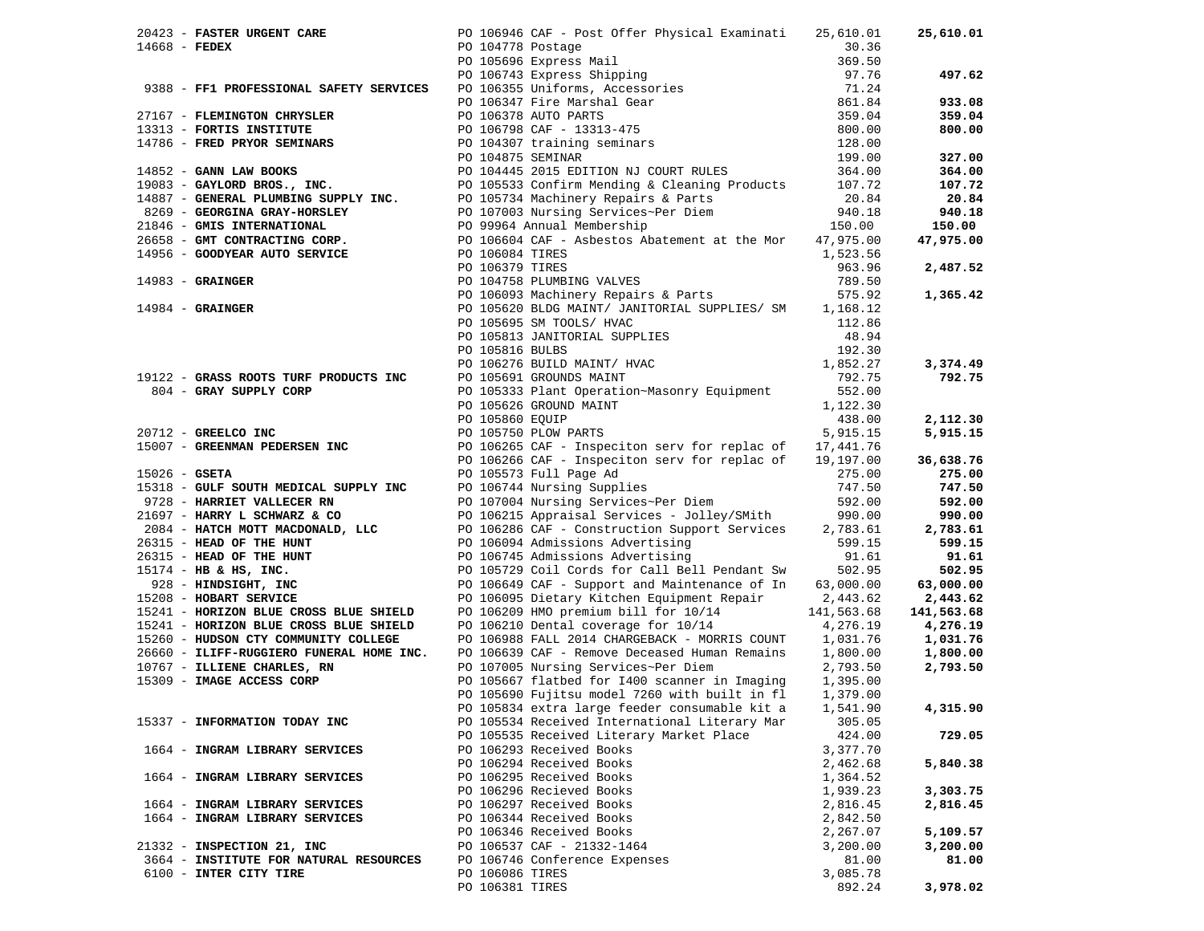| Vendor | PO / Description | Amount | Total |
|---|---|---|---|
| 20423 - **FASTER URGENT CARE** | PO 106946 CAF - Post Offer Physical Examinati | 25,610.01 | **25,610.01** |
| 14668 - **FEDEX** | PO 104778 Postage | 30.36 | |
| | PO 105696 Express Mail | 369.50 | |
| | PO 106743 Express Shipping | 97.76 | **497.62** |
| 9388 - **FF1 PROFESSIONAL SAFETY SERVICES** | PO 106355 Uniforms, Accessories | 71.24 | |
| | PO 106347 Fire Marshal Gear | 861.84 | **933.08** |
| 27167 - **FLEMINGTON CHRYSLER** | PO 106378 AUTO PARTS | 359.04 | **359.04** |
| 13313 - **FORTIS INSTITUTE** | PO 106798 CAF - 13313-475 | 800.00 | **800.00** |
| 14786 - **FRED PRYOR SEMINARS** | PO 104307 training seminars | 128.00 | |
| | PO 104875 SEMINAR | 199.00 | **327.00** |
| 14852 - **GANN LAW BOOKS** | PO 104445 2015 EDITION NJ COURT RULES | 364.00 | **364.00** |
| 19083 - **GAYLORD BROS., INC.** | PO 105533 Confirm Mending & Cleaning Products | 107.72 | **107.72** |
| 14887 - **GENERAL PLUMBING SUPPLY INC.** | PO 105734 Machinery Repairs & Parts | 20.84 | **20.84** |
| 8269 - **GEORGINA GRAY-HORSLEY** | PO 107003 Nursing Services~Per Diem | 940.18 | **940.18** |
| 21846 - **GMIS INTERNATIONAL** | PO 99964 Annual Membership | 150.00 | **150.00** |
| 26658 - **GMT CONTRACTING CORP.** | PO 106604 CAF - Asbestos Abatement at the Mor | 47,975.00 | **47,975.00** |
| 14956 - **GOODYEAR AUTO SERVICE** | PO 106084 TIRES | 1,523.56 | |
| | PO 106379 TIRES | 963.96 | **2,487.52** |
| 14983 - **GRAINGER** | PO 104758 PLUMBING VALVES | 789.50 | |
| | PO 106093 Machinery Repairs & Parts | 575.92 | **1,365.42** |
| 14984 - **GRAINGER** | PO 105620 BLDG MAINT/ JANITORIAL SUPPLIES/ SM | 1,168.12 | |
| | PO 105695 SM TOOLS/ HVAC | 112.86 | |
| | PO 105813 JANITORIAL SUPPLIES | 48.94 | |
| | PO 105816 BULBS | 192.30 | |
| | PO 106276 BUILD MAINT/ HVAC | 1,852.27 | **3,374.49** |
| 19122 - **GRASS ROOTS TURF PRODUCTS INC** | PO 105691 GROUNDS MAINT | 792.75 | **792.75** |
| 804 - **GRAY SUPPLY CORP** | PO 105333 Plant Operation~Masonry Equipment | 552.00 | |
| | PO 105626 GROUND MAINT | 1,122.30 | |
| | PO 105860 EQUIP | 438.00 | **2,112.30** |
| 20712 - **GREELCO INC** | PO 105750 PLOW PARTS | 5,915.15 | **5,915.15** |
| 15007 - **GREENMAN PEDERSEN INC** | PO 106265 CAF - Inspeciton serv for replac of | 17,441.76 | |
| | PO 106266 CAF - Inspeciton serv for replac of | 19,197.00 | **36,638.76** |
| 15026 - **GSETA** | PO 105573 Full Page Ad | 275.00 | **275.00** |
| 15318 - **GULF SOUTH MEDICAL SUPPLY INC** | PO 106744 Nursing Supplies | 747.50 | **747.50** |
| 9728 - **HARRIET VALLECER RN** | PO 107004 Nursing Services~Per Diem | 592.00 | **592.00** |
| 21697 - **HARRY L SCHWARZ & CO** | PO 106215 Appraisal Services - Jolley/SMith | 990.00 | **990.00** |
| 2084 - **HATCH MOTT MACDONALD, LLC** | PO 106286 CAF - Construction Support Services | 2,783.61 | **2,783.61** |
| 26315 - **HEAD OF THE HUNT** | PO 106094 Admissions Advertising | 599.15 | **599.15** |
| 26315 - **HEAD OF THE HUNT** | PO 106745 Admissions Advertising | 91.61 | **91.61** |
| 15174 - **HB & HS, INC.** | PO 105729 Coil Cords for Call Bell Pendant Sw | 502.95 | **502.95** |
| 928 - **HINDSIGHT, INC** | PO 106649 CAF - Support and Maintenance of In | 63,000.00 | **63,000.00** |
| 15208 - **HOBART SERVICE** | PO 106095 Dietary Kitchen Equipment Repair | 2,443.62 | **2,443.62** |
| 15241 - **HORIZON BLUE CROSS BLUE SHIELD** | PO 106209 HMO premium bill for 10/14 | 141,563.68 | **141,563.68** |
| 15241 - **HORIZON BLUE CROSS BLUE SHIELD** | PO 106210 Dental coverage for 10/14 | 4,276.19 | **4,276.19** |
| 15260 - **HUDSON CTY COMMUNITY COLLEGE** | PO 106988 FALL 2014 CHARGEBACK - MORRIS COUNT | 1,031.76 | **1,031.76** |
| 26660 - **ILIFF-RUGGIERO FUNERAL HOME INC.** | PO 106639 CAF - Remove Deceased Human Remains | 1,800.00 | **1,800.00** |
| 10767 - **ILLIENE CHARLES, RN** | PO 107005 Nursing Services~Per Diem | 2,793.50 | **2,793.50** |
| 15309 - **IMAGE ACCESS CORP** | PO 105667 flatbed for I400 scanner in Imaging | 1,395.00 | |
| | PO 105690 Fujitsu model 7260 with built in fl | 1,379.00 | |
| | PO 105834 extra large feeder consumable kit a | 1,541.90 | **4,315.90** |
| 15337 - **INFORMATION TODAY INC** | PO 105534 Received International Literary Mar | 305.05 | |
| | PO 105535 Received Literary Market Place | 424.00 | **729.05** |
| 1664 - **INGRAM LIBRARY SERVICES** | PO 106293 Received Books | 3,377.70 | |
| | PO 106294 Received Books | 2,462.68 | **5,840.38** |
| 1664 - **INGRAM LIBRARY SERVICES** | PO 106295 Received Books | 1,364.52 | |
| | PO 106296 Recieved Books | 1,939.23 | **3,303.75** |
| 1664 - **INGRAM LIBRARY SERVICES** | PO 106297 Received Books | 2,816.45 | **2,816.45** |
| 1664 - **INGRAM LIBRARY SERVICES** | PO 106344 Received Books | 2,842.50 | |
| | PO 106346 Received Books | 2,267.07 | **5,109.57** |
| 21332 - **INSPECTION 21, INC** | PO 106537 CAF - 21332-1464 | 3,200.00 | **3,200.00** |
| 3664 - **INSTITUTE FOR NATURAL RESOURCES** | PO 106746 Conference Expenses | 81.00 | **81.00** |
| 6100 - **INTER CITY TIRE** | PO 106086 TIRES | 3,085.78 | |
| | PO 106381 TIRES | 892.24 | **3,978.02** |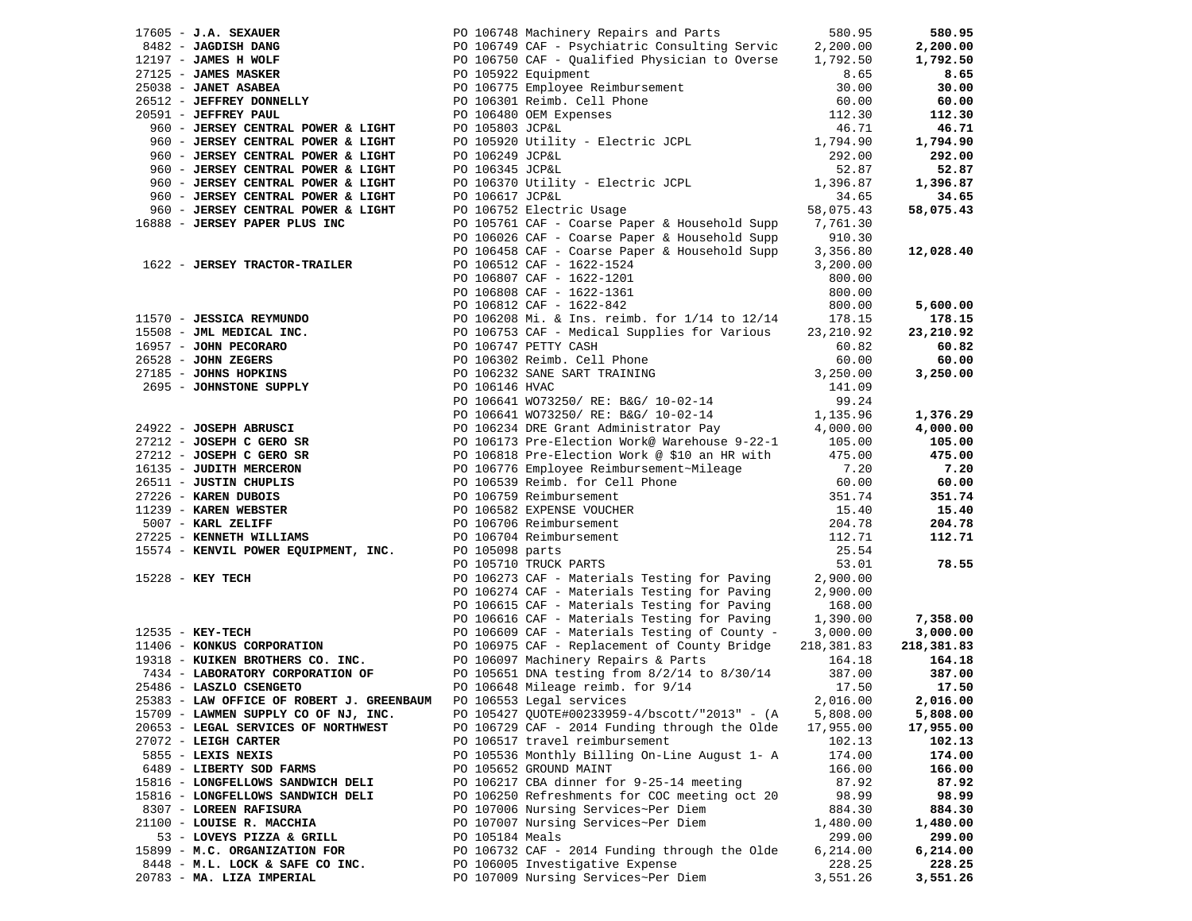| Vendor | PO / Description | Amount | Total |
|---|---|---|---|
| 17605 - **J.A. SEXAUER** | PO 106748 Machinery Repairs and Parts | 580.95 | **580.95** |
| 8482 - **JAGDISH DANG** | PO 106749 CAF - Psychiatric Consulting Servic | 2,200.00 | **2,200.00** |
| 12197 - **JAMES H WOLF** | PO 106750 CAF - Qualified Physician to Overse | 1,792.50 | **1,792.50** |
| 27125 - **JAMES MASKER** | PO 105922 Equipment | 8.65 | **8.65** |
| 25038 - **JANET ASABEA** | PO 106775 Employee Reimbursement | 30.00 | **30.00** |
| 26512 - **JEFFREY DONNELLY** | PO 106301 Reimb. Cell Phone | 60.00 | **60.00** |
| 20591 - **JEFFREY PAUL** | PO 106480 OEM Expenses | 112.30 | **112.30** |
| 960 - **JERSEY CENTRAL POWER & LIGHT** | PO 105803 JCP&L | 46.71 | **46.71** |
| 960 - **JERSEY CENTRAL POWER & LIGHT** | PO 105920 Utility - Electric JCPL | 1,794.90 | **1,794.90** |
| 960 - **JERSEY CENTRAL POWER & LIGHT** | PO 106249 JCP&L | 292.00 | **292.00** |
| 960 - **JERSEY CENTRAL POWER & LIGHT** | PO 106345 JCP&L | 52.87 | **52.87** |
| 960 - **JERSEY CENTRAL POWER & LIGHT** | PO 106370 Utility - Electric JCPL | 1,396.87 | **1,396.87** |
| 960 - **JERSEY CENTRAL POWER & LIGHT** | PO 106617 JCP&L | 34.65 | **34.65** |
| 960 - **JERSEY CENTRAL POWER & LIGHT** | PO 106752 Electric Usage | 58,075.43 | **58,075.43** |
| 16888 - **JERSEY PAPER PLUS INC** | PO 105761 CAF - Coarse Paper & Household Supp | 7,761.30 | |
| | PO 106026 CAF - Coarse Paper & Household Supp | 910.30 | |
| | PO 106458 CAF - Coarse Paper & Household Supp | 3,356.80 | **12,028.40** |
| 1622 - **JERSEY TRACTOR-TRAILER** | PO 106512 CAF - 1622-1524 | 3,200.00 | |
| | PO 106807 CAF - 1622-1201 | 800.00 | |
| | PO 106808 CAF - 1622-1361 | 800.00 | |
| | PO 106812 CAF - 1622-842 | 800.00 | **5,600.00** |
| 11570 - **JESSICA REYMUNDO** | PO 106208 Mi. & Ins. reimb. for 1/14 to 12/14 | 178.15 | **178.15** |
| 15508 - **JML MEDICAL INC.** | PO 106753 CAF - Medical Supplies for Various | 23,210.92 | **23,210.92** |
| 16957 - **JOHN PECORARO** | PO 106747 PETTY CASH | 60.82 | **60.82** |
| 26528 - **JOHN ZEGERS** | PO 106302 Reimb. Cell Phone | 60.00 | **60.00** |
| 27185 - **JOHNS HOPKINS** | PO 106232 SANE SART TRAINING | 3,250.00 | **3,250.00** |
| 2695 - **JOHNSTONE SUPPLY** | PO 106146 HVAC | 141.09 | |
| | PO 106641 WO73250/ RE: B&G/ 10-02-14 | 99.24 | |
| | PO 106641 WO73250/ RE: B&G/ 10-02-14 | 1,135.96 | **1,376.29** |
| 24922 - **JOSEPH ABRUSCI** | PO 106234 DRE Grant Administrator Pay | 4,000.00 | **4,000.00** |
| 27212 - **JOSEPH C GERO SR** | PO 106173 Pre-Election Work@ Warehouse 9-22-1 | 105.00 | **105.00** |
| 27212 - **JOSEPH C GERO SR** | PO 106818 Pre-Election Work @ $10 an HR with | 475.00 | **475.00** |
| 16135 - **JUDITH MERCERON** | PO 106776 Employee Reimbursement~Mileage | 7.20 | **7.20** |
| 26511 - **JUSTIN CHUPLIS** | PO 106539 Reimb. for Cell Phone | 60.00 | **60.00** |
| 27226 - **KAREN DUBOIS** | PO 106759 Reimbursement | 351.74 | **351.74** |
| 11239 - **KAREN WEBSTER** | PO 106582 EXPENSE VOUCHER | 15.40 | **15.40** |
| 5007 - **KARL ZELIFF** | PO 106706 Reimbursement | 204.78 | **204.78** |
| 27225 - **KENNETH WILLIAMS** | PO 106704 Reimbursement | 112.71 | **112.71** |
| 15574 - **KENVIL POWER EQUIPMENT, INC.** | PO 105098 parts | 25.54 | |
| | PO 105710 TRUCK PARTS | 53.01 | **78.55** |
| 15228 - **KEY TECH** | PO 106273 CAF - Materials Testing for Paving | 2,900.00 | |
| | PO 106274 CAF - Materials Testing for Paving | 2,900.00 | |
| | PO 106615 CAF - Materials Testing for Paving | 168.00 | |
| | PO 106616 CAF - Materials Testing for Paving | 1,390.00 | **7,358.00** |
| 12535 - **KEY-TECH** | PO 106609 CAF - Materials Testing of County - | 3,000.00 | **3,000.00** |
| 11406 - **KONKUS CORPORATION** | PO 106975 CAF - Replacement of County Bridge | 218,381.83 | **218,381.83** |
| 19318 - **KUIKEN BROTHERS CO. INC.** | PO 106097 Machinery Repairs & Parts | 164.18 | **164.18** |
| 7434 - **LABORATORY CORPORATION OF** | PO 105651 DNA testing from 8/2/14 to 8/30/14 | 387.00 | **387.00** |
| 25486 - **LASZLO CSENGETO** | PO 106648 Mileage reimb. for 9/14 | 17.50 | **17.50** |
| 25383 - **LAW OFFICE OF ROBERT J. GREENBAUM** | PO 106553 Legal services | 2,016.00 | **2,016.00** |
| 15709 - **LAWMEN SUPPLY CO OF NJ, INC.** | PO 105427 QUOTE#00233959-4/bscott/"2013" - (A | 5,808.00 | **5,808.00** |
| 20653 - **LEGAL SERVICES OF NORTHWEST** | PO 106729 CAF - 2014 Funding through the Olde | 17,955.00 | **17,955.00** |
| 27072 - **LEIGH CARTER** | PO 106517 travel reimbursement | 102.13 | **102.13** |
| 5855 - **LEXIS NEXIS** | PO 105536 Monthly Billing On-Line August 1- A | 174.00 | **174.00** |
| 6489 - **LIBERTY SOD FARMS** | PO 105652 GROUND MAINT | 166.00 | **166.00** |
| 15816 - **LONGFELLOWS SANDWICH DELI** | PO 106217 CBA dinner for 9-25-14 meeting | 87.92 | **87.92** |
| 15816 - **LONGFELLOWS SANDWICH DELI** | PO 106250 Refreshments for COC meeting oct 20 | 98.99 | **98.99** |
| 8307 - **LOREEN RAFISURA** | PO 107006 Nursing Services~Per Diem | 884.30 | **884.30** |
| 21100 - **LOUISE R. MACCHIA** | PO 107007 Nursing Services~Per Diem | 1,480.00 | **1,480.00** |
| 53 - **LOVEYS PIZZA & GRILL** | PO 105184 Meals | 299.00 | **299.00** |
| 15899 - **M.C. ORGANIZATION FOR** | PO 106732 CAF - 2014 Funding through the Olde | 6,214.00 | **6,214.00** |
| 8448 - **M.L. LOCK & SAFE CO INC.** | PO 106005 Investigative Expense | 228.25 | **228.25** |
| 20783 - **MA. LIZA IMPERIAL** | PO 107009 Nursing Services~Per Diem | 3,551.26 | **3,551.26** |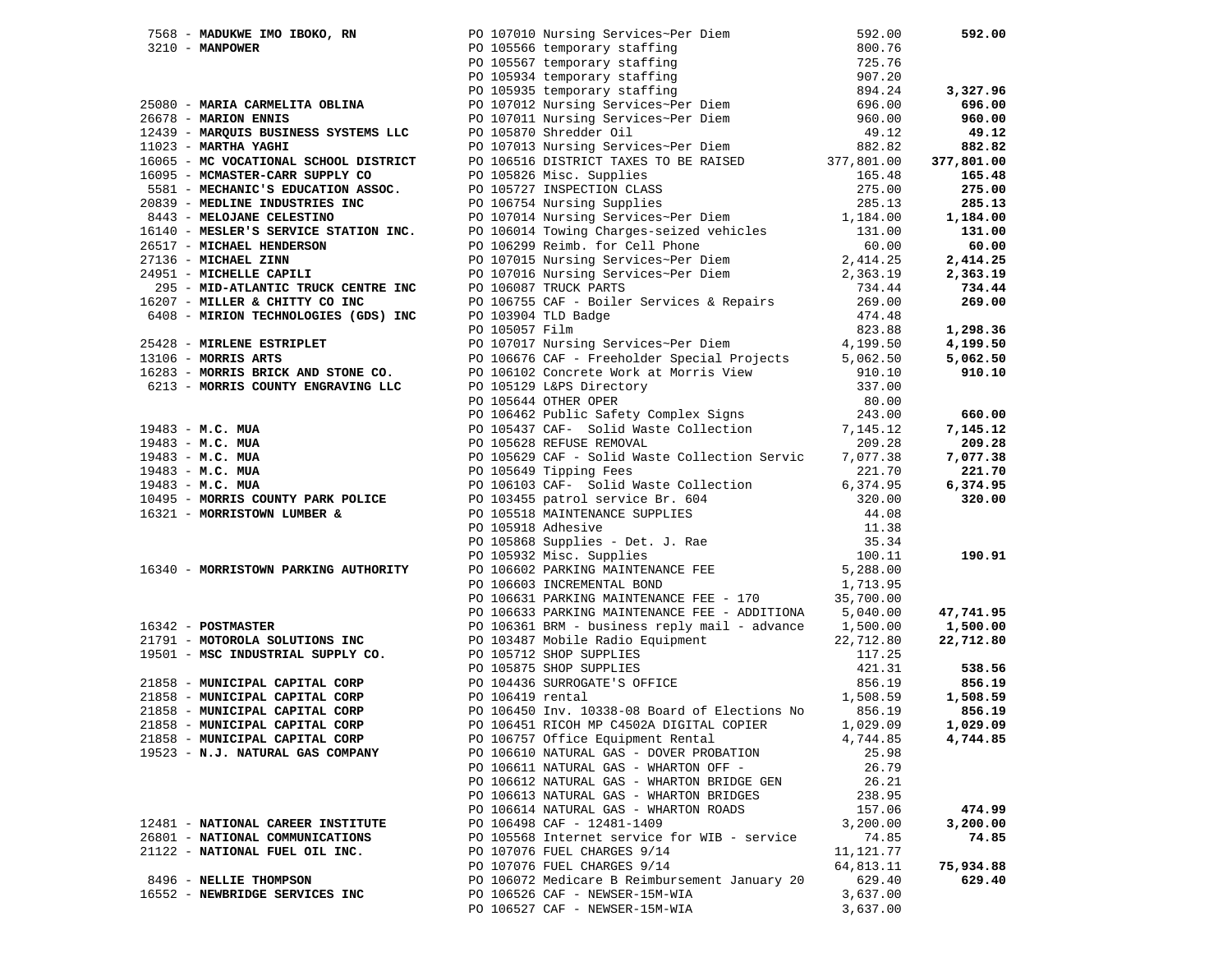| Vendor | PO / Description | Amount | Total |
|---|---|---|---|
| 7568 - **MADUKWE IMO IBOKO, RN** | PO 107010 Nursing Services~Per Diem | 592.00 | **592.00** |
| 3210 - **MANPOWER** | PO 105566 temporary staffing | 800.76 | |
| | PO 105567 temporary staffing | 725.76 | |
| | PO 105934 temporary staffing | 907.20 | |
| | PO 105935 temporary staffing | 894.24 | **3,327.96** |
| 25080 - **MARIA CARMELITA OBLINA** | PO 107012 Nursing Services~Per Diem | 696.00 | **696.00** |
| 26678 - **MARION ENNIS** | PO 107011 Nursing Services~Per Diem | 960.00 | **960.00** |
| 12439 - **MARQUIS BUSINESS SYSTEMS LLC** | PO 105870 Shredder Oil | 49.12 | **49.12** |
| 11023 - **MARTHA YAGHI** | PO 107013 Nursing Services~Per Diem | 882.82 | **882.82** |
| 16065 - **MC VOCATIONAL SCHOOL DISTRICT** | PO 106516 DISTRICT TAXES TO BE RAISED | 377,801.00 | **377,801.00** |
| 16095 - **MCMASTER-CARR SUPPLY CO** | PO 105826 Misc. Supplies | 165.48 | **165.48** |
| 5581 - **MECHANIC'S EDUCATION ASSOC.** | PO 105727 INSPECTION CLASS | 275.00 | **275.00** |
| 20839 - **MEDLINE INDUSTRIES INC** | PO 106754 Nursing Supplies | 285.13 | **285.13** |
| 8443 - **MELOJANE CELESTINO** | PO 107014 Nursing Services~Per Diem | 1,184.00 | **1,184.00** |
| 16140 - **MESLER'S SERVICE STATION INC.** | PO 106014 Towing Charges-seized vehicles | 131.00 | **131.00** |
| 26517 - **MICHAEL HENDERSON** | PO 106299 Reimb. for Cell Phone | 60.00 | **60.00** |
| 27136 - **MICHAEL ZINN** | PO 107015 Nursing Services~Per Diem | 2,414.25 | **2,414.25** |
| 24951 - **MICHELLE CAPILI** | PO 107016 Nursing Services~Per Diem | 2,363.19 | **2,363.19** |
| 295 - **MID-ATLANTIC TRUCK CENTRE INC** | PO 106087 TRUCK PARTS | 734.44 | **734.44** |
| 16207 - **MILLER & CHITTY CO INC** | PO 106755 CAF - Boiler Services & Repairs | 269.00 | **269.00** |
| 6408 - **MIRION TECHNOLOGIES (GDS) INC** | PO 103904 TLD Badge | 474.48 | |
| | PO 105057 Film | 823.88 | **1,298.36** |
| 25428 - **MIRLENE ESTRIPLET** | PO 107017 Nursing Services~Per Diem | 4,199.50 | **4,199.50** |
| 13106 - **MORRIS ARTS** | PO 106676 CAF - Freeholder Special Projects | 5,062.50 | **5,062.50** |
| 16283 - **MORRIS BRICK AND STONE CO.** | PO 106102 Concrete Work at Morris View | 910.10 | **910.10** |
| 6213 - **MORRIS COUNTY ENGRAVING LLC** | PO 105129 L&PS Directory | 337.00 | |
| | PO 105644 OTHER OPER | 80.00 | |
| | PO 106462 Public Safety Complex Signs | 243.00 | **660.00** |
| 19483 - **M.C. MUA** | PO 105437 CAF- Solid Waste Collection | 7,145.12 | **7,145.12** |
| 19483 - **M.C. MUA** | PO 105628 REFUSE REMOVAL | 209.28 | **209.28** |
| 19483 - **M.C. MUA** | PO 105629 CAF - Solid Waste Collection Servic | 7,077.38 | **7,077.38** |
| 19483 - **M.C. MUA** | PO 105649 Tipping Fees | 221.70 | **221.70** |
| 19483 - **M.C. MUA** | PO 106103 CAF- Solid Waste Collection | 6,374.95 | **6,374.95** |
| 10495 - **MORRIS COUNTY PARK POLICE** | PO 103455 patrol service Br. 604 | 320.00 | **320.00** |
| 16321 - **MORRISTOWN LUMBER &** | PO 105518 MAINTENANCE SUPPLIES | 44.08 | |
| | PO 105918 Adhesive | 11.38 | |
| | PO 105868 Supplies - Det. J. Rae | 35.34 | |
| | PO 105932 Misc. Supplies | 100.11 | **190.91** |
| 16340 - **MORRISTOWN PARKING AUTHORITY** | PO 106602 PARKING MAINTENANCE FEE | 5,288.00 | |
| | PO 106603 INCREMENTAL BOND | 1,713.95 | |
| | PO 106631 PARKING MAINTENANCE FEE - 170 | 35,700.00 | |
| | PO 106633 PARKING MAINTENANCE FEE - ADDITIONA | 5,040.00 | **47,741.95** |
| 16342 - **POSTMASTER** | PO 106361 BRM - business reply mail - advance | 1,500.00 | **1,500.00** |
| 21791 - **MOTOROLA SOLUTIONS INC** | PO 103487 Mobile Radio Equipment | 22,712.80 | **22,712.80** |
| 19501 - **MSC INDUSTRIAL SUPPLY CO.** | PO 105712 SHOP SUPPLIES | 117.25 | |
| | PO 105875 SHOP SUPPLIES | 421.31 | **538.56** |
| 21858 - **MUNICIPAL CAPITAL CORP** | PO 104436 SURROGATE'S OFFICE | 856.19 | **856.19** |
| 21858 - **MUNICIPAL CAPITAL CORP** | PO 106419 rental | 1,508.59 | **1,508.59** |
| 21858 - **MUNICIPAL CAPITAL CORP** | PO 106450 Inv. 10338-08 Board of Elections No | 856.19 | **856.19** |
| 21858 - **MUNICIPAL CAPITAL CORP** | PO 106451 RICOH MP C4502A DIGITAL COPIER | 1,029.09 | **1,029.09** |
| 21858 - **MUNICIPAL CAPITAL CORP** | PO 106757 Office Equipment Rental | 4,744.85 | **4,744.85** |
| 19523 - **N.J. NATURAL GAS COMPANY** | PO 106610 NATURAL GAS - DOVER PROBATION | 25.98 | |
| | PO 106611 NATURAL GAS - WHARTON OFF - | 26.79 | |
| | PO 106612 NATURAL GAS - WHARTON BRIDGE GEN | 26.21 | |
| | PO 106613 NATURAL GAS - WHARTON BRIDGES | 238.95 | |
| | PO 106614 NATURAL GAS - WHARTON ROADS | 157.06 | **474.99** |
| 12481 - **NATIONAL CAREER INSTITUTE** | PO 106498 CAF - 12481-1409 | 3,200.00 | **3,200.00** |
| 26801 - **NATIONAL COMMUNICATIONS** | PO 105568 Internet service for WIB - service | 74.85 | **74.85** |
| 21122 - **NATIONAL FUEL OIL INC.** | PO 107076 FUEL CHARGES 9/14 | 11,121.77 | |
| | PO 107076 FUEL CHARGES 9/14 | 64,813.11 | **75,934.88** |
| 8496 - **NELLIE THOMPSON** | PO 106072 Medicare B Reimbursement January 20 | 629.40 | **629.40** |
| 16552 - **NEWBRIDGE SERVICES INC** | PO 106526 CAF - NEWSER-15M-WIA | 3,637.00 | |
| | PO 106527 CAF - NEWSER-15M-WIA | 3,637.00 | |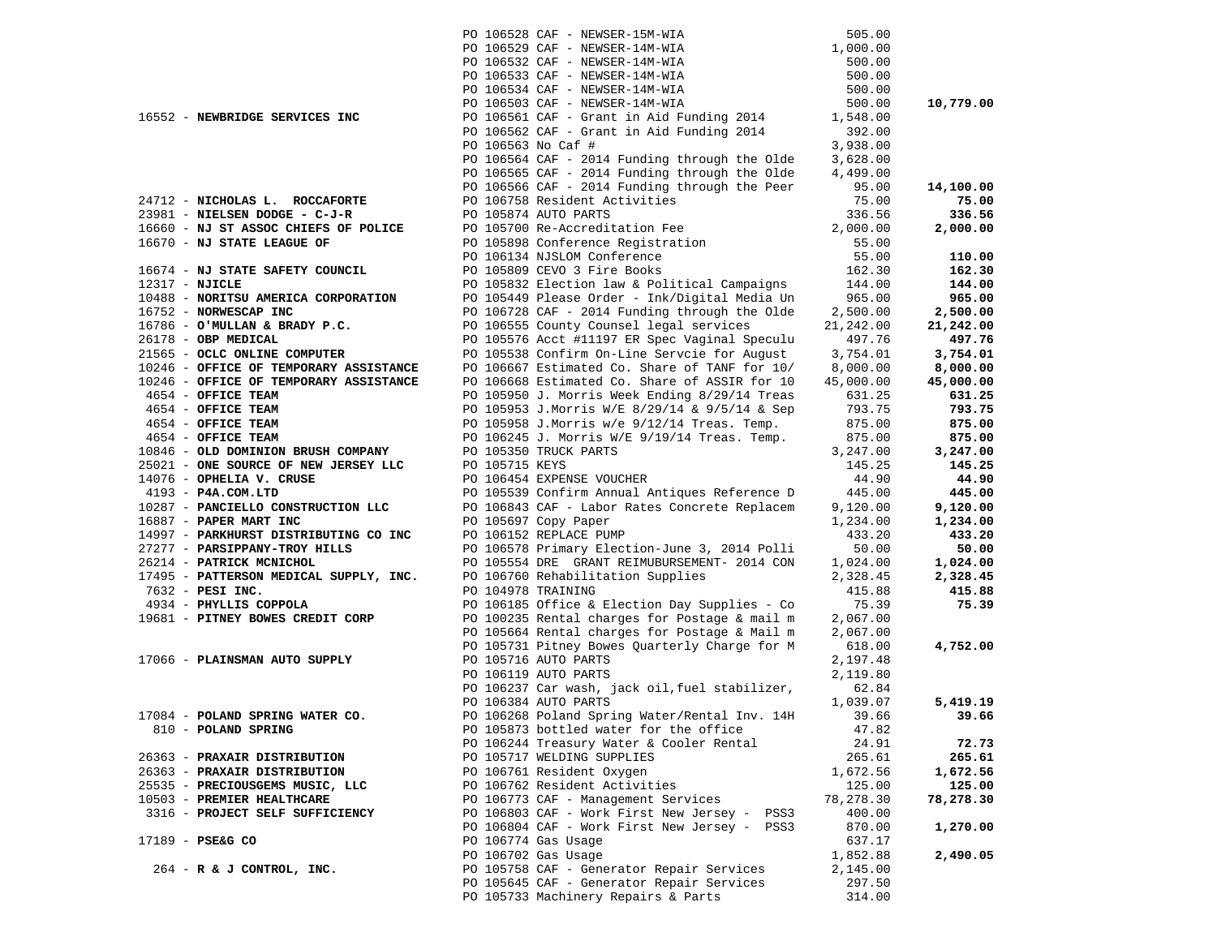| Vendor | PO / Description | Amount | Total |
|---|---|---|---|
| | PO 106528 CAF - NEWSER-15M-WIA | 505.00 | |
| | PO 106529 CAF - NEWSER-14M-WIA | 1,000.00 | |
| | PO 106532 CAF - NEWSER-14M-WIA | 500.00 | |
| | PO 106533 CAF - NEWSER-14M-WIA | 500.00 | |
| | PO 106534 CAF - NEWSER-14M-WIA | 500.00 | |
| | PO 106503 CAF - NEWSER-14M-WIA | 500.00 | **10,779.00** |
| 16552 - **NEWBRIDGE SERVICES INC** | PO 106561 CAF - Grant in Aid Funding 2014 | 1,548.00 | |
| | PO 106562 CAF - Grant in Aid Funding 2014 | 392.00 | |
| | PO 106563 No Caf # | 3,938.00 | |
| | PO 106564 CAF - 2014 Funding through the Olde | 3,628.00 | |
| | PO 106565 CAF - 2014 Funding through the Olde | 4,499.00 | |
| | PO 106566 CAF - 2014 Funding through the Peer | 95.00 | **14,100.00** |
| 24712 - **NICHOLAS L. ROCCAFORTE** | PO 106758 Resident Activities | 75.00 | **75.00** |
| 23981 - **NIELSEN DODGE - C-J-R** | PO 105874 AUTO PARTS | 336.56 | **336.56** |
| 16660 - **NJ ST ASSOC CHIEFS OF POLICE** | PO 105700 Re-Accreditation Fee | 2,000.00 | **2,000.00** |
| 16670 - **NJ STATE LEAGUE OF** | PO 105898 Conference Registration | 55.00 | |
| | PO 106134 NJSLOM Conference | 55.00 | **110.00** |
| 16674 - **NJ STATE SAFETY COUNCIL** | PO 105809 CEVO 3 Fire Books | 162.30 | **162.30** |
| 12317 - **NJICLE** | PO 105832 Election law & Political Campaigns | 144.00 | **144.00** |
| 10488 - **NORITSU AMERICA CORPORATION** | PO 105449 Please Order - Ink/Digital Media Un | 965.00 | **965.00** |
| 16752 - **NORWESCAP INC** | PO 106728 CAF - 2014 Funding through the Olde | 2,500.00 | **2,500.00** |
| 16786 - **O'MULLAN & BRADY P.C.** | PO 106555 County Counsel legal services | 21,242.00 | **21,242.00** |
| 26178 - **OBP MEDICAL** | PO 105576 Acct #11197 ER Spec Vaginal Speculu | 497.76 | **497.76** |
| 21565 - **OCLC ONLINE COMPUTER** | PO 105538 Confirm On-Line Servcie for August | 3,754.01 | **3,754.01** |
| 10246 - **OFFICE OF TEMPORARY ASSISTANCE** | PO 106667 Estimated Co. Share of TANF for 10/ | 8,000.00 | **8,000.00** |
| 10246 - **OFFICE OF TEMPORARY ASSISTANCE** | PO 106668 Estimated Co. Share of ASSIR for 10 | 45,000.00 | **45,000.00** |
| 4654 - **OFFICE TEAM** | PO 105950 J. Morris Week Ending 8/29/14 Treas | 631.25 | **631.25** |
| 4654 - **OFFICE TEAM** | PO 105953 J.Morris W/E 8/29/14 & 9/5/14 & Sep | 793.75 | **793.75** |
| 4654 - **OFFICE TEAM** | PO 105958 J.Morris w/e 9/12/14 Treas. Temp. | 875.00 | **875.00** |
| 4654 - **OFFICE TEAM** | PO 106245 J. Morris W/E 9/19/14 Treas. Temp. | 875.00 | **875.00** |
| 10846 - **OLD DOMINION BRUSH COMPANY** | PO 105350 TRUCK PARTS | 3,247.00 | **3,247.00** |
| 25021 - **ONE SOURCE OF NEW JERSEY LLC** | PO 105715 KEYS | 145.25 | **145.25** |
| 14076 - **OPHELIA V. CRUSE** | PO 106454 EXPENSE VOUCHER | 44.90 | **44.90** |
| 4193 - **P4A.COM.LTD** | PO 105539 Confirm Annual Antiques Reference D | 445.00 | **445.00** |
| 10287 - **PANCIELLO CONSTRUCTION LLC** | PO 106843 CAF - Labor Rates Concrete Replacem | 9,120.00 | **9,120.00** |
| 16887 - **PAPER MART INC** | PO 105697 Copy Paper | 1,234.00 | **1,234.00** |
| 14997 - **PARKHURST DISTRIBUTING CO INC** | PO 106152 REPLACE PUMP | 433.20 | **433.20** |
| 27277 - **PARSIPPANY-TROY HILLS** | PO 106578 Primary Election-June 3, 2014 Polli | 50.00 | **50.00** |
| 26214 - **PATRICK MCNICHOL** | PO 105554 DRE GRANT REIMUBURSEMENT- 2014 CON | 1,024.00 | **1,024.00** |
| 17495 - **PATTERSON MEDICAL SUPPLY, INC.** | PO 106760 Rehabilitation Supplies | 2,328.45 | **2,328.45** |
| 7632 - **PESI INC.** | PO 104978 TRAINING | 415.88 | **415.88** |
| 4934 - **PHYLLIS COPPOLA** | PO 106185 Office & Election Day Supplies - Co | 75.39 | **75.39** |
| 19681 - **PITNEY BOWES CREDIT CORP** | PO 100235 Rental charges for Postage & mail m | 2,067.00 | |
| | PO 105664 Rental charges for Postage & Mail m | 2,067.00 | |
| | PO 105731 Pitney Bowes Quarterly Charge for M | 618.00 | **4,752.00** |
| 17066 - **PLAINSMAN AUTO SUPPLY** | PO 105716 AUTO PARTS | 2,197.48 | |
| | PO 106119 AUTO PARTS | 2,119.80 | |
| | PO 106237 Car wash, jack oil,fuel stabilizer, | 62.84 | |
| | PO 106384 AUTO PARTS | 1,039.07 | **5,419.19** |
| 17084 - **POLAND SPRING WATER CO.** | PO 106268 Poland Spring Water/Rental Inv. 14H | 39.66 | **39.66** |
| 810 - **POLAND SPRING** | PO 105873 bottled water for the office | 47.82 | |
| | PO 106244 Treasury Water & Cooler Rental | 24.91 | **72.73** |
| 26363 - **PRAXAIR DISTRIBUTION** | PO 105717 WELDING SUPPLIES | 265.61 | **265.61** |
| 26363 - **PRAXAIR DISTRIBUTION** | PO 106761 Resident Oxygen | 1,672.56 | **1,672.56** |
| 25535 - **PRECIOUSGEMS MUSIC, LLC** | PO 106762 Resident Activities | 125.00 | **125.00** |
| 10503 - **PREMIER HEALTHCARE** | PO 106773 CAF - Management Services | 78,278.30 | **78,278.30** |
| 3316 - **PROJECT SELF SUFFICIENCY** | PO 106803 CAF - Work First New Jersey - PSS3 | 400.00 | |
| | PO 106804 CAF - Work First New Jersey - PSS3 | 870.00 | **1,270.00** |
| 17189 - **PSE&G CO** | PO 106774 Gas Usage | 637.17 | |
| | PO 106702 Gas Usage | 1,852.88 | **2,490.05** |
| 264 - **R & J CONTROL, INC.** | PO 105758 CAF - Generator Repair Services | 2,145.00 | |
| | PO 105645 CAF - Generator Repair Services | 297.50 | |
| | PO 105733 Machinery Repairs & Parts | 314.00 | |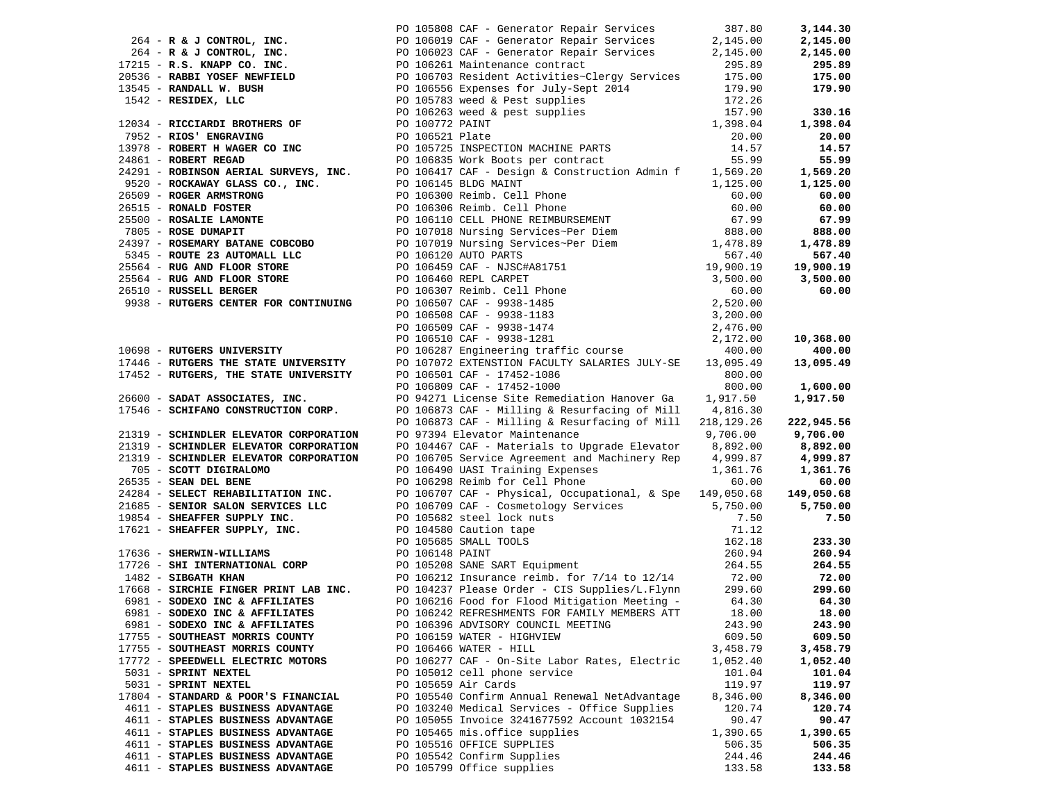| Vendor | PO / Description | Amount | Total |
|---|---|---|---|
| | PO 105808 CAF - Generator Repair Services | 387.80 | **3,144.30** |
| 264 - **R & J CONTROL, INC.** | PO 106019 CAF - Generator Repair Services | 2,145.00 | **2,145.00** |
| 264 - **R & J CONTROL, INC.** | PO 106023 CAF - Generator Repair Services | 2,145.00 | **2,145.00** |
| 17215 - **R.S. KNAPP CO. INC.** | PO 106261 Maintenance contract | 295.89 | **295.89** |
| 20536 - **RABBI YOSEF NEWFIELD** | PO 106703 Resident Activities~Clergy Services | 175.00 | **175.00** |
| 13545 - **RANDALL W. BUSH** | PO 106556 Expenses for July-Sept 2014 | 179.90 | **179.90** |
| 1542 - **RESIDEX, LLC** | PO 105783 weed & Pest supplies | 172.26 | |
| | PO 106263 weed & pest supplies | 157.90 | **330.16** |
| 12034 - **RICCIARDI BROTHERS OF** | PO 100772 PAINT | 1,398.04 | **1,398.04** |
| 7952 - **RIOS' ENGRAVING** | PO 106521 Plate | 20.00 | **20.00** |
| 13978 - **ROBERT H WAGER CO INC** | PO 105725 INSPECTION MACHINE PARTS | 14.57 | **14.57** |
| 24861 - **ROBERT REGAD** | PO 106835 Work Boots per contract | 55.99 | **55.99** |
| 24291 - **ROBINSON AERIAL SURVEYS, INC.** | PO 106417 CAF - Design & Construction Admin f | 1,569.20 | **1,569.20** |
| 9520 - **ROCKAWAY GLASS CO., INC.** | PO 106145 BLDG MAINT | 1,125.00 | **1,125.00** |
| 26509 - **ROGER ARMSTRONG** | PO 106300 Reimb. Cell Phone | 60.00 | **60.00** |
| 26515 - **RONALD FOSTER** | PO 106306 Reimb. Cell Phone | 60.00 | **60.00** |
| 25500 - **ROSALIE LAMONTE** | PO 106110 CELL PHONE REIMBURSEMENT | 67.99 | **67.99** |
| 7805 - **ROSE DUMAPIT** | PO 107018 Nursing Services~Per Diem | 888.00 | **888.00** |
| 24397 - **ROSEMARY BATANE COBCOBO** | PO 107019 Nursing Services~Per Diem | 1,478.89 | **1,478.89** |
| 5345 - **ROUTE 23 AUTOMALL LLC** | PO 106120 AUTO PARTS | 567.40 | **567.40** |
| 25564 - **RUG AND FLOOR STORE** | PO 106459 CAF - NJSC#A81751 | 19,900.19 | **19,900.19** |
| 25564 - **RUG AND FLOOR STORE** | PO 106460 REPL CARPET | 3,500.00 | **3,500.00** |
| 26510 - **RUSSELL BERGER** | PO 106307 Reimb. Cell Phone | 60.00 | **60.00** |
| 9938 - **RUTGERS CENTER FOR CONTINUING** | PO 106507 CAF - 9938-1485 | 2,520.00 | |
| | PO 106508 CAF - 9938-1183 | 3,200.00 | |
| | PO 106509 CAF - 9938-1474 | 2,476.00 | |
| | PO 106510 CAF - 9938-1281 | 2,172.00 | **10,368.00** |
| 10698 - **RUTGERS UNIVERSITY** | PO 106287 Engineering traffic course | 400.00 | **400.00** |
| 17446 - **RUTGERS THE STATE UNIVERSITY** | PO 107072 EXTENSTION FACULTY SALARIES JULY-SE | 13,095.49 | **13,095.49** |
| 17452 - **RUTGERS, THE STATE UNIVERSITY** | PO 106501 CAF - 17452-1086 | 800.00 | |
| | PO 106809 CAF - 17452-1000 | 800.00 | **1,600.00** |
| 26600 - **SADAT ASSOCIATES, INC.** | PO 94271 License Site Remediation Hanover Ga | 1,917.50 | **1,917.50** |
| 17546 - **SCHIFANO CONSTRUCTION CORP.** | PO 106873 CAF - Milling & Resurfacing of Mill | 4,816.30 | |
| | PO 106873 CAF - Milling & Resurfacing of Mill | 218,129.26 | **222,945.56** |
| 21319 - **SCHINDLER ELEVATOR CORPORATION** | PO 97394 Elevator Maintenance | 9,706.00 | **9,706.00** |
| 21319 - **SCHINDLER ELEVATOR CORPORATION** | PO 104467 CAF - Materials to Upgrade Elevator | 8,892.00 | **8,892.00** |
| 21319 - **SCHINDLER ELEVATOR CORPORATION** | PO 106705 Service Agreement and Machinery Rep | 4,999.87 | **4,999.87** |
| 705 - **SCOTT DIGIRALOMO** | PO 106490 UASI Training Expenses | 1,361.76 | **1,361.76** |
| 26535 - **SEAN DEL BENE** | PO 106298 Reimb for Cell Phone | 60.00 | **60.00** |
| 24284 - **SELECT REHABILITATION INC.** | PO 106707 CAF - Physical, Occupational, & Spe | 149,050.68 | **149,050.68** |
| 21685 - **SENIOR SALON SERVICES LLC** | PO 106709 CAF - Cosmetology Services | 5,750.00 | **5,750.00** |
| 19854 - **SHEAFFER SUPPLY INC.** | PO 105682 steel lock nuts | 7.50 | **7.50** |
| 17621 - **SHEAFFER SUPPLY, INC.** | PO 104580 Caution tape | 71.12 | |
| | PO 105685 SMALL TOOLS | 162.18 | **233.30** |
| 17636 - **SHERWIN-WILLIAMS** | PO 106148 PAINT | 260.94 | **260.94** |
| 17726 - **SHI INTERNATIONAL CORP** | PO 105208 SANE SART Equipment | 264.55 | **264.55** |
| 1482 - **SIBGATH KHAN** | PO 106212 Insurance reimb. for 7/14 to 12/14 | 72.00 | **72.00** |
| 17668 - **SIRCHIE FINGER PRINT LAB INC.** | PO 104237 Please Order - CIS Supplies/L.Flynn | 299.60 | **299.60** |
| 6981 - **SODEXO INC & AFFILIATES** | PO 106216 Food for Flood Mitigation Meeting - | 64.30 | **64.30** |
| 6981 - **SODEXO INC & AFFILIATES** | PO 106242 REFRESHMENTS FOR FAMILY MEMBERS ATT | 18.00 | **18.00** |
| 6981 - **SODEXO INC & AFFILIATES** | PO 106396 ADVISORY COUNCIL MEETING | 243.90 | **243.90** |
| 17755 - **SOUTHEAST MORRIS COUNTY** | PO 106159 WATER - HIGHVIEW | 609.50 | **609.50** |
| 17755 - **SOUTHEAST MORRIS COUNTY** | PO 106466 WATER - HILL | 3,458.79 | **3,458.79** |
| 17772 - **SPEEDWELL ELECTRIC MOTORS** | PO 106277 CAF - On-Site Labor Rates, Electric | 1,052.40 | **1,052.40** |
| 5031 - **SPRINT NEXTEL** | PO 105012 cell phone service | 101.04 | **101.04** |
| 5031 - **SPRINT NEXTEL** | PO 105659 Air Cards | 119.97 | **119.97** |
| 17804 - **STANDARD & POOR'S FINANCIAL** | PO 105540 Confirm Annual Renewal NetAdvantage | 8,346.00 | **8,346.00** |
| 4611 - **STAPLES BUSINESS ADVANTAGE** | PO 103240 Medical Services - Office Supplies | 120.74 | **120.74** |
| 4611 - **STAPLES BUSINESS ADVANTAGE** | PO 105055 Invoice 3241677592 Account 1032154 | 90.47 | **90.47** |
| 4611 - **STAPLES BUSINESS ADVANTAGE** | PO 105465 mis.office supplies | 1,390.65 | **1,390.65** |
| 4611 - **STAPLES BUSINESS ADVANTAGE** | PO 105516 OFFICE SUPPLIES | 506.35 | **506.35** |
| 4611 - **STAPLES BUSINESS ADVANTAGE** | PO 105542 Confirm Supplies | 244.46 | **244.46** |
| 4611 - **STAPLES BUSINESS ADVANTAGE** | PO 105799 Office supplies | 133.58 | **133.58** |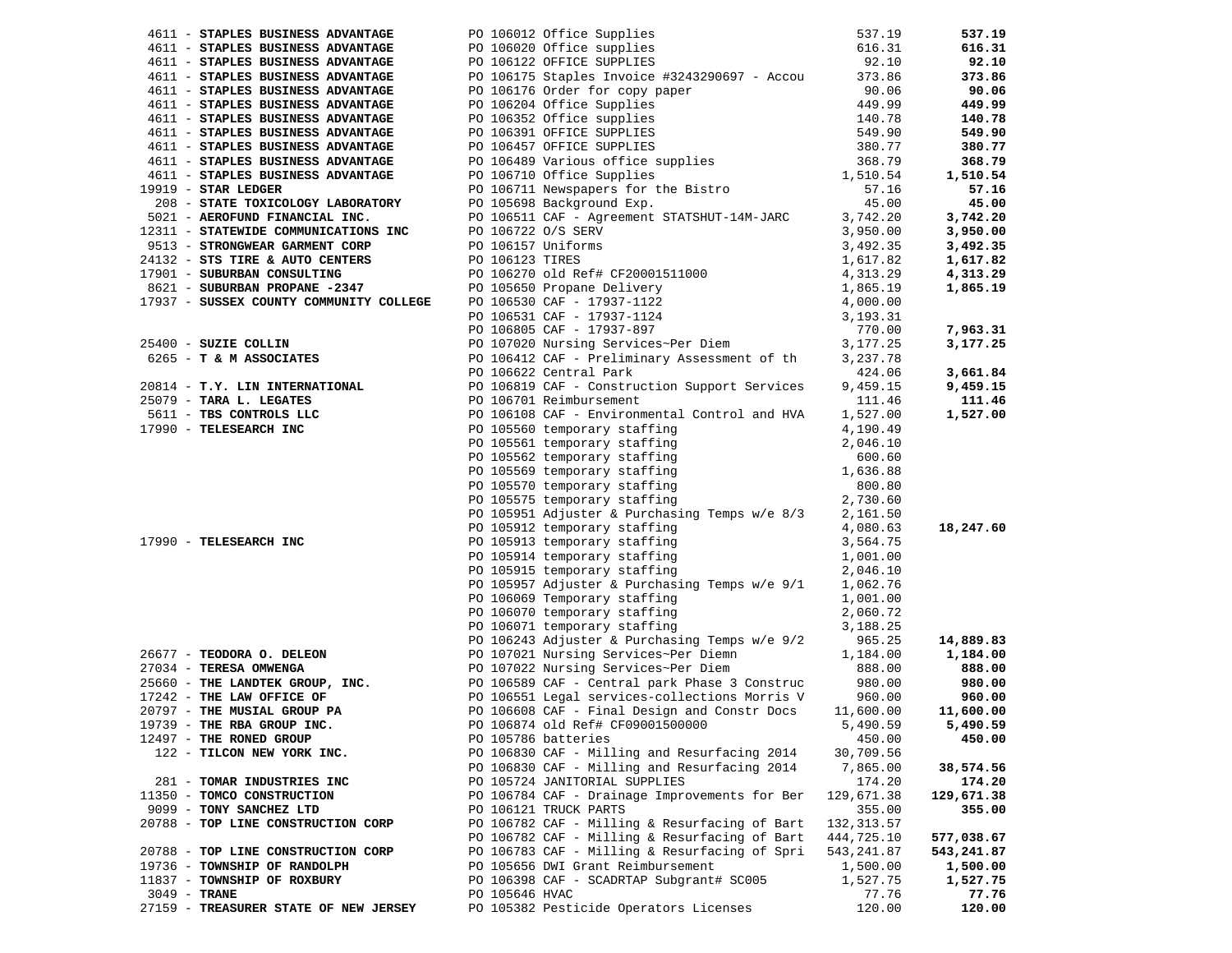| Vendor | PO / Description | Amount | Total |
|---|---|---|---|
| 4611 - **STAPLES BUSINESS ADVANTAGE** | PO 106012 Office Supplies | 537.19 | **537.19** |
| 4611 - **STAPLES BUSINESS ADVANTAGE** | PO 106020 Office supplies | 616.31 | **616.31** |
| 4611 - **STAPLES BUSINESS ADVANTAGE** | PO 106122 OFFICE SUPPLIES | 92.10 | **92.10** |
| 4611 - **STAPLES BUSINESS ADVANTAGE** | PO 106175 Staples Invoice #3243290697 - Accou | 373.86 | **373.86** |
| 4611 - **STAPLES BUSINESS ADVANTAGE** | PO 106176 Order for copy paper | 90.06 | **90.06** |
| 4611 - **STAPLES BUSINESS ADVANTAGE** | PO 106204 Office Supplies | 449.99 | **449.99** |
| 4611 - **STAPLES BUSINESS ADVANTAGE** | PO 106352 Office supplies | 140.78 | **140.78** |
| 4611 - **STAPLES BUSINESS ADVANTAGE** | PO 106391 OFFICE SUPPLIES | 549.90 | **549.90** |
| 4611 - **STAPLES BUSINESS ADVANTAGE** | PO 106457 OFFICE SUPPLIES | 380.77 | **380.77** |
| 4611 - **STAPLES BUSINESS ADVANTAGE** | PO 106489 Various office supplies | 368.79 | **368.79** |
| 4611 - **STAPLES BUSINESS ADVANTAGE** | PO 106710 Office Supplies | 1,510.54 | **1,510.54** |
| 19919 - **STAR LEDGER** | PO 106711 Newspapers for the Bistro | 57.16 | **57.16** |
| 208 - **STATE TOXICOLOGY LABORATORY** | PO 105698 Background Exp. | 45.00 | **45.00** |
| 5021 - **AEROFUND FINANCIAL INC.** | PO 106511 CAF - Agreement STATSHUT-14M-JARC | 3,742.20 | **3,742.20** |
| 12311 - **STATEWIDE COMMUNICATIONS INC** | PO 106722 O/S SERV | 3,950.00 | **3,950.00** |
| 9513 - **STRONGWEAR GARMENT CORP** | PO 106157 Uniforms | 3,492.35 | **3,492.35** |
| 24132 - **STS TIRE & AUTO CENTERS** | PO 106123 TIRES | 1,617.82 | **1,617.82** |
| 17901 - **SUBURBAN CONSULTING** | PO 106270 old Ref# CF20001511000 | 4,313.29 | **4,313.29** |
| 8621 - **SUBURBAN PROPANE -2347** | PO 105650 Propane Delivery | 1,865.19 | **1,865.19** |
| 17937 - **SUSSEX COUNTY COMMUNITY COLLEGE** | PO 106530 CAF - 17937-1122 | 4,000.00 | |
| | PO 106531 CAF - 17937-1124 | 3,193.31 | |
| | PO 106805 CAF - 17937-897 | 770.00 | **7,963.31** |
| 25400 - **SUZIE COLLIN** | PO 107020 Nursing Services~Per Diem | 3,177.25 | **3,177.25** |
| 6265 - **T & M ASSOCIATES** | PO 106412 CAF - Preliminary Assessment of th | 3,237.78 | |
| | PO 106622 Central Park | 424.06 | **3,661.84** |
| 20814 - **T.Y. LIN INTERNATIONAL** | PO 106819 CAF - Construction Support Services | 9,459.15 | **9,459.15** |
| 25079 - **TARA L. LEGATES** | PO 106701 Reimbursement | 111.46 | **111.46** |
| 5611 - **TBS CONTROLS LLC** | PO 106108 CAF - Environmental Control and HVA | 1,527.00 | **1,527.00** |
| 17990 - **TELESEARCH INC** | PO 105560 temporary staffing | 4,190.49 | |
| | PO 105561 temporary staffing | 2,046.10 | |
| | PO 105562 temporary staffing | 600.60 | |
| | PO 105569 temporary staffing | 1,636.88 | |
| | PO 105570 temporary staffing | 800.80 | |
| | PO 105575 temporary staffing | 2,730.60 | |
| | PO 105951 Adjuster & Purchasing Temps w/e 8/3 | 2,161.50 | |
| | PO 105912 temporary staffing | 4,080.63 | **18,247.60** |
| 17990 - **TELESEARCH INC** | PO 105913 temporary staffing | 3,564.75 | |
| | PO 105914 temporary staffing | 1,001.00 | |
| | PO 105915 temporary staffing | 2,046.10 | |
| | PO 105957 Adjuster & Purchasing Temps w/e 9/1 | 1,062.76 | |
| | PO 106069 Temporary staffing | 1,001.00 | |
| | PO 106070 temporary staffing | 2,060.72 | |
| | PO 106071 temporary staffing | 3,188.25 | |
| | PO 106243 Adjuster & Purchasing Temps w/e 9/2 | 965.25 | **14,889.83** |
| 26677 - **TEODORA O. DELEON** | PO 107021 Nursing Services~Per Diemn | 1,184.00 | **1,184.00** |
| 27034 - **TERESA OMWENGA** | PO 107022 Nursing Services~Per Diem | 888.00 | **888.00** |
| 25660 - **THE LANDTEK GROUP, INC.** | PO 106589 CAF - Central park Phase 3 Construc | 980.00 | **980.00** |
| 17242 - **THE LAW OFFICE OF** | PO 106551 Legal services-collections Morris V | 960.00 | **960.00** |
| 20797 - **THE MUSIAL GROUP PA** | PO 106608 CAF - Final Design and Constr Docs | 11,600.00 | **11,600.00** |
| 19739 - **THE RBA GROUP INC.** | PO 106874 old Ref# CF09001500000 | 5,490.59 | **5,490.59** |
| 12497 - **THE RONED GROUP** | PO 105786 batteries | 450.00 | **450.00** |
| 122 - **TILCON NEW YORK INC.** | PO 106830 CAF - Milling and Resurfacing 2014 | 30,709.56 | |
| | PO 106830 CAF - Milling and Resurfacing 2014 | 7,865.00 | **38,574.56** |
| 281 - **TOMAR INDUSTRIES INC** | PO 105724 JANITORIAL SUPPLIES | 174.20 | **174.20** |
| 11350 - **TOMCO CONSTRUCTION** | PO 106784 CAF - Drainage Improvements for Ber | 129,671.38 | **129,671.38** |
| 9099 - **TONY SANCHEZ LTD** | PO 106121 TRUCK PARTS | 355.00 | **355.00** |
| 20788 - **TOP LINE CONSTRUCTION CORP** | PO 106782 CAF - Milling & Resurfacing of Bart | 132,313.57 | |
| | PO 106782 CAF - Milling & Resurfacing of Bart | 444,725.10 | **577,038.67** |
| 20788 - **TOP LINE CONSTRUCTION CORP** | PO 106783 CAF - Milling & Resurfacing of Spri | 543,241.87 | **543,241.87** |
| 19736 - **TOWNSHIP OF RANDOLPH** | PO 105656 DWI Grant Reimbursement | 1,500.00 | **1,500.00** |
| 11837 - **TOWNSHIP OF ROXBURY** | PO 106398 CAF - SCADRTAP Subgrant# SC005 | 1,527.75 | **1,527.75** |
| 3049 - **TRANE** | PO 105646 HVAC | 77.76 | **77.76** |
| 27159 - **TREASURER STATE OF NEW JERSEY** | PO 105382 Pesticide Operators Licenses | 120.00 | **120.00** |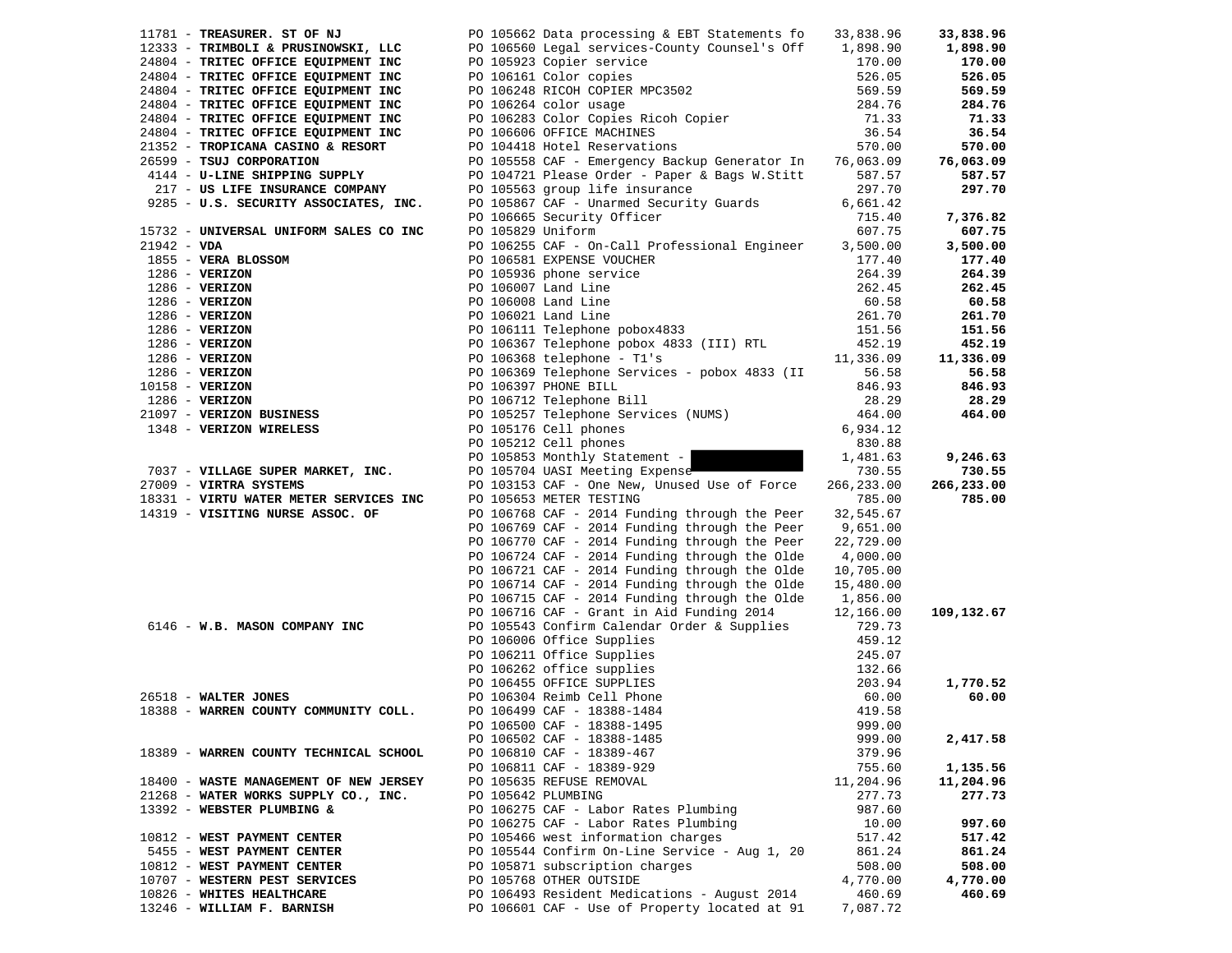| Vendor | PO / Description | Amount | Total |
|---|---|---|---|
| 11781 - **TREASURER. ST OF NJ** | PO 105662 Data processing & EBT Statements fo | 33,838.96 | **33,838.96** |
| 12333 - **TRIMBOLI & PRUSINOWSKI, LLC** | PO 106560 Legal services-County Counsel's Off | 1,898.90 | **1,898.90** |
| 24804 - **TRITEC OFFICE EQUIPMENT INC** | PO 105923 Copier service | 170.00 | **170.00** |
| 24804 - **TRITEC OFFICE EQUIPMENT INC** | PO 106161 Color copies | 526.05 | **526.05** |
| 24804 - **TRITEC OFFICE EQUIPMENT INC** | PO 106248 RICOH COPIER MPC3502 | 569.59 | **569.59** |
| 24804 - **TRITEC OFFICE EQUIPMENT INC** | PO 106264 color usage | 284.76 | **284.76** |
| 24804 - **TRITEC OFFICE EQUIPMENT INC** | PO 106283 Color Copies Ricoh Copier | 71.33 | **71.33** |
| 24804 - **TRITEC OFFICE EQUIPMENT INC** | PO 106606 OFFICE MACHINES | 36.54 | **36.54** |
| 21352 - **TROPICANA CASINO & RESORT** | PO 104418 Hotel Reservations | 570.00 | **570.00** |
| 26599 - **TSUJ CORPORATION** | PO 105558 CAF - Emergency Backup Generator In | 76,063.09 | **76,063.09** |
| 4144 - **U-LINE SHIPPING SUPPLY** | PO 104721 Please Order - Paper & Bags W.Stitt | 587.57 | **587.57** |
| 217 - **US LIFE INSURANCE COMPANY** | PO 105563 group life insurance | 297.70 | **297.70** |
| 9285 - **U.S. SECURITY ASSOCIATES, INC.** | PO 105867 CAF - Unarmed Security Guards | 6,661.42 | |
| | PO 106665 Security Officer | 715.40 | **7,376.82** |
| 15732 - **UNIVERSAL UNIFORM SALES CO INC** | PO 105829 Uniform | 607.75 | **607.75** |
| 21942 - **VDA** | PO 106255 CAF - On-Call Professional Engineer | 3,500.00 | **3,500.00** |
| 1855 - **VERA BLOSSOM** | PO 106581 EXPENSE VOUCHER | 177.40 | **177.40** |
| 1286 - **VERIZON** | PO 105936 phone service | 264.39 | **264.39** |
| 1286 - **VERIZON** | PO 106007 Land Line | 262.45 | **262.45** |
| 1286 - **VERIZON** | PO 106008 Land Line | 60.58 | **60.58** |
| 1286 - **VERIZON** | PO 106021 Land Line | 261.70 | **261.70** |
| 1286 - **VERIZON** | PO 106111 Telephone pobox4833 | 151.56 | **151.56** |
| 1286 - **VERIZON** | PO 106367 Telephone pobox 4833 (III) RTL | 452.19 | **452.19** |
| 1286 - **VERIZON** | PO 106368 telephone - T1's | 11,336.09 | **11,336.09** |
| 1286 - **VERIZON** | PO 106369 Telephone Services - pobox 4833 (II | 56.58 | **56.58** |
| 10158 - **VERIZON** | PO 106397 PHONE BILL | 846.93 | **846.93** |
| 1286 - **VERIZON** | PO 106712 Telephone Bill | 28.29 | **28.29** |
| 21097 - **VERIZON BUSINESS** | PO 105257 Telephone Services (NUMS) | 464.00 | **464.00** |
| 1348 - **VERIZON WIRELESS** | PO 105176 Cell phones | 6,934.12 | |
| | PO 105212 Cell phones | 830.88 | |
| | PO 105853 Monthly Statement - [REDACTED] | 1,481.63 | **9,246.63** |
| 7037 - **VILLAGE SUPER MARKET, INC.** | PO 105704 UASI Meeting Expense | 730.55 | **730.55** |
| 27009 - **VIRTRA SYSTEMS** | PO 103153 CAF - One New, Unused Use of Force | 266,233.00 | **266,233.00** |
| 18331 - **VIRTU WATER METER SERVICES INC** | PO 105653 METER TESTING | 785.00 | **785.00** |
| 14319 - **VISITING NURSE ASSOC. OF** | PO 106768 CAF - 2014 Funding through the Peer | 32,545.67 | |
| | PO 106769 CAF - 2014 Funding through the Peer | 9,651.00 | |
| | PO 106770 CAF - 2014 Funding through the Peer | 22,729.00 | |
| | PO 106724 CAF - 2014 Funding through the Olde | 4,000.00 | |
| | PO 106721 CAF - 2014 Funding through the Olde | 10,705.00 | |
| | PO 106714 CAF - 2014 Funding through the Olde | 15,480.00 | |
| | PO 106715 CAF - 2014 Funding through the Olde | 1,856.00 | |
| | PO 106716 CAF - Grant in Aid Funding 2014 | 12,166.00 | **109,132.67** |
| 6146 - **W.B. MASON COMPANY INC** | PO 105543 Confirm Calendar Order & Supplies | 729.73 | |
| | PO 106006 Office Supplies | 459.12 | |
| | PO 106211 Office Supplies | 245.07 | |
| | PO 106262 office supplies | 132.66 | |
| | PO 106455 OFFICE SUPPLIES | 203.94 | **1,770.52** |
| 26518 - **WALTER JONES** | PO 106304 Reimb Cell Phone | 60.00 | **60.00** |
| 18388 - **WARREN COUNTY COMMUNITY COLL.** | PO 106499 CAF - 18388-1484 | 419.58 | |
| | PO 106500 CAF - 18388-1495 | 999.00 | |
| | PO 106502 CAF - 18388-1485 | 999.00 | **2,417.58** |
| 18389 - **WARREN COUNTY TECHNICAL SCHOOL** | PO 106810 CAF - 18389-467 | 379.96 | |
| | PO 106811 CAF - 18389-929 | 755.60 | **1,135.56** |
| 18400 - **WASTE MANAGEMENT OF NEW JERSEY** | PO 105635 REFUSE REMOVAL | 11,204.96 | **11,204.96** |
| 21268 - **WATER WORKS SUPPLY CO., INC.** | PO 105642 PLUMBING | 277.73 | **277.73** |
| 13392 - **WEBSTER PLUMBING &** | PO 106275 CAF - Labor Rates Plumbing | 987.60 | |
| | PO 106275 CAF - Labor Rates Plumbing | 10.00 | **997.60** |
| 10812 - **WEST PAYMENT CENTER** | PO 105466 west information charges | 517.42 | **517.42** |
| 5455 - **WEST PAYMENT CENTER** | PO 105544 Confirm On-Line Service - Aug 1, 20 | 861.24 | **861.24** |
| 10812 - **WEST PAYMENT CENTER** | PO 105871 subscription charges | 508.00 | **508.00** |
| 10707 - **WESTERN PEST SERVICES** | PO 105768 OTHER OUTSIDE | 4,770.00 | **4,770.00** |
| 10826 - **WHITES HEALTHCARE** | PO 106493 Resident Medications - August 2014 | 460.69 | **460.69** |
| 13246 - **WILLIAM F. BARNISH** | PO 106601 CAF - Use of Property located at 91 | 7,087.72 | |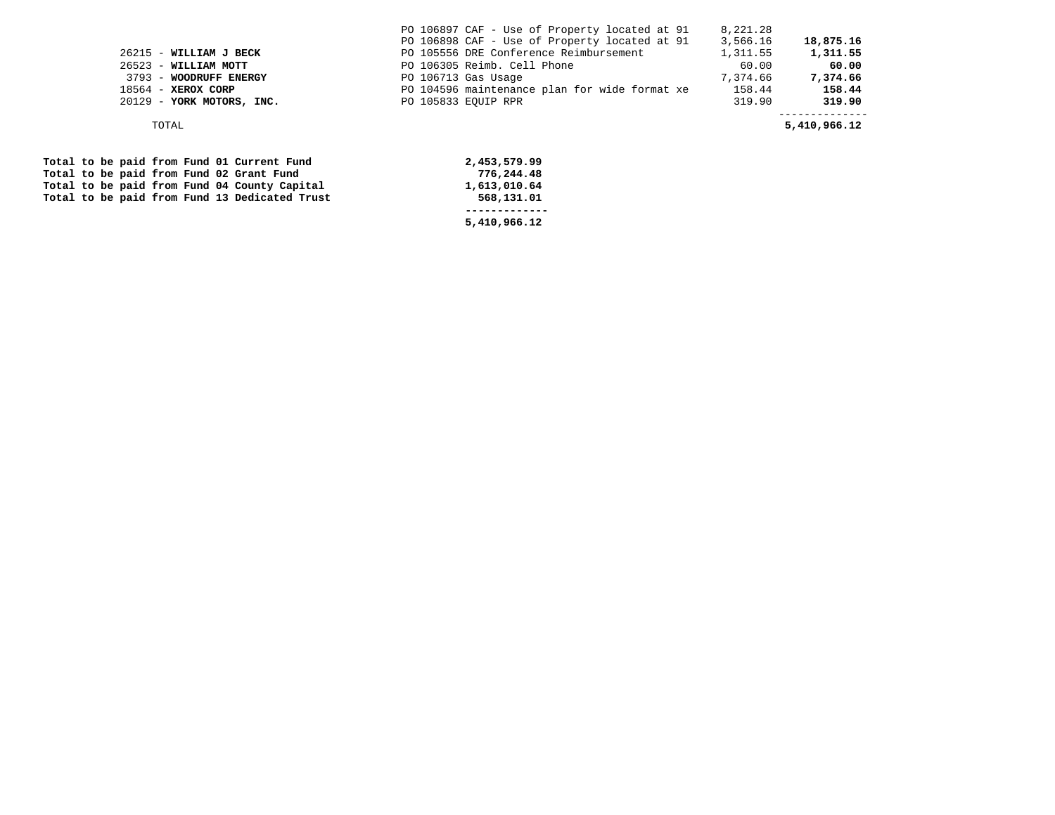| Vendor | Description | Amount | Total |
|---|---|---|---|
| | PO 106897 CAF - Use of Property located at 91 | 8,221.28 | |
| | PO 106898 CAF - Use of Property located at 91 | 3,566.16 | **18,875.16** |
| 26215 - **WILLIAM J BECK** | PO 105556 DRE Conference Reimbursement | 1,311.55 | **1,311.55** |
| 26523 - **WILLIAM MOTT** | PO 106305 Reimb. Cell Phone | 60.00 | **60.00** |
| 3793 - **WOODRUFF ENERGY** | PO 106713 Gas Usage | 7,374.66 | **7,374.66** |
| 18564 - **XEROX CORP** | PO 104596 maintenance plan for wide format xe | 158.44 | **158.44** |
| 20129 - **YORK MOTORS, INC.** | PO 105833 EQUIP RPR | 319.90 | **319.90** |
| TOTAL | | | **5,410,966.12** |

| Fund | Amount |
|---|---|
| **Total to be paid from Fund 01 Current Fund** | **2,453,579.99** |
| **Total to be paid from Fund 02 Grant Fund** | **776,244.48** |
| **Total to be paid from Fund 04 County Capital** | **1,613,010.64** |
| **Total to be paid from Fund 13 Dedicated Trust** | **568,131.01** |
| | **5,410,966.12** |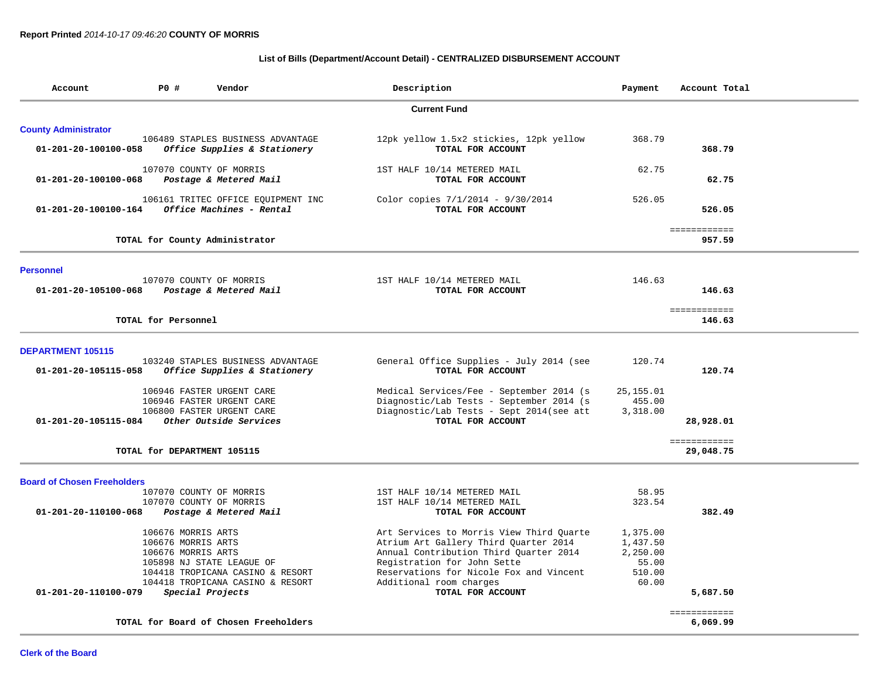**Report Printed** *2014-10-17 09:46:20* **COUNTY OF MORRIS**

**List of Bills (Department/Account Detail) - CENTRALIZED DISBURSEMENT ACCOUNT**

| Account | PO # | Vendor | Description | Payment | Account Total |
|---|---|---|---|---|---|
| | | | **Current Fund** | | |
| **County Administrator** | | | | | |
| | 106489 | STAPLES BUSINESS ADVANTAGE | 12pk yellow 1.5x2 stickies, 12pk yellow | 368.79 | |
| **01-201-20-100100-058** | | ***Office Supplies & Stationery*** | **TOTAL FOR ACCOUNT** | | **368.79** |
| | 107070 | COUNTY OF MORRIS | 1ST HALF 10/14 METERED MAIL | 62.75 | |
| **01-201-20-100100-068** | | ***Postage & Metered Mail*** | **TOTAL FOR ACCOUNT** | | **62.75** |
| | 106161 | TRITEC OFFICE EQUIPMENT INC | Color copies 7/1/2014 - 9/30/2014 | 526.05 | |
| **01-201-20-100100-164** | | ***Office Machines - Rental*** | **TOTAL FOR ACCOUNT** | | **526.05** |
| | | | | | ============ |
| | **TOTAL for County Administrator** | | | | **957.59** |
| **Personnel** | | | | | |
| | 107070 | COUNTY OF MORRIS | 1ST HALF 10/14 METERED MAIL | 146.63 | |
| **01-201-20-105100-068** | | ***Postage & Metered Mail*** | **TOTAL FOR ACCOUNT** | | **146.63** |
| | | | | | ============ |
| | **TOTAL for Personnel** | | | | **146.63** |
| **DEPARTMENT 105115** | | | | | |
| | 103240 | STAPLES BUSINESS ADVANTAGE | General Office Supplies - July 2014 (see | 120.74 | |
| **01-201-20-105115-058** | | ***Office Supplies & Stationery*** | **TOTAL FOR ACCOUNT** | | **120.74** |
| | 106946 | FASTER URGENT CARE | Medical Services/Fee - September 2014 (s | 25,155.01 | |
| | 106946 | FASTER URGENT CARE | Diagnostic/Lab Tests - September 2014 (s | 455.00 | |
| | 106800 | FASTER URGENT CARE | Diagnostic/Lab Tests - Sept 2014(see att | 3,318.00 | |
| **01-201-20-105115-084** | | ***Other Outside Services*** | **TOTAL FOR ACCOUNT** | | **28,928.01** |
| | | | | | ============ |
| | **TOTAL for DEPARTMENT 105115** | | | | **29,048.75** |
| **Board of Chosen Freeholders** | | | | | |
| | 107070 | COUNTY OF MORRIS | 1ST HALF 10/14 METERED MAIL | 58.95 | |
| | 107070 | COUNTY OF MORRIS | 1ST HALF 10/14 METERED MAIL | 323.54 | |
| **01-201-20-110100-068** | | ***Postage & Metered Mail*** | **TOTAL FOR ACCOUNT** | | **382.49** |
| | 106676 | MORRIS ARTS | Art Services to Morris View Third Quarte | 1,375.00 | |
| | 106676 | MORRIS ARTS | Atrium Art Gallery Third Quarter 2014 | 1,437.50 | |
| | 106676 | MORRIS ARTS | Annual Contribution Third Quarter 2014 | 2,250.00 | |
| | 105898 | NJ STATE LEAGUE OF | Registration for John Sette | 55.00 | |
| | 104418 | TROPICANA CASINO & RESORT | Reservations for Nicole Fox and Vincent | 510.00 | |
| | 104418 | TROPICANA CASINO & RESORT | Additional room charges | 60.00 | |
| **01-201-20-110100-079** | | ***Special Projects*** | **TOTAL FOR ACCOUNT** | | **5,687.50** |
| | | | | | ============ |
| | **TOTAL for Board of Chosen Freeholders** | | | | **6,069.99** |

**Clerk of the Board**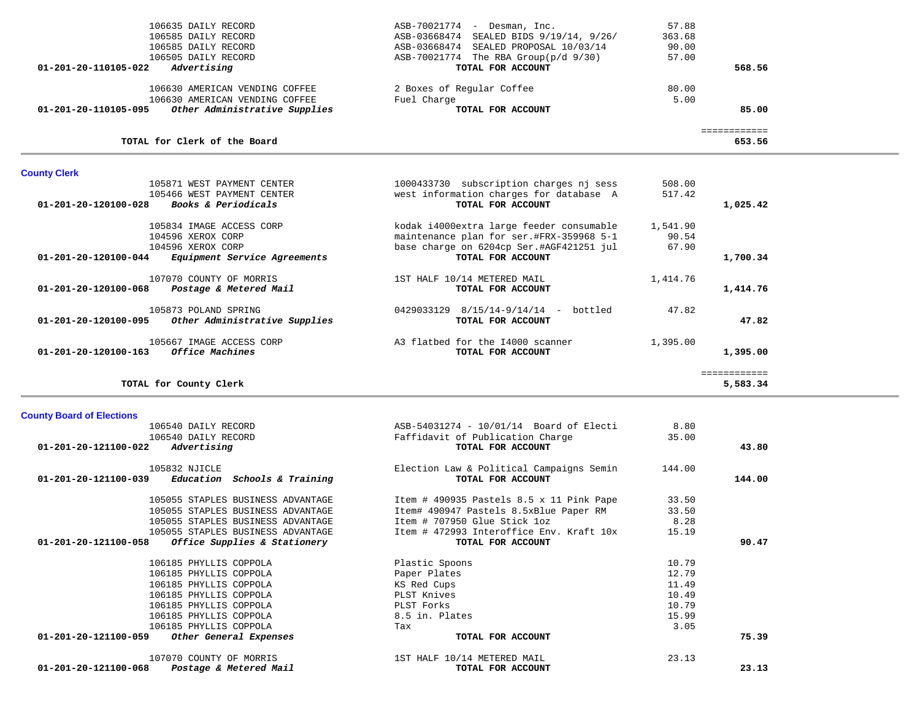| Account | Vendor / Account Name | Description | Amount | Total |
|---|---|---|---|---|
| | 106635 DAILY RECORD | ASB-70021774 - Desman, Inc. | 57.88 | |
| | 106585 DAILY RECORD | ASB-03668474 SEALED BIDS 9/19/14, 9/26/ | 363.68 | |
| | 106585 DAILY RECORD | ASB-03668474 SEALED PROPOSAL 10/03/14 | 90.00 | |
| | 106505 DAILY RECORD | ASB-70021774 The RBA Group(p/d 9/30) | 57.00 | |
| **01-201-20-110105-022** | ***Advertising*** | **TOTAL FOR ACCOUNT** | | **568.56** |
| | 106630 AMERICAN VENDING COFFEE | 2 Boxes of Regular Coffee | 80.00 | |
| | 106630 AMERICAN VENDING COFFEE | Fuel Charge | 5.00 | |
| **01-201-20-110105-095** | ***Other Administrative Supplies*** | **TOTAL FOR ACCOUNT** | | **85.00** |
| | | | | ============ |
| **TOTAL for Clerk of the Board** | | | | **653.56** |

## County Clerk

| Account | Vendor / Account Name | Description | Amount | Total |
|---|---|---|---|---|
| | 105871 WEST PAYMENT CENTER | 1000433730 subscription charges nj sess | 508.00 | |
| | 105466 WEST PAYMENT CENTER | west information charges for database A | 517.42 | |
| **01-201-20-120100-028** | ***Books & Periodicals*** | **TOTAL FOR ACCOUNT** | | **1,025.42** |
| | 105834 IMAGE ACCESS CORP | kodak i4000extra large feeder consumable | 1,541.90 | |
| | 104596 XEROX CORP | maintenance plan for ser.#FRX-359968 5-1 | 90.54 | |
| | 104596 XEROX CORP | base charge on 6204cp Ser.#AGF421251 jul | 67.90 | |
| **01-201-20-120100-044** | ***Equipment Service Agreements*** | **TOTAL FOR ACCOUNT** | | **1,700.34** |
| | 107070 COUNTY OF MORRIS | 1ST HALF 10/14 METERED MAIL | 1,414.76 | |
| **01-201-20-120100-068** | ***Postage & Metered Mail*** | **TOTAL FOR ACCOUNT** | | **1,414.76** |
| | 105873 POLAND SPRING | 0429033129 8/15/14-9/14/14 - bottled | 47.82 | |
| **01-201-20-120100-095** | ***Other Administrative Supplies*** | **TOTAL FOR ACCOUNT** | | **47.82** |
| | 105667 IMAGE ACCESS CORP | A3 flatbed for the I4000 scanner | 1,395.00 | |
| **01-201-20-120100-163** | ***Office Machines*** | **TOTAL FOR ACCOUNT** | | **1,395.00** |
| | | | | ============ |
| **TOTAL for County Clerk** | | | | **5,583.34** |

## County Board of Elections

| Account | Vendor / Account Name | Description | Amount | Total |
|---|---|---|---|---|
| | 106540 DAILY RECORD | ASB-54031274 - 10/01/14 Board of Electi | 8.80 | |
| | 106540 DAILY RECORD | Faffidavit of Publication Charge | 35.00 | |
| **01-201-20-121100-022** | ***Advertising*** | **TOTAL FOR ACCOUNT** | | **43.80** |
| | 105832 NJICLE | Election Law & Political Campaigns Semin | 144.00 | |
| **01-201-20-121100-039** | ***Education Schools & Training*** | **TOTAL FOR ACCOUNT** | | **144.00** |
| | 105055 STAPLES BUSINESS ADVANTAGE | Item # 490935 Pastels 8.5 x 11 Pink Pape | 33.50 | |
| | 105055 STAPLES BUSINESS ADVANTAGE | Item# 490947 Pastels 8.5xBlue Paper RM | 33.50 | |
| | 105055 STAPLES BUSINESS ADVANTAGE | Item # 707950 Glue Stick 1oz | 8.28 | |
| | 105055 STAPLES BUSINESS ADVANTAGE | Item # 472993 Interoffice Env. Kraft 10x | 15.19 | |
| **01-201-20-121100-058** | ***Office Supplies & Stationery*** | **TOTAL FOR ACCOUNT** | | **90.47** |
| | 106185 PHYLLIS COPPOLA | Plastic Spoons | 10.79 | |
| | 106185 PHYLLIS COPPOLA | Paper Plates | 12.79 | |
| | 106185 PHYLLIS COPPOLA | KS Red Cups | 11.49 | |
| | 106185 PHYLLIS COPPOLA | PLST Knives | 10.49 | |
| | 106185 PHYLLIS COPPOLA | PLST Forks | 10.79 | |
| | 106185 PHYLLIS COPPOLA | 8.5 in. Plates | 15.99 | |
| | 106185 PHYLLIS COPPOLA | Tax | 3.05 | |
| **01-201-20-121100-059** | ***Other General Expenses*** | **TOTAL FOR ACCOUNT** | | **75.39** |
| | 107070 COUNTY OF MORRIS | 1ST HALF 10/14 METERED MAIL | 23.13 | |
| **01-201-20-121100-068** | ***Postage & Metered Mail*** | **TOTAL FOR ACCOUNT** | | **23.13** |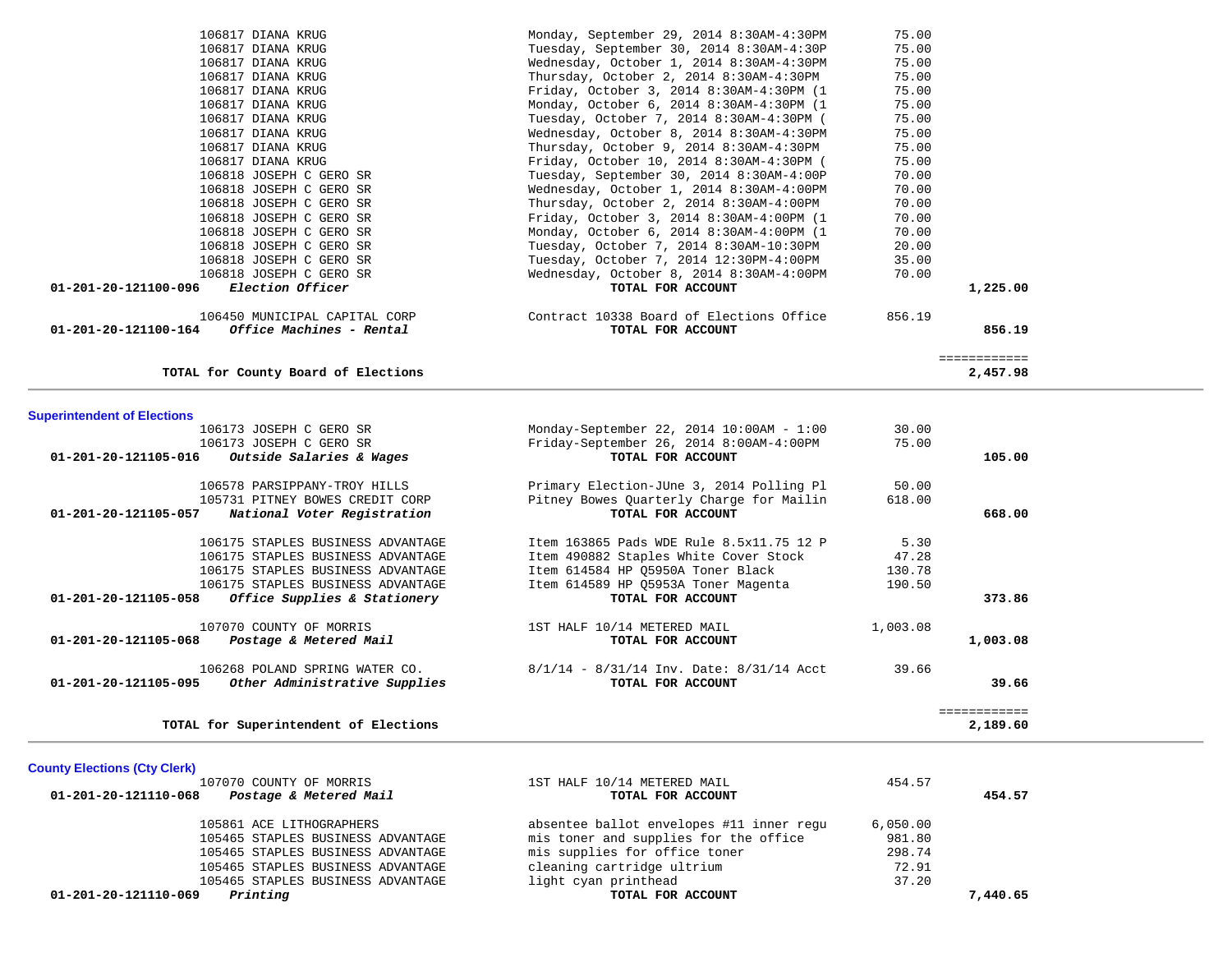| Account | Vendor / Account Name | Description | Amount | Total |
|---|---|---|---|---|
| | 106817 DIANA KRUG | Monday, September 29, 2014 8:30AM-4:30PM | 75.00 | |
| | 106817 DIANA KRUG | Tuesday, September 30, 2014 8:30AM-4:30P | 75.00 | |
| | 106817 DIANA KRUG | Wednesday, October 1, 2014 8:30AM-4:30PM | 75.00 | |
| | 106817 DIANA KRUG | Thursday, October 2, 2014 8:30AM-4:30PM | 75.00 | |
| | 106817 DIANA KRUG | Friday, October 3, 2014 8:30AM-4:30PM (1 | 75.00 | |
| | 106817 DIANA KRUG | Monday, October 6, 2014 8:30AM-4:30PM (1 | 75.00 | |
| | 106817 DIANA KRUG | Tuesday, October 7, 2014 8:30AM-4:30PM ( | 75.00 | |
| | 106817 DIANA KRUG | Wednesday, October 8, 2014 8:30AM-4:30PM | 75.00 | |
| | 106817 DIANA KRUG | Thursday, October 9, 2014 8:30AM-4:30PM | 75.00 | |
| | 106817 DIANA KRUG | Friday, October 10, 2014 8:30AM-4:30PM ( | 75.00 | |
| | 106818 JOSEPH C GERO SR | Tuesday, September 30, 2014 8:30AM-4:00P | 70.00 | |
| | 106818 JOSEPH C GERO SR | Wednesday, October 1, 2014 8:30AM-4:00PM | 70.00 | |
| | 106818 JOSEPH C GERO SR | Thursday, October 2, 2014 8:30AM-4:00PM | 70.00 | |
| | 106818 JOSEPH C GERO SR | Friday, October 3, 2014 8:30AM-4:00PM (1 | 70.00 | |
| | 106818 JOSEPH C GERO SR | Monday, October 6, 2014 8:30AM-4:00PM (1 | 70.00 | |
| | 106818 JOSEPH C GERO SR | Tuesday, October 7, 2014 8:30AM-10:30PM | 20.00 | |
| | 106818 JOSEPH C GERO SR | Tuesday, October 7, 2014 12:30PM-4:00PM | 35.00 | |
| | 106818 JOSEPH C GERO SR | Wednesday, October 8, 2014 8:30AM-4:00PM | 70.00 | |
| **01-201-20-121100-096** | ***Election Officer*** | **TOTAL FOR ACCOUNT** | | **1,225.00** |
| | 106450 MUNICIPAL CAPITAL CORP | Contract 10338 Board of Elections Office | 856.19 | |
| **01-201-20-121100-164** | ***Office Machines - Rental*** | **TOTAL FOR ACCOUNT** | | **856.19** |
| | | | | ============ |
| | **TOTAL for County Board of Elections** | | | **2,457.98** |

## Superintendent of Elections

| Account | Vendor / Account Name | Description | Amount | Total |
|---|---|---|---|---|
| | 106173 JOSEPH C GERO SR | Monday-September 22, 2014 10:00AM - 1:00 | 30.00 | |
| | 106173 JOSEPH C GERO SR | Friday-September 26, 2014 8:00AM-4:00PM | 75.00 | |
| **01-201-20-121105-016** | ***Outside Salaries & Wages*** | **TOTAL FOR ACCOUNT** | | **105.00** |
| | 106578 PARSIPPANY-TROY HILLS | Primary Election-JUne 3, 2014 Polling Pl | 50.00 | |
| | 105731 PITNEY BOWES CREDIT CORP | Pitney Bowes Quarterly Charge for Mailin | 618.00 | |
| **01-201-20-121105-057** | ***National Voter Registration*** | **TOTAL FOR ACCOUNT** | | **668.00** |
| | 106175 STAPLES BUSINESS ADVANTAGE | Item 163865 Pads WDE Rule 8.5x11.75 12 P | 5.30 | |
| | 106175 STAPLES BUSINESS ADVANTAGE | Item 490882 Staples White Cover Stock | 47.28 | |
| | 106175 STAPLES BUSINESS ADVANTAGE | Item 614584 HP Q5950A Toner Black | 130.78 | |
| | 106175 STAPLES BUSINESS ADVANTAGE | Item 614589 HP Q5953A Toner Magenta | 190.50 | |
| **01-201-20-121105-058** | ***Office Supplies & Stationery*** | **TOTAL FOR ACCOUNT** | | **373.86** |
| | 107070 COUNTY OF MORRIS | 1ST HALF 10/14 METERED MAIL | 1,003.08 | |
| **01-201-20-121105-068** | ***Postage & Metered Mail*** | **TOTAL FOR ACCOUNT** | | **1,003.08** |
| | 106268 POLAND SPRING WATER CO. | 8/1/14 - 8/31/14 Inv. Date: 8/31/14 Acct | 39.66 | |
| **01-201-20-121105-095** | ***Other Administrative Supplies*** | **TOTAL FOR ACCOUNT** | | **39.66** |
| | | | | ============ |
| | **TOTAL for Superintendent of Elections** | | | **2,189.60** |

## County Elections (Cty Clerk)

| Account | Vendor / Account Name | Description | Amount | Total |
|---|---|---|---|---|
| | 107070 COUNTY OF MORRIS | 1ST HALF 10/14 METERED MAIL | 454.57 | |
| **01-201-20-121110-068** | ***Postage & Metered Mail*** | **TOTAL FOR ACCOUNT** | | **454.57** |
| | 105861 ACE LITHOGRAPHERS | absentee ballot envelopes #11 inner regu | 6,050.00 | |
| | 105465 STAPLES BUSINESS ADVANTAGE | mis toner and supplies for the office | 981.80 | |
| | 105465 STAPLES BUSINESS ADVANTAGE | mis supplies for office toner | 298.74 | |
| | 105465 STAPLES BUSINESS ADVANTAGE | cleaning cartridge ultrium | 72.91 | |
| | 105465 STAPLES BUSINESS ADVANTAGE | light cyan printhead | 37.20 | |
| **01-201-20-121110-069** | ***Printing*** | **TOTAL FOR ACCOUNT** | | **7,440.65** |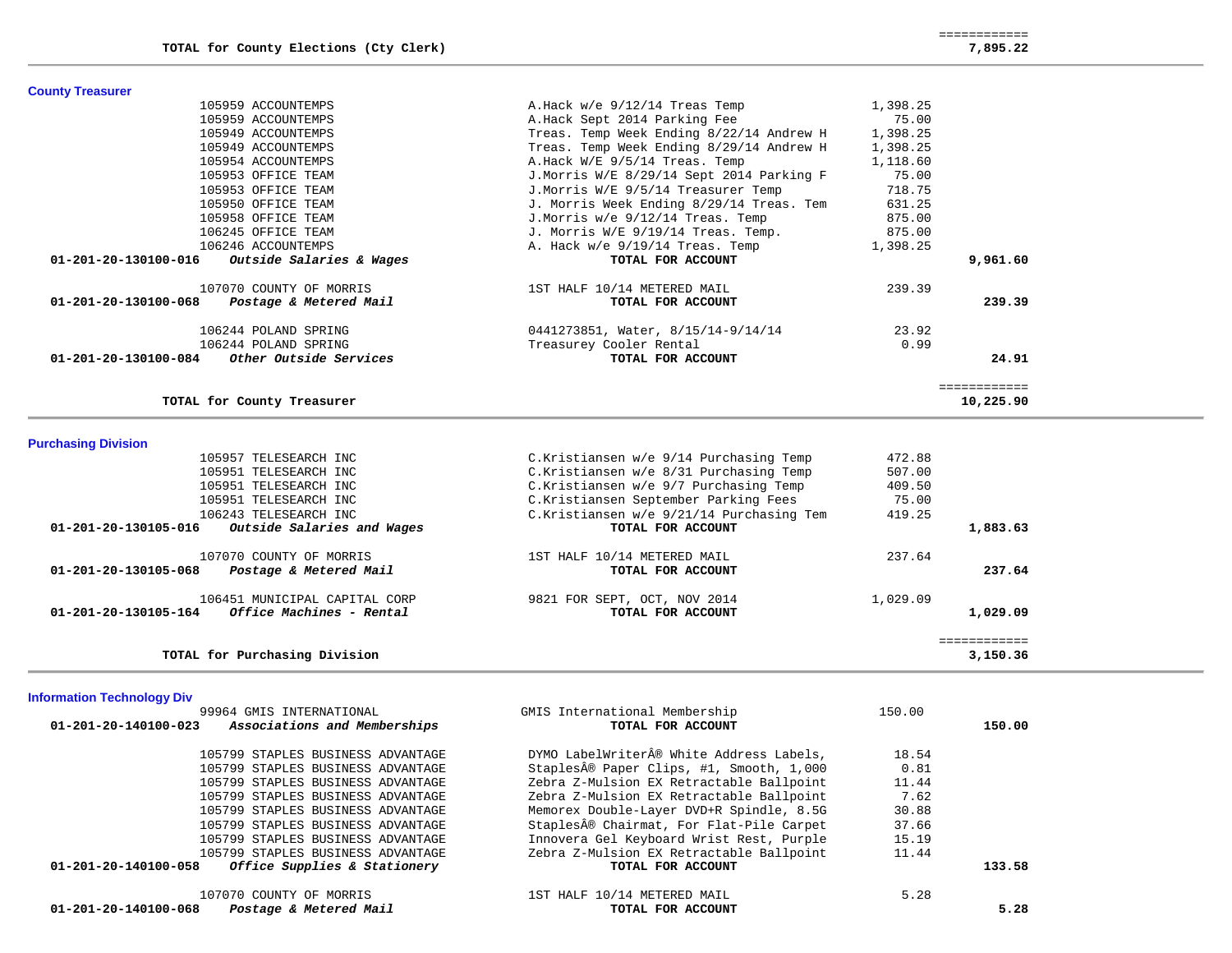| | | | | |
|---|---|---|---|---|
| **TOTAL for County Elections (Cty Clerk)** | | | | ============ **7,895.22** |

## County Treasurer

| Account | Vendor | Description | Amount | Total |
|---|---|---|---|---|
| | 105959 ACCOUNTEMPS | A.Hack w/e 9/12/14 Treas Temp | 1,398.25 | |
| | 105959 ACCOUNTEMPS | A.Hack Sept 2014 Parking Fee | 75.00 | |
| | 105949 ACCOUNTEMPS | Treas. Temp Week Ending 8/22/14 Andrew H | 1,398.25 | |
| | 105949 ACCOUNTEMPS | Treas. Temp Week Ending 8/29/14 Andrew H | 1,398.25 | |
| | 105954 ACCOUNTEMPS | A.Hack W/E 9/5/14 Treas. Temp | 1,118.60 | |
| | 105953 OFFICE TEAM | J.Morris W/E 8/29/14 Sept 2014 Parking F | 75.00 | |
| | 105953 OFFICE TEAM | J.Morris W/E 9/5/14 Treasurer Temp | 718.75 | |
| | 105950 OFFICE TEAM | J. Morris Week Ending 8/29/14 Treas. Tem | 631.25 | |
| | 105958 OFFICE TEAM | J.Morris w/e 9/12/14 Treas. Temp | 875.00 | |
| | 106245 OFFICE TEAM | J. Morris W/E 9/19/14 Treas. Temp. | 875.00 | |
| | 106246 ACCOUNTEMPS | A. Hack w/e 9/19/14 Treas. Temp | 1,398.25 | |
| **01-201-20-130100-016** | ***Outside Salaries & Wages*** | **TOTAL FOR ACCOUNT** | | **9,961.60** |
| | 107070 COUNTY OF MORRIS | 1ST HALF 10/14 METERED MAIL | 239.39 | |
| **01-201-20-130100-068** | ***Postage & Metered Mail*** | **TOTAL FOR ACCOUNT** | | **239.39** |
| | 106244 POLAND SPRING | 0441273851, Water, 8/15/14-9/14/14 | 23.92 | |
| | 106244 POLAND SPRING | Treasurey Cooler Rental | 0.99 | |
| **01-201-20-130100-084** | ***Other Outside Services*** | **TOTAL FOR ACCOUNT** | | **24.91** |
| | **TOTAL for County Treasurer** | | | ============ **10,225.90** |

## Purchasing Division

| Account | Vendor | Description | Amount | Total |
|---|---|---|---|---|
| | 105957 TELESEARCH INC | C.Kristiansen w/e 9/14 Purchasing Temp | 472.88 | |
| | 105951 TELESEARCH INC | C.Kristiansen w/e 8/31 Purchasing Temp | 507.00 | |
| | 105951 TELESEARCH INC | C.Kristiansen w/e 9/7 Purchasing Temp | 409.50 | |
| | 105951 TELESEARCH INC | C.Kristiansen September Parking Fees | 75.00 | |
| | 106243 TELESEARCH INC | C.Kristiansen w/e 9/21/14 Purchasing Tem | 419.25 | |
| **01-201-20-130105-016** | ***Outside Salaries and Wages*** | **TOTAL FOR ACCOUNT** | | **1,883.63** |
| | 107070 COUNTY OF MORRIS | 1ST HALF 10/14 METERED MAIL | 237.64 | |
| **01-201-20-130105-068** | ***Postage & Metered Mail*** | **TOTAL FOR ACCOUNT** | | **237.64** |
| | 106451 MUNICIPAL CAPITAL CORP | 9821 FOR SEPT, OCT, NOV 2014 | 1,029.09 | |
| **01-201-20-130105-164** | ***Office Machines - Rental*** | **TOTAL FOR ACCOUNT** | | **1,029.09** |
| | **TOTAL for Purchasing Division** | | | ============ **3,150.36** |

## Information Technology Div

| Account | Vendor | Description | Amount | Total |
|---|---|---|---|---|
| | 99964 GMIS INTERNATIONAL | GMIS International Membership | 150.00 | |
| **01-201-20-140100-023** | ***Associations and Memberships*** | **TOTAL FOR ACCOUNT** | | **150.00** |
| | 105799 STAPLES BUSINESS ADVANTAGE | DYMO LabelWriterÂ® White Address Labels, | 18.54 | |
| | 105799 STAPLES BUSINESS ADVANTAGE | StaplesÂ® Paper Clips, #1, Smooth, 1,000 | 0.81 | |
| | 105799 STAPLES BUSINESS ADVANTAGE | Zebra Z-Mulsion EX Retractable Ballpoint | 11.44 | |
| | 105799 STAPLES BUSINESS ADVANTAGE | Zebra Z-Mulsion EX Retractable Ballpoint | 7.62 | |
| | 105799 STAPLES BUSINESS ADVANTAGE | Memorex Double-Layer DVD+R Spindle, 8.5G | 30.88 | |
| | 105799 STAPLES BUSINESS ADVANTAGE | StaplesÂ® Chairmat, For Flat-Pile Carpet | 37.66 | |
| | 105799 STAPLES BUSINESS ADVANTAGE | Innovera Gel Keyboard Wrist Rest, Purple | 15.19 | |
| | 105799 STAPLES BUSINESS ADVANTAGE | Zebra Z-Mulsion EX Retractable Ballpoint | 11.44 | |
| **01-201-20-140100-058** | ***Office Supplies & Stationery*** | **TOTAL FOR ACCOUNT** | | **133.58** |
| | 107070 COUNTY OF MORRIS | 1ST HALF 10/14 METERED MAIL | 5.28 | |
| **01-201-20-140100-068** | ***Postage & Metered Mail*** | **TOTAL FOR ACCOUNT** | | **5.28** |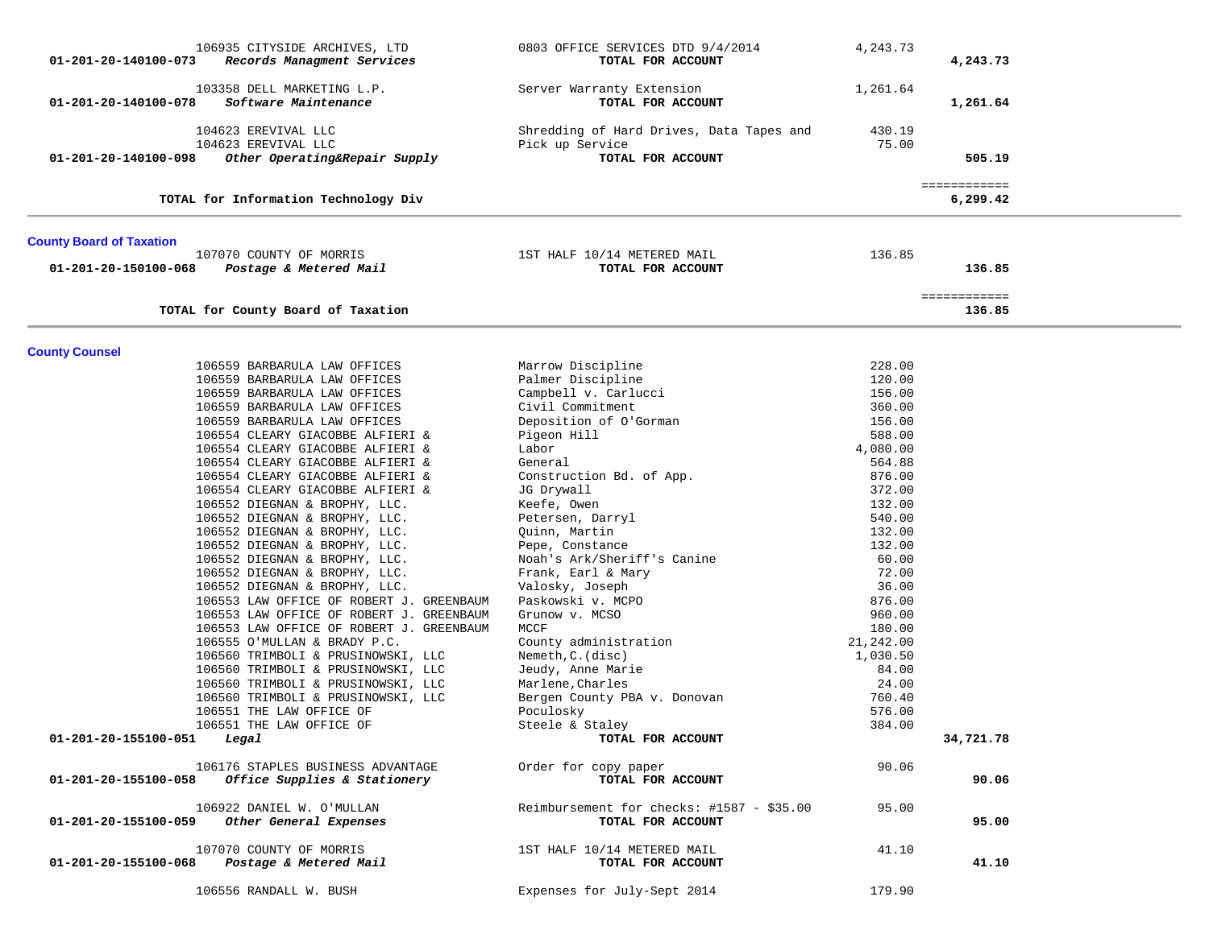| Account | Vendor | Description | Amount | Total |
|---|---|---|---|---|
| | 106935 CITYSIDE ARCHIVES, LTD | 0803 OFFICE SERVICES DTD 9/4/2014 | 4,243.73 | |
| 01-201-20-140100-073 | *Records Managment Services* | **TOTAL FOR ACCOUNT** | | **4,243.73** |
| | 103358 DELL MARKETING L.P. | Server Warranty Extension | 1,261.64 | |
| 01-201-20-140100-078 | *Software Maintenance* | **TOTAL FOR ACCOUNT** | | **1,261.64** |
| | 104623 EREVIVAL LLC | Shredding of Hard Drives, Data Tapes and | 430.19 | |
| | 104623 EREVIVAL LLC | Pick up Service | 75.00 | |
| 01-201-20-140100-098 | *Other Operating&Repair Supply* | **TOTAL FOR ACCOUNT** | | **505.19** |
| | | | | ============ |
| **TOTAL for Information Technology Div** | | | | **6,299.42** |

**County Board of Taxation**

| Account | Vendor | Description | Amount | Total |
|---|---|---|---|---|
| | 107070 COUNTY OF MORRIS | 1ST HALF 10/14 METERED MAIL | 136.85 | |
| 01-201-20-150100-068 | *Postage & Metered Mail* | **TOTAL FOR ACCOUNT** | | **136.85** |
| | | | | ============ |
| **TOTAL for County Board of Taxation** | | | | **136.85** |

**County Counsel**

| Account | Vendor | Description | Amount | Total |
|---|---|---|---|---|
| | 106559 BARBARULA LAW OFFICES | Marrow Discipline | 228.00 | |
| | 106559 BARBARULA LAW OFFICES | Palmer Discipline | 120.00 | |
| | 106559 BARBARULA LAW OFFICES | Campbell v. Carlucci | 156.00 | |
| | 106559 BARBARULA LAW OFFICES | Civil Commitment | 360.00 | |
| | 106559 BARBARULA LAW OFFICES | Deposition of O'Gorman | 156.00 | |
| | 106554 CLEARY GIACOBBE ALFIERI & | Pigeon Hill | 588.00 | |
| | 106554 CLEARY GIACOBBE ALFIERI & | Labor | 4,080.00 | |
| | 106554 CLEARY GIACOBBE ALFIERI & | General | 564.88 | |
| | 106554 CLEARY GIACOBBE ALFIERI & | Construction Bd. of App. | 876.00 | |
| | 106554 CLEARY GIACOBBE ALFIERI & | JG Drywall | 372.00 | |
| | 106552 DIEGNAN & BROPHY, LLC. | Keefe, Owen | 132.00 | |
| | 106552 DIEGNAN & BROPHY, LLC. | Petersen, Darryl | 540.00 | |
| | 106552 DIEGNAN & BROPHY, LLC. | Quinn, Martin | 132.00 | |
| | 106552 DIEGNAN & BROPHY, LLC. | Pepe, Constance | 132.00 | |
| | 106552 DIEGNAN & BROPHY, LLC. | Noah's Ark/Sheriff's Canine | 60.00 | |
| | 106552 DIEGNAN & BROPHY, LLC. | Frank, Earl & Mary | 72.00 | |
| | 106552 DIEGNAN & BROPHY, LLC. | Valosky, Joseph | 36.00 | |
| | 106553 LAW OFFICE OF ROBERT J. GREENBAUM | Paskowski v. MCPO | 876.00 | |
| | 106553 LAW OFFICE OF ROBERT J. GREENBAUM | Grunow v. MCSO | 960.00 | |
| | 106553 LAW OFFICE OF ROBERT J. GREENBAUM | MCCF | 180.00 | |
| | 106555 O'MULLAN & BRADY P.C. | County administration | 21,242.00 | |
| | 106560 TRIMBOLI & PRUSINOWSKI, LLC | Nemeth,C.(disc) | 1,030.50 | |
| | 106560 TRIMBOLI & PRUSINOWSKI, LLC | Jeudy, Anne Marie | 84.00 | |
| | 106560 TRIMBOLI & PRUSINOWSKI, LLC | Marlene,Charles | 24.00 | |
| | 106560 TRIMBOLI & PRUSINOWSKI, LLC | Bergen County PBA v. Donovan | 760.40 | |
| | 106551 THE LAW OFFICE OF | Poculosky | 576.00 | |
| | 106551 THE LAW OFFICE OF | Steele & Staley | 384.00 | |
| 01-201-20-155100-051 | *Legal* | **TOTAL FOR ACCOUNT** | | **34,721.78** |
| | 106176 STAPLES BUSINESS ADVANTAGE | Order for copy paper | 90.06 | |
| 01-201-20-155100-058 | *Office Supplies & Stationery* | **TOTAL FOR ACCOUNT** | | **90.06** |
| | 106922 DANIEL W. O'MULLAN | Reimbursement for checks: #1587 - $35.00 | 95.00 | |
| 01-201-20-155100-059 | *Other General Expenses* | **TOTAL FOR ACCOUNT** | | **95.00** |
| | 107070 COUNTY OF MORRIS | 1ST HALF 10/14 METERED MAIL | 41.10 | |
| 01-201-20-155100-068 | *Postage & Metered Mail* | **TOTAL FOR ACCOUNT** | | **41.10** |
| | 106556 RANDALL W. BUSH | Expenses for July-Sept 2014 | 179.90 | |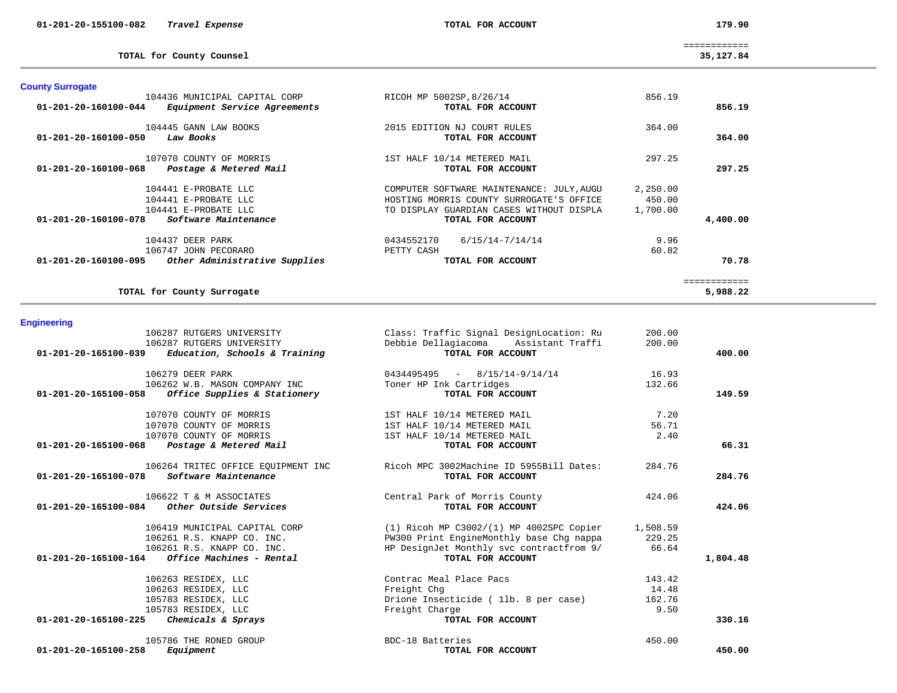| Account | Vendor | Description | Amount | Total |
|---|---|---|---|---|
| **01-201-20-155100-082** ***Travel Expense*** | | **TOTAL FOR ACCOUNT** | | **179.90** |
| | | | | ============ |
| **TOTAL for County Counsel** | | | | **35,127.84** |

## County Surrogate

| Account | Vendor | Description | Amount | Total |
|---|---|---|---|---|
| | 104436 MUNICIPAL CAPITAL CORP | RICOH MP 5002SP,8/26/14 | 856.19 | |
| **01-201-20-160100-044** ***Equipment Service Agreements*** | | **TOTAL FOR ACCOUNT** | | **856.19** |
| | 104445 GANN LAW BOOKS | 2015 EDITION NJ COURT RULES | 364.00 | |
| **01-201-20-160100-050** ***Law Books*** | | **TOTAL FOR ACCOUNT** | | **364.00** |
| | 107070 COUNTY OF MORRIS | 1ST HALF 10/14 METERED MAIL | 297.25 | |
| **01-201-20-160100-068** ***Postage & Metered Mail*** | | **TOTAL FOR ACCOUNT** | | **297.25** |
| | 104441 E-PROBATE LLC | COMPUTER SOFTWARE MAINTENANCE: JULY,AUGU | 2,250.00 | |
| | 104441 E-PROBATE LLC | HOSTING MORRIS COUNTY SURROGATE'S OFFICE | 450.00 | |
| | 104441 E-PROBATE LLC | TO DISPLAY GUARDIAN CASES WITHOUT DISPLA | 1,700.00 | |
| **01-201-20-160100-078** ***Software Maintenance*** | | **TOTAL FOR ACCOUNT** | | **4,400.00** |
| | 104437 DEER PARK | 0434552170 6/15/14-7/14/14 | 9.96 | |
| | 106747 JOHN PECORARO | PETTY CASH | 60.82 | |
| **01-201-20-160100-095** ***Other Administrative Supplies*** | | **TOTAL FOR ACCOUNT** | | **70.78** |
| | | | | ============ |
| **TOTAL for County Surrogate** | | | | **5,988.22** |

## Engineering

| Account | Vendor | Description | Amount | Total |
|---|---|---|---|---|
| | 106287 RUTGERS UNIVERSITY | Class: Traffic Signal DesignLocation: Ru | 200.00 | |
| | 106287 RUTGERS UNIVERSITY | Debbie Dellagiacoma Assistant Traffi | 200.00 | |
| **01-201-20-165100-039** ***Education, Schools & Training*** | | **TOTAL FOR ACCOUNT** | | **400.00** |
| | 106279 DEER PARK | 0434495495 - 8/15/14-9/14/14 | 16.93 | |
| | 106262 W.B. MASON COMPANY INC | Toner HP Ink Cartridges | 132.66 | |
| **01-201-20-165100-058** ***Office Supplies & Stationery*** | | **TOTAL FOR ACCOUNT** | | **149.59** |
| | 107070 COUNTY OF MORRIS | 1ST HALF 10/14 METERED MAIL | 7.20 | |
| | 107070 COUNTY OF MORRIS | 1ST HALF 10/14 METERED MAIL | 56.71 | |
| | 107070 COUNTY OF MORRIS | 1ST HALF 10/14 METERED MAIL | 2.40 | |
| **01-201-20-165100-068** ***Postage & Metered Mail*** | | **TOTAL FOR ACCOUNT** | | **66.31** |
| | 106264 TRITEC OFFICE EQUIPMENT INC | Ricoh MPC 3002Machine ID 5955Bill Dates: | 284.76 | |
| **01-201-20-165100-078** ***Software Maintenance*** | | **TOTAL FOR ACCOUNT** | | **284.76** |
| | 106622 T & M ASSOCIATES | Central Park of Morris County | 424.06 | |
| **01-201-20-165100-084** ***Other Outside Services*** | | **TOTAL FOR ACCOUNT** | | **424.06** |
| | 106419 MUNICIPAL CAPITAL CORP | (1) Ricoh MP C3002/(1) MP 4002SPC Copier | 1,508.59 | |
| | 106261 R.S. KNAPP CO. INC. | PW300 Print EngineMonthly base Chg nappa | 229.25 | |
| | 106261 R.S. KNAPP CO. INC. | HP DesignJet Monthly svc contractfrom 9/ | 66.64 | |
| **01-201-20-165100-164** ***Office Machines - Rental*** | | **TOTAL FOR ACCOUNT** | | **1,804.48** |
| | 106263 RESIDEX, LLC | Contrac Meal Place Pacs | 143.42 | |
| | 106263 RESIDEX, LLC | Freight Chg | 14.48 | |
| | 105783 RESIDEX, LLC | Drione Insecticide ( 1lb. 8 per case) | 162.76 | |
| | 105783 RESIDEX, LLC | Freight Charge | 9.50 | |
| **01-201-20-165100-225** ***Chemicals & Sprays*** | | **TOTAL FOR ACCOUNT** | | **330.16** |
| | 105786 THE RONED GROUP | BDC-18 Batteries | 450.00 | |
| **01-201-20-165100-258** ***Equipment*** | | **TOTAL FOR ACCOUNT** | | **450.00** |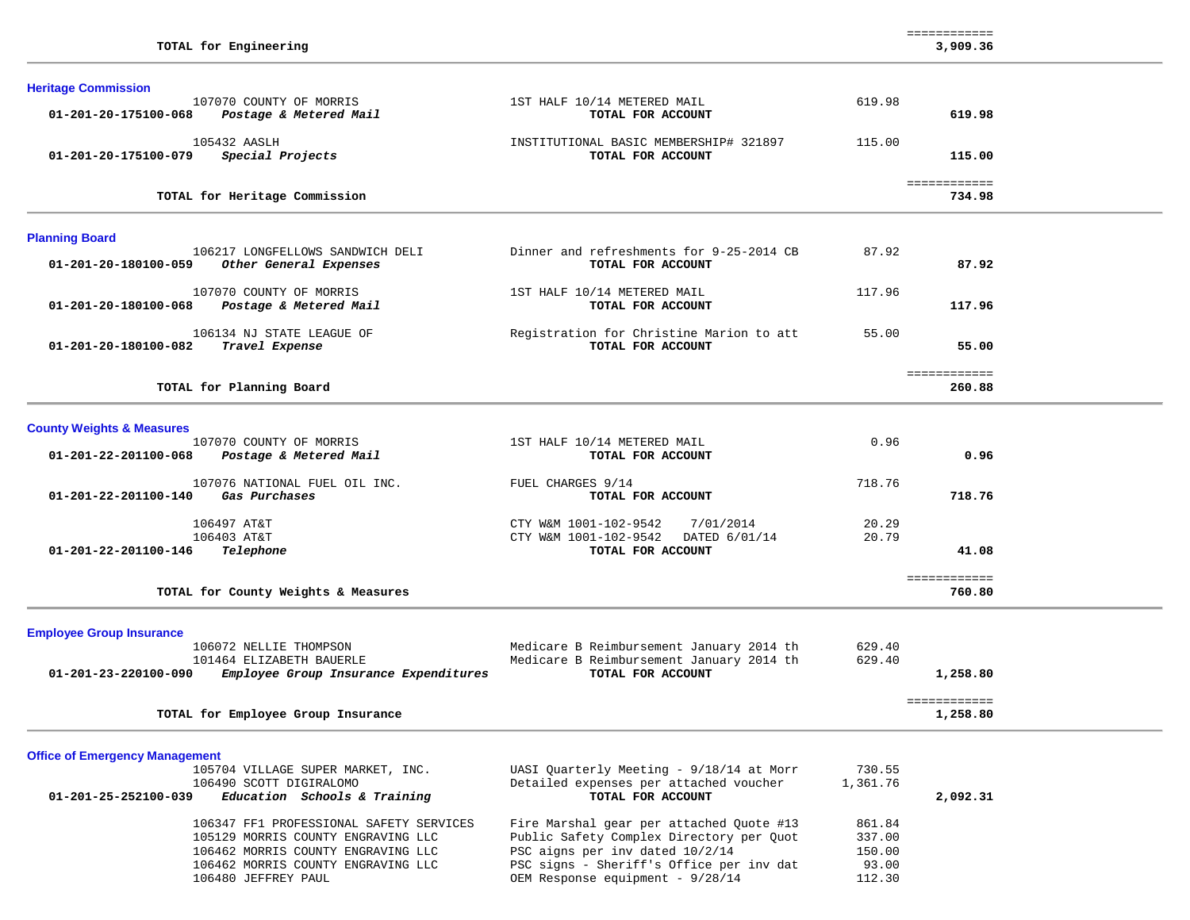| | | | |
|---|---|---|---|
| **TOTAL for Engineering** | | | ============ **3,909.36** |

### Heritage Commission

| Account / Vendor | Description | Amount | Total |
|---|---|---|---|
| 107070 COUNTY OF MORRIS | 1ST HALF 10/14 METERED MAIL | 619.98 | |
| **01-201-20-175100-068** ***Postage & Metered Mail*** | **TOTAL FOR ACCOUNT** | | **619.98** |
| 105432 AASLH | INSTITUTIONAL BASIC MEMBERSHIP# 321897 | 115.00 | |
| **01-201-20-175100-079** ***Special Projects*** | **TOTAL FOR ACCOUNT** | | **115.00** |
| **TOTAL for Heritage Commission** | | | ============ **734.98** |

### Planning Board

| Account / Vendor | Description | Amount | Total |
|---|---|---|---|
| 106217 LONGFELLOWS SANDWICH DELI | Dinner and refreshments for 9-25-2014 CB | 87.92 | |
| **01-201-20-180100-059** ***Other General Expenses*** | **TOTAL FOR ACCOUNT** | | **87.92** |
| 107070 COUNTY OF MORRIS | 1ST HALF 10/14 METERED MAIL | 117.96 | |
| **01-201-20-180100-068** ***Postage & Metered Mail*** | **TOTAL FOR ACCOUNT** | | **117.96** |
| 106134 NJ STATE LEAGUE OF | Registration for Christine Marion to att | 55.00 | |
| **01-201-20-180100-082** ***Travel Expense*** | **TOTAL FOR ACCOUNT** | | **55.00** |
| **TOTAL for Planning Board** | | | ============ **260.88** |

### County Weights & Measures

| Account / Vendor | Description | Amount | Total |
|---|---|---|---|
| 107070 COUNTY OF MORRIS | 1ST HALF 10/14 METERED MAIL | 0.96 | |
| **01-201-22-201100-068** ***Postage & Metered Mail*** | **TOTAL FOR ACCOUNT** | | **0.96** |
| 107076 NATIONAL FUEL OIL INC. | FUEL CHARGES 9/14 | 718.76 | |
| **01-201-22-201100-140** ***Gas Purchases*** | **TOTAL FOR ACCOUNT** | | **718.76** |
| 106497 AT&T | CTY W&M 1001-102-9542 7/01/2014 | 20.29 | |
| 106403 AT&T | CTY W&M 1001-102-9542 DATED 6/01/14 | 20.79 | |
| **01-201-22-201100-146** ***Telephone*** | **TOTAL FOR ACCOUNT** | | **41.08** |
| **TOTAL for County Weights & Measures** | | | ============ **760.80** |

### Employee Group Insurance

| Account / Vendor | Description | Amount | Total |
|---|---|---|---|
| 106072 NELLIE THOMPSON | Medicare B Reimbursement January 2014 th | 629.40 | |
| 101464 ELIZABETH BAUERLE | Medicare B Reimbursement January 2014 th | 629.40 | |
| **01-201-23-220100-090** ***Employee Group Insurance Expenditures*** | **TOTAL FOR ACCOUNT** | | **1,258.80** |
| **TOTAL for Employee Group Insurance** | | | ============ **1,258.80** |

### Office of Emergency Management

| Account / Vendor | Description | Amount | Total |
|---|---|---|---|
| 105704 VILLAGE SUPER MARKET, INC. | UASI Quarterly Meeting - 9/18/14 at Morr | 730.55 | |
| 106490 SCOTT DIGIRALOMO | Detailed expenses per attached voucher | 1,361.76 | |
| **01-201-25-252100-039** ***Education Schools & Training*** | **TOTAL FOR ACCOUNT** | | **2,092.31** |
| 106347 FF1 PROFESSIONAL SAFETY SERVICES | Fire Marshal gear per attached Quote #13 | 861.84 | |
| 105129 MORRIS COUNTY ENGRAVING LLC | Public Safety Complex Directory per Quot | 337.00 | |
| 106462 MORRIS COUNTY ENGRAVING LLC | PSC aigns per inv dated 10/2/14 | 150.00 | |
| 106462 MORRIS COUNTY ENGRAVING LLC | PSC signs - Sheriff's Office per inv dat | 93.00 | |
| 106480 JEFFREY PAUL | OEM Response equipment - 9/28/14 | 112.30 | |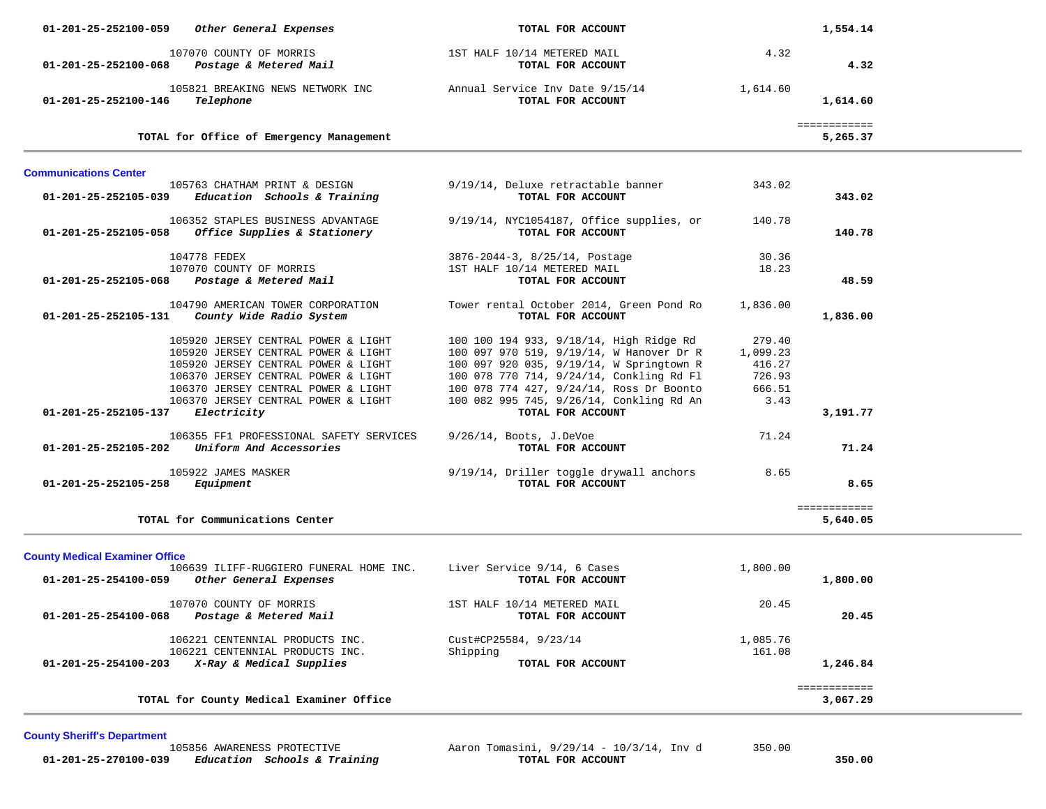| Account | Vendor / Account Name | Description | Amount | Total |
|---|---|---|---|---|
| 01-201-25-252100-059 | ***Other General Expenses*** | **TOTAL FOR ACCOUNT** | | **1,554.14** |
| | 107070 COUNTY OF MORRIS | 1ST HALF 10/14 METERED MAIL | 4.32 | |
| 01-201-25-252100-068 | ***Postage & Metered Mail*** | **TOTAL FOR ACCOUNT** | | **4.32** |
| | 105821 BREAKING NEWS NETWORK INC | Annual Service Inv Date 9/15/14 | 1,614.60 | |
| 01-201-25-252100-146 | ***Telephone*** | **TOTAL FOR ACCOUNT** | | **1,614.60** |
| | | | | ============ |
| | **TOTAL for Office of Emergency Management** | | | **5,265.37** |

## Communications Center

| Account | Vendor / Account Name | Description | Amount | Total |
|---|---|---|---|---|
| | 105763 CHATHAM PRINT & DESIGN | 9/19/14, Deluxe retractable banner | 343.02 | |
| 01-201-25-252105-039 | ***Education Schools & Training*** | **TOTAL FOR ACCOUNT** | | **343.02** |
| | 106352 STAPLES BUSINESS ADVANTAGE | 9/19/14, NYC1054187, Office supplies, or | 140.78 | |
| 01-201-25-252105-058 | ***Office Supplies & Stationery*** | **TOTAL FOR ACCOUNT** | | **140.78** |
| | 104778 FEDEX | 3876-2044-3, 8/25/14, Postage | 30.36 | |
| | 107070 COUNTY OF MORRIS | 1ST HALF 10/14 METERED MAIL | 18.23 | |
| 01-201-25-252105-068 | ***Postage & Metered Mail*** | **TOTAL FOR ACCOUNT** | | **48.59** |
| | 104790 AMERICAN TOWER CORPORATION | Tower rental October 2014, Green Pond Ro | 1,836.00 | |
| 01-201-25-252105-131 | ***County Wide Radio System*** | **TOTAL FOR ACCOUNT** | | **1,836.00** |
| | 105920 JERSEY CENTRAL POWER & LIGHT | 100 100 194 933, 9/18/14, High Ridge Rd | 279.40 | |
| | 105920 JERSEY CENTRAL POWER & LIGHT | 100 097 970 519, 9/19/14, W Hanover Dr R | 1,099.23 | |
| | 105920 JERSEY CENTRAL POWER & LIGHT | 100 097 920 035, 9/19/14, W Springtown R | 416.27 | |
| | 106370 JERSEY CENTRAL POWER & LIGHT | 100 078 770 714, 9/24/14, Conkling Rd Fl | 726.93 | |
| | 106370 JERSEY CENTRAL POWER & LIGHT | 100 078 774 427, 9/24/14, Ross Dr Boonto | 666.51 | |
| | 106370 JERSEY CENTRAL POWER & LIGHT | 100 082 995 745, 9/26/14, Conkling Rd An | 3.43 | |
| 01-201-25-252105-137 | ***Electricity*** | **TOTAL FOR ACCOUNT** | | **3,191.77** |
| | 106355 FF1 PROFESSIONAL SAFETY SERVICES | 9/26/14, Boots, J.DeVoe | 71.24 | |
| 01-201-25-252105-202 | ***Uniform And Accessories*** | **TOTAL FOR ACCOUNT** | | **71.24** |
| | 105922 JAMES MASKER | 9/19/14, Driller toggle drywall anchors | 8.65 | |
| 01-201-25-252105-258 | ***Equipment*** | **TOTAL FOR ACCOUNT** | | **8.65** |
| | | | | ============ |
| | **TOTAL for Communications Center** | | | **5,640.05** |

## County Medical Examiner Office

| Account | Vendor / Account Name | Description | Amount | Total |
|---|---|---|---|---|
| | 106639 ILIFF-RUGGIERO FUNERAL HOME INC. | Liver Service 9/14, 6 Cases | 1,800.00 | |
| 01-201-25-254100-059 | ***Other General Expenses*** | **TOTAL FOR ACCOUNT** | | **1,800.00** |
| | 107070 COUNTY OF MORRIS | 1ST HALF 10/14 METERED MAIL | 20.45 | |
| 01-201-25-254100-068 | ***Postage & Metered Mail*** | **TOTAL FOR ACCOUNT** | | **20.45** |
| | 106221 CENTENNIAL PRODUCTS INC. | Cust#CP25584, 9/23/14 | 1,085.76 | |
| | 106221 CENTENNIAL PRODUCTS INC. | Shipping | 161.08 | |
| 01-201-25-254100-203 | ***X-Ray & Medical Supplies*** | **TOTAL FOR ACCOUNT** | | **1,246.84** |
| | | | | ============ |
| | **TOTAL for County Medical Examiner Office** | | | **3,067.29** |

## County Sheriff's Department

| Account | Vendor / Account Name | Description | Amount | Total |
|---|---|---|---|---|
| | 105856 AWARENESS PROTECTIVE | Aaron Tomasini, 9/29/14 - 10/3/14, Inv d | 350.00 | |
| 01-201-25-270100-039 | ***Education Schools & Training*** | **TOTAL FOR ACCOUNT** | | **350.00** |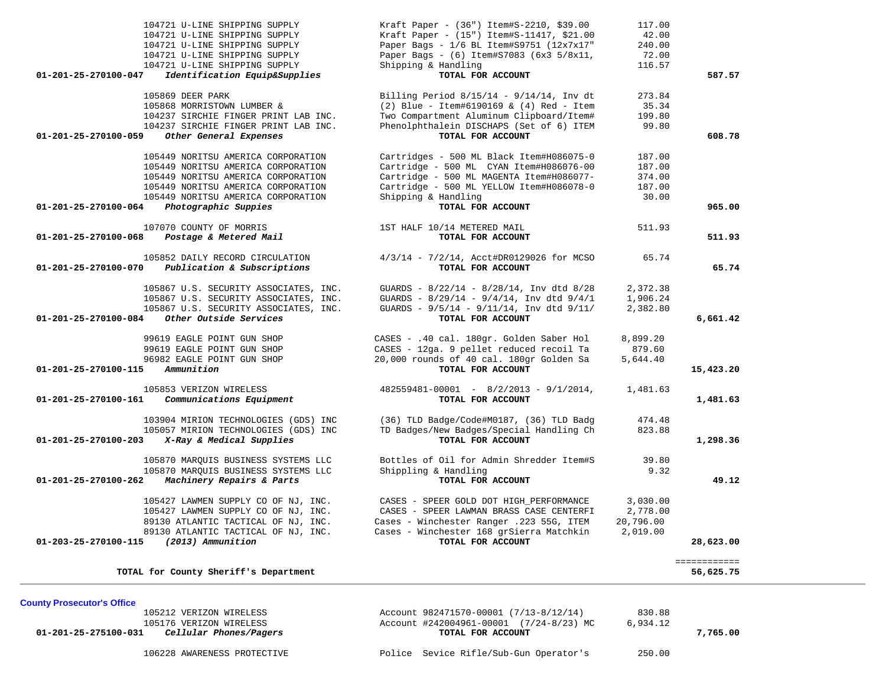| Account | Vendor / Account Name | Description | Amount | Total |
|---|---|---|---|---|
| | 104721 U-LINE SHIPPING SUPPLY | Kraft Paper - (36") Item#S-2210, $39.00 | 117.00 | |
| | 104721 U-LINE SHIPPING SUPPLY | Kraft Paper - (15") Item#S-11417, $21.00 | 42.00 | |
| | 104721 U-LINE SHIPPING SUPPLY | Paper Bags - 1/6 BL Item#S9751 (12x7x17" | 240.00 | |
| | 104721 U-LINE SHIPPING SUPPLY | Paper Bags - (6) Item#S7083 (6x3 5/8x11, | 72.00 | |
| | 104721 U-LINE SHIPPING SUPPLY | Shipping & Handling | 116.57 | |
| **01-201-25-270100-047** | ***Identification Equip&Supplies*** | **TOTAL FOR ACCOUNT** | | **587.57** |
| | 105869 DEER PARK | Billing Period 8/15/14 - 9/14/14, Inv dt | 273.84 | |
| | 105868 MORRISTOWN LUMBER & | (2) Blue - Item#6190169 & (4) Red - Item | 35.34 | |
| | 104237 SIRCHIE FINGER PRINT LAB INC. | Two Compartment Aluminum Clipboard/Item# | 199.80 | |
| | 104237 SIRCHIE FINGER PRINT LAB INC. | Phenolphthalein DISCHAPS (Set of 6) ITEM | 99.80 | |
| **01-201-25-270100-059** | ***Other General Expenses*** | **TOTAL FOR ACCOUNT** | | **608.78** |
| | 105449 NORITSU AMERICA CORPORATION | Cartridges - 500 ML Black Item#H086075-0 | 187.00 | |
| | 105449 NORITSU AMERICA CORPORATION | Cartridge - 500 ML CYAN Item#H086076-00 | 187.00 | |
| | 105449 NORITSU AMERICA CORPORATION | Cartridge - 500 ML MAGENTA Item#H086077- | 374.00 | |
| | 105449 NORITSU AMERICA CORPORATION | Cartridge - 500 ML YELLOW Item#H086078-0 | 187.00 | |
| | 105449 NORITSU AMERICA CORPORATION | Shipping & Handling | 30.00 | |
| **01-201-25-270100-064** | ***Photographic Suppies*** | **TOTAL FOR ACCOUNT** | | **965.00** |
| | 107070 COUNTY OF MORRIS | 1ST HALF 10/14 METERED MAIL | 511.93 | |
| **01-201-25-270100-068** | ***Postage & Metered Mail*** | **TOTAL FOR ACCOUNT** | | **511.93** |
| | 105852 DAILY RECORD CIRCULATION | 4/3/14 - 7/2/14, Acct#DR0129026 for MCSO | 65.74 | |
| **01-201-25-270100-070** | ***Publication & Subscriptions*** | **TOTAL FOR ACCOUNT** | | **65.74** |
| | 105867 U.S. SECURITY ASSOCIATES, INC. | GUARDS - 8/22/14 - 8/28/14, Inv dtd 8/28 | 2,372.38 | |
| | 105867 U.S. SECURITY ASSOCIATES, INC. | GUARDS - 8/29/14 - 9/4/14, Inv dtd 9/4/1 | 1,906.24 | |
| | 105867 U.S. SECURITY ASSOCIATES, INC. | GUARDS - 9/5/14 - 9/11/14, Inv dtd 9/11/ | 2,382.80 | |
| **01-201-25-270100-084** | ***Other Outside Services*** | **TOTAL FOR ACCOUNT** | | **6,661.42** |
| | 99619 EAGLE POINT GUN SHOP | CASES - .40 cal. 180gr. Golden Saber Hol | 8,899.20 | |
| | 99619 EAGLE POINT GUN SHOP | CASES - 12ga. 9 pellet reduced recoil Ta | 879.60 | |
| | 96982 EAGLE POINT GUN SHOP | 20,000 rounds of 40 cal. 180gr Golden Sa | 5,644.40 | |
| **01-201-25-270100-115** | ***Ammunition*** | **TOTAL FOR ACCOUNT** | | **15,423.20** |
| | 105853 VERIZON WIRELESS | 482559481-00001 - 8/2/2013 - 9/1/2014, | 1,481.63 | |
| **01-201-25-270100-161** | ***Communications Equipment*** | **TOTAL FOR ACCOUNT** | | **1,481.63** |
| | 103904 MIRION TECHNOLOGIES (GDS) INC | (36) TLD Badge/Code#M0187, (36) TLD Badg | 474.48 | |
| | 105057 MIRION TECHNOLOGIES (GDS) INC | TD Badges/New Badges/Special Handling Ch | 823.88 | |
| **01-201-25-270100-203** | ***X-Ray & Medical Supplies*** | **TOTAL FOR ACCOUNT** | | **1,298.36** |
| | 105870 MARQUIS BUSINESS SYSTEMS LLC | Bottles of Oil for Admin Shredder Item#S | 39.80 | |
| | 105870 MARQUIS BUSINESS SYSTEMS LLC | Shippling & Handling | 9.32 | |
| **01-201-25-270100-262** | ***Machinery Repairs & Parts*** | **TOTAL FOR ACCOUNT** | | **49.12** |
| | 105427 LAWMEN SUPPLY CO OF NJ, INC. | CASES - SPEER GOLD DOT HIGH_PERFORMANCE | 3,030.00 | |
| | 105427 LAWMEN SUPPLY CO OF NJ, INC. | CASES - SPEER LAWMAN BRASS CASE CENTERFI | 2,778.00 | |
| | 89130 ATLANTIC TACTICAL OF NJ, INC. | Cases - Winchester Ranger .223 55G, ITEM | 20,796.00 | |
| | 89130 ATLANTIC TACTICAL OF NJ, INC. | Cases - Winchester 168 grSierra Matchkin | 2,019.00 | |
| **01-203-25-270100-115** | ***(2013) Ammunition*** | **TOTAL FOR ACCOUNT** | | **28,623.00** |
| | **TOTAL for County Sheriff's Department** | | | **56,625.75** |

**County Prosecutor's Office**

| Account | Vendor / Account Name | Description | Amount | Total |
|---|---|---|---|---|
| | 105212 VERIZON WIRELESS | Account 982471570-00001 (7/13-8/12/14) | 830.88 | |
| | 105176 VERIZON WIRELESS | Account #242004961-00001 (7/24-8/23) MC | 6,934.12 | |
| **01-201-25-275100-031** | ***Cellular Phones/Pagers*** | **TOTAL FOR ACCOUNT** | | **7,765.00** |
| | 106228 AWARENESS PROTECTIVE | Police Sevice Rifle/Sub-Gun Operator's | 250.00 | |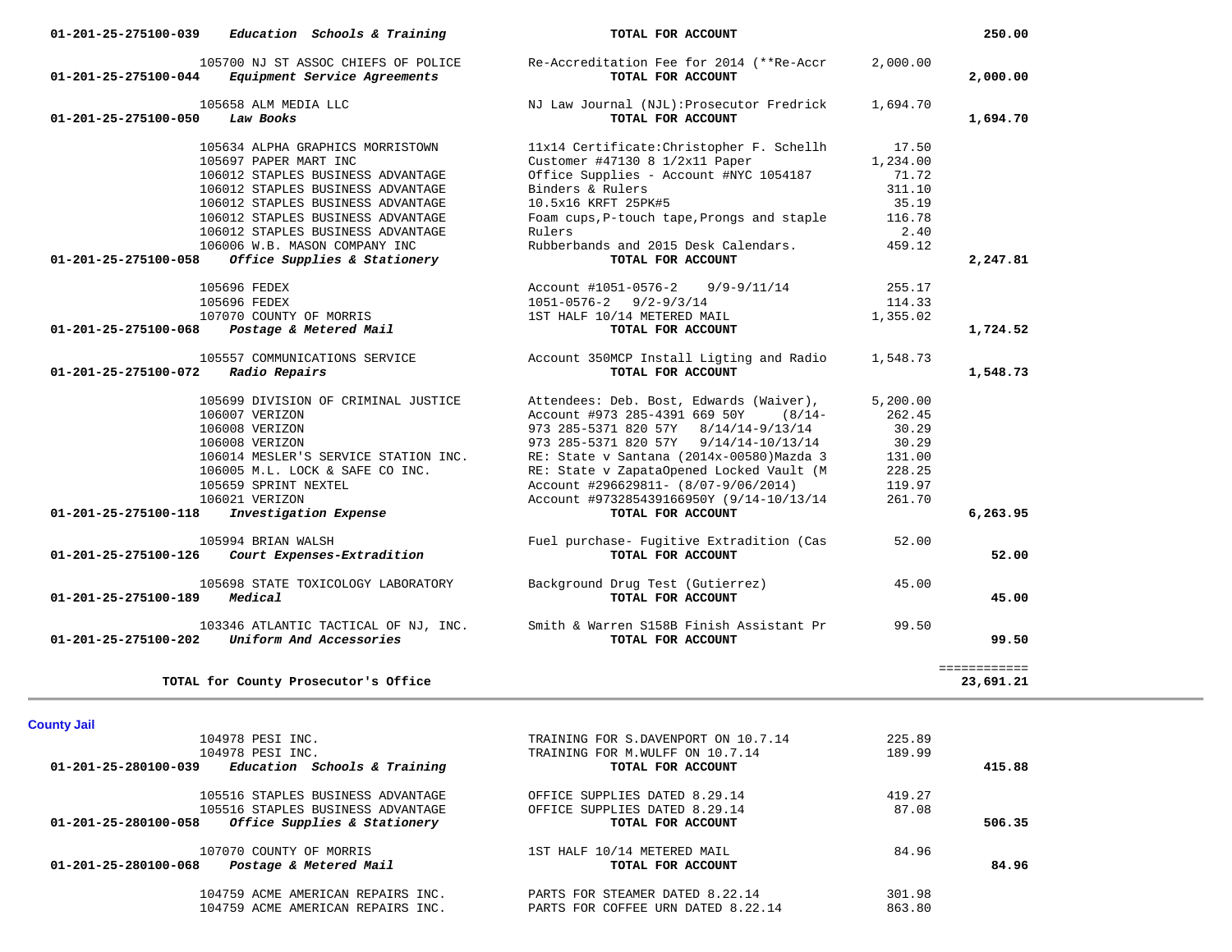| Account | Vendor / Account Name | Description | Amount | Total |
|---|---|---|---|---|
| 01-201-25-275100-039 | *Education Schools & Training* | **TOTAL FOR ACCOUNT** | | **250.00** |
| | 105700 NJ ST ASSOC CHIEFS OF POLICE | Re-Accreditation Fee for 2014 (**Re-Accr | 2,000.00 | |
| 01-201-25-275100-044 | *Equipment Service Agreements* | **TOTAL FOR ACCOUNT** | | **2,000.00** |
| | 105658 ALM MEDIA LLC | NJ Law Journal (NJL):Prosecutor Fredrick | 1,694.70 | |
| 01-201-25-275100-050 | *Law Books* | **TOTAL FOR ACCOUNT** | | **1,694.70** |
| | 105634 ALPHA GRAPHICS MORRISTOWN | 11x14 Certificate:Christopher F. Schellh | 17.50 | |
| | 105697 PAPER MART INC | Customer #47130 8 1/2x11 Paper | 1,234.00 | |
| | 106012 STAPLES BUSINESS ADVANTAGE | Office Supplies - Account #NYC 1054187 | 71.72 | |
| | 106012 STAPLES BUSINESS ADVANTAGE | Binders & Rulers | 311.10 | |
| | 106012 STAPLES BUSINESS ADVANTAGE | 10.5x16 KRFT 25PK#5 | 35.19 | |
| | 106012 STAPLES BUSINESS ADVANTAGE | Foam cups,P-touch tape,Prongs and staple | 116.78 | |
| | 106012 STAPLES BUSINESS ADVANTAGE | Rulers | 2.40 | |
| | 106006 W.B. MASON COMPANY INC | Rubberbands and 2015 Desk Calendars. | 459.12 | |
| 01-201-25-275100-058 | *Office Supplies & Stationery* | **TOTAL FOR ACCOUNT** | | **2,247.81** |
| | 105696 FEDEX | Account #1051-0576-2 9/9-9/11/14 | 255.17 | |
| | 105696 FEDEX | 1051-0576-2 9/2-9/3/14 | 114.33 | |
| | 107070 COUNTY OF MORRIS | 1ST HALF 10/14 METERED MAIL | 1,355.02 | |
| 01-201-25-275100-068 | *Postage & Metered Mail* | **TOTAL FOR ACCOUNT** | | **1,724.52** |
| | 105557 COMMUNICATIONS SERVICE | Account 350MCP Install Ligting and Radio | 1,548.73 | |
| 01-201-25-275100-072 | *Radio Repairs* | **TOTAL FOR ACCOUNT** | | **1,548.73** |
| | 105699 DIVISION OF CRIMINAL JUSTICE | Attendees: Deb. Bost, Edwards (Waiver), | 5,200.00 | |
| | 106007 VERIZON | Account #973 285-4391 669 50Y (8/14- | 262.45 | |
| | 106008 VERIZON | 973 285-5371 820 57Y 8/14/14-9/13/14 | 30.29 | |
| | 106008 VERIZON | 973 285-5371 820 57Y 9/14/14-10/13/14 | 30.29 | |
| | 106014 MESLER'S SERVICE STATION INC. | RE: State v Santana (2014x-00580)Mazda 3 | 131.00 | |
| | 106005 M.L. LOCK & SAFE CO INC. | RE: State v ZapataOpened Locked Vault (M | 228.25 | |
| | 105659 SPRINT NEXTEL | Account #296629811- (8/07-9/06/2014) | 119.97 | |
| | 106021 VERIZON | Account #973285439166950Y (9/14-10/13/14 | 261.70 | |
| 01-201-25-275100-118 | *Investigation Expense* | **TOTAL FOR ACCOUNT** | | **6,263.95** |
| | 105994 BRIAN WALSH | Fuel purchase- Fugitive Extradition (Cas | 52.00 | |
| 01-201-25-275100-126 | *Court Expenses-Extradition* | **TOTAL FOR ACCOUNT** | | **52.00** |
| | 105698 STATE TOXICOLOGY LABORATORY | Background Drug Test (Gutierrez) | 45.00 | |
| 01-201-25-275100-189 | *Medical* | **TOTAL FOR ACCOUNT** | | **45.00** |
| | 103346 ATLANTIC TACTICAL OF NJ, INC. | Smith & Warren S158B Finish Assistant Pr | 99.50 | |
| 01-201-25-275100-202 | *Uniform And Accessories* | **TOTAL FOR ACCOUNT** | | **99.50** |
| | | | | ============ |
| | **TOTAL for County Prosecutor's Office** | | | **23,691.21** |

## County Jail

| Account | Vendor / Account Name | Description | Amount | Total |
|---|---|---|---|---|
| | 104978 PESI INC. | TRAINING FOR S.DAVENPORT ON 10.7.14 | 225.89 | |
| | 104978 PESI INC. | TRAINING FOR M.WULFF ON 10.7.14 | 189.99 | |
| 01-201-25-280100-039 | *Education Schools & Training* | **TOTAL FOR ACCOUNT** | | **415.88** |
| | 105516 STAPLES BUSINESS ADVANTAGE | OFFICE SUPPLIES DATED 8.29.14 | 419.27 | |
| | 105516 STAPLES BUSINESS ADVANTAGE | OFFICE SUPPLIES DATED 8.29.14 | 87.08 | |
| 01-201-25-280100-058 | *Office Supplies & Stationery* | **TOTAL FOR ACCOUNT** | | **506.35** |
| | 107070 COUNTY OF MORRIS | 1ST HALF 10/14 METERED MAIL | 84.96 | |
| 01-201-25-280100-068 | *Postage & Metered Mail* | **TOTAL FOR ACCOUNT** | | **84.96** |
| | 104759 ACME AMERICAN REPAIRS INC. | PARTS FOR STEAMER DATED 8.22.14 | 301.98 | |
| | 104759 ACME AMERICAN REPAIRS INC. | PARTS FOR COFFEE URN DATED 8.22.14 | 863.80 | |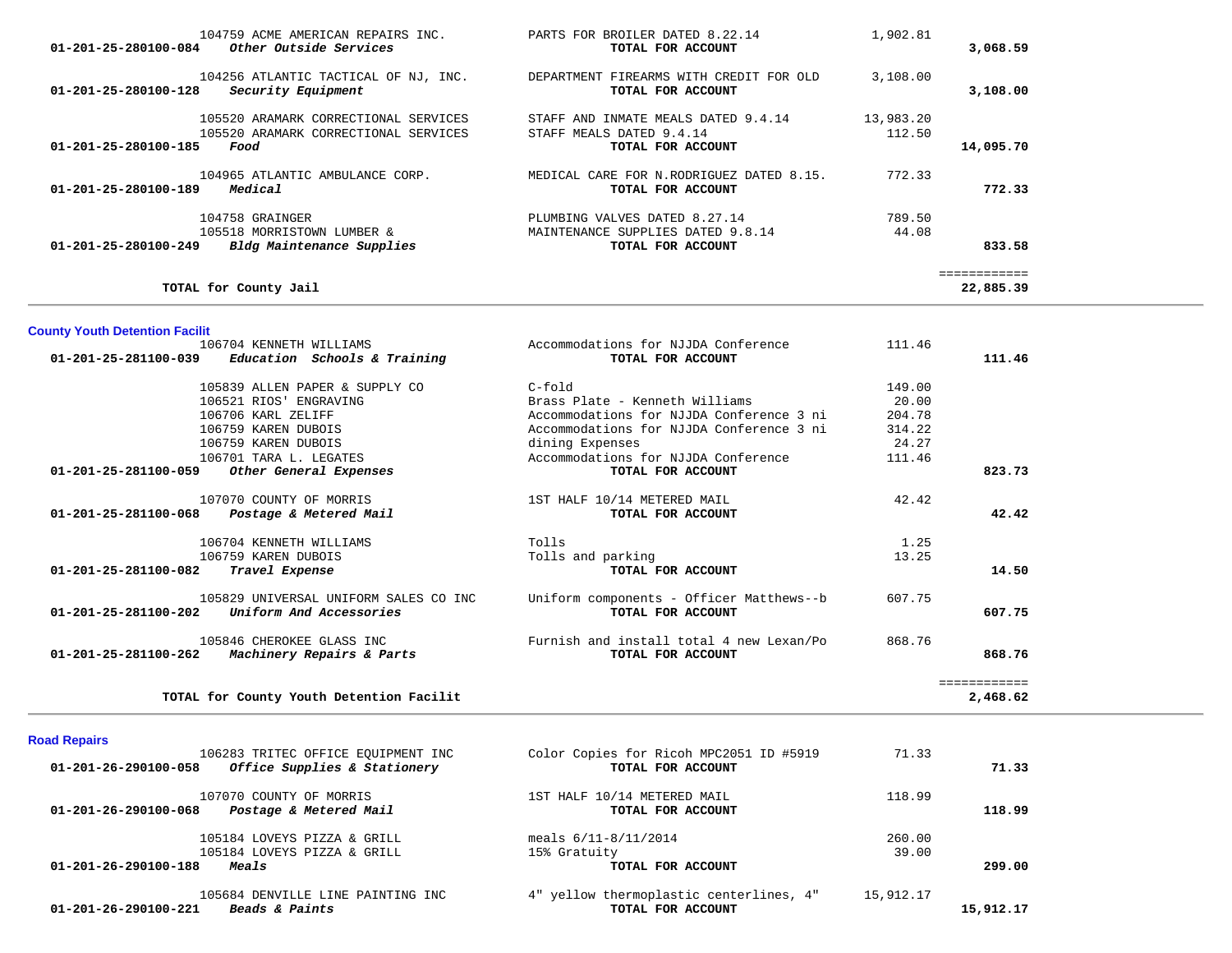| Account | Vendor / Account Name | Description | Amount | Total |
|---|---|---|---|---|
| | 104759 ACME AMERICAN REPAIRS INC. | PARTS FOR BROILER DATED 8.22.14 | 1,902.81 | |
| 01-201-25-280100-084 | ***Other Outside Services*** | **TOTAL FOR ACCOUNT** | | **3,068.59** |
| | 104256 ATLANTIC TACTICAL OF NJ, INC. | DEPARTMENT FIREARMS WITH CREDIT FOR OLD | 3,108.00 | |
| 01-201-25-280100-128 | ***Security Equipment*** | **TOTAL FOR ACCOUNT** | | **3,108.00** |
| | 105520 ARAMARK CORRECTIONAL SERVICES | STAFF AND INMATE MEALS DATED 9.4.14 | 13,983.20 | |
| | 105520 ARAMARK CORRECTIONAL SERVICES | STAFF MEALS DATED 9.4.14 | 112.50 | |
| 01-201-25-280100-185 | ***Food*** | **TOTAL FOR ACCOUNT** | | **14,095.70** |
| | 104965 ATLANTIC AMBULANCE CORP. | MEDICAL CARE FOR N.RODRIGUEZ DATED 8.15. | 772.33 | |
| 01-201-25-280100-189 | ***Medical*** | **TOTAL FOR ACCOUNT** | | **772.33** |
| | 104758 GRAINGER | PLUMBING VALVES DATED 8.27.14 | 789.50 | |
| | 105518 MORRISTOWN LUMBER & | MAINTENANCE SUPPLIES DATED 9.8.14 | 44.08 | |
| 01-201-25-280100-249 | ***Bldg Maintenance Supplies*** | **TOTAL FOR ACCOUNT** | | **833.58** |
| | | | | ============ |
| | **TOTAL for County Jail** | | | **22,885.39** |

**County Youth Detention Facilit**

| Account | Vendor / Account Name | Description | Amount | Total |
|---|---|---|---|---|
| | 106704 KENNETH WILLIAMS | Accommodations for NJJDA Conference | 111.46 | |
| 01-201-25-281100-039 | ***Education Schools & Training*** | **TOTAL FOR ACCOUNT** | | **111.46** |
| | 105839 ALLEN PAPER & SUPPLY CO | C-fold | 149.00 | |
| | 106521 RIOS' ENGRAVING | Brass Plate - Kenneth Williams | 20.00 | |
| | 106706 KARL ZELIFF | Accommodations for NJJDA Conference 3 ni | 204.78 | |
| | 106759 KAREN DUBOIS | Accommodations for NJJDA Conference 3 ni | 314.22 | |
| | 106759 KAREN DUBOIS | dining Expenses | 24.27 | |
| | 106701 TARA L. LEGATES | Accommodations for NJJDA Conference | 111.46 | |
| 01-201-25-281100-059 | ***Other General Expenses*** | **TOTAL FOR ACCOUNT** | | **823.73** |
| | 107070 COUNTY OF MORRIS | 1ST HALF 10/14 METERED MAIL | 42.42 | |
| 01-201-25-281100-068 | ***Postage & Metered Mail*** | **TOTAL FOR ACCOUNT** | | **42.42** |
| | 106704 KENNETH WILLIAMS | Tolls | 1.25 | |
| | 106759 KAREN DUBOIS | Tolls and parking | 13.25 | |
| 01-201-25-281100-082 | ***Travel Expense*** | **TOTAL FOR ACCOUNT** | | **14.50** |
| | 105829 UNIVERSAL UNIFORM SALES CO INC | Uniform components - Officer Matthews--b | 607.75 | |
| 01-201-25-281100-202 | ***Uniform And Accessories*** | **TOTAL FOR ACCOUNT** | | **607.75** |
| | 105846 CHEROKEE GLASS INC | Furnish and install total 4 new Lexan/Po | 868.76 | |
| 01-201-25-281100-262 | ***Machinery Repairs & Parts*** | **TOTAL FOR ACCOUNT** | | **868.76** |
| | | | | ============ |
| | **TOTAL for County Youth Detention Facilit** | | | **2,468.62** |

**Road Repairs**

| Account | Vendor / Account Name | Description | Amount | Total |
|---|---|---|---|---|
| | 106283 TRITEC OFFICE EQUIPMENT INC | Color Copies for Ricoh MPC2051 ID #5919 | 71.33 | |
| 01-201-26-290100-058 | ***Office Supplies & Stationery*** | **TOTAL FOR ACCOUNT** | | **71.33** |
| | 107070 COUNTY OF MORRIS | 1ST HALF 10/14 METERED MAIL | 118.99 | |
| 01-201-26-290100-068 | ***Postage & Metered Mail*** | **TOTAL FOR ACCOUNT** | | **118.99** |
| | 105184 LOVEYS PIZZA & GRILL | meals 6/11-8/11/2014 | 260.00 | |
| | 105184 LOVEYS PIZZA & GRILL | 15% Gratuity | 39.00 | |
| 01-201-26-290100-188 | ***Meals*** | **TOTAL FOR ACCOUNT** | | **299.00** |
| | 105684 DENVILLE LINE PAINTING INC | 4" yellow thermoplastic centerlines, 4" | 15,912.17 | |
| 01-201-26-290100-221 | ***Beads & Paints*** | **TOTAL FOR ACCOUNT** | | **15,912.17** |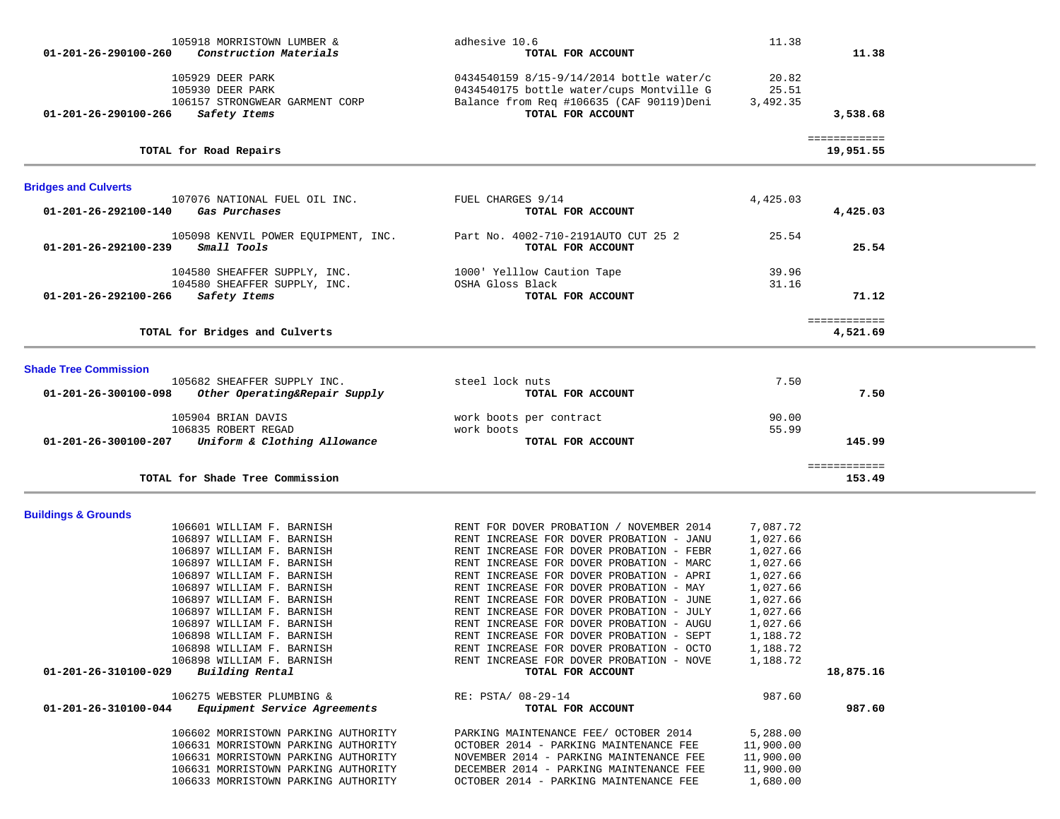| Account | Vendor / Description | Detail | Amount | Total |
|---|---|---|---|---|
| | 105918 MORRISTOWN LUMBER & | adhesive 10.6 | 11.38 | |
| 01-201-26-290100-260 | *Construction Materials* | **TOTAL FOR ACCOUNT** | | **11.38** |
| | 105929 DEER PARK | 0434540159 8/15-9/14/2014 bottle water/c | 20.82 | |
| | 105930 DEER PARK | 0434540175 bottle water/cups Montville G | 25.51 | |
| | 106157 STRONGWEAR GARMENT CORP | Balance from Req #106635 (CAF 90119)Deni | 3,492.35 | |
| 01-201-26-290100-266 | *Safety Items* | **TOTAL FOR ACCOUNT** | | **3,538.68** |
| | **TOTAL for Road Repairs** | | | **19,951.55** |

## Bridges and Culverts

| Account | Vendor / Description | Detail | Amount | Total |
|---|---|---|---|---|
| | 107076 NATIONAL FUEL OIL INC. | FUEL CHARGES 9/14 | 4,425.03 | |
| 01-201-26-292100-140 | *Gas Purchases* | **TOTAL FOR ACCOUNT** | | **4,425.03** |
| | 105098 KENVIL POWER EQUIPMENT, INC. | Part No. 4002-710-2191AUTO CUT 25 2 | 25.54 | |
| 01-201-26-292100-239 | *Small Tools* | **TOTAL FOR ACCOUNT** | | **25.54** |
| | 104580 SHEAFFER SUPPLY, INC. | 1000' Yelllow Caution Tape | 39.96 | |
| | 104580 SHEAFFER SUPPLY, INC. | OSHA Gloss Black | 31.16 | |
| 01-201-26-292100-266 | *Safety Items* | **TOTAL FOR ACCOUNT** | | **71.12** |
| | **TOTAL for Bridges and Culverts** | | | **4,521.69** |

## Shade Tree Commission

| Account | Vendor / Description | Detail | Amount | Total |
|---|---|---|---|---|
| | 105682 SHEAFFER SUPPLY INC. | steel lock nuts | 7.50 | |
| 01-201-26-300100-098 | *Other Operating&Repair Supply* | **TOTAL FOR ACCOUNT** | | **7.50** |
| | 105904 BRIAN DAVIS | work boots per contract | 90.00 | |
| | 106835 ROBERT REGAD | work boots | 55.99 | |
| 01-201-26-300100-207 | *Uniform & Clothing Allowance* | **TOTAL FOR ACCOUNT** | | **145.99** |
| | **TOTAL for Shade Tree Commission** | | | **153.49** |

## Buildings & Grounds

| Account | Vendor / Description | Detail | Amount | Total |
|---|---|---|---|---|
| | 106601 WILLIAM F. BARNISH | RENT FOR DOVER PROBATION / NOVEMBER 2014 | 7,087.72 | |
| | 106897 WILLIAM F. BARNISH | RENT INCREASE FOR DOVER PROBATION - JANU | 1,027.66 | |
| | 106897 WILLIAM F. BARNISH | RENT INCREASE FOR DOVER PROBATION - FEBR | 1,027.66 | |
| | 106897 WILLIAM F. BARNISH | RENT INCREASE FOR DOVER PROBATION - MARC | 1,027.66 | |
| | 106897 WILLIAM F. BARNISH | RENT INCREASE FOR DOVER PROBATION - APRI | 1,027.66 | |
| | 106897 WILLIAM F. BARNISH | RENT INCREASE FOR DOVER PROBATION - MAY | 1,027.66 | |
| | 106897 WILLIAM F. BARNISH | RENT INCREASE FOR DOVER PROBATION - JUNE | 1,027.66 | |
| | 106897 WILLIAM F. BARNISH | RENT INCREASE FOR DOVER PROBATION - JULY | 1,027.66 | |
| | 106897 WILLIAM F. BARNISH | RENT INCREASE FOR DOVER PROBATION - AUGU | 1,027.66 | |
| | 106898 WILLIAM F. BARNISH | RENT INCREASE FOR DOVER PROBATION - SEPT | 1,188.72 | |
| | 106898 WILLIAM F. BARNISH | RENT INCREASE FOR DOVER PROBATION - OCTO | 1,188.72 | |
| | 106898 WILLIAM F. BARNISH | RENT INCREASE FOR DOVER PROBATION - NOVE | 1,188.72 | |
| 01-201-26-310100-029 | *Building Rental* | **TOTAL FOR ACCOUNT** | | **18,875.16** |
| | 106275 WEBSTER PLUMBING & | RE: PSTA/ 08-29-14 | 987.60 | |
| 01-201-26-310100-044 | *Equipment Service Agreements* | **TOTAL FOR ACCOUNT** | | **987.60** |
| | 106602 MORRISTOWN PARKING AUTHORITY | PARKING MAINTENANCE FEE/ OCTOBER 2014 | 5,288.00 | |
| | 106631 MORRISTOWN PARKING AUTHORITY | OCTOBER 2014 - PARKING MAINTENANCE FEE | 11,900.00 | |
| | 106631 MORRISTOWN PARKING AUTHORITY | NOVEMBER 2014 - PARKING MAINTENANCE FEE | 11,900.00 | |
| | 106631 MORRISTOWN PARKING AUTHORITY | DECEMBER 2014 - PARKING MAINTENANCE FEE | 11,900.00 | |
| | 106633 MORRISTOWN PARKING AUTHORITY | OCTOBER 2014 - PARKING MAINTENANCE FEE | 1,680.00 | |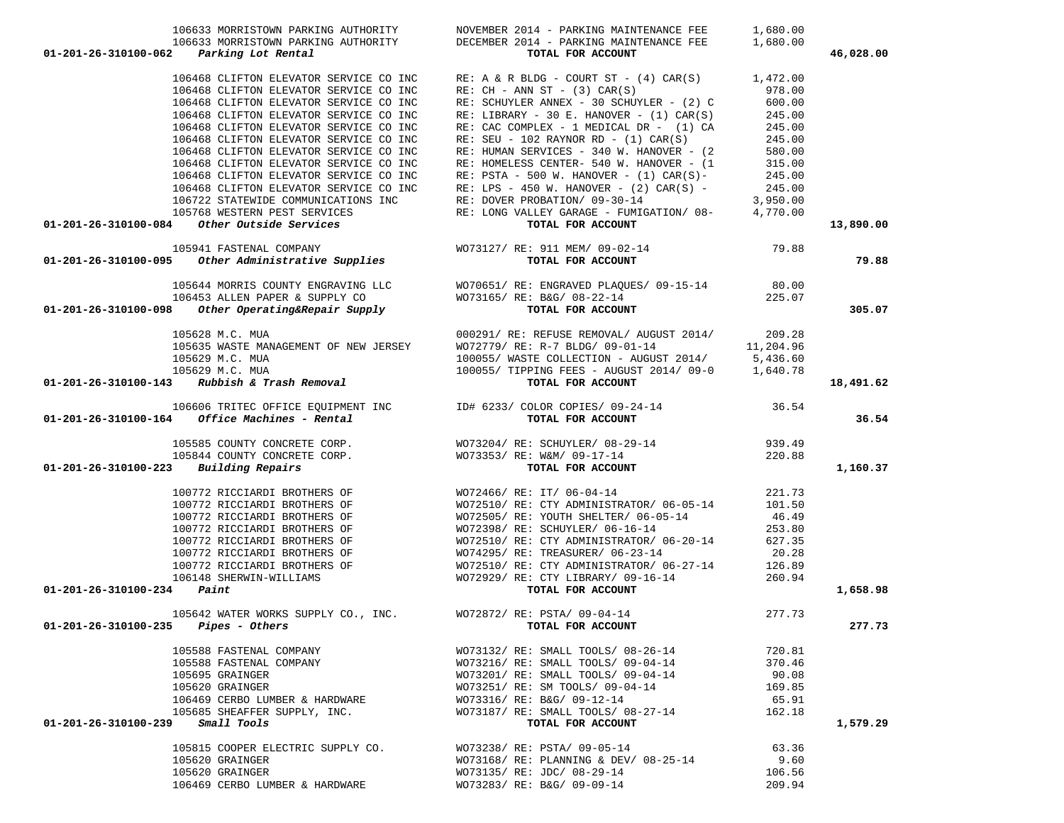| Account | Vendor | Description | Amount | Total |
|---|---|---|---|---|
| | 106633 MORRISTOWN PARKING AUTHORITY | NOVEMBER 2014 - PARKING MAINTENANCE FEE | 1,680.00 | |
| | 106633 MORRISTOWN PARKING AUTHORITY | DECEMBER 2014 - PARKING MAINTENANCE FEE | 1,680.00 | |
| 01-201-26-310100-062 *Parking Lot Rental* | | TOTAL FOR ACCOUNT | | 46,028.00 |
| | 106468 CLIFTON ELEVATOR SERVICE CO INC | RE: A & R BLDG - COURT ST - (4) CAR(S) | 1,472.00 | |
| | 106468 CLIFTON ELEVATOR SERVICE CO INC | RE: CH - ANN ST - (3) CAR(S) | 978.00 | |
| | 106468 CLIFTON ELEVATOR SERVICE CO INC | RE: SCHUYLER ANNEX - 30 SCHUYLER - (2) C | 600.00 | |
| | 106468 CLIFTON ELEVATOR SERVICE CO INC | RE: LIBRARY - 30 E. HANOVER - (1) CAR(S) | 245.00 | |
| | 106468 CLIFTON ELEVATOR SERVICE CO INC | RE: CAC COMPLEX - 1 MEDICAL DR - (1) CA | 245.00 | |
| | 106468 CLIFTON ELEVATOR SERVICE CO INC | RE: SEU - 102 RAYNOR RD - (1) CAR(S) | 245.00 | |
| | 106468 CLIFTON ELEVATOR SERVICE CO INC | RE: HUMAN SERVICES - 340 W. HANOVER - (2 | 580.00 | |
| | 106468 CLIFTON ELEVATOR SERVICE CO INC | RE: HOMELESS CENTER- 540 W. HANOVER - (1 | 315.00 | |
| | 106468 CLIFTON ELEVATOR SERVICE CO INC | RE: PSTA - 500 W. HANOVER - (1) CAR(S)- | 245.00 | |
| | 106468 CLIFTON ELEVATOR SERVICE CO INC | RE: LPS - 450 W. HANOVER - (2) CAR(S) - | 245.00 | |
| | 106722 STATEWIDE COMMUNICATIONS INC | RE: DOVER PROBATION/ 09-30-14 | 3,950.00 | |
| | 105768 WESTERN PEST SERVICES | RE: LONG VALLEY GARAGE - FUMIGATION/ 08- | 4,770.00 | |
| 01-201-26-310100-084 *Other Outside Services* | | TOTAL FOR ACCOUNT | | 13,890.00 |
| | 105941 FASTENAL COMPANY | WO73127/ RE: 911 MEM/ 09-02-14 | 79.88 | |
| 01-201-26-310100-095 *Other Administrative Supplies* | | TOTAL FOR ACCOUNT | | 79.88 |
| | 105644 MORRIS COUNTY ENGRAVING LLC | WO70651/ RE: ENGRAVED PLAQUES/ 09-15-14 | 80.00 | |
| | 106453 ALLEN PAPER & SUPPLY CO | WO73165/ RE: B&G/ 08-22-14 | 225.07 | |
| 01-201-26-310100-098 *Other Operating&Repair Supply* | | TOTAL FOR ACCOUNT | | 305.07 |
| | 105628 M.C. MUA | 000291/ RE: REFUSE REMOVAL/ AUGUST 2014/ | 209.28 | |
| | 105635 WASTE MANAGEMENT OF NEW JERSEY | WO72779/ RE: R-7 BLDG/ 09-01-14 | 11,204.96 | |
| | 105629 M.C. MUA | 100055/ WASTE COLLECTION - AUGUST 2014/ | 5,436.60 | |
| | 105629 M.C. MUA | 100055/ TIPPING FEES - AUGUST 2014/ 09-0 | 1,640.78 | |
| 01-201-26-310100-143 *Rubbish & Trash Removal* | | TOTAL FOR ACCOUNT | | 18,491.62 |
| | 106606 TRITEC OFFICE EQUIPMENT INC | ID# 6233/ COLOR COPIES/ 09-24-14 | 36.54 | |
| 01-201-26-310100-164 *Office Machines - Rental* | | TOTAL FOR ACCOUNT | | 36.54 |
| | 105585 COUNTY CONCRETE CORP. | WO73204/ RE: SCHUYLER/ 08-29-14 | 939.49 | |
| | 105844 COUNTY CONCRETE CORP. | WO73353/ RE: W&M/ 09-17-14 | 220.88 | |
| 01-201-26-310100-223 *Building Repairs* | | TOTAL FOR ACCOUNT | | 1,160.37 |
| | 100772 RICCIARDI BROTHERS OF | WO72466/ RE: IT/ 06-04-14 | 221.73 | |
| | 100772 RICCIARDI BROTHERS OF | WO72510/ RE: CTY ADMINISTRATOR/ 06-05-14 | 101.50 | |
| | 100772 RICCIARDI BROTHERS OF | WO72505/ RE: YOUTH SHELTER/ 06-05-14 | 46.49 | |
| | 100772 RICCIARDI BROTHERS OF | WO72398/ RE: SCHUYLER/ 06-16-14 | 253.80 | |
| | 100772 RICCIARDI BROTHERS OF | WO72510/ RE: CTY ADMINISTRATOR/ 06-20-14 | 627.35 | |
| | 100772 RICCIARDI BROTHERS OF | WO74295/ RE: TREASURER/ 06-23-14 | 20.28 | |
| | 100772 RICCIARDI BROTHERS OF | WO72510/ RE: CTY ADMINISTRATOR/ 06-27-14 | 126.89 | |
| | 106148 SHERWIN-WILLIAMS | WO72929/ RE: CTY LIBRARY/ 09-16-14 | 260.94 | |
| 01-201-26-310100-234 *Paint* | | TOTAL FOR ACCOUNT | | 1,658.98 |
| | 105642 WATER WORKS SUPPLY CO., INC. | WO72872/ RE: PSTA/ 09-04-14 | 277.73 | |
| 01-201-26-310100-235 *Pipes - Others* | | TOTAL FOR ACCOUNT | | 277.73 |
| | 105588 FASTENAL COMPANY | WO73132/ RE: SMALL TOOLS/ 08-26-14 | 720.81 | |
| | 105588 FASTENAL COMPANY | WO73216/ RE: SMALL TOOLS/ 09-04-14 | 370.46 | |
| | 105695 GRAINGER | WO73201/ RE: SMALL TOOLS/ 09-04-14 | 90.08 | |
| | 105620 GRAINGER | WO73251/ RE: SM TOOLS/ 09-04-14 | 169.85 | |
| | 106469 CERBO LUMBER & HARDWARE | WO73316/ RE: B&G/ 09-12-14 | 65.91 | |
| | 105685 SHEAFFER SUPPLY, INC. | WO73187/ RE: SMALL TOOLS/ 08-27-14 | 162.18 | |
| 01-201-26-310100-239 *Small Tools* | | TOTAL FOR ACCOUNT | | 1,579.29 |
| | 105815 COOPER ELECTRIC SUPPLY CO. | WO73238/ RE: PSTA/ 09-05-14 | 63.36 | |
| | 105620 GRAINGER | WO73168/ RE: PLANNING & DEV/ 08-25-14 | 9.60 | |
| | 105620 GRAINGER | WO73135/ RE: JDC/ 08-29-14 | 106.56 | |
| | 106469 CERBO LUMBER & HARDWARE | WO73283/ RE: B&G/ 09-09-14 | 209.94 | |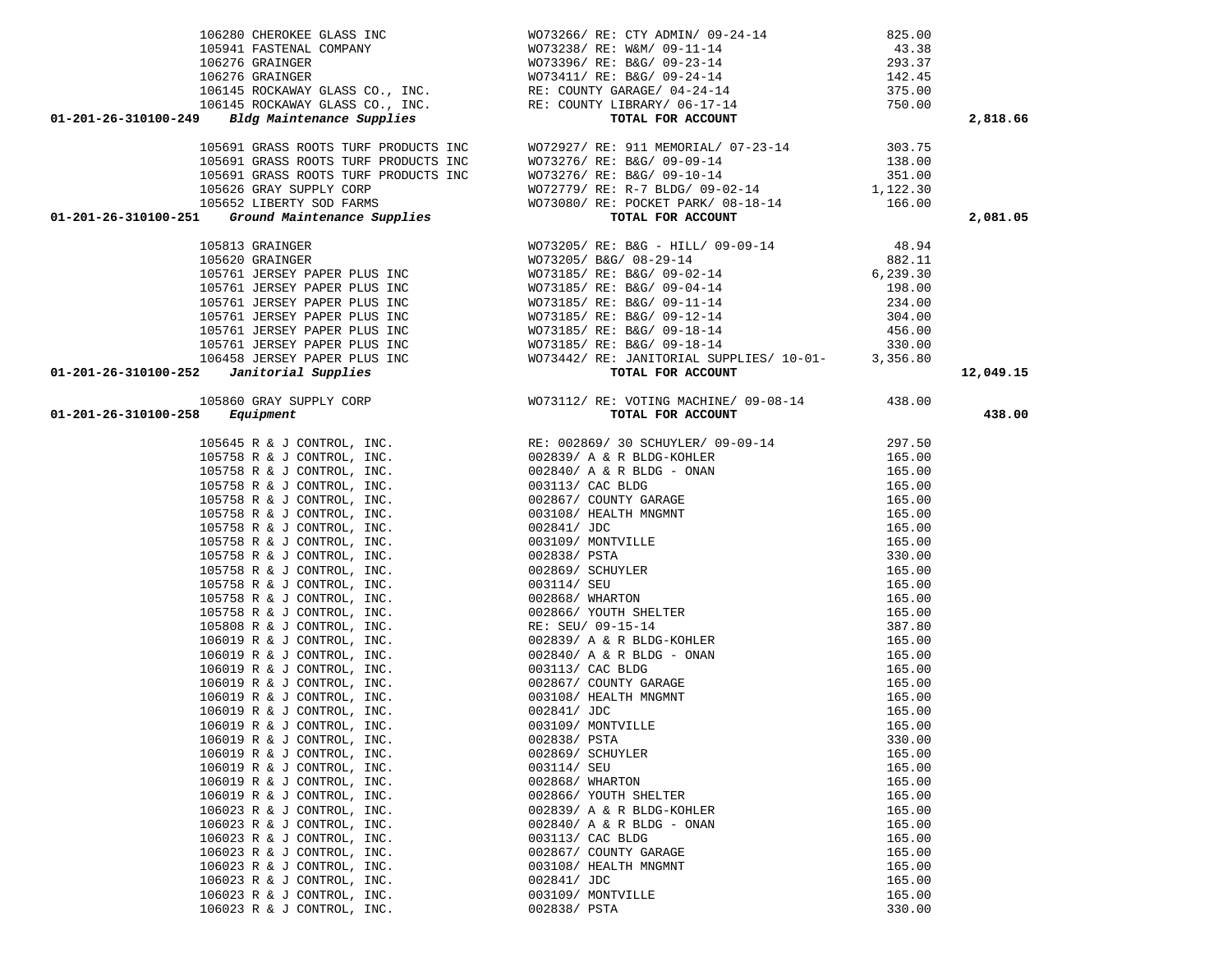| Account | Vendor | Description | Amount | Total |
|---|---|---|---|---|
| | 106280 CHEROKEE GLASS INC | WO73266/ RE: CTY ADMIN/ 09-24-14 | 825.00 | |
| | 105941 FASTENAL COMPANY | WO73238/ RE: W&M/ 09-11-14 | 43.38 | |
| | 106276 GRAINGER | WO73396/ RE: B&G/ 09-23-14 | 293.37 | |
| | 106276 GRAINGER | WO73411/ RE: B&G/ 09-24-14 | 142.45 | |
| | 106145 ROCKAWAY GLASS CO., INC. | RE: COUNTY GARAGE/ 04-24-14 | 375.00 | |
| | 106145 ROCKAWAY GLASS CO., INC. | RE: COUNTY LIBRARY/ 06-17-14 | 750.00 | |
| **01-201-26-310100-249** *Bldg Maintenance Supplies* | | **TOTAL FOR ACCOUNT** | | **2,818.66** |
| | 105691 GRASS ROOTS TURF PRODUCTS INC | WO72927/ RE: 911 MEMORIAL/ 07-23-14 | 303.75 | |
| | 105691 GRASS ROOTS TURF PRODUCTS INC | WO73276/ RE: B&G/ 09-09-14 | 138.00 | |
| | 105691 GRASS ROOTS TURF PRODUCTS INC | WO73276/ RE: B&G/ 09-10-14 | 351.00 | |
| | 105626 GRAY SUPPLY CORP | WO72779/ RE: R-7 BLDG/ 09-02-14 | 1,122.30 | |
| | 105652 LIBERTY SOD FARMS | WO73080/ RE: POCKET PARK/ 08-18-14 | 166.00 | |
| **01-201-26-310100-251** *Ground Maintenance Supplies* | | **TOTAL FOR ACCOUNT** | | **2,081.05** |
| | 105813 GRAINGER | WO73205/ RE: B&G - HILL/ 09-09-14 | 48.94 | |
| | 105620 GRAINGER | WO73205/ B&G/ 08-29-14 | 882.11 | |
| | 105761 JERSEY PAPER PLUS INC | WO73185/ RE: B&G/ 09-02-14 | 6,239.30 | |
| | 105761 JERSEY PAPER PLUS INC | WO73185/ RE: B&G/ 09-04-14 | 198.00 | |
| | 105761 JERSEY PAPER PLUS INC | WO73185/ RE: B&G/ 09-11-14 | 234.00 | |
| | 105761 JERSEY PAPER PLUS INC | WO73185/ RE: B&G/ 09-12-14 | 304.00 | |
| | 105761 JERSEY PAPER PLUS INC | WO73185/ RE: B&G/ 09-18-14 | 456.00 | |
| | 105761 JERSEY PAPER PLUS INC | WO73185/ RE: B&G/ 09-18-14 | 330.00 | |
| | 106458 JERSEY PAPER PLUS INC | WO73442/ RE: JANITORIAL SUPPLIES/ 10-01- | 3,356.80 | |
| **01-201-26-310100-252** *Janitorial Supplies* | | **TOTAL FOR ACCOUNT** | | **12,049.15** |
| | 105860 GRAY SUPPLY CORP | WO73112/ RE: VOTING MACHINE/ 09-08-14 | 438.00 | |
| **01-201-26-310100-258** *Equipment* | | **TOTAL FOR ACCOUNT** | | **438.00** |
| | 105645 R & J CONTROL, INC. | RE: 002869/ 30 SCHUYLER/ 09-09-14 | 297.50 | |
| | 105758 R & J CONTROL, INC. | 002839/ A & R BLDG-KOHLER | 165.00 | |
| | 105758 R & J CONTROL, INC. | 002840/ A & R BLDG - ONAN | 165.00 | |
| | 105758 R & J CONTROL, INC. | 003113/ CAC BLDG | 165.00 | |
| | 105758 R & J CONTROL, INC. | 002867/ COUNTY GARAGE | 165.00 | |
| | 105758 R & J CONTROL, INC. | 003108/ HEALTH MNGMNT | 165.00 | |
| | 105758 R & J CONTROL, INC. | 002841/ JDC | 165.00 | |
| | 105758 R & J CONTROL, INC. | 003109/ MONTVILLE | 165.00 | |
| | 105758 R & J CONTROL, INC. | 002838/ PSTA | 330.00 | |
| | 105758 R & J CONTROL, INC. | 002869/ SCHUYLER | 165.00 | |
| | 105758 R & J CONTROL, INC. | 003114/ SEU | 165.00 | |
| | 105758 R & J CONTROL, INC. | 002868/ WHARTON | 165.00 | |
| | 105758 R & J CONTROL, INC. | 002866/ YOUTH SHELTER | 165.00 | |
| | 105808 R & J CONTROL, INC. | RE: SEU/ 09-15-14 | 387.80 | |
| | 106019 R & J CONTROL, INC. | 002839/ A & R BLDG-KOHLER | 165.00 | |
| | 106019 R & J CONTROL, INC. | 002840/ A & R BLDG - ONAN | 165.00 | |
| | 106019 R & J CONTROL, INC. | 003113/ CAC BLDG | 165.00 | |
| | 106019 R & J CONTROL, INC. | 002867/ COUNTY GARAGE | 165.00 | |
| | 106019 R & J CONTROL, INC. | 003108/ HEALTH MNGMNT | 165.00 | |
| | 106019 R & J CONTROL, INC. | 002841/ JDC | 165.00 | |
| | 106019 R & J CONTROL, INC. | 003109/ MONTVILLE | 165.00 | |
| | 106019 R & J CONTROL, INC. | 002838/ PSTA | 330.00 | |
| | 106019 R & J CONTROL, INC. | 002869/ SCHUYLER | 165.00 | |
| | 106019 R & J CONTROL, INC. | 003114/ SEU | 165.00 | |
| | 106019 R & J CONTROL, INC. | 002868/ WHARTON | 165.00 | |
| | 106019 R & J CONTROL, INC. | 002866/ YOUTH SHELTER | 165.00 | |
| | 106023 R & J CONTROL, INC. | 002839/ A & R BLDG-KOHLER | 165.00 | |
| | 106023 R & J CONTROL, INC. | 002840/ A & R BLDG - ONAN | 165.00 | |
| | 106023 R & J CONTROL, INC. | 003113/ CAC BLDG | 165.00 | |
| | 106023 R & J CONTROL, INC. | 002867/ COUNTY GARAGE | 165.00 | |
| | 106023 R & J CONTROL, INC. | 003108/ HEALTH MNGMNT | 165.00 | |
| | 106023 R & J CONTROL, INC. | 002841/ JDC | 165.00 | |
| | 106023 R & J CONTROL, INC. | 003109/ MONTVILLE | 165.00 | |
| | 106023 R & J CONTROL, INC. | 002838/ PSTA | 330.00 | |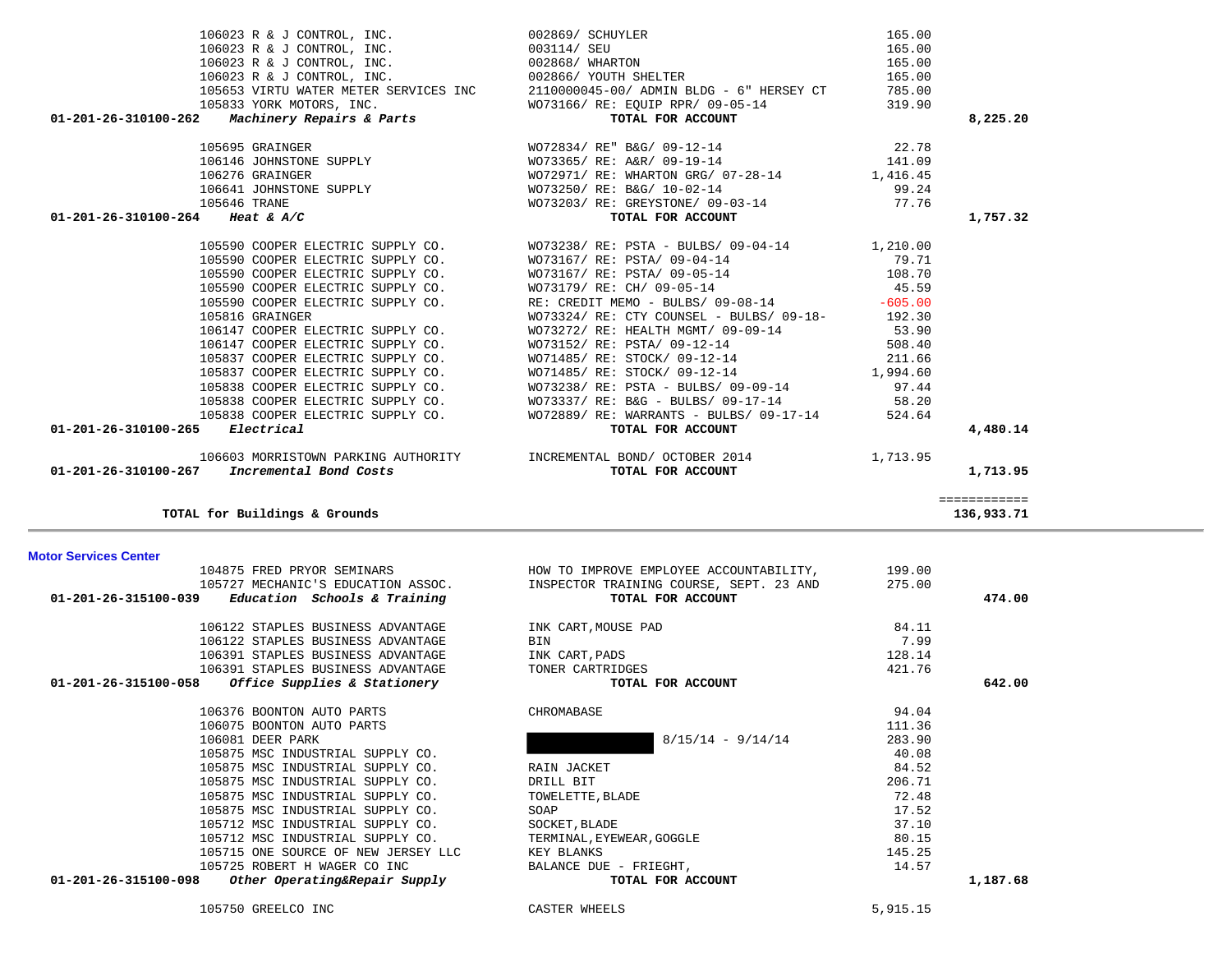| Account | Vendor | Description | Amount | Total |
|---|---|---|---|---|
| | 106023 R & J CONTROL, INC. | 002869/ SCHUYLER | 165.00 | |
| | 106023 R & J CONTROL, INC. | 003114/ SEU | 165.00 | |
| | 106023 R & J CONTROL, INC. | 002868/ WHARTON | 165.00 | |
| | 106023 R & J CONTROL, INC. | 002866/ YOUTH SHELTER | 165.00 | |
| | 105653 VIRTU WATER METER SERVICES INC | 2110000045-00/ ADMIN BLDG - 6" HERSEY CT | 785.00 | |
| | 105833 YORK MOTORS, INC. | WO73166/ RE: EQUIP RPR/ 09-05-14 | 319.90 | |
| **01-201-26-310100-262** | ***Machinery Repairs & Parts*** | **TOTAL FOR ACCOUNT** | | **8,225.20** |
| | 105695 GRAINGER | WO72834/ RE" B&G/ 09-12-14 | 22.78 | |
| | 106146 JOHNSTONE SUPPLY | WO73365/ RE: A&R/ 09-19-14 | 141.09 | |
| | 106276 GRAINGER | WO72971/ RE: WHARTON GRG/ 07-28-14 | 1,416.45 | |
| | 106641 JOHNSTONE SUPPLY | WO73250/ RE: B&G/ 10-02-14 | 99.24 | |
| | 105646 TRANE | WO73203/ RE: GREYSTONE/ 09-03-14 | 77.76 | |
| **01-201-26-310100-264** | ***Heat & A/C*** | **TOTAL FOR ACCOUNT** | | **1,757.32** |
| | 105590 COOPER ELECTRIC SUPPLY CO. | WO73238/ RE: PSTA - BULBS/ 09-04-14 | 1,210.00 | |
| | 105590 COOPER ELECTRIC SUPPLY CO. | WO73167/ RE: PSTA/ 09-04-14 | 79.71 | |
| | 105590 COOPER ELECTRIC SUPPLY CO. | WO73167/ RE: PSTA/ 09-05-14 | 108.70 | |
| | 105590 COOPER ELECTRIC SUPPLY CO. | WO73179/ RE: CH/ 09-05-14 | 45.59 | |
| | 105590 COOPER ELECTRIC SUPPLY CO. | RE: CREDIT MEMO - BULBS/ 09-08-14 | -605.00 | |
| | 105816 GRAINGER | WO73324/ RE: CTY COUNSEL - BULBS/ 09-18- | 192.30 | |
| | 106147 COOPER ELECTRIC SUPPLY CO. | WO73272/ RE: HEALTH MGMT/ 09-09-14 | 53.90 | |
| | 106147 COOPER ELECTRIC SUPPLY CO. | WO73152/ RE: PSTA/ 09-12-14 | 508.40 | |
| | 105837 COOPER ELECTRIC SUPPLY CO. | WO71485/ RE: STOCK/ 09-12-14 | 211.66 | |
| | 105837 COOPER ELECTRIC SUPPLY CO. | WO71485/ RE: STOCK/ 09-12-14 | 1,994.60 | |
| | 105838 COOPER ELECTRIC SUPPLY CO. | WO73238/ RE: PSTA - BULBS/ 09-09-14 | 97.44 | |
| | 105838 COOPER ELECTRIC SUPPLY CO. | WO73337/ RE: B&G - BULBS/ 09-17-14 | 58.20 | |
| | 105838 COOPER ELECTRIC SUPPLY CO. | WO72889/ RE: WARRANTS - BULBS/ 09-17-14 | 524.64 | |
| **01-201-26-310100-265** | ***Electrical*** | **TOTAL FOR ACCOUNT** | | **4,480.14** |
| | 106603 MORRISTOWN PARKING AUTHORITY | INCREMENTAL BOND/ OCTOBER 2014 | 1,713.95 | |
| **01-201-26-310100-267** | ***Incremental Bond Costs*** | **TOTAL FOR ACCOUNT** | | **1,713.95** |
| | | | | ============ |
| | **TOTAL for Buildings & Grounds** | | | **136,933.71** |

**Motor Services Center**

| Account | Vendor | Description | Amount | Total |
|---|---|---|---|---|
| | 104875 FRED PRYOR SEMINARS | HOW TO IMPROVE EMPLOYEE ACCOUNTABILITY, | 199.00 | |
| | 105727 MECHANIC'S EDUCATION ASSOC. | INSPECTOR TRAINING COURSE, SEPT. 23 AND | 275.00 | |
| **01-201-26-315100-039** | ***Education Schools & Training*** | **TOTAL FOR ACCOUNT** | | **474.00** |
| | 106122 STAPLES BUSINESS ADVANTAGE | INK CART,MOUSE PAD | 84.11 | |
| | 106122 STAPLES BUSINESS ADVANTAGE | BIN | 7.99 | |
| | 106391 STAPLES BUSINESS ADVANTAGE | INK CART,PADS | 128.14 | |
| | 106391 STAPLES BUSINESS ADVANTAGE | TONER CARTRIDGES | 421.76 | |
| **01-201-26-315100-058** | ***Office Supplies & Stationery*** | **TOTAL FOR ACCOUNT** | | **642.00** |
| | 106376 BOONTON AUTO PARTS | CHROMABASE | 94.04 | |
| | 106075 BOONTON AUTO PARTS | | 111.36 | |
| | 106081 DEER PARK | [REDACTED] 8/15/14 - 9/14/14 | 283.90 | |
| | 105875 MSC INDUSTRIAL SUPPLY CO. | | 40.08 | |
| | 105875 MSC INDUSTRIAL SUPPLY CO. | RAIN JACKET | 84.52 | |
| | 105875 MSC INDUSTRIAL SUPPLY CO. | DRILL BIT | 206.71 | |
| | 105875 MSC INDUSTRIAL SUPPLY CO. | TOWELETTE,BLADE | 72.48 | |
| | 105875 MSC INDUSTRIAL SUPPLY CO. | SOAP | 17.52 | |
| | 105712 MSC INDUSTRIAL SUPPLY CO. | SOCKET,BLADE | 37.10 | |
| | 105712 MSC INDUSTRIAL SUPPLY CO. | TERMINAL,EYEWEAR,GOGGLE | 80.15 | |
| | 105715 ONE SOURCE OF NEW JERSEY LLC | KEY BLANKS | 145.25 | |
| | 105725 ROBERT H WAGER CO INC | BALANCE DUE - FRIEGHT, | 14.57 | |
| **01-201-26-315100-098** | ***Other Operating&Repair Supply*** | **TOTAL FOR ACCOUNT** | | **1,187.68** |
| | 105750 GREELCO INC | CASTER WHEELS | 5,915.15 | |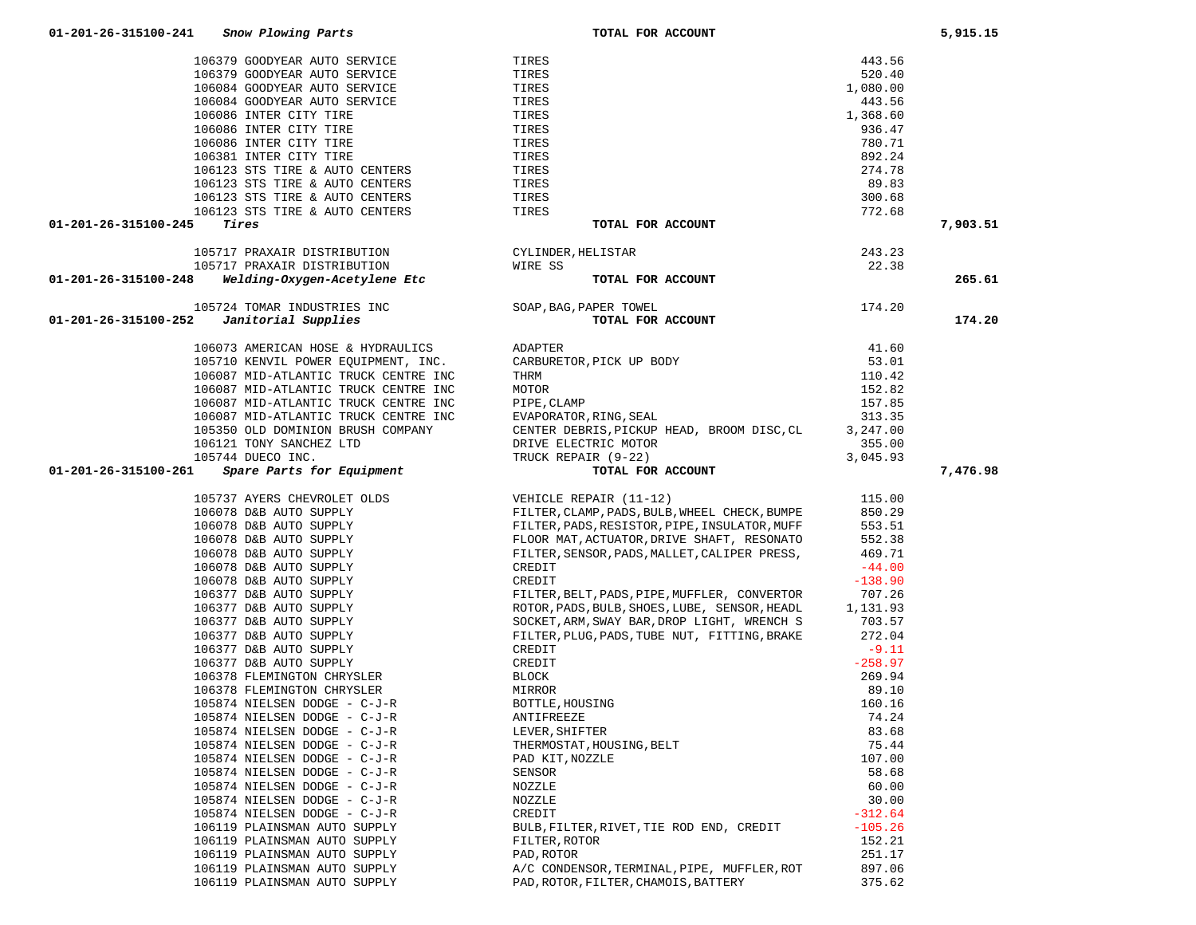| Account / PO | Vendor | Description | Amount | Total |
|---|---|---|---|---|
| **01-201-26-315100-241** | ***Snow Plowing Parts*** | **TOTAL FOR ACCOUNT** | | **5,915.15** |
| 106379 | GOODYEAR AUTO SERVICE | TIRES | 443.56 | |
| 106379 | GOODYEAR AUTO SERVICE | TIRES | 520.40 | |
| 106084 | GOODYEAR AUTO SERVICE | TIRES | 1,080.00 | |
| 106084 | GOODYEAR AUTO SERVICE | TIRES | 443.56 | |
| 106086 | INTER CITY TIRE | TIRES | 1,368.60 | |
| 106086 | INTER CITY TIRE | TIRES | 936.47 | |
| 106086 | INTER CITY TIRE | TIRES | 780.71 | |
| 106381 | INTER CITY TIRE | TIRES | 892.24 | |
| 106123 | STS TIRE & AUTO CENTERS | TIRES | 274.78 | |
| 106123 | STS TIRE & AUTO CENTERS | TIRES | 89.83 | |
| 106123 | STS TIRE & AUTO CENTERS | TIRES | 300.68 | |
| 106123 | STS TIRE & AUTO CENTERS | TIRES | 772.68 | |
| **01-201-26-315100-245** | ***Tires*** | **TOTAL FOR ACCOUNT** | | **7,903.51** |
| 105717 | PRAXAIR DISTRIBUTION | CYLINDER,HELISTAR | 243.23 | |
| 105717 | PRAXAIR DISTRIBUTION | WIRE SS | 22.38 | |
| **01-201-26-315100-248** | ***Welding-Oxygen-Acetylene Etc*** | **TOTAL FOR ACCOUNT** | | **265.61** |
| 105724 | TOMAR INDUSTRIES INC | SOAP,BAG,PAPER TOWEL | 174.20 | |
| **01-201-26-315100-252** | ***Janitorial Supplies*** | **TOTAL FOR ACCOUNT** | | **174.20** |
| 106073 | AMERICAN HOSE & HYDRAULICS | ADAPTER | 41.60 | |
| 105710 | KENVIL POWER EQUIPMENT, INC. | CARBURETOR,PICK UP BODY | 53.01 | |
| 106087 | MID-ATLANTIC TRUCK CENTRE INC | THRM | 110.42 | |
| 106087 | MID-ATLANTIC TRUCK CENTRE INC | MOTOR | 152.82 | |
| 106087 | MID-ATLANTIC TRUCK CENTRE INC | PIPE,CLAMP | 157.85 | |
| 106087 | MID-ATLANTIC TRUCK CENTRE INC | EVAPORATOR,RING,SEAL | 313.35 | |
| 105350 | OLD DOMINION BRUSH COMPANY | CENTER DEBRIS,PICKUP HEAD, BROOM DISC,CL | 3,247.00 | |
| 106121 | TONY SANCHEZ LTD | DRIVE ELECTRIC MOTOR | 355.00 | |
| 105744 | DUECO INC. | TRUCK REPAIR (9-22) | 3,045.93 | |
| **01-201-26-315100-261** | ***Spare Parts for Equipment*** | **TOTAL FOR ACCOUNT** | | **7,476.98** |
| 105737 | AYERS CHEVROLET OLDS | VEHICLE REPAIR (11-12) | 115.00 | |
| 106078 | D&B AUTO SUPPLY | FILTER,CLAMP,PADS,BULB,WHEEL CHECK,BUMPE | 850.29 | |
| 106078 | D&B AUTO SUPPLY | FILTER,PADS,RESISTOR,PIPE,INSULATOR,MUFF | 553.51 | |
| 106078 | D&B AUTO SUPPLY | FLOOR MAT,ACTUATOR,DRIVE SHAFT, RESONATO | 552.38 | |
| 106078 | D&B AUTO SUPPLY | FILTER,SENSOR,PADS,MALLET,CALIPER PRESS, | 469.71 | |
| 106078 | D&B AUTO SUPPLY | CREDIT | -44.00 | |
| 106078 | D&B AUTO SUPPLY | CREDIT | -138.90 | |
| 106377 | D&B AUTO SUPPLY | FILTER,BELT,PADS,PIPE,MUFFLER, CONVERTOR | 707.26 | |
| 106377 | D&B AUTO SUPPLY | ROTOR,PADS,BULB,SHOES,LUBE, SENSOR,HEADL | 1,131.93 | |
| 106377 | D&B AUTO SUPPLY | SOCKET,ARM,SWAY BAR,DROP LIGHT, WRENCH S | 703.57 | |
| 106377 | D&B AUTO SUPPLY | FILTER,PLUG,PADS,TUBE NUT, FITTING,BRAKE | 272.04 | |
| 106377 | D&B AUTO SUPPLY | CREDIT | -9.11 | |
| 106377 | D&B AUTO SUPPLY | CREDIT | -258.97 | |
| 106378 | FLEMINGTON CHRYSLER | BLOCK | 269.94 | |
| 106378 | FLEMINGTON CHRYSLER | MIRROR | 89.10 | |
| 105874 | NIELSEN DODGE - C-J-R | BOTTLE,HOUSING | 160.16 | |
| 105874 | NIELSEN DODGE - C-J-R | ANTIFREEZE | 74.24 | |
| 105874 | NIELSEN DODGE - C-J-R | LEVER,SHIFTER | 83.68 | |
| 105874 | NIELSEN DODGE - C-J-R | THERMOSTAT,HOUSING,BELT | 75.44 | |
| 105874 | NIELSEN DODGE - C-J-R | PAD KIT,NOZZLE | 107.00 | |
| 105874 | NIELSEN DODGE - C-J-R | SENSOR | 58.68 | |
| 105874 | NIELSEN DODGE - C-J-R | NOZZLE | 60.00 | |
| 105874 | NIELSEN DODGE - C-J-R | NOZZLE | 30.00 | |
| 105874 | NIELSEN DODGE - C-J-R | CREDIT | -312.64 | |
| 106119 | PLAINSMAN AUTO SUPPLY | BULB,FILTER,RIVET,TIE ROD END, CREDIT | -105.26 | |
| 106119 | PLAINSMAN AUTO SUPPLY | FILTER,ROTOR | 152.21 | |
| 106119 | PLAINSMAN AUTO SUPPLY | PAD,ROTOR | 251.17 | |
| 106119 | PLAINSMAN AUTO SUPPLY | A/C CONDENSOR,TERMINAL,PIPE, MUFFLER,ROT | 897.06 | |
| 106119 | PLAINSMAN AUTO SUPPLY | PAD,ROTOR,FILTER,CHAMOIS,BATTERY | 375.62 | |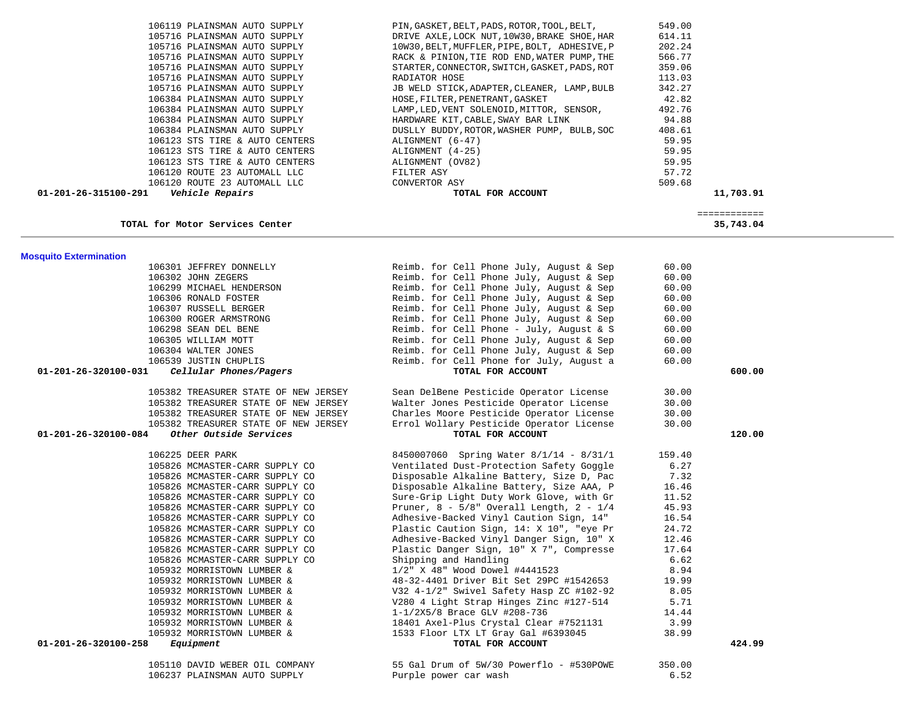| Account | Vendor | Description | Amount | Total |
|---|---|---|---|---|
| | 106119 PLAINSMAN AUTO SUPPLY | PIN,GASKET,BELT,PADS,ROTOR,TOOL,BELT, | 549.00 | |
| | 105716 PLAINSMAN AUTO SUPPLY | DRIVE AXLE,LOCK NUT,10W30,BRAKE SHOE,HAR | 614.11 | |
| | 105716 PLAINSMAN AUTO SUPPLY | 10W30,BELT,MUFFLER,PIPE,BOLT, ADHESIVE,P | 202.24 | |
| | 105716 PLAINSMAN AUTO SUPPLY | RACK & PINION,TIE ROD END,WATER PUMP,THE | 566.77 | |
| | 105716 PLAINSMAN AUTO SUPPLY | STARTER,CONNECTOR,SWITCH,GASKET,PADS,ROT | 359.06 | |
| | 105716 PLAINSMAN AUTO SUPPLY | RADIATOR HOSE | 113.03 | |
| | 105716 PLAINSMAN AUTO SUPPLY | JB WELD STICK,ADAPTER,CLEANER, LAMP,BULB | 342.27 | |
| | 106384 PLAINSMAN AUTO SUPPLY | HOSE,FILTER,PENETRANT,GASKET | 42.82 | |
| | 106384 PLAINSMAN AUTO SUPPLY | LAMP,LED,VENT SOLENOID,MITTOR, SENSOR, | 492.76 | |
| | 106384 PLAINSMAN AUTO SUPPLY | HARDWARE KIT,CABLE,SWAY BAR LINK | 94.88 | |
| | 106384 PLAINSMAN AUTO SUPPLY | DUSLLY BUDDY,ROTOR,WASHER PUMP, BULB,SOC | 408.61 | |
| | 106123 STS TIRE & AUTO CENTERS | ALIGNMENT (6-47) | 59.95 | |
| | 106123 STS TIRE & AUTO CENTERS | ALIGNMENT (4-25) | 59.95 | |
| | 106123 STS TIRE & AUTO CENTERS | ALIGNMENT (OV82) | 59.95 | |
| | 106120 ROUTE 23 AUTOMALL LLC | FILTER ASY | 57.72 | |
| | 106120 ROUTE 23 AUTOMALL LLC | CONVERTOR ASY | 509.68 | |
| **01-201-26-315100-291** | ***Vehicle Repairs*** | **TOTAL FOR ACCOUNT** | | **11,703.91** |

| | | | | ============ |
|---|---|---|---|---|
| | **TOTAL for Motor Services Center** | | | **35,743.04** |

## Mosquito Extermination

| Account | Vendor | Description | Amount | Total |
|---|---|---|---|---|
| | 106301 JEFFREY DONNELLY | Reimb. for Cell Phone July, August & Sep | 60.00 | |
| | 106302 JOHN ZEGERS | Reimb. for Cell Phone July, August & Sep | 60.00 | |
| | 106299 MICHAEL HENDERSON | Reimb. for Cell Phone July, August & Sep | 60.00 | |
| | 106306 RONALD FOSTER | Reimb. for Cell Phone July, August & Sep | 60.00 | |
| | 106307 RUSSELL BERGER | Reimb. for Cell Phone July, August & Sep | 60.00 | |
| | 106300 ROGER ARMSTRONG | Reimb. for Cell Phone July, August & Sep | 60.00 | |
| | 106298 SEAN DEL BENE | Reimb. for Cell Phone - July, August & S | 60.00 | |
| | 106305 WILLIAM MOTT | Reimb. for Cell Phone July, August & Sep | 60.00 | |
| | 106304 WALTER JONES | Reimb. for Cell Phone July, August & Sep | 60.00 | |
| | 106539 JUSTIN CHUPLIS | Reimb. for Cell Phone for July, August a | 60.00 | |
| **01-201-26-320100-031** | ***Cellular Phones/Pagers*** | **TOTAL FOR ACCOUNT** | | **600.00** |
| | 105382 TREASURER STATE OF NEW JERSEY | Sean DelBene Pesticide Operator License | 30.00 | |
| | 105382 TREASURER STATE OF NEW JERSEY | Walter Jones Pesticide Operator License | 30.00 | |
| | 105382 TREASURER STATE OF NEW JERSEY | Charles Moore Pesticide Operator License | 30.00 | |
| | 105382 TREASURER STATE OF NEW JERSEY | Errol Wollary Pesticide Operator License | 30.00 | |
| **01-201-26-320100-084** | ***Other Outside Services*** | **TOTAL FOR ACCOUNT** | | **120.00** |
| | 106225 DEER PARK | 8450007060 Spring Water 8/1/14 - 8/31/1 | 159.40 | |
| | 105826 MCMASTER-CARR SUPPLY CO | Ventilated Dust-Protection Safety Goggle | 6.27 | |
| | 105826 MCMASTER-CARR SUPPLY CO | Disposable Alkaline Battery, Size D, Pac | 7.32 | |
| | 105826 MCMASTER-CARR SUPPLY CO | Disposable Alkaline Battery, Size AAA, P | 16.46 | |
| | 105826 MCMASTER-CARR SUPPLY CO | Sure-Grip Light Duty Work Glove, with Gr | 11.52 | |
| | 105826 MCMASTER-CARR SUPPLY CO | Pruner, 8 - 5/8" Overall Length, 2 - 1/4 | 45.93 | |
| | 105826 MCMASTER-CARR SUPPLY CO | Adhesive-Backed Vinyl Caution Sign, 14" | 16.54 | |
| | 105826 MCMASTER-CARR SUPPLY CO | Plastic Caution Sign, 14: X 10", "eye Pr | 24.72 | |
| | 105826 MCMASTER-CARR SUPPLY CO | Adhesive-Backed Vinyl Danger Sign, 10" X | 12.46 | |
| | 105826 MCMASTER-CARR SUPPLY CO | Plastic Danger Sign, 10" X 7", Compresse | 17.64 | |
| | 105826 MCMASTER-CARR SUPPLY CO | Shipping and Handling | 6.62 | |
| | 105932 MORRISTOWN LUMBER & | 1/2" X 48" Wood Dowel #4441523 | 8.94 | |
| | 105932 MORRISTOWN LUMBER & | 48-32-4401 Driver Bit Set 29PC #1542653 | 19.99 | |
| | 105932 MORRISTOWN LUMBER & | V32 4-1/2" Swivel Safety Hasp ZC #102-92 | 8.05 | |
| | 105932 MORRISTOWN LUMBER & | V280 4 Light Strap Hinges Zinc #127-514 | 5.71 | |
| | 105932 MORRISTOWN LUMBER & | 1-1/2X5/8 Brace GLV #208-736 | 14.44 | |
| | 105932 MORRISTOWN LUMBER & | 18401 Axel-Plus Crystal Clear #7521131 | 3.99 | |
| | 105932 MORRISTOWN LUMBER & | 1533 Floor LTX LT Gray Gal #6393045 | 38.99 | |
| **01-201-26-320100-258** | ***Equipment*** | **TOTAL FOR ACCOUNT** | | **424.99** |
| | 105110 DAVID WEBER OIL COMPANY | 55 Gal Drum of 5W/30 Powerflo - #530POWE | 350.00 | |
| | 106237 PLAINSMAN AUTO SUPPLY | Purple power car wash | 6.52 | |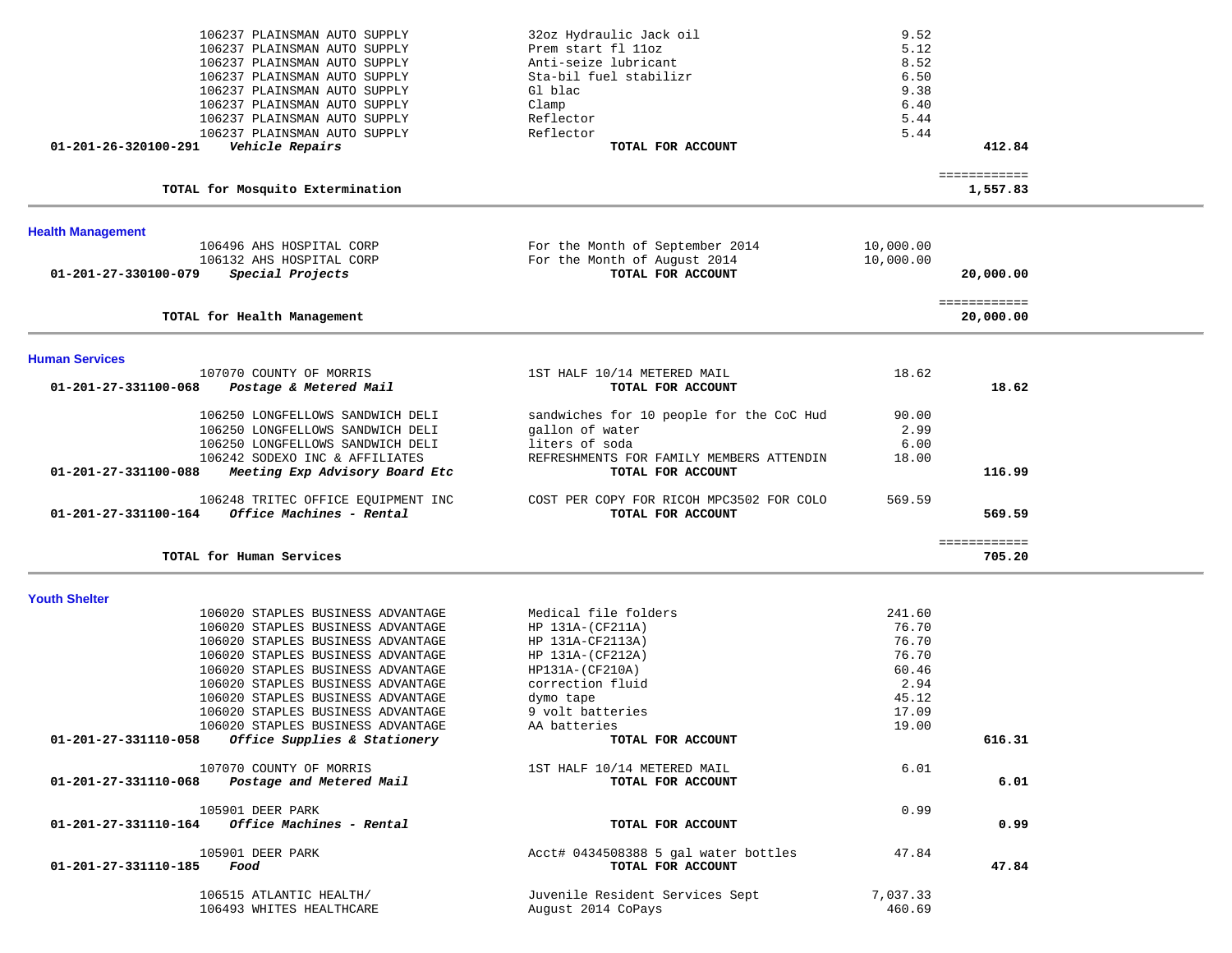| Account | Vendor / Account Name | Description | Amount | Total |
|---|---|---|---|---|
| | 106237 PLAINSMAN AUTO SUPPLY | 32oz Hydraulic Jack oil | 9.52 | |
| | 106237 PLAINSMAN AUTO SUPPLY | Prem start fl 11oz | 5.12 | |
| | 106237 PLAINSMAN AUTO SUPPLY | Anti-seize lubricant | 8.52 | |
| | 106237 PLAINSMAN AUTO SUPPLY | Sta-bil fuel stabilizr | 6.50 | |
| | 106237 PLAINSMAN AUTO SUPPLY | Gl blac | 9.38 | |
| | 106237 PLAINSMAN AUTO SUPPLY | Clamp | 6.40 | |
| | 106237 PLAINSMAN AUTO SUPPLY | Reflector | 5.44 | |
| | 106237 PLAINSMAN AUTO SUPPLY | Reflector | 5.44 | |
| **01-201-26-320100-291** | ***Vehicle Repairs*** | **TOTAL FOR ACCOUNT** | | **412.84** |

| | | ============ |
|---|---|---|
| **TOTAL for Mosquito Extermination** | | **1,557.83** |

## Health Management

| Account | Vendor / Account Name | Description | Amount | Total |
|---|---|---|---|---|
| | 106496 AHS HOSPITAL CORP | For the Month of September 2014 | 10,000.00 | |
| | 106132 AHS HOSPITAL CORP | For the Month of August 2014 | 10,000.00 | |
| **01-201-27-330100-079** | ***Special Projects*** | **TOTAL FOR ACCOUNT** | | **20,000.00** |

| | | ============ |
|---|---|---|
| **TOTAL for Health Management** | | **20,000.00** |

## Human Services

| Account | Vendor / Account Name | Description | Amount | Total |
|---|---|---|---|---|
| | 107070 COUNTY OF MORRIS | 1ST HALF 10/14 METERED MAIL | 18.62 | |
| **01-201-27-331100-068** | ***Postage & Metered Mail*** | **TOTAL FOR ACCOUNT** | | **18.62** |
| | 106250 LONGFELLOWS SANDWICH DELI | sandwiches for 10 people for the CoC Hud | 90.00 | |
| | 106250 LONGFELLOWS SANDWICH DELI | gallon of water | 2.99 | |
| | 106250 LONGFELLOWS SANDWICH DELI | liters of soda | 6.00 | |
| | 106242 SODEXO INC & AFFILIATES | REFRESHMENTS FOR FAMILY MEMBERS ATTENDIN | 18.00 | |
| **01-201-27-331100-088** | ***Meeting Exp Advisory Board Etc*** | **TOTAL FOR ACCOUNT** | | **116.99** |
| | 106248 TRITEC OFFICE EQUIPMENT INC | COST PER COPY FOR RICOH MPC3502 FOR COLO | 569.59 | |
| **01-201-27-331100-164** | ***Office Machines - Rental*** | **TOTAL FOR ACCOUNT** | | **569.59** |

| | | ============ |
|---|---|---|
| **TOTAL for Human Services** | | **705.20** |

## Youth Shelter

| Account | Vendor / Account Name | Description | Amount | Total |
|---|---|---|---|---|
| | 106020 STAPLES BUSINESS ADVANTAGE | Medical file folders | 241.60 | |
| | 106020 STAPLES BUSINESS ADVANTAGE | HP 131A-(CF211A) | 76.70 | |
| | 106020 STAPLES BUSINESS ADVANTAGE | HP 131A-CF2113A) | 76.70 | |
| | 106020 STAPLES BUSINESS ADVANTAGE | HP 131A-(CF212A) | 76.70 | |
| | 106020 STAPLES BUSINESS ADVANTAGE | HP131A-(CF210A) | 60.46 | |
| | 106020 STAPLES BUSINESS ADVANTAGE | correction fluid | 2.94 | |
| | 106020 STAPLES BUSINESS ADVANTAGE | dymo tape | 45.12 | |
| | 106020 STAPLES BUSINESS ADVANTAGE | 9 volt batteries | 17.09 | |
| | 106020 STAPLES BUSINESS ADVANTAGE | AA batteries | 19.00 | |
| **01-201-27-331110-058** | ***Office Supplies & Stationery*** | **TOTAL FOR ACCOUNT** | | **616.31** |
| | 107070 COUNTY OF MORRIS | 1ST HALF 10/14 METERED MAIL | 6.01 | |
| **01-201-27-331110-068** | ***Postage and Metered Mail*** | **TOTAL FOR ACCOUNT** | | **6.01** |
| | 105901 DEER PARK | | 0.99 | |
| **01-201-27-331110-164** | ***Office Machines - Rental*** | **TOTAL FOR ACCOUNT** | | **0.99** |
| | 105901 DEER PARK | Acct# 0434508388 5 gal water bottles | 47.84 | |
| **01-201-27-331110-185** | ***Food*** | **TOTAL FOR ACCOUNT** | | **47.84** |
| | 106515 ATLANTIC HEALTH/ | Juvenile Resident Services Sept | 7,037.33 | |
| | 106493 WHITES HEALTHCARE | August 2014 CoPays | 460.69 | |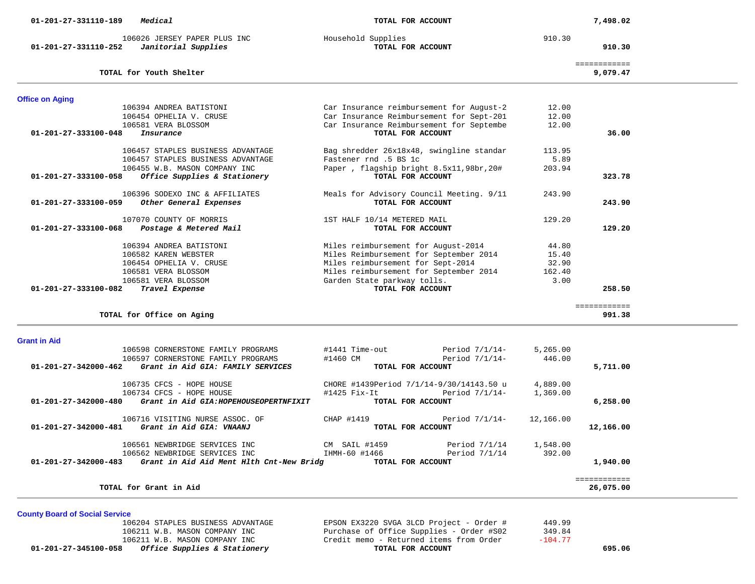| Account | Vendor | Description | Amount | Total |
|---|---|---|---|---|
| 01-201-27-331110-189 *Medical* | | **TOTAL FOR ACCOUNT** | | **7,498.02** |
| | 106026 JERSEY PAPER PLUS INC | Household Supplies | 910.30 | |
| 01-201-27-331110-252 *Janitorial Supplies* | | **TOTAL FOR ACCOUNT** | | **910.30** |
| | | | | ============ |
| **TOTAL for Youth Shelter** | | | | **9,079.47** |

## Office on Aging

| Account | Vendor | Description | Amount | Total |
|---|---|---|---|---|
| | 106394 ANDREA BATISTONI | Car Insurance reimbursement for August-2 | 12.00 | |
| | 106454 OPHELIA V. CRUSE | Car Insurance Reimbursement for Sept-201 | 12.00 | |
| | 106581 VERA BLOSSOM | Car Insurance Reimbursement for Septembe | 12.00 | |
| 01-201-27-333100-048 *Insurance* | | **TOTAL FOR ACCOUNT** | | **36.00** |
| | 106457 STAPLES BUSINESS ADVANTAGE | Bag shredder 26x18x48, swingline standar | 113.95 | |
| | 106457 STAPLES BUSINESS ADVANTAGE | Fastener rnd .5 BS 1c | 5.89 | |
| | 106455 W.B. MASON COMPANY INC | Paper , flagship bright 8.5x11,98br,20# | 203.94 | |
| 01-201-27-333100-058 *Office Supplies & Stationery* | | **TOTAL FOR ACCOUNT** | | **323.78** |
| | 106396 SODEXO INC & AFFILIATES | Meals for Advisory Council Meeting. 9/11 | 243.90 | |
| 01-201-27-333100-059 *Other General Expenses* | | **TOTAL FOR ACCOUNT** | | **243.90** |
| | 107070 COUNTY OF MORRIS | 1ST HALF 10/14 METERED MAIL | 129.20 | |
| 01-201-27-333100-068 *Postage & Metered Mail* | | **TOTAL FOR ACCOUNT** | | **129.20** |
| | 106394 ANDREA BATISTONI | Miles reimbursement for August-2014 | 44.80 | |
| | 106582 KAREN WEBSTER | Miles Reimbursement for September 2014 | 15.40 | |
| | 106454 OPHELIA V. CRUSE | Miles reimbursement for Sept-2014 | 32.90 | |
| | 106581 VERA BLOSSOM | Miles reimbursement for September 2014 | 162.40 | |
| | 106581 VERA BLOSSOM | Garden State parkway tolls. | 3.00 | |
| 01-201-27-333100-082 *Travel Expense* | | **TOTAL FOR ACCOUNT** | | **258.50** |
| | | | | ============ |
| **TOTAL for Office on Aging** | | | | **991.38** |

## Grant in Aid

| Account | Vendor | Description | Amount | Total |
|---|---|---|---|---|
| | 106598 CORNERSTONE FAMILY PROGRAMS | #1441 Time-out Period 7/1/14- | 5,265.00 | |
| | 106597 CORNERSTONE FAMILY PROGRAMS | #1460 CM Period 7/1/14- | 446.00 | |
| 01-201-27-342000-462 *Grant in Aid GIA: FAMILY SERVICES* | | **TOTAL FOR ACCOUNT** | | **5,711.00** |
| | 106735 CFCS - HOPE HOUSE | CHORE #1439Period 7/1/14-9/30/14143.50 u | 4,889.00 | |
| | 106734 CFCS - HOPE HOUSE | #1425 Fix-It Period 7/1/14- | 1,369.00 | |
| 01-201-27-342000-480 *Grant in Aid GIA:HOPEHOUSEOPERTNFIXIT* | | **TOTAL FOR ACCOUNT** | | **6,258.00** |
| | 106716 VISITING NURSE ASSOC. OF | CHAP #1419 Period 7/1/14- | 12,166.00 | |
| 01-201-27-342000-481 *Grant in Aid GIA: VNAANJ* | | **TOTAL FOR ACCOUNT** | | **12,166.00** |
| | 106561 NEWBRIDGE SERVICES INC | CM SAIL #1459 Period 7/1/14 | 1,548.00 | |
| | 106562 NEWBRIDGE SERVICES INC | IHMH-60 #1466 Period 7/1/14 | 392.00 | |
| 01-201-27-342000-483 *Grant in Aid Aid Ment Hlth Cnt-New Bridg* | | **TOTAL FOR ACCOUNT** | | **1,940.00** |
| | | | | ============ |
| **TOTAL for Grant in Aid** | | | | **26,075.00** |

## County Board of Social Service

| Account | Vendor | Description | Amount | Total |
|---|---|---|---|---|
| | 106204 STAPLES BUSINESS ADVANTAGE | EPSON EX3220 SVGA 3LCD Project - Order # | 449.99 | |
| | 106211 W.B. MASON COMPANY INC | Purchase of Office Supplies - Order #S02 | 349.84 | |
| | 106211 W.B. MASON COMPANY INC | Credit memo - Returned items from Order | -104.77 | |
| 01-201-27-345100-058 *Office Supplies & Stationery* | | **TOTAL FOR ACCOUNT** | | **695.06** |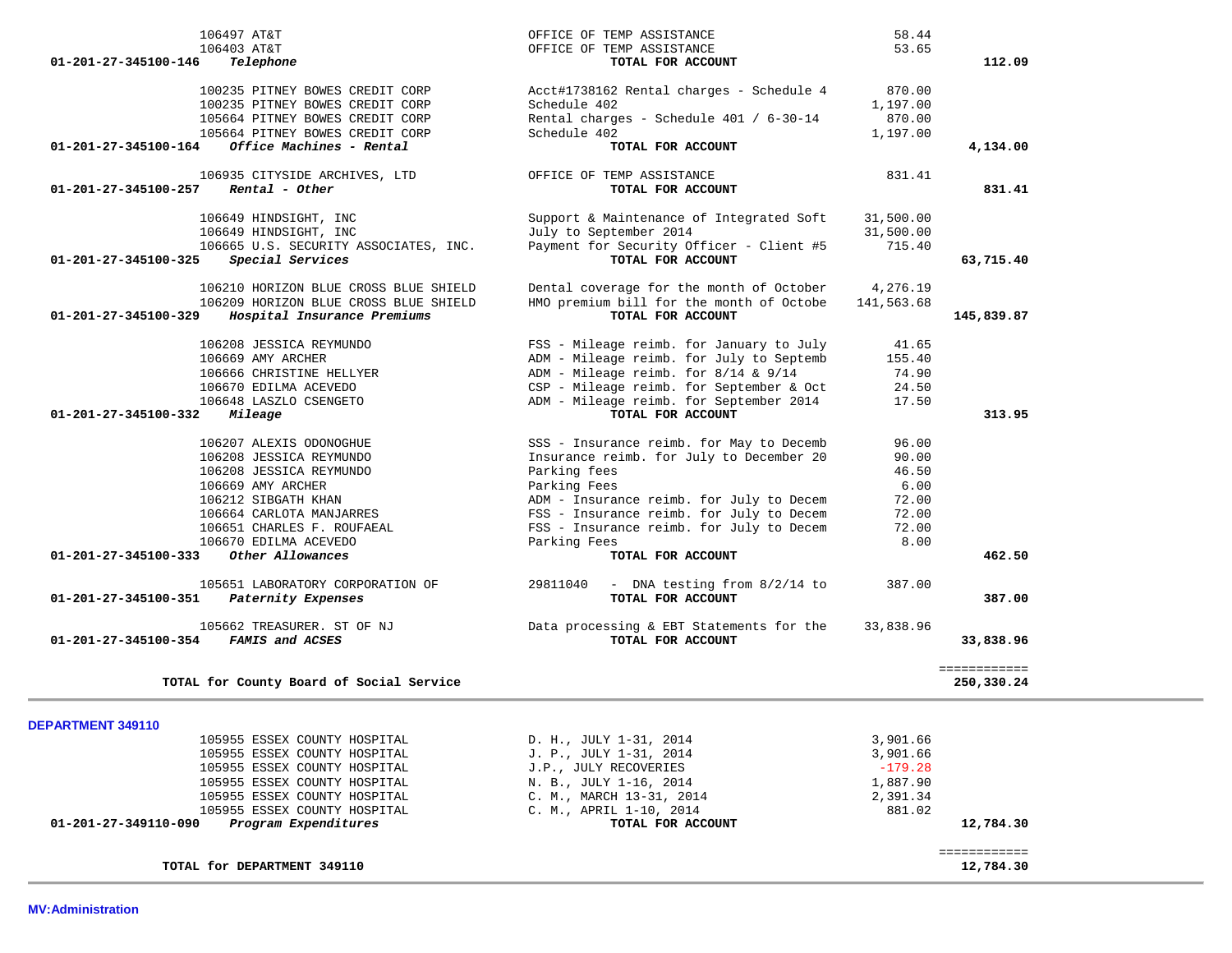| Account | Vendor | Description | Amount | Total |
|---|---|---|---|---|
| | 106497 AT&T | OFFICE OF TEMP ASSISTANCE | 58.44 | |
| | 106403 AT&T | OFFICE OF TEMP ASSISTANCE | 53.65 | |
| **01-201-27-345100-146** | ***Telephone*** | **TOTAL FOR ACCOUNT** | | **112.09** |
| | 100235 PITNEY BOWES CREDIT CORP | Acct#1738162 Rental charges - Schedule 4 | 870.00 | |
| | 100235 PITNEY BOWES CREDIT CORP | Schedule 402 | 1,197.00 | |
| | 105664 PITNEY BOWES CREDIT CORP | Rental charges - Schedule 401 / 6-30-14 | 870.00 | |
| | 105664 PITNEY BOWES CREDIT CORP | Schedule 402 | 1,197.00 | |
| **01-201-27-345100-164** | ***Office Machines - Rental*** | **TOTAL FOR ACCOUNT** | | **4,134.00** |
| | 106935 CITYSIDE ARCHIVES, LTD | OFFICE OF TEMP ASSISTANCE | 831.41 | |
| **01-201-27-345100-257** | ***Rental - Other*** | **TOTAL FOR ACCOUNT** | | **831.41** |
| | 106649 HINDSIGHT, INC | Support & Maintenance of Integrated Soft | 31,500.00 | |
| | 106649 HINDSIGHT, INC | July to September 2014 | 31,500.00 | |
| | 106665 U.S. SECURITY ASSOCIATES, INC. | Payment for Security Officer - Client #5 | 715.40 | |
| **01-201-27-345100-325** | ***Special Services*** | **TOTAL FOR ACCOUNT** | | **63,715.40** |
| | 106210 HORIZON BLUE CROSS BLUE SHIELD | Dental coverage for the month of October | 4,276.19 | |
| | 106209 HORIZON BLUE CROSS BLUE SHIELD | HMO premium bill for the month of Octobe | 141,563.68 | |
| **01-201-27-345100-329** | ***Hospital Insurance Premiums*** | **TOTAL FOR ACCOUNT** | | **145,839.87** |
| | 106208 JESSICA REYMUNDO | FSS - Mileage reimb. for January to July | 41.65 | |
| | 106669 AMY ARCHER | ADM - Mileage reimb. for July to Septemb | 155.40 | |
| | 106666 CHRISTINE HELLYER | ADM - Mileage reimb. for 8/14 & 9/14 | 74.90 | |
| | 106670 EDILMA ACEVEDO | CSP - Mileage reimb. for September & Oct | 24.50 | |
| | 106648 LASZLO CSENGETO | ADM - Mileage reimb. for September 2014 | 17.50 | |
| **01-201-27-345100-332** | ***Mileage*** | **TOTAL FOR ACCOUNT** | | **313.95** |
| | 106207 ALEXIS ODONOGHUE | SSS - Insurance reimb. for May to Decemb | 96.00 | |
| | 106208 JESSICA REYMUNDO | Insurance reimb. for July to December 20 | 90.00 | |
| | 106208 JESSICA REYMUNDO | Parking fees | 46.50 | |
| | 106669 AMY ARCHER | Parking Fees | 6.00 | |
| | 106212 SIBGATH KHAN | ADM - Insurance reimb. for July to Decem | 72.00 | |
| | 106664 CARLOTA MANJARRES | FSS - Insurance reimb. for July to Decem | 72.00 | |
| | 106651 CHARLES F. ROUFAEAL | FSS - Insurance reimb. for July to Decem | 72.00 | |
| | 106670 EDILMA ACEVEDO | Parking Fees | 8.00 | |
| **01-201-27-345100-333** | ***Other Allowances*** | **TOTAL FOR ACCOUNT** | | **462.50** |
| | 105651 LABORATORY CORPORATION OF | 29811040 - DNA testing from 8/2/14 to | 387.00 | |
| **01-201-27-345100-351** | ***Paternity Expenses*** | **TOTAL FOR ACCOUNT** | | **387.00** |
| | 105662 TREASURER. ST OF NJ | Data processing & EBT Statements for the | 33,838.96 | |
| **01-201-27-345100-354** | ***FAMIS and ACSES*** | **TOTAL FOR ACCOUNT** | | **33,838.96** |
| | **TOTAL for County Board of Social Service** | | | **250,330.24** |

**DEPARTMENT 349110**

| Account | Vendor | Description | Amount | Total |
|---|---|---|---|---|
| | 105955 ESSEX COUNTY HOSPITAL | D. H., JULY 1-31, 2014 | 3,901.66 | |
| | 105955 ESSEX COUNTY HOSPITAL | J. P., JULY 1-31, 2014 | 3,901.66 | |
| | 105955 ESSEX COUNTY HOSPITAL | J.P., JULY RECOVERIES | -179.28 | |
| | 105955 ESSEX COUNTY HOSPITAL | N. B., JULY 1-16, 2014 | 1,887.90 | |
| | 105955 ESSEX COUNTY HOSPITAL | C. M., MARCH 13-31, 2014 | 2,391.34 | |
| | 105955 ESSEX COUNTY HOSPITAL | C. M., APRIL 1-10, 2014 | 881.02 | |
| **01-201-27-349110-090** | ***Program Expenditures*** | **TOTAL FOR ACCOUNT** | | **12,784.30** |
| | **TOTAL for DEPARTMENT 349110** | | | **12,784.30** |

**MV:Administration**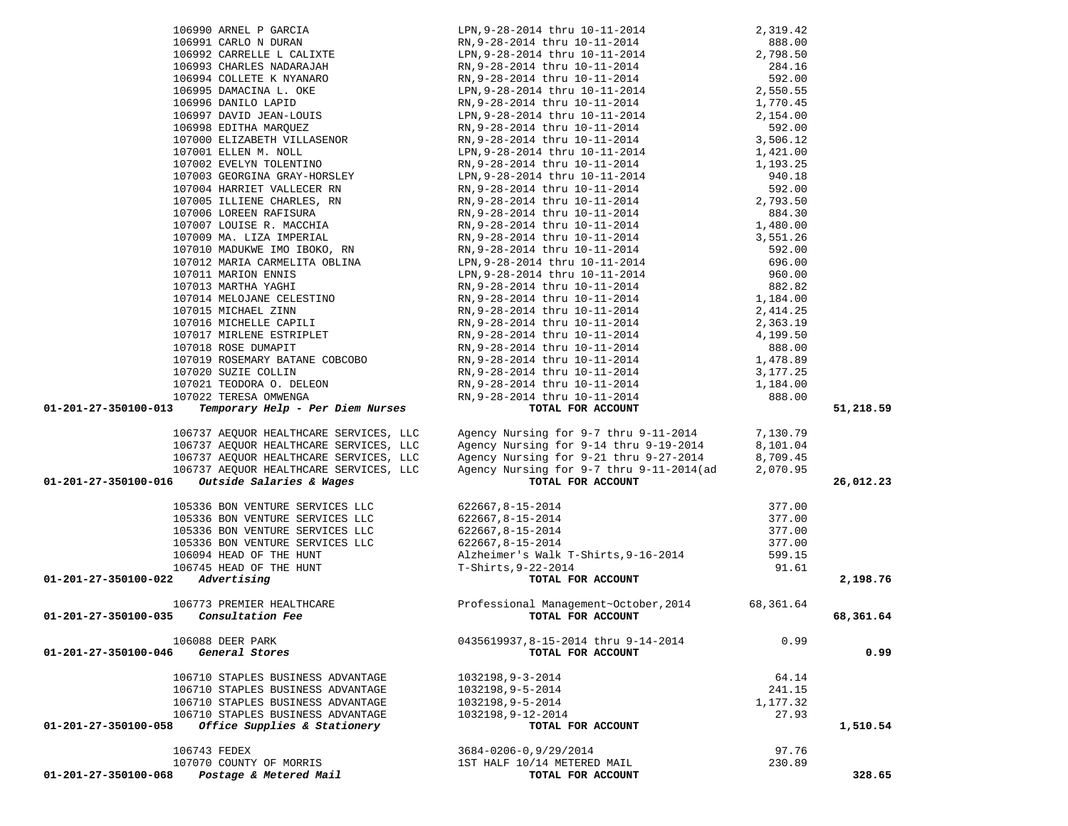| Account | Vendor | Description | Amount | Total |
|---|---|---|---|---|
| | 106990 ARNEL P GARCIA | LPN,9-28-2014 thru 10-11-2014 | 2,319.42 | |
| | 106991 CARLO N DURAN | RN,9-28-2014 thru 10-11-2014 | 888.00 | |
| | 106992 CARRELLE L CALIXTE | LPN,9-28-2014 thru 10-11-2014 | 2,798.50 | |
| | 106993 CHARLES NADARAJAH | RN,9-28-2014 thru 10-11-2014 | 284.16 | |
| | 106994 COLLETE K NYANARO | RN,9-28-2014 thru 10-11-2014 | 592.00 | |
| | 106995 DAMACINA L. OKE | LPN,9-28-2014 thru 10-11-2014 | 2,550.55 | |
| | 106996 DANILO LAPID | RN,9-28-2014 thru 10-11-2014 | 1,770.45 | |
| | 106997 DAVID JEAN-LOUIS | LPN,9-28-2014 thru 10-11-2014 | 2,154.00 | |
| | 106998 EDITHA MARQUEZ | RN,9-28-2014 thru 10-11-2014 | 592.00 | |
| | 107000 ELIZABETH VILLASENOR | RN,9-28-2014 thru 10-11-2014 | 3,506.12 | |
| | 107001 ELLEN M. NOLL | LPN,9-28-2014 thru 10-11-2014 | 1,421.00 | |
| | 107002 EVELYN TOLENTINO | RN,9-28-2014 thru 10-11-2014 | 1,193.25 | |
| | 107003 GEORGINA GRAY-HORSLEY | LPN,9-28-2014 thru 10-11-2014 | 940.18 | |
| | 107004 HARRIET VALLECER RN | RN,9-28-2014 thru 10-11-2014 | 592.00 | |
| | 107005 ILLIENE CHARLES, RN | RN,9-28-2014 thru 10-11-2014 | 2,793.50 | |
| | 107006 LOREEN RAFISURA | RN,9-28-2014 thru 10-11-2014 | 884.30 | |
| | 107007 LOUISE R. MACCHIA | RN,9-28-2014 thru 10-11-2014 | 1,480.00 | |
| | 107009 MA. LIZA IMPERIAL | RN,9-28-2014 thru 10-11-2014 | 3,551.26 | |
| | 107010 MADUKWE IMO IBOKO, RN | RN,9-28-2014 thru 10-11-2014 | 592.00 | |
| | 107012 MARIA CARMELITA OBLINA | LPN,9-28-2014 thru 10-11-2014 | 696.00 | |
| | 107011 MARION ENNIS | LPN,9-28-2014 thru 10-11-2014 | 960.00 | |
| | 107013 MARTHA YAGHI | RN,9-28-2014 thru 10-11-2014 | 882.82 | |
| | 107014 MELOJANE CELESTINO | RN,9-28-2014 thru 10-11-2014 | 1,184.00 | |
| | 107015 MICHAEL ZINN | RN,9-28-2014 thru 10-11-2014 | 2,414.25 | |
| | 107016 MICHELLE CAPILI | RN,9-28-2014 thru 10-11-2014 | 2,363.19 | |
| | 107017 MIRLENE ESTRIPLET | RN,9-28-2014 thru 10-11-2014 | 4,199.50 | |
| | 107018 ROSE DUMAPIT | RN,9-28-2014 thru 10-11-2014 | 888.00 | |
| | 107019 ROSEMARY BATANE COBCOBO | RN,9-28-2014 thru 10-11-2014 | 1,478.89 | |
| | 107020 SUZIE COLLIN | RN,9-28-2014 thru 10-11-2014 | 3,177.25 | |
| | 107021 TEODORA O. DELEON | RN,9-28-2014 thru 10-11-2014 | 1,184.00 | |
| | 107022 TERESA OMWENGA | RN,9-28-2014 thru 10-11-2014 | 888.00 | |
| **01-201-27-350100-013** | ***Temporary Help - Per Diem Nurses*** | **TOTAL FOR ACCOUNT** | | **51,218.59** |
| | 106737 AEQUOR HEALTHCARE SERVICES, LLC | Agency Nursing for 9-7 thru 9-11-2014 | 7,130.79 | |
| | 106737 AEQUOR HEALTHCARE SERVICES, LLC | Agency Nursing for 9-14 thru 9-19-2014 | 8,101.04 | |
| | 106737 AEQUOR HEALTHCARE SERVICES, LLC | Agency Nursing for 9-21 thru 9-27-2014 | 8,709.45 | |
| | 106737 AEQUOR HEALTHCARE SERVICES, LLC | Agency Nursing for 9-7 thru 9-11-2014(ad | 2,070.95 | |
| **01-201-27-350100-016** | ***Outside Salaries & Wages*** | **TOTAL FOR ACCOUNT** | | **26,012.23** |
| | 105336 BON VENTURE SERVICES LLC | 622667,8-15-2014 | 377.00 | |
| | 105336 BON VENTURE SERVICES LLC | 622667,8-15-2014 | 377.00 | |
| | 105336 BON VENTURE SERVICES LLC | 622667,8-15-2014 | 377.00 | |
| | 105336 BON VENTURE SERVICES LLC | 622667,8-15-2014 | 377.00 | |
| | 106094 HEAD OF THE HUNT | Alzheimer's Walk T-Shirts,9-16-2014 | 599.15 | |
| | 106745 HEAD OF THE HUNT | T-Shirts,9-22-2014 | 91.61 | |
| **01-201-27-350100-022** | ***Advertising*** | **TOTAL FOR ACCOUNT** | | **2,198.76** |
| | 106773 PREMIER HEALTHCARE | Professional Management~October,2014 | 68,361.64 | |
| **01-201-27-350100-035** | ***Consultation Fee*** | **TOTAL FOR ACCOUNT** | | **68,361.64** |
| | 106088 DEER PARK | 0435619937,8-15-2014 thru 9-14-2014 | 0.99 | |
| **01-201-27-350100-046** | ***General Stores*** | **TOTAL FOR ACCOUNT** | | **0.99** |
| | 106710 STAPLES BUSINESS ADVANTAGE | 1032198,9-3-2014 | 64.14 | |
| | 106710 STAPLES BUSINESS ADVANTAGE | 1032198,9-5-2014 | 241.15 | |
| | 106710 STAPLES BUSINESS ADVANTAGE | 1032198,9-5-2014 | 1,177.32 | |
| | 106710 STAPLES BUSINESS ADVANTAGE | 1032198,9-12-2014 | 27.93 | |
| **01-201-27-350100-058** | ***Office Supplies & Stationery*** | **TOTAL FOR ACCOUNT** | | **1,510.54** |
| | 106743 FEDEX | 3684-0206-0,9/29/2014 | 97.76 | |
| | 107070 COUNTY OF MORRIS | 1ST HALF 10/14 METERED MAIL | 230.89 | |
| **01-201-27-350100-068** | ***Postage & Metered Mail*** | **TOTAL FOR ACCOUNT** | | **328.65** |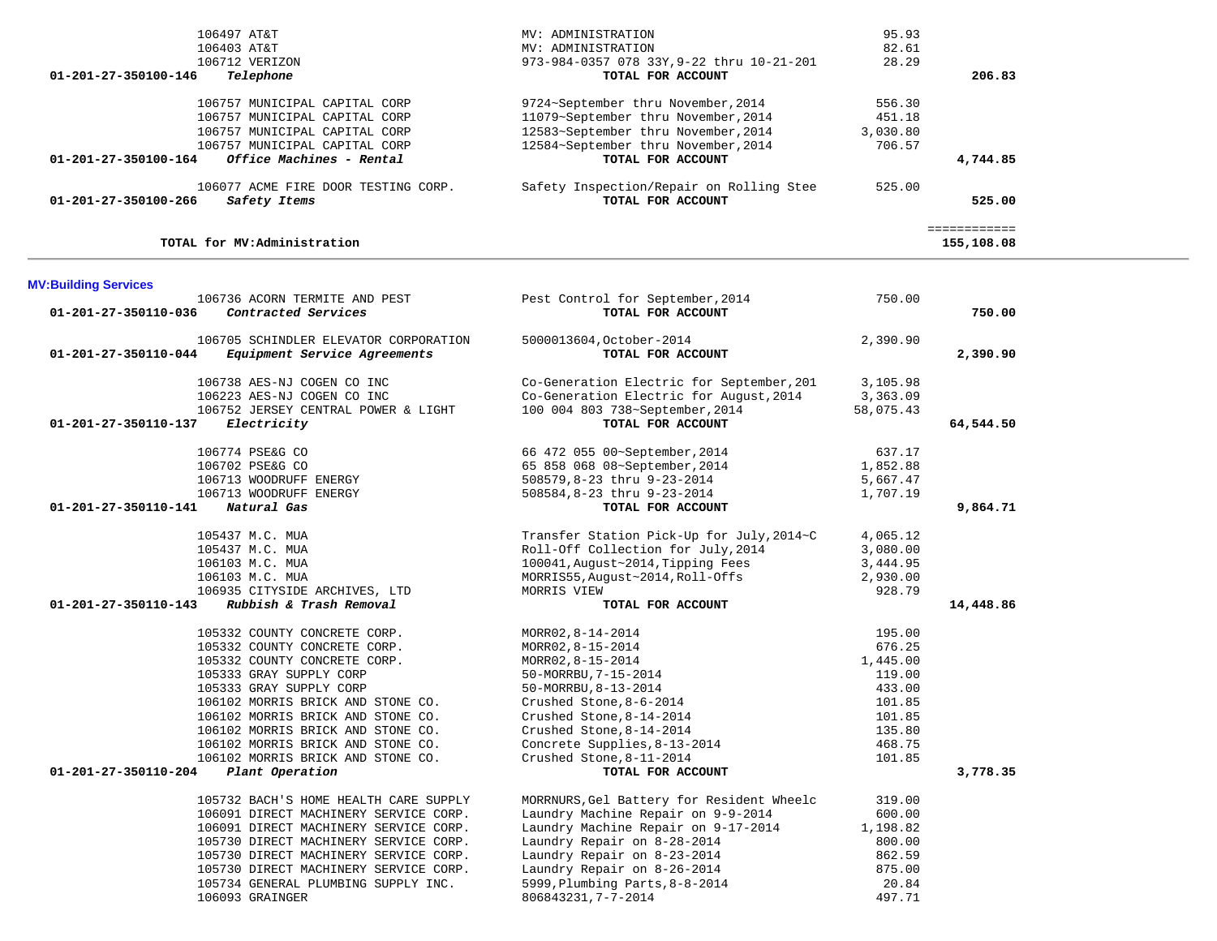| Account | Vendor | Description | Amount | Total |
|---|---|---|---|---|
| | 106497 AT&T | MV: ADMINISTRATION | 95.93 | |
| | 106403 AT&T | MV: ADMINISTRATION | 82.61 | |
| | 106712 VERIZON | 973-984-0357 078 33Y,9-22 thru 10-21-201 | 28.29 | |
| **01-201-27-350100-146** | ***Telephone*** | **TOTAL FOR ACCOUNT** | | **206.83** |
| | 106757 MUNICIPAL CAPITAL CORP | 9724~September thru November,2014 | 556.30 | |
| | 106757 MUNICIPAL CAPITAL CORP | 11079~September thru November,2014 | 451.18 | |
| | 106757 MUNICIPAL CAPITAL CORP | 12583~September thru November,2014 | 3,030.80 | |
| | 106757 MUNICIPAL CAPITAL CORP | 12584~September thru November,2014 | 706.57 | |
| **01-201-27-350100-164** | ***Office Machines - Rental*** | **TOTAL FOR ACCOUNT** | | **4,744.85** |
| | 106077 ACME FIRE DOOR TESTING CORP. | Safety Inspection/Repair on Rolling Stee | 525.00 | |
| **01-201-27-350100-266** | ***Safety Items*** | **TOTAL FOR ACCOUNT** | | **525.00** |
| | | | | ============ |
| | **TOTAL for MV:Administration** | | | **155,108.08** |

## MV:Building Services

| Account | Vendor | Description | Amount | Total |
|---|---|---|---|---|
| | 106736 ACORN TERMITE AND PEST | Pest Control for September,2014 | 750.00 | |
| **01-201-27-350110-036** | ***Contracted Services*** | **TOTAL FOR ACCOUNT** | | **750.00** |
| | 106705 SCHINDLER ELEVATOR CORPORATION | 5000013604,October-2014 | 2,390.90 | |
| **01-201-27-350110-044** | ***Equipment Service Agreements*** | **TOTAL FOR ACCOUNT** | | **2,390.90** |
| | 106738 AES-NJ COGEN CO INC | Co-Generation Electric for September,201 | 3,105.98 | |
| | 106223 AES-NJ COGEN CO INC | Co-Generation Electric for August,2014 | 3,363.09 | |
| | 106752 JERSEY CENTRAL POWER & LIGHT | 100 004 803 738~September,2014 | 58,075.43 | |
| **01-201-27-350110-137** | ***Electricity*** | **TOTAL FOR ACCOUNT** | | **64,544.50** |
| | 106774 PSE&G CO | 66 472 055 00~September,2014 | 637.17 | |
| | 106702 PSE&G CO | 65 858 068 08~September,2014 | 1,852.88 | |
| | 106713 WOODRUFF ENERGY | 508579,8-23 thru 9-23-2014 | 5,667.47 | |
| | 106713 WOODRUFF ENERGY | 508584,8-23 thru 9-23-2014 | 1,707.19 | |
| **01-201-27-350110-141** | ***Natural Gas*** | **TOTAL FOR ACCOUNT** | | **9,864.71** |
| | 105437 M.C. MUA | Transfer Station Pick-Up for July,2014~C | 4,065.12 | |
| | 105437 M.C. MUA | Roll-Off Collection for July,2014 | 3,080.00 | |
| | 106103 M.C. MUA | 100041,August~2014,Tipping Fees | 3,444.95 | |
| | 106103 M.C. MUA | MORRIS55,August~2014,Roll-Offs | 2,930.00 | |
| | 106935 CITYSIDE ARCHIVES, LTD | MORRIS VIEW | 928.79 | |
| **01-201-27-350110-143** | ***Rubbish & Trash Removal*** | **TOTAL FOR ACCOUNT** | | **14,448.86** |
| | 105332 COUNTY CONCRETE CORP. | MORR02,8-14-2014 | 195.00 | |
| | 105332 COUNTY CONCRETE CORP. | MORR02,8-15-2014 | 676.25 | |
| | 105332 COUNTY CONCRETE CORP. | MORR02,8-15-2014 | 1,445.00 | |
| | 105333 GRAY SUPPLY CORP | 50-MORRBU,7-15-2014 | 119.00 | |
| | 105333 GRAY SUPPLY CORP | 50-MORRBU,8-13-2014 | 433.00 | |
| | 106102 MORRIS BRICK AND STONE CO. | Crushed Stone,8-6-2014 | 101.85 | |
| | 106102 MORRIS BRICK AND STONE CO. | Crushed Stone,8-14-2014 | 101.85 | |
| | 106102 MORRIS BRICK AND STONE CO. | Crushed Stone,8-14-2014 | 135.80 | |
| | 106102 MORRIS BRICK AND STONE CO. | Concrete Supplies,8-13-2014 | 468.75 | |
| | 106102 MORRIS BRICK AND STONE CO. | Crushed Stone,8-11-2014 | 101.85 | |
| **01-201-27-350110-204** | ***Plant Operation*** | **TOTAL FOR ACCOUNT** | | **3,778.35** |
| | 105732 BACH'S HOME HEALTH CARE SUPPLY | MORRNURS,Gel Battery for Resident Wheelc | 319.00 | |
| | 106091 DIRECT MACHINERY SERVICE CORP. | Laundry Machine Repair on 9-9-2014 | 600.00 | |
| | 106091 DIRECT MACHINERY SERVICE CORP. | Laundry Machine Repair on 9-17-2014 | 1,198.82 | |
| | 105730 DIRECT MACHINERY SERVICE CORP. | Laundry Repair on 8-28-2014 | 800.00 | |
| | 105730 DIRECT MACHINERY SERVICE CORP. | Laundry Repair on 8-23-2014 | 862.59 | |
| | 105730 DIRECT MACHINERY SERVICE CORP. | Laundry Repair on 8-26-2014 | 875.00 | |
| | 105734 GENERAL PLUMBING SUPPLY INC. | 5999,Plumbing Parts,8-8-2014 | 20.84 | |
| | 106093 GRAINGER | 806843231,7-7-2014 | 497.71 | |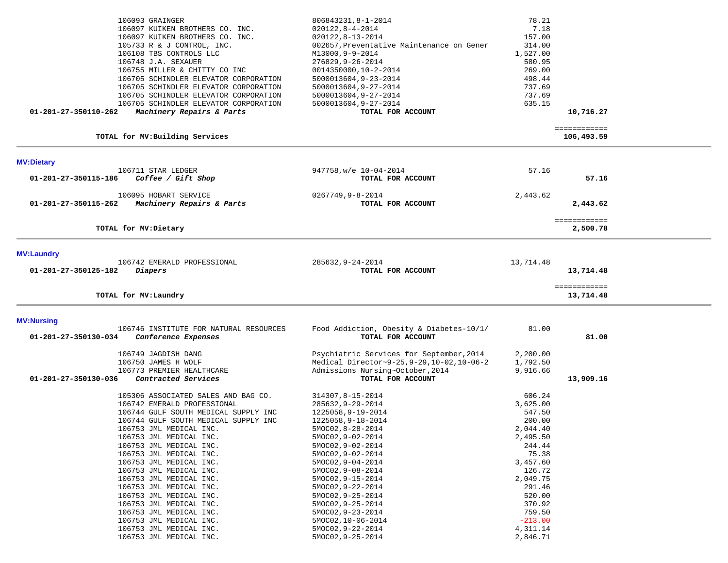| Account | Vendor / Description | Reference | Amount | Total |
|---|---|---|---|---|
| | 106093 GRAINGER | 806843231,8-1-2014 | 78.21 | |
| | 106097 KUIKEN BROTHERS CO. INC. | 020122,8-4-2014 | 7.18 | |
| | 106097 KUIKEN BROTHERS CO. INC. | 020122,8-13-2014 | 157.00 | |
| | 105733 R & J CONTROL, INC. | 002657,Preventative Maintenance on Gener | 314.00 | |
| | 106108 TBS CONTROLS LLC | M13000,9-9-2014 | 1,527.00 | |
| | 106748 J.A. SEXAUER | 276829,9-26-2014 | 580.95 | |
| | 106755 MILLER & CHITTY CO INC | 0014350000,10-2-2014 | 269.00 | |
| | 106705 SCHINDLER ELEVATOR CORPORATION | 5000013604,9-23-2014 | 498.44 | |
| | 106705 SCHINDLER ELEVATOR CORPORATION | 5000013604,9-27-2014 | 737.69 | |
| | 106705 SCHINDLER ELEVATOR CORPORATION | 5000013604,9-27-2014 | 737.69 | |
| | 106705 SCHINDLER ELEVATOR CORPORATION | 5000013604,9-27-2014 | 635.15 | |
| **01-201-27-350110-262** | ***Machinery Repairs & Parts*** | **TOTAL FOR ACCOUNT** | | **10,716.27** |
| | **TOTAL for MV:Building Services** | | | **106,493.59** |

## MV:Dietary

| Account | Vendor / Description | Reference | Amount | Total |
|---|---|---|---|---|
| | 106711 STAR LEDGER | 947758,w/e 10-04-2014 | 57.16 | |
| **01-201-27-350115-186** | ***Coffee / Gift Shop*** | **TOTAL FOR ACCOUNT** | | **57.16** |
| | 106095 HOBART SERVICE | 0267749,9-8-2014 | 2,443.62 | |
| **01-201-27-350115-262** | ***Machinery Repairs & Parts*** | **TOTAL FOR ACCOUNT** | | **2,443.62** |
| | **TOTAL for MV:Dietary** | | | **2,500.78** |

## MV:Laundry

| Account | Vendor / Description | Reference | Amount | Total |
|---|---|---|---|---|
| | 106742 EMERALD PROFESSIONAL | 285632,9-24-2014 | 13,714.48 | |
| **01-201-27-350125-182** | ***Diapers*** | **TOTAL FOR ACCOUNT** | | **13,714.48** |
| | **TOTAL for MV:Laundry** | | | **13,714.48** |

## MV:Nursing

| Account | Vendor / Description | Reference | Amount | Total |
|---|---|---|---|---|
| | 106746 INSTITUTE FOR NATURAL RESOURCES | Food Addiction, Obesity & Diabetes-10/1/ | 81.00 | |
| **01-201-27-350130-034** | ***Conference Expenses*** | **TOTAL FOR ACCOUNT** | | **81.00** |
| | 106749 JAGDISH DANG | Psychiatric Services for September,2014 | 2,200.00 | |
| | 106750 JAMES H WOLF | Medical Director~9-25,9-29,10-02,10-06-2 | 1,792.50 | |
| | 106773 PREMIER HEALTHCARE | Admissions Nursing~October,2014 | 9,916.66 | |
| **01-201-27-350130-036** | ***Contracted Services*** | **TOTAL FOR ACCOUNT** | | **13,909.16** |
| | 105306 ASSOCIATED SALES AND BAG CO. | 314307,8-15-2014 | 606.24 | |
| | 106742 EMERALD PROFESSIONAL | 285632,9-29-2014 | 3,625.00 | |
| | 106744 GULF SOUTH MEDICAL SUPPLY INC | 1225058,9-19-2014 | 547.50 | |
| | 106744 GULF SOUTH MEDICAL SUPPLY INC | 1225058,9-18-2014 | 200.00 | |
| | 106753 JML MEDICAL INC. | 5MOC02,8-28-2014 | 2,044.40 | |
| | 106753 JML MEDICAL INC. | 5MOC02,9-02-2014 | 2,495.50 | |
| | 106753 JML MEDICAL INC. | 5MOC02,9-02-2014 | 244.44 | |
| | 106753 JML MEDICAL INC. | 5MOC02,9-02-2014 | 75.38 | |
| | 106753 JML MEDICAL INC. | 5MOC02,9-04-2014 | 3,457.60 | |
| | 106753 JML MEDICAL INC. | 5MOC02,9-08-2014 | 126.72 | |
| | 106753 JML MEDICAL INC. | 5MOC02,9-15-2014 | 2,049.75 | |
| | 106753 JML MEDICAL INC. | 5MOC02,9-22-2014 | 291.46 | |
| | 106753 JML MEDICAL INC. | 5MOC02,9-25-2014 | 520.00 | |
| | 106753 JML MEDICAL INC. | 5MOC02,9-25-2014 | 370.92 | |
| | 106753 JML MEDICAL INC. | 5MOC02,9-23-2014 | 759.50 | |
| | 106753 JML MEDICAL INC. | 5MOC02,10-06-2014 | -213.00 | |
| | 106753 JML MEDICAL INC. | 5MOC02,9-22-2014 | 4,311.14 | |
| | 106753 JML MEDICAL INC. | 5MOC02,9-25-2014 | 2,846.71 | |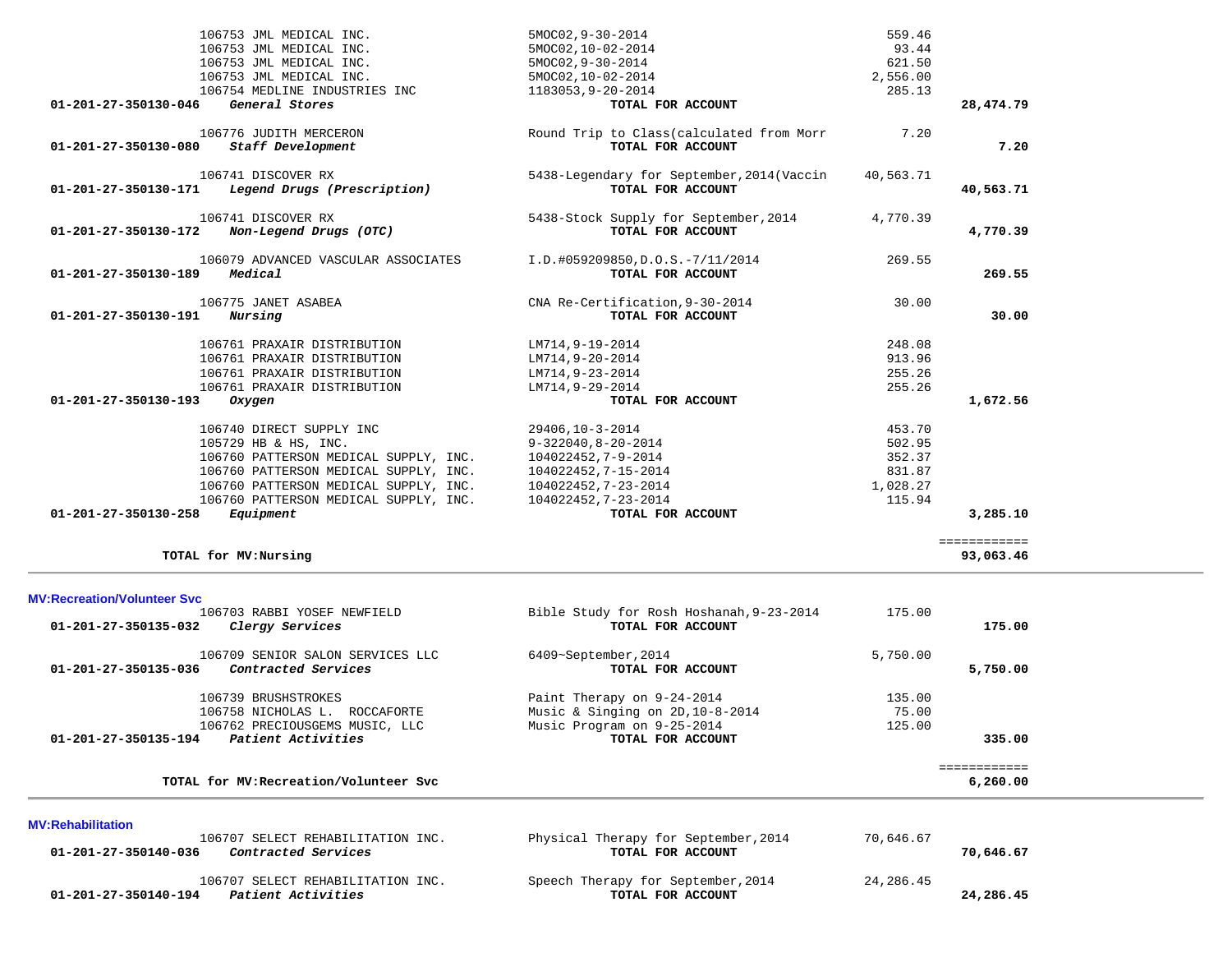| Account | Vendor | Description | Amount | Total |
|---|---|---|---|---|
| | 106753 JML MEDICAL INC. | 5MOC02,9-30-2014 | 559.46 | |
| | 106753 JML MEDICAL INC. | 5MOC02,10-02-2014 | 93.44 | |
| | 106753 JML MEDICAL INC. | 5MOC02,9-30-2014 | 621.50 | |
| | 106753 JML MEDICAL INC. | 5MOC02,10-02-2014 | 2,556.00 | |
| | 106754 MEDLINE INDUSTRIES INC | 1183053,9-20-2014 | 285.13 | |
| **01-201-27-350130-046** | ***General Stores*** | **TOTAL FOR ACCOUNT** | | **28,474.79** |
| | 106776 JUDITH MERCERON | Round Trip to Class(calculated from Morr | 7.20 | |
| **01-201-27-350130-080** | ***Staff Development*** | **TOTAL FOR ACCOUNT** | | **7.20** |
| | 106741 DISCOVER RX | 5438-Legendary for September,2014(Vaccin | 40,563.71 | |
| **01-201-27-350130-171** | ***Legend Drugs (Prescription)*** | **TOTAL FOR ACCOUNT** | | **40,563.71** |
| | 106741 DISCOVER RX | 5438-Stock Supply for September,2014 | 4,770.39 | |
| **01-201-27-350130-172** | ***Non-Legend Drugs (OTC)*** | **TOTAL FOR ACCOUNT** | | **4,770.39** |
| | 106079 ADVANCED VASCULAR ASSOCIATES | I.D.#059209850,D.O.S.-7/11/2014 | 269.55 | |
| **01-201-27-350130-189** | ***Medical*** | **TOTAL FOR ACCOUNT** | | **269.55** |
| | 106775 JANET ASABEA | CNA Re-Certification,9-30-2014 | 30.00 | |
| **01-201-27-350130-191** | ***Nursing*** | **TOTAL FOR ACCOUNT** | | **30.00** |
| | 106761 PRAXAIR DISTRIBUTION | LM714,9-19-2014 | 248.08 | |
| | 106761 PRAXAIR DISTRIBUTION | LM714,9-20-2014 | 913.96 | |
| | 106761 PRAXAIR DISTRIBUTION | LM714,9-23-2014 | 255.26 | |
| | 106761 PRAXAIR DISTRIBUTION | LM714,9-29-2014 | 255.26 | |
| **01-201-27-350130-193** | ***Oxygen*** | **TOTAL FOR ACCOUNT** | | **1,672.56** |
| | 106740 DIRECT SUPPLY INC | 29406,10-3-2014 | 453.70 | |
| | 105729 HB & HS, INC. | 9-322040,8-20-2014 | 502.95 | |
| | 106760 PATTERSON MEDICAL SUPPLY, INC. | 104022452,7-9-2014 | 352.37 | |
| | 106760 PATTERSON MEDICAL SUPPLY, INC. | 104022452,7-15-2014 | 831.87 | |
| | 106760 PATTERSON MEDICAL SUPPLY, INC. | 104022452,7-23-2014 | 1,028.27 | |
| | 106760 PATTERSON MEDICAL SUPPLY, INC. | 104022452,7-23-2014 | 115.94 | |
| **01-201-27-350130-258** | ***Equipment*** | **TOTAL FOR ACCOUNT** | | **3,285.10** |
| | **TOTAL for MV:Nursing** | | | **93,063.46** |

**MV:Recreation/Volunteer Svc**

| Account | Vendor | Description | Amount | Total |
|---|---|---|---|---|
| | 106703 RABBI YOSEF NEWFIELD | Bible Study for Rosh Hoshanah,9-23-2014 | 175.00 | |
| **01-201-27-350135-032** | ***Clergy Services*** | **TOTAL FOR ACCOUNT** | | **175.00** |
| | 106709 SENIOR SALON SERVICES LLC | 6409~September,2014 | 5,750.00 | |
| **01-201-27-350135-036** | ***Contracted Services*** | **TOTAL FOR ACCOUNT** | | **5,750.00** |
| | 106739 BRUSHSTROKES | Paint Therapy on 9-24-2014 | 135.00 | |
| | 106758 NICHOLAS L. ROCCAFORTE | Music & Singing on 2D,10-8-2014 | 75.00 | |
| | 106762 PRECIOUSGEMS MUSIC, LLC | Music Program on 9-25-2014 | 125.00 | |
| **01-201-27-350135-194** | ***Patient Activities*** | **TOTAL FOR ACCOUNT** | | **335.00** |
| | **TOTAL for MV:Recreation/Volunteer Svc** | | | **6,260.00** |

**MV:Rehabilitation**

| Account | Vendor | Description | Amount | Total |
|---|---|---|---|---|
| | 106707 SELECT REHABILITATION INC. | Physical Therapy for September,2014 | 70,646.67 | |
| **01-201-27-350140-036** | ***Contracted Services*** | **TOTAL FOR ACCOUNT** | | **70,646.67** |
| | 106707 SELECT REHABILITATION INC. | Speech Therapy for September,2014 | 24,286.45 | |
| **01-201-27-350140-194** | ***Patient Activities*** | **TOTAL FOR ACCOUNT** | | **24,286.45** |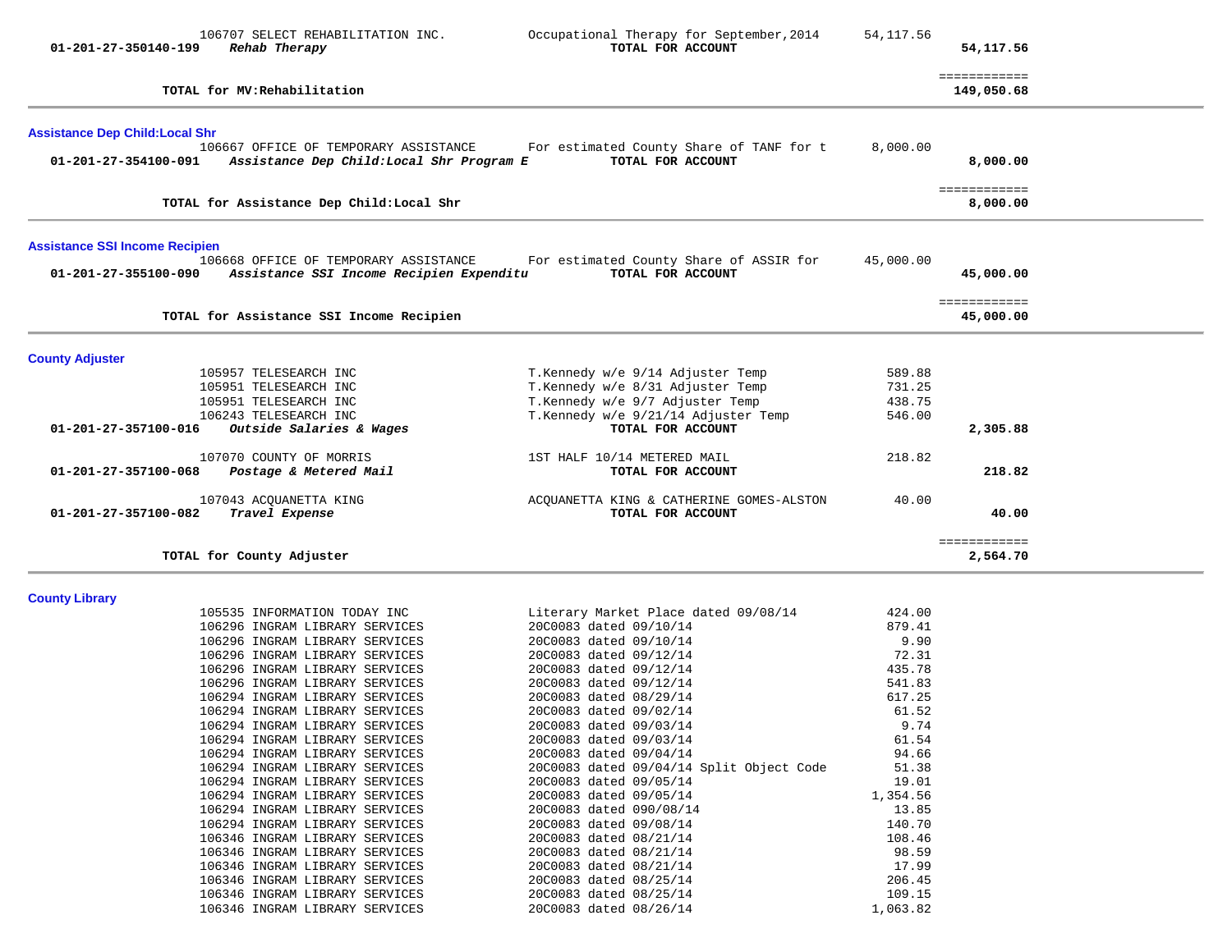| Account | Vendor / Description | Detail | Amount | Total |
|---|---|---|---|---|
| | 106707 SELECT REHABILITATION INC. | Occupational Therapy for September,2014 | 54,117.56 | |
| **01-201-27-350140-199** | ***Rehab Therapy*** | **TOTAL FOR ACCOUNT** | | **54,117.56** |
| | | | | ============ |
| | **TOTAL for MV:Rehabilitation** | | | **149,050.68** |

## Assistance Dep Child:Local Shr

| Account | Vendor / Description | Detail | Amount | Total |
|---|---|---|---|---|
| | 106667 OFFICE OF TEMPORARY ASSISTANCE | For estimated County Share of TANF for t | 8,000.00 | |
| **01-201-27-354100-091** | ***Assistance Dep Child:Local Shr Program E*** | **TOTAL FOR ACCOUNT** | | **8,000.00** |
| | | | | ============ |
| | **TOTAL for Assistance Dep Child:Local Shr** | | | **8,000.00** |

## Assistance SSI Income Recipien

| Account | Vendor / Description | Detail | Amount | Total |
|---|---|---|---|---|
| | 106668 OFFICE OF TEMPORARY ASSISTANCE | For estimated County Share of ASSIR for | 45,000.00 | |
| **01-201-27-355100-090** | ***Assistance SSI Income Recipien Expenditu*** | **TOTAL FOR ACCOUNT** | | **45,000.00** |
| | | | | ============ |
| | **TOTAL for Assistance SSI Income Recipien** | | | **45,000.00** |

## County Adjuster

| Account | Vendor / Description | Detail | Amount | Total |
|---|---|---|---|---|
| | 105957 TELESEARCH INC | T.Kennedy w/e 9/14 Adjuster Temp | 589.88 | |
| | 105951 TELESEARCH INC | T.Kennedy w/e 8/31 Adjuster Temp | 731.25 | |
| | 105951 TELESEARCH INC | T.Kennedy w/e 9/7 Adjuster Temp | 438.75 | |
| | 106243 TELESEARCH INC | T.Kennedy w/e 9/21/14 Adjuster Temp | 546.00 | |
| **01-201-27-357100-016** | ***Outside Salaries & Wages*** | **TOTAL FOR ACCOUNT** | | **2,305.88** |
| | 107070 COUNTY OF MORRIS | 1ST HALF 10/14 METERED MAIL | 218.82 | |
| **01-201-27-357100-068** | ***Postage & Metered Mail*** | **TOTAL FOR ACCOUNT** | | **218.82** |
| | 107043 ACQUANETTA KING | ACQUANETTA KING & CATHERINE GOMES-ALSTON | 40.00 | |
| **01-201-27-357100-082** | ***Travel Expense*** | **TOTAL FOR ACCOUNT** | | **40.00** |
| | | | | ============ |
| | **TOTAL for County Adjuster** | | | **2,564.70** |

## County Library

| Account | Vendor / Description | Detail | Amount | Total |
|---|---|---|---|---|
| | 105535 INFORMATION TODAY INC | Literary Market Place dated 09/08/14 | 424.00 | |
| | 106296 INGRAM LIBRARY SERVICES | 20C0083 dated 09/10/14 | 879.41 | |
| | 106296 INGRAM LIBRARY SERVICES | 20C0083 dated 09/10/14 | 9.90 | |
| | 106296 INGRAM LIBRARY SERVICES | 20C0083 dated 09/12/14 | 72.31 | |
| | 106296 INGRAM LIBRARY SERVICES | 20C0083 dated 09/12/14 | 435.78 | |
| | 106296 INGRAM LIBRARY SERVICES | 20C0083 dated 09/12/14 | 541.83 | |
| | 106294 INGRAM LIBRARY SERVICES | 20C0083 dated 08/29/14 | 617.25 | |
| | 106294 INGRAM LIBRARY SERVICES | 20C0083 dated 09/02/14 | 61.52 | |
| | 106294 INGRAM LIBRARY SERVICES | 20C0083 dated 09/03/14 | 9.74 | |
| | 106294 INGRAM LIBRARY SERVICES | 20C0083 dated 09/03/14 | 61.54 | |
| | 106294 INGRAM LIBRARY SERVICES | 20C0083 dated 09/04/14 | 94.66 | |
| | 106294 INGRAM LIBRARY SERVICES | 20C0083 dated 09/04/14 Split Object Code | 51.38 | |
| | 106294 INGRAM LIBRARY SERVICES | 20C0083 dated 09/05/14 | 19.01 | |
| | 106294 INGRAM LIBRARY SERVICES | 20C0083 dated 09/05/14 | 1,354.56 | |
| | 106294 INGRAM LIBRARY SERVICES | 20C0083 dated 090/08/14 | 13.85 | |
| | 106294 INGRAM LIBRARY SERVICES | 20C0083 dated 09/08/14 | 140.70 | |
| | 106346 INGRAM LIBRARY SERVICES | 20C0083 dated 08/21/14 | 108.46 | |
| | 106346 INGRAM LIBRARY SERVICES | 20C0083 dated 08/21/14 | 98.59 | |
| | 106346 INGRAM LIBRARY SERVICES | 20C0083 dated 08/21/14 | 17.99 | |
| | 106346 INGRAM LIBRARY SERVICES | 20C0083 dated 08/25/14 | 206.45 | |
| | 106346 INGRAM LIBRARY SERVICES | 20C0083 dated 08/25/14 | 109.15 | |
| | 106346 INGRAM LIBRARY SERVICES | 20C0083 dated 08/26/14 | 1,063.82 | |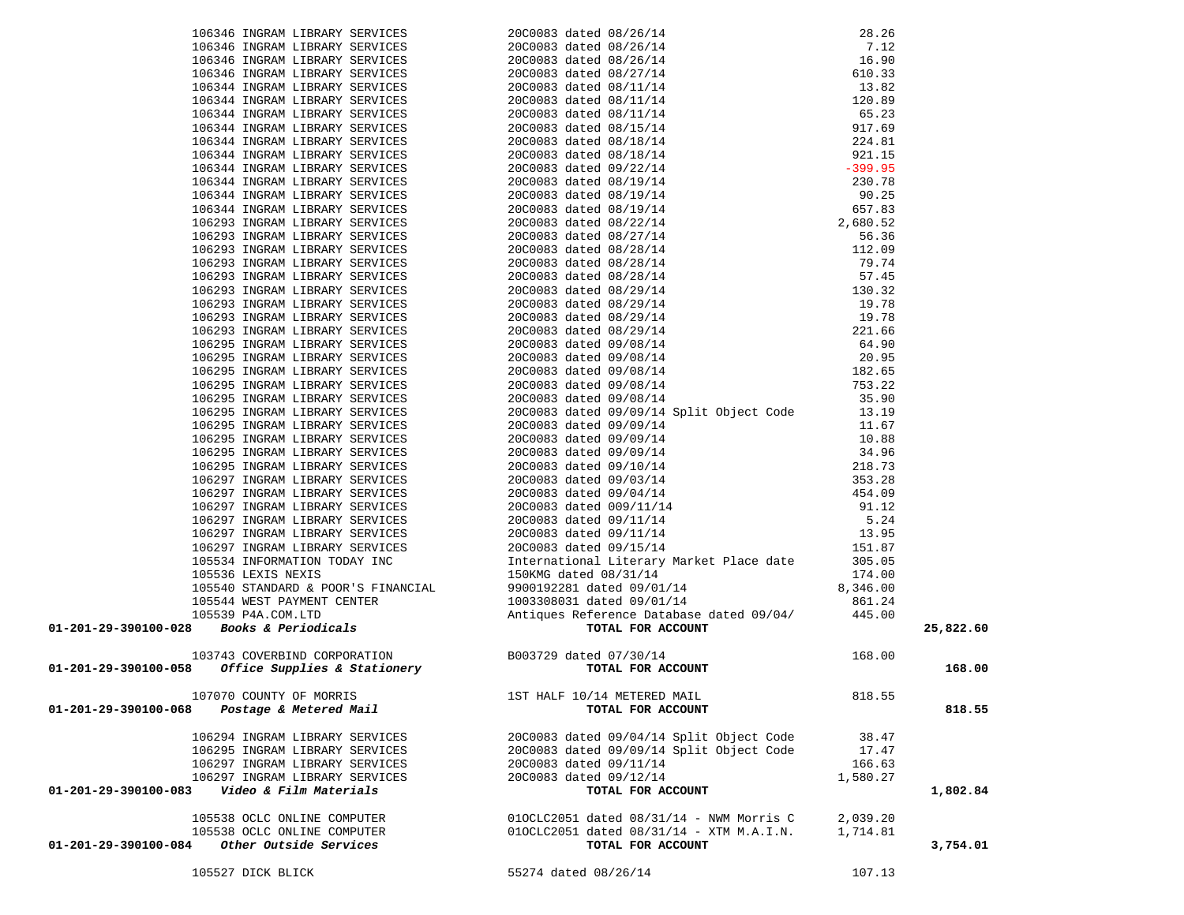| Account | Vendor | Description | Amount | Total |
|---|---|---|---|---|
| | 106346 INGRAM LIBRARY SERVICES | 20C0083 dated 08/26/14 | 28.26 | |
| | 106346 INGRAM LIBRARY SERVICES | 20C0083 dated 08/26/14 | 7.12 | |
| | 106346 INGRAM LIBRARY SERVICES | 20C0083 dated 08/26/14 | 16.90 | |
| | 106346 INGRAM LIBRARY SERVICES | 20C0083 dated 08/27/14 | 610.33 | |
| | 106344 INGRAM LIBRARY SERVICES | 20C0083 dated 08/11/14 | 13.82 | |
| | 106344 INGRAM LIBRARY SERVICES | 20C0083 dated 08/11/14 | 120.89 | |
| | 106344 INGRAM LIBRARY SERVICES | 20C0083 dated 08/11/14 | 65.23 | |
| | 106344 INGRAM LIBRARY SERVICES | 20C0083 dated 08/15/14 | 917.69 | |
| | 106344 INGRAM LIBRARY SERVICES | 20C0083 dated 08/18/14 | 224.81 | |
| | 106344 INGRAM LIBRARY SERVICES | 20C0083 dated 08/18/14 | 921.15 | |
| | 106344 INGRAM LIBRARY SERVICES | 20C0083 dated 09/22/14 | -399.95 | |
| | 106344 INGRAM LIBRARY SERVICES | 20C0083 dated 08/19/14 | 230.78 | |
| | 106344 INGRAM LIBRARY SERVICES | 20C0083 dated 08/19/14 | 90.25 | |
| | 106344 INGRAM LIBRARY SERVICES | 20C0083 dated 08/19/14 | 657.83 | |
| | 106293 INGRAM LIBRARY SERVICES | 20C0083 dated 08/22/14 | 2,680.52 | |
| | 106293 INGRAM LIBRARY SERVICES | 20C0083 dated 08/27/14 | 56.36 | |
| | 106293 INGRAM LIBRARY SERVICES | 20C0083 dated 08/28/14 | 112.09 | |
| | 106293 INGRAM LIBRARY SERVICES | 20C0083 dated 08/28/14 | 79.74 | |
| | 106293 INGRAM LIBRARY SERVICES | 20C0083 dated 08/28/14 | 57.45 | |
| | 106293 INGRAM LIBRARY SERVICES | 20C0083 dated 08/29/14 | 130.32 | |
| | 106293 INGRAM LIBRARY SERVICES | 20C0083 dated 08/29/14 | 19.78 | |
| | 106293 INGRAM LIBRARY SERVICES | 20C0083 dated 08/29/14 | 19.78 | |
| | 106293 INGRAM LIBRARY SERVICES | 20C0083 dated 08/29/14 | 221.66 | |
| | 106295 INGRAM LIBRARY SERVICES | 20C0083 dated 09/08/14 | 64.90 | |
| | 106295 INGRAM LIBRARY SERVICES | 20C0083 dated 09/08/14 | 20.95 | |
| | 106295 INGRAM LIBRARY SERVICES | 20C0083 dated 09/08/14 | 182.65 | |
| | 106295 INGRAM LIBRARY SERVICES | 20C0083 dated 09/08/14 | 753.22 | |
| | 106295 INGRAM LIBRARY SERVICES | 20C0083 dated 09/08/14 | 35.90 | |
| | 106295 INGRAM LIBRARY SERVICES | 20C0083 dated 09/09/14 Split Object Code | 13.19 | |
| | 106295 INGRAM LIBRARY SERVICES | 20C0083 dated 09/09/14 | 11.67 | |
| | 106295 INGRAM LIBRARY SERVICES | 20C0083 dated 09/09/14 | 10.88 | |
| | 106295 INGRAM LIBRARY SERVICES | 20C0083 dated 09/09/14 | 34.96 | |
| | 106295 INGRAM LIBRARY SERVICES | 20C0083 dated 09/10/14 | 218.73 | |
| | 106297 INGRAM LIBRARY SERVICES | 20C0083 dated 09/03/14 | 353.28 | |
| | 106297 INGRAM LIBRARY SERVICES | 20C0083 dated 09/04/14 | 454.09 | |
| | 106297 INGRAM LIBRARY SERVICES | 20C0083 dated 009/11/14 | 91.12 | |
| | 106297 INGRAM LIBRARY SERVICES | 20C0083 dated 09/11/14 | 5.24 | |
| | 106297 INGRAM LIBRARY SERVICES | 20C0083 dated 09/11/14 | 13.95 | |
| | 106297 INGRAM LIBRARY SERVICES | 20C0083 dated 09/15/14 | 151.87 | |
| | 105534 INFORMATION TODAY INC | International Literary Market Place date | 305.05 | |
| | 105536 LEXIS NEXIS | 150KMG dated 08/31/14 | 174.00 | |
| | 105540 STANDARD & POOR'S FINANCIAL | 9900192281 dated 09/01/14 | 8,346.00 | |
| | 105544 WEST PAYMENT CENTER | 1003308031 dated 09/01/14 | 861.24 | |
| | 105539 P4A.COM.LTD | Antiques Reference Database dated 09/04/ | 445.00 | |
| **01-201-29-390100-028** | ***Books & Periodicals*** | **TOTAL FOR ACCOUNT** | | **25,822.60** |
| | 103743 COVERBIND CORPORATION | B003729 dated 07/30/14 | 168.00 | |
| **01-201-29-390100-058** | ***Office Supplies & Stationery*** | **TOTAL FOR ACCOUNT** | | **168.00** |
| | 107070 COUNTY OF MORRIS | 1ST HALF 10/14 METERED MAIL | 818.55 | |
| **01-201-29-390100-068** | ***Postage & Metered Mail*** | **TOTAL FOR ACCOUNT** | | **818.55** |
| | 106294 INGRAM LIBRARY SERVICES | 20C0083 dated 09/04/14 Split Object Code | 38.47 | |
| | 106295 INGRAM LIBRARY SERVICES | 20C0083 dated 09/09/14 Split Object Code | 17.47 | |
| | 106297 INGRAM LIBRARY SERVICES | 20C0083 dated 09/11/14 | 166.63 | |
| | 106297 INGRAM LIBRARY SERVICES | 20C0083 dated 09/12/14 | 1,580.27 | |
| **01-201-29-390100-083** | ***Video & Film Materials*** | **TOTAL FOR ACCOUNT** | | **1,802.84** |
| | 105538 OCLC ONLINE COMPUTER | 01OCLC2051 dated 08/31/14 - NWM Morris C | 2,039.20 | |
| | 105538 OCLC ONLINE COMPUTER | 01OCLC2051 dated 08/31/14 - XTM M.A.I.N. | 1,714.81 | |
| **01-201-29-390100-084** | ***Other Outside Services*** | **TOTAL FOR ACCOUNT** | | **3,754.01** |
| | 105527 DICK BLICK | 55274 dated 08/26/14 | 107.13 | |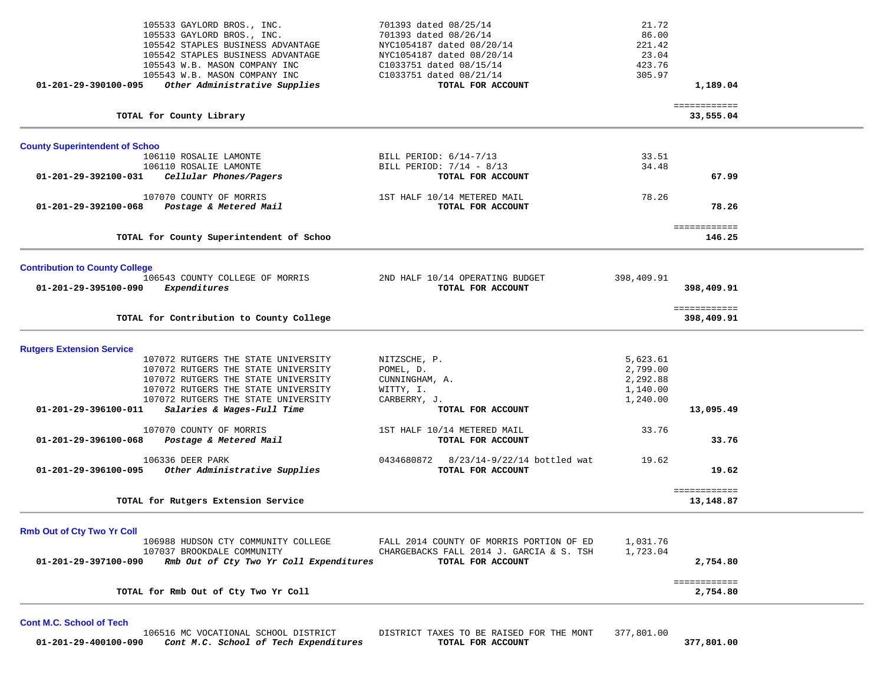| Account | Vendor / Description | Reference | Amount | Total |
|---|---|---|---|---|
| | 105533 GAYLORD BROS., INC. | 701393 dated 08/25/14 | 21.72 | |
| | 105533 GAYLORD BROS., INC. | 701393 dated 08/26/14 | 86.00 | |
| | 105542 STAPLES BUSINESS ADVANTAGE | NYC1054187 dated 08/20/14 | 221.42 | |
| | 105542 STAPLES BUSINESS ADVANTAGE | NYC1054187 dated 08/20/14 | 23.04 | |
| | 105543 W.B. MASON COMPANY INC | C1033751 dated 08/15/14 | 423.76 | |
| | 105543 W.B. MASON COMPANY INC | C1033751 dated 08/21/14 | 305.97 | |
| **01-201-29-390100-095** | ***Other Administrative Supplies*** | **TOTAL FOR ACCOUNT** | | **1,189.04** |
| | **TOTAL for County Library** | | | **33,555.04** |

## County Superintendent of Schoo

| Account | Vendor / Description | Reference | Amount | Total |
|---|---|---|---|---|
| | 106110 ROSALIE LAMONTE | BILL PERIOD: 6/14-7/13 | 33.51 | |
| | 106110 ROSALIE LAMONTE | BILL PERIOD: 7/14 - 8/13 | 34.48 | |
| **01-201-29-392100-031** | ***Cellular Phones/Pagers*** | **TOTAL FOR ACCOUNT** | | **67.99** |
| | 107070 COUNTY OF MORRIS | 1ST HALF 10/14 METERED MAIL | 78.26 | |
| **01-201-29-392100-068** | ***Postage & Metered Mail*** | **TOTAL FOR ACCOUNT** | | **78.26** |
| | **TOTAL for County Superintendent of Schoo** | | | **146.25** |

## Contribution to County College

| Account | Vendor / Description | Reference | Amount | Total |
|---|---|---|---|---|
| | 106543 COUNTY COLLEGE OF MORRIS | 2ND HALF 10/14 OPERATING BUDGET | 398,409.91 | |
| **01-201-29-395100-090** | ***Expenditures*** | **TOTAL FOR ACCOUNT** | | **398,409.91** |
| | **TOTAL for Contribution to County College** | | | **398,409.91** |

## Rutgers Extension Service

| Account | Vendor / Description | Reference | Amount | Total |
|---|---|---|---|---|
| | 107072 RUTGERS THE STATE UNIVERSITY | NITZSCHE, P. | 5,623.61 | |
| | 107072 RUTGERS THE STATE UNIVERSITY | POMEL, D. | 2,799.00 | |
| | 107072 RUTGERS THE STATE UNIVERSITY | CUNNINGHAM, A. | 2,292.88 | |
| | 107072 RUTGERS THE STATE UNIVERSITY | WITTY, I. | 1,140.00 | |
| | 107072 RUTGERS THE STATE UNIVERSITY | CARBERRY, J. | 1,240.00 | |
| **01-201-29-396100-011** | ***Salaries & Wages-Full Time*** | **TOTAL FOR ACCOUNT** | | **13,095.49** |
| | 107070 COUNTY OF MORRIS | 1ST HALF 10/14 METERED MAIL | 33.76 | |
| **01-201-29-396100-068** | ***Postage & Metered Mail*** | **TOTAL FOR ACCOUNT** | | **33.76** |
| | 106336 DEER PARK | 0434680872 8/23/14-9/22/14 bottled wat | 19.62 | |
| **01-201-29-396100-095** | ***Other Administrative Supplies*** | **TOTAL FOR ACCOUNT** | | **19.62** |
| | **TOTAL for Rutgers Extension Service** | | | **13,148.87** |

## Rmb Out of Cty Two Yr Coll

| Account | Vendor / Description | Reference | Amount | Total |
|---|---|---|---|---|
| | 106988 HUDSON CTY COMMUNITY COLLEGE | FALL 2014 COUNTY OF MORRIS PORTION OF ED | 1,031.76 | |
| | 107037 BROOKDALE COMMUNITY | CHARGEBACKS FALL 2014 J. GARCIA & S. TSH | 1,723.04 | |
| **01-201-29-397100-090** | ***Rmb Out of Cty Two Yr Coll Expenditures*** | **TOTAL FOR ACCOUNT** | | **2,754.80** |
| | **TOTAL for Rmb Out of Cty Two Yr Coll** | | | **2,754.80** |

## Cont M.C. School of Tech

| Account | Vendor / Description | Reference | Amount | Total |
|---|---|---|---|---|
| | 106516 MC VOCATIONAL SCHOOL DISTRICT | DISTRICT TAXES TO BE RAISED FOR THE MONT | 377,801.00 | |
| **01-201-29-400100-090** | ***Cont M.C. School of Tech Expenditures*** | **TOTAL FOR ACCOUNT** | | **377,801.00** |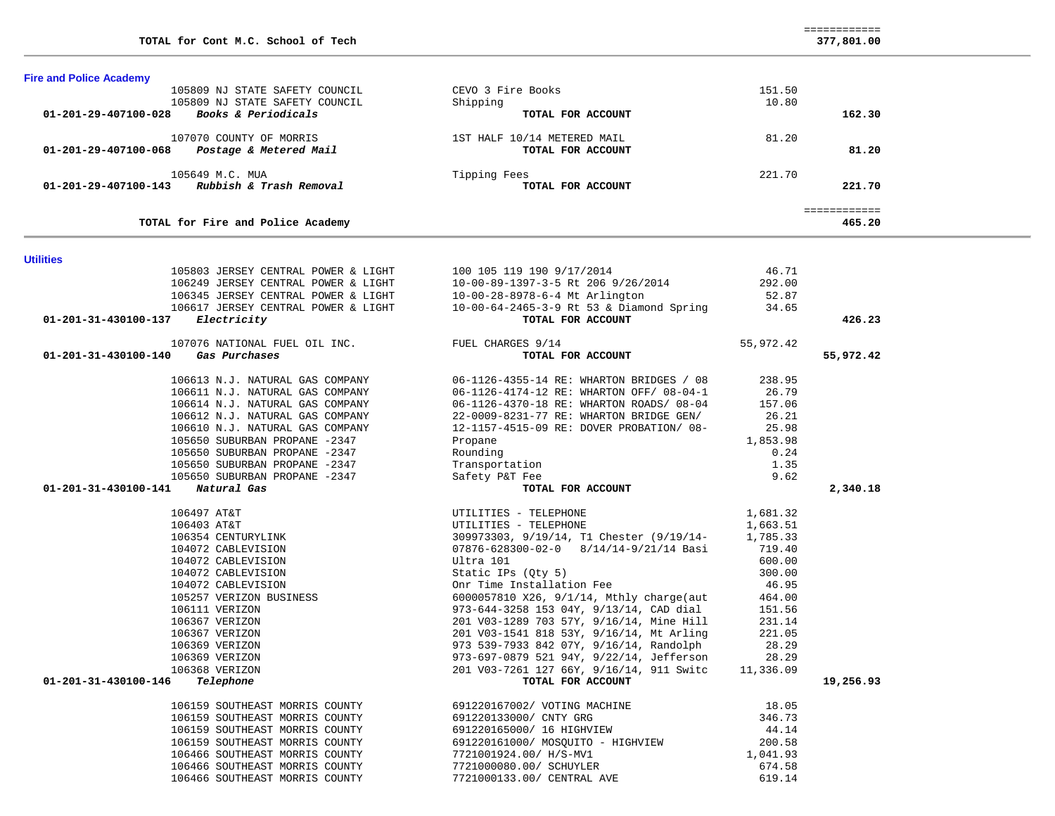| | | | |
|---|---|---|---|
| **TOTAL for Cont M.C. School of Tech** | | | ============ 377,801.00 |

## Fire and Police Academy

| Account | Vendor | Description | Amount | Total |
|---|---|---|---|---|
| | 105809 NJ STATE SAFETY COUNCIL | CEVO 3 Fire Books | 151.50 | |
| | 105809 NJ STATE SAFETY COUNCIL | Shipping | 10.80 | |
| 01-201-29-407100-028 | *Books & Periodicals* | **TOTAL FOR ACCOUNT** | | **162.30** |
| | 107070 COUNTY OF MORRIS | 1ST HALF 10/14 METERED MAIL | 81.20 | |
| 01-201-29-407100-068 | *Postage & Metered Mail* | **TOTAL FOR ACCOUNT** | | **81.20** |
| | 105649 M.C. MUA | Tipping Fees | 221.70 | |
| 01-201-29-407100-143 | *Rubbish & Trash Removal* | **TOTAL FOR ACCOUNT** | | **221.70** |
| | **TOTAL for Fire and Police Academy** | | | ============ **465.20** |

## Utilities

| Account | Vendor | Description | Amount | Total |
|---|---|---|---|---|
| | 105803 JERSEY CENTRAL POWER & LIGHT | 100 105 119 190 9/17/2014 | 46.71 | |
| | 106249 JERSEY CENTRAL POWER & LIGHT | 10-00-89-1397-3-5 Rt 206 9/26/2014 | 292.00 | |
| | 106345 JERSEY CENTRAL POWER & LIGHT | 10-00-28-8978-6-4 Mt Arlington | 52.87 | |
| | 106617 JERSEY CENTRAL POWER & LIGHT | 10-00-64-2465-3-9 Rt 53 & Diamond Spring | 34.65 | |
| 01-201-31-430100-137 | *Electricity* | **TOTAL FOR ACCOUNT** | | **426.23** |
| | 107076 NATIONAL FUEL OIL INC. | FUEL CHARGES 9/14 | 55,972.42 | |
| 01-201-31-430100-140 | *Gas Purchases* | **TOTAL FOR ACCOUNT** | | **55,972.42** |
| | 106613 N.J. NATURAL GAS COMPANY | 06-1126-4355-14 RE: WHARTON BRIDGES / 08 | 238.95 | |
| | 106611 N.J. NATURAL GAS COMPANY | 06-1126-4174-12 RE: WHARTON OFF/ 08-04-1 | 26.79 | |
| | 106614 N.J. NATURAL GAS COMPANY | 06-1126-4370-18 RE: WHARTON ROADS/ 08-04 | 157.06 | |
| | 106612 N.J. NATURAL GAS COMPANY | 22-0009-8231-77 RE: WHARTON BRIDGE GEN/ | 26.21 | |
| | 106610 N.J. NATURAL GAS COMPANY | 12-1157-4515-09 RE: DOVER PROBATION/ 08- | 25.98 | |
| | 105650 SUBURBAN PROPANE -2347 | Propane | 1,853.98 | |
| | 105650 SUBURBAN PROPANE -2347 | Rounding | 0.24 | |
| | 105650 SUBURBAN PROPANE -2347 | Transportation | 1.35 | |
| | 105650 SUBURBAN PROPANE -2347 | Safety P&T Fee | 9.62 | |
| 01-201-31-430100-141 | *Natural Gas* | **TOTAL FOR ACCOUNT** | | **2,340.18** |
| | 106497 AT&T | UTILITIES - TELEPHONE | 1,681.32 | |
| | 106403 AT&T | UTILITIES - TELEPHONE | 1,663.51 | |
| | 106354 CENTURYLINK | 309973303, 9/19/14, T1 Chester (9/19/14- | 1,785.33 | |
| | 104072 CABLEVISION | 07876-628300-02-0 8/14/14-9/21/14 Basi | 719.40 | |
| | 104072 CABLEVISION | Ultra 101 | 600.00 | |
| | 104072 CABLEVISION | Static IPs (Qty 5) | 300.00 | |
| | 104072 CABLEVISION | Onr Time Installation Fee | 46.95 | |
| | 105257 VERIZON BUSINESS | 6000057810 X26, 9/1/14, Mthly charge(aut | 464.00 | |
| | 106111 VERIZON | 973-644-3258 153 04Y, 9/13/14, CAD dial | 151.56 | |
| | 106367 VERIZON | 201 V03-1289 703 57Y, 9/16/14, Mine Hill | 231.14 | |
| | 106367 VERIZON | 201 V03-1541 818 53Y, 9/16/14, Mt Arling | 221.05 | |
| | 106369 VERIZON | 973 539-7933 842 07Y, 9/16/14, Randolph | 28.29 | |
| | 106369 VERIZON | 973-697-0879 521 94Y, 9/22/14, Jefferson | 28.29 | |
| | 106368 VERIZON | 201 V03-7261 127 66Y, 9/16/14, 911 Switc | 11,336.09 | |
| 01-201-31-430100-146 | *Telephone* | **TOTAL FOR ACCOUNT** | | **19,256.93** |
| | 106159 SOUTHEAST MORRIS COUNTY | 691220167002/ VOTING MACHINE | 18.05 | |
| | 106159 SOUTHEAST MORRIS COUNTY | 691220133000/ CNTY GRG | 346.73 | |
| | 106159 SOUTHEAST MORRIS COUNTY | 691220165000/ 16 HIGHVIEW | 44.14 | |
| | 106159 SOUTHEAST MORRIS COUNTY | 691220161000/ MOSQUITO - HIGHVIEW | 200.58 | |
| | 106466 SOUTHEAST MORRIS COUNTY | 7721001924.00/ H/S-MV1 | 1,041.93 | |
| | 106466 SOUTHEAST MORRIS COUNTY | 7721000080.00/ SCHUYLER | 674.58 | |
| | 106466 SOUTHEAST MORRIS COUNTY | 7721000133.00/ CENTRAL AVE | 619.14 | |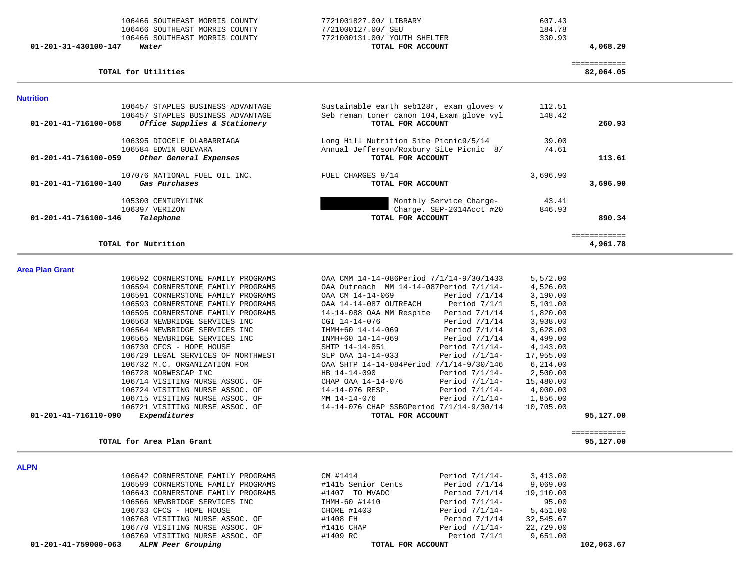| Account | Vendor | Description | Amount | Total |
|---|---|---|---|---|
| | 106466 SOUTHEAST MORRIS COUNTY | 7721001827.00/ LIBRARY | 607.43 | |
| | 106466 SOUTHEAST MORRIS COUNTY | 7721000127.00/ SEU | 184.78 | |
| | 106466 SOUTHEAST MORRIS COUNTY | 7721000131.00/ YOUTH SHELTER | 330.93 | |
| 01-201-31-430100-147 | ***Water*** | **TOTAL FOR ACCOUNT** | | **4,068.29** |
| | **TOTAL for Utilities** | | | **82,064.05** |

## Nutrition

| Account | Vendor | Description | Amount | Total |
|---|---|---|---|---|
| | 106457 STAPLES BUSINESS ADVANTAGE | Sustainable earth seb128r, exam gloves v | 112.51 | |
| | 106457 STAPLES BUSINESS ADVANTAGE | Seb reman toner canon 104,Exam glove vyl | 148.42 | |
| 01-201-41-716100-058 | ***Office Supplies & Stationery*** | **TOTAL FOR ACCOUNT** | | **260.93** |
| | 106395 DIOCELE OLABARRIAGA | Long Hill Nutrition Site Picnic9/5/14 | 39.00 | |
| | 106584 EDWIN GUEVARA | Annual Jefferson/Roxbury Site Picnic 8/ | 74.61 | |
| 01-201-41-716100-059 | ***Other General Expenses*** | **TOTAL FOR ACCOUNT** | | **113.61** |
| | 107076 NATIONAL FUEL OIL INC. | FUEL CHARGES 9/14 | 3,696.90 | |
| 01-201-41-716100-140 | ***Gas Purchases*** | **TOTAL FOR ACCOUNT** | | **3,696.90** |
| | 105300 CENTURYLINK | [REDACTED] Monthly Service Charge- | 43.41 | |
| | 106397 VERIZON | Charge. SEP-2014Acct #20 | 846.93 | |
| 01-201-41-716100-146 | ***Telephone*** | **TOTAL FOR ACCOUNT** | | **890.34** |
| | **TOTAL for Nutrition** | | | **4,961.78** |

## Area Plan Grant

| Account | Vendor | Description | Amount | Total |
|---|---|---|---|---|
| | 106592 CORNERSTONE FAMILY PROGRAMS | OAA CMM 14-14-086Period 7/1/14-9/30/1433 | 5,572.00 | |
| | 106594 CORNERSTONE FAMILY PROGRAMS | OAA Outreach MM 14-14-087Period 7/1/14- | 4,526.00 | |
| | 106591 CORNERSTONE FAMILY PROGRAMS | OAA CM 14-14-069 Period 7/1/14 | 3,190.00 | |
| | 106593 CORNERSTONE FAMILY PROGRAMS | OAA 14-14-087 OUTREACH Period 7/1/1 | 5,101.00 | |
| | 106595 CORNERSTONE FAMILY PROGRAMS | 14-14-088 OAA MM Respite Period 7/1/14 | 1,820.00 | |
| | 106563 NEWBRIDGE SERVICES INC | CGI 14-14-076 Period 7/1/14 | 3,938.00 | |
| | 106564 NEWBRIDGE SERVICES INC | IHMH+60 14-14-069 Period 7/1/14 | 3,628.00 | |
| | 106565 NEWBRIDGE SERVICES INC | INMH+60 14-14-069 Period 7/1/14 | 4,499.00 | |
| | 106730 CFCS - HOPE HOUSE | SHTP 14-14-051 Period 7/1/14- | 4,143.00 | |
| | 106729 LEGAL SERVICES OF NORTHWEST | SLP OAA 14-14-033 Period 7/1/14- | 17,955.00 | |
| | 106732 M.C. ORGANIZATION FOR | OAA SHTP 14-14-084Period 7/1/14-9/30/146 | 6,214.00 | |
| | 106728 NORWESCAP INC | HB 14-14-090 Period 7/1/14- | 2,500.00 | |
| | 106714 VISITING NURSE ASSOC. OF | CHAP OAA 14-14-076 Period 7/1/14- | 15,480.00 | |
| | 106724 VISITING NURSE ASSOC. OF | 14-14-076 RESP. Period 7/1/14- | 4,000.00 | |
| | 106715 VISITING NURSE ASSOC. OF | MM 14-14-076 Period 7/1/14- | 1,856.00 | |
| | 106721 VISITING NURSE ASSOC. OF | 14-14-076 CHAP SSBGPeriod 7/1/14-9/30/14 | 10,705.00 | |
| 01-201-41-716110-090 | ***Expenditures*** | **TOTAL FOR ACCOUNT** | | **95,127.00** |
| | **TOTAL for Area Plan Grant** | | | **95,127.00** |

## ALPN

| Account | Vendor | Description | Amount | Total |
|---|---|---|---|---|
| | 106642 CORNERSTONE FAMILY PROGRAMS | CM #1414 Period 7/1/14- | 3,413.00 | |
| | 106599 CORNERSTONE FAMILY PROGRAMS | #1415 Senior Cents Period 7/1/14 | 9,069.00 | |
| | 106643 CORNERSTONE FAMILY PROGRAMS | #1407 TO MVADC Period 7/1/14 | 19,110.00 | |
| | 106566 NEWBRIDGE SERVICES INC | IHMH-60 #1410 Period 7/1/14- | 95.00 | |
| | 106733 CFCS - HOPE HOUSE | CHORE #1403 Period 7/1/14- | 5,451.00 | |
| | 106768 VISITING NURSE ASSOC. OF | #1408 FH Period 7/1/14 | 32,545.67 | |
| | 106770 VISITING NURSE ASSOC. OF | #1416 CHAP Period 7/1/14- | 22,729.00 | |
| | 106769 VISITING NURSE ASSOC. OF | #1409 RC Period 7/1/1 | 9,651.00 | |
| 01-201-41-759000-063 | ***ALPN Peer Grouping*** | **TOTAL FOR ACCOUNT** | | **102,063.67** |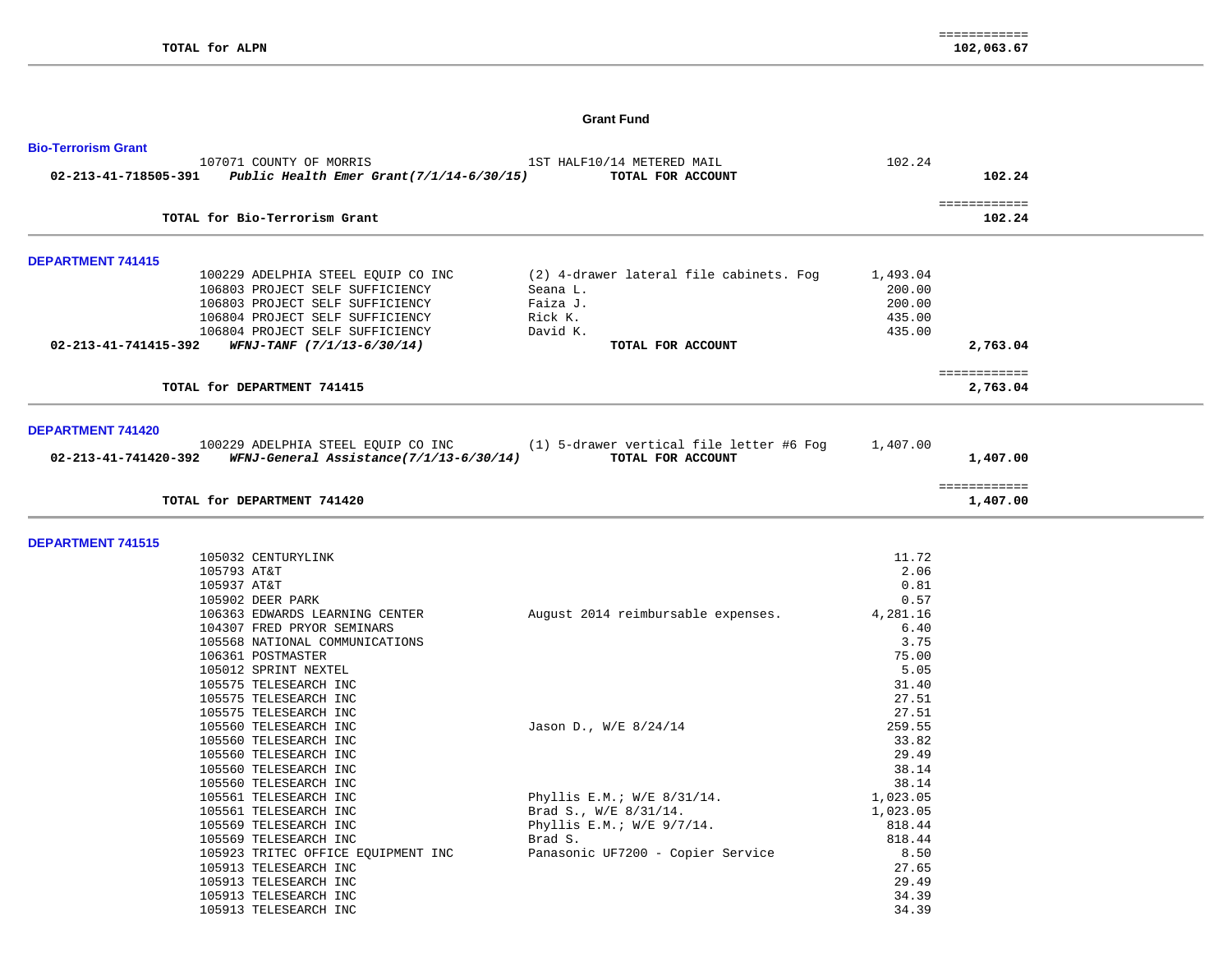| | | | |
|---|---|---|---|
| TOTAL for ALPN | | | ============ 102,063.67 |

## Grant Fund

### Bio-Terrorism Grant

| Account / Vendor | Description | Amount | Total |
|---|---|---|---|
| 107071 COUNTY OF MORRIS | 1ST HALF10/14 METERED MAIL | 102.24 | |
| **02-213-41-718505-391** ***Public Health Emer Grant(7/1/14-6/30/15)*** | **TOTAL FOR ACCOUNT** | | **102.24** |
| **TOTAL for Bio-Terrorism Grant** | | | ============ **102.24** |

### DEPARTMENT 741415

| Account / Vendor | Description | Amount | Total |
|---|---|---|---|
| 100229 ADELPHIA STEEL EQUIP CO INC | (2) 4-drawer lateral file cabinets. Fog | 1,493.04 | |
| 106803 PROJECT SELF SUFFICIENCY | Seana L. | 200.00 | |
| 106803 PROJECT SELF SUFFICIENCY | Faiza J. | 200.00 | |
| 106804 PROJECT SELF SUFFICIENCY | Rick K. | 435.00 | |
| 106804 PROJECT SELF SUFFICIENCY | David K. | 435.00 | |
| **02-213-41-741415-392** ***WFNJ-TANF (7/1/13-6/30/14)*** | **TOTAL FOR ACCOUNT** | | **2,763.04** |
| **TOTAL for DEPARTMENT 741415** | | | ============ **2,763.04** |

### DEPARTMENT 741420

| Account / Vendor | Description | Amount | Total |
|---|---|---|---|
| 100229 ADELPHIA STEEL EQUIP CO INC | (1) 5-drawer vertical file letter #6 Fog | 1,407.00 | |
| **02-213-41-741420-392** ***WFNJ-General Assistance(7/1/13-6/30/14)*** | **TOTAL FOR ACCOUNT** | | **1,407.00** |
| **TOTAL for DEPARTMENT 741420** | | | ============ **1,407.00** |

### DEPARTMENT 741515

| Account / Vendor | Description | Amount | Total |
|---|---|---|---|
| 105032 CENTURYLINK | | 11.72 | |
| 105793 AT&T | | 2.06 | |
| 105937 AT&T | | 0.81 | |
| 105902 DEER PARK | | 0.57 | |
| 106363 EDWARDS LEARNING CENTER | August 2014 reimbursable expenses. | 4,281.16 | |
| 104307 FRED PRYOR SEMINARS | | 6.40 | |
| 105568 NATIONAL COMMUNICATIONS | | 3.75 | |
| 106361 POSTMASTER | | 75.00 | |
| 105012 SPRINT NEXTEL | | 5.05 | |
| 105575 TELESEARCH INC | | 31.40 | |
| 105575 TELESEARCH INC | | 27.51 | |
| 105575 TELESEARCH INC | | 27.51 | |
| 105560 TELESEARCH INC | Jason D., W/E 8/24/14 | 259.55 | |
| 105560 TELESEARCH INC | | 33.82 | |
| 105560 TELESEARCH INC | | 29.49 | |
| 105560 TELESEARCH INC | | 38.14 | |
| 105560 TELESEARCH INC | | 38.14 | |
| 105561 TELESEARCH INC | Phyllis E.M.; W/E 8/31/14. | 1,023.05 | |
| 105561 TELESEARCH INC | Brad S., W/E 8/31/14. | 1,023.05 | |
| 105569 TELESEARCH INC | Phyllis E.M.; W/E 9/7/14. | 818.44 | |
| 105569 TELESEARCH INC | Brad S. | 818.44 | |
| 105923 TRITEC OFFICE EQUIPMENT INC | Panasonic UF7200 - Copier Service | 8.50 | |
| 105913 TELESEARCH INC | | 27.65 | |
| 105913 TELESEARCH INC | | 29.49 | |
| 105913 TELESEARCH INC | | 34.39 | |
| 105913 TELESEARCH INC | | 34.39 | |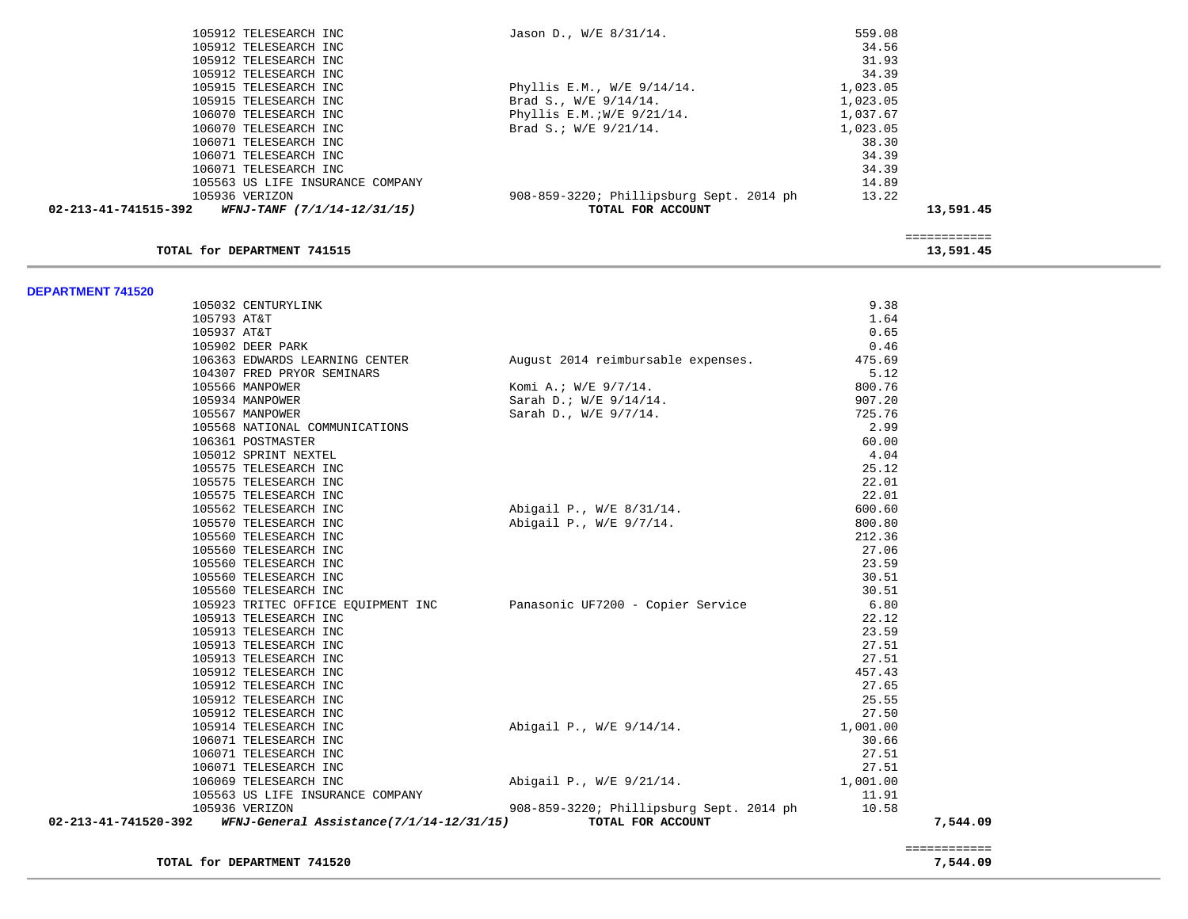| | | | | |
|---|---|---|---|---|
| | 105912 TELESEARCH INC | Jason D., W/E 8/31/14. | 559.08 | |
| | 105912 TELESEARCH INC | | 34.56 | |
| | 105912 TELESEARCH INC | | 31.93 | |
| | 105912 TELESEARCH INC | | 34.39 | |
| | 105915 TELESEARCH INC | Phyllis E.M., W/E 9/14/14. | 1,023.05 | |
| | 105915 TELESEARCH INC | Brad S., W/E 9/14/14. | 1,023.05 | |
| | 106070 TELESEARCH INC | Phyllis E.M.;W/E 9/21/14. | 1,037.67 | |
| | 106070 TELESEARCH INC | Brad S.; W/E 9/21/14. | 1,023.05 | |
| | 106071 TELESEARCH INC | | 38.30 | |
| | 106071 TELESEARCH INC | | 34.39 | |
| | 106071 TELESEARCH INC | | 34.39 | |
| | 105563 US LIFE INSURANCE COMPANY | | 14.89 | |
| | 105936 VERIZON | 908-859-3220; Phillipsburg Sept. 2014 ph | 13.22 | |
| **02-213-41-741515-392** | ***WFNJ-TANF (7/1/14-12/31/15)*** | **TOTAL FOR ACCOUNT** | | **13,591.45** |

============

**TOTAL for DEPARTMENT 741515** **13,591.45**

**DEPARTMENT 741520**

| | | | | |
|---|---|---|---|---|
| | 105032 CENTURYLINK | | 9.38 | |
| | 105793 AT&T | | 1.64 | |
| | 105937 AT&T | | 0.65 | |
| | 105902 DEER PARK | | 0.46 | |
| | 106363 EDWARDS LEARNING CENTER | August 2014 reimbursable expenses. | 475.69 | |
| | 104307 FRED PRYOR SEMINARS | | 5.12 | |
| | 105566 MANPOWER | Komi A.; W/E 9/7/14. | 800.76 | |
| | 105934 MANPOWER | Sarah D.; W/E 9/14/14. | 907.20 | |
| | 105567 MANPOWER | Sarah D., W/E 9/7/14. | 725.76 | |
| | 105568 NATIONAL COMMUNICATIONS | | 2.99 | |
| | 106361 POSTMASTER | | 60.00 | |
| | 105012 SPRINT NEXTEL | | 4.04 | |
| | 105575 TELESEARCH INC | | 25.12 | |
| | 105575 TELESEARCH INC | | 22.01 | |
| | 105575 TELESEARCH INC | | 22.01 | |
| | 105562 TELESEARCH INC | Abigail P., W/E 8/31/14. | 600.60 | |
| | 105570 TELESEARCH INC | Abigail P., W/E 9/7/14. | 800.80 | |
| | 105560 TELESEARCH INC | | 212.36 | |
| | 105560 TELESEARCH INC | | 27.06 | |
| | 105560 TELESEARCH INC | | 23.59 | |
| | 105560 TELESEARCH INC | | 30.51 | |
| | 105560 TELESEARCH INC | | 30.51 | |
| | 105923 TRITEC OFFICE EQUIPMENT INC | Panasonic UF7200 - Copier Service | 6.80 | |
| | 105913 TELESEARCH INC | | 22.12 | |
| | 105913 TELESEARCH INC | | 23.59 | |
| | 105913 TELESEARCH INC | | 27.51 | |
| | 105913 TELESEARCH INC | | 27.51 | |
| | 105912 TELESEARCH INC | | 457.43 | |
| | 105912 TELESEARCH INC | | 27.65 | |
| | 105912 TELESEARCH INC | | 25.55 | |
| | 105912 TELESEARCH INC | | 27.50 | |
| | 105914 TELESEARCH INC | Abigail P., W/E 9/14/14. | 1,001.00 | |
| | 106071 TELESEARCH INC | | 30.66 | |
| | 106071 TELESEARCH INC | | 27.51 | |
| | 106071 TELESEARCH INC | | 27.51 | |
| | 106069 TELESEARCH INC | Abigail P., W/E 9/21/14. | 1,001.00 | |
| | 105563 US LIFE INSURANCE COMPANY | | 11.91 | |
| | 105936 VERIZON | 908-859-3220; Phillipsburg Sept. 2014 ph | 10.58 | |
| **02-213-41-741520-392** | ***WFNJ-General Assistance(7/1/14-12/31/15)*** | **TOTAL FOR ACCOUNT** | | **7,544.09** |

============

**TOTAL for DEPARTMENT 741520** **7,544.09**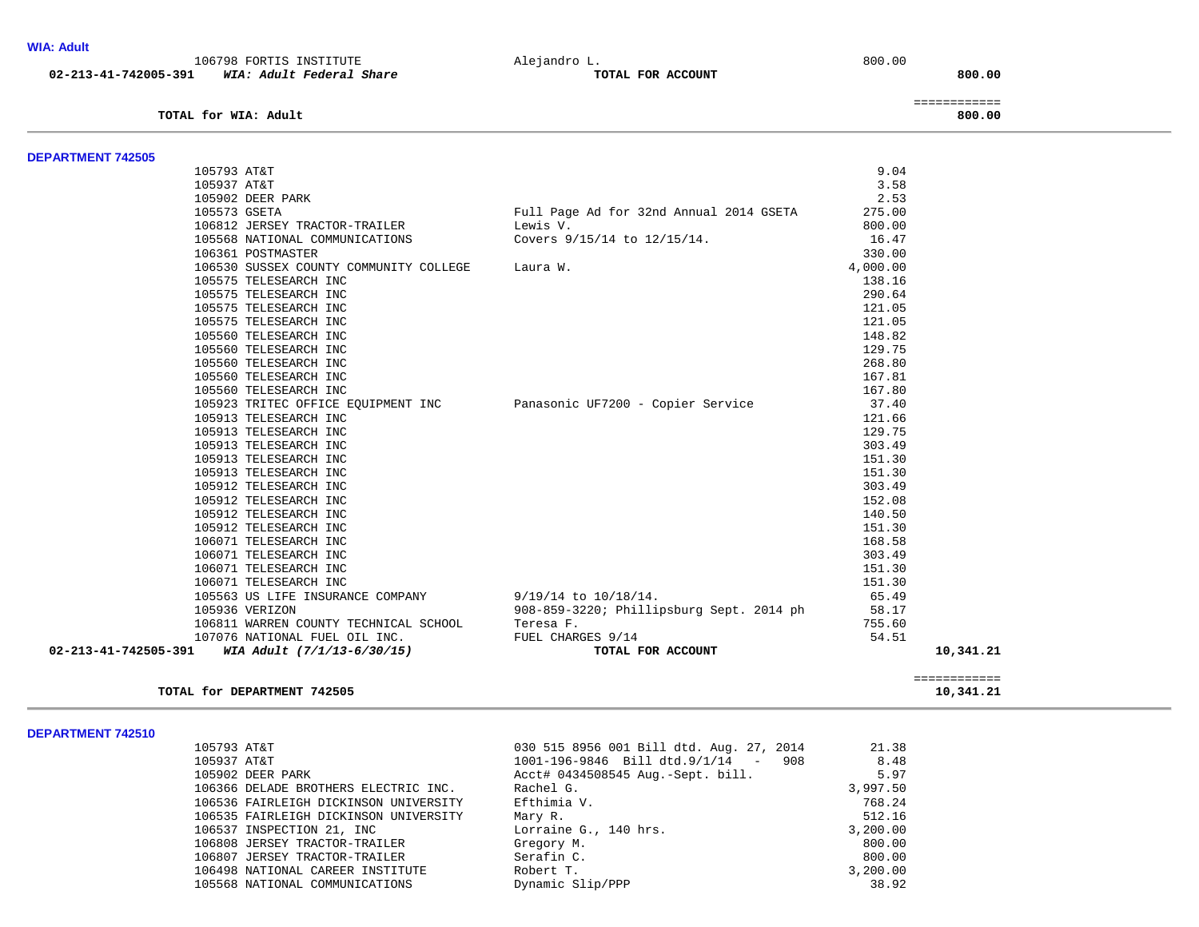## WIA: Adult

| Account | Vendor | Description | Amount | Total |
|---|---|---|---|---|
| | 106798 FORTIS INSTITUTE | Alejandro L. | 800.00 | |
| 02-213-41-742005-391 | *WIA: Adult Federal Share* | **TOTAL FOR ACCOUNT** | | **800.00** |
| | | | | ============ |
| | **TOTAL for WIA: Adult** | | | **800.00** |

## DEPARTMENT 742505

| Account | Vendor | Description | Amount | Total |
|---|---|---|---|---|
| | 105793 AT&T | | 9.04 | |
| | 105937 AT&T | | 3.58 | |
| | 105902 DEER PARK | | 2.53 | |
| | 105573 GSETA | Full Page Ad for 32nd Annual 2014 GSETA | 275.00 | |
| | 106812 JERSEY TRACTOR-TRAILER | Lewis V. | 800.00 | |
| | 105568 NATIONAL COMMUNICATIONS | Covers 9/15/14 to 12/15/14. | 16.47 | |
| | 106361 POSTMASTER | | 330.00 | |
| | 106530 SUSSEX COUNTY COMMUNITY COLLEGE | Laura W. | 4,000.00 | |
| | 105575 TELESEARCH INC | | 138.16 | |
| | 105575 TELESEARCH INC | | 290.64 | |
| | 105575 TELESEARCH INC | | 121.05 | |
| | 105575 TELESEARCH INC | | 121.05 | |
| | 105560 TELESEARCH INC | | 148.82 | |
| | 105560 TELESEARCH INC | | 129.75 | |
| | 105560 TELESEARCH INC | | 268.80 | |
| | 105560 TELESEARCH INC | | 167.81 | |
| | 105560 TELESEARCH INC | | 167.80 | |
| | 105923 TRITEC OFFICE EQUIPMENT INC | Panasonic UF7200 - Copier Service | 37.40 | |
| | 105913 TELESEARCH INC | | 121.66 | |
| | 105913 TELESEARCH INC | | 129.75 | |
| | 105913 TELESEARCH INC | | 303.49 | |
| | 105913 TELESEARCH INC | | 151.30 | |
| | 105913 TELESEARCH INC | | 151.30 | |
| | 105912 TELESEARCH INC | | 303.49 | |
| | 105912 TELESEARCH INC | | 152.08 | |
| | 105912 TELESEARCH INC | | 140.50 | |
| | 105912 TELESEARCH INC | | 151.30 | |
| | 106071 TELESEARCH INC | | 168.58 | |
| | 106071 TELESEARCH INC | | 303.49 | |
| | 106071 TELESEARCH INC | | 151.30 | |
| | 106071 TELESEARCH INC | | 151.30 | |
| | 105563 US LIFE INSURANCE COMPANY | 9/19/14 to 10/18/14. | 65.49 | |
| | 105936 VERIZON | 908-859-3220; Phillipsburg Sept. 2014 ph | 58.17 | |
| | 106811 WARREN COUNTY TECHNICAL SCHOOL | Teresa F. | 755.60 | |
| | 107076 NATIONAL FUEL OIL INC. | FUEL CHARGES 9/14 | 54.51 | |
| 02-213-41-742505-391 | *WIA Adult (7/1/13-6/30/15)* | **TOTAL FOR ACCOUNT** | | **10,341.21** |
| | | | | ============ |
| | **TOTAL for DEPARTMENT 742505** | | | **10,341.21** |

## DEPARTMENT 742510

| Account | Vendor | Description | Amount | Total |
|---|---|---|---|---|
| | 105793 AT&T | 030 515 8956 001 Bill dtd. Aug. 27, 2014 | 21.38 | |
| | 105937 AT&T | 1001-196-9846 Bill dtd.9/1/14 - 908 | 8.48 | |
| | 105902 DEER PARK | Acct# 0434508545 Aug.-Sept. bill. | 5.97 | |
| | 106366 DELADE BROTHERS ELECTRIC INC. | Rachel G. | 3,997.50 | |
| | 106536 FAIRLEIGH DICKINSON UNIVERSITY | Efthimia V. | 768.24 | |
| | 106535 FAIRLEIGH DICKINSON UNIVERSITY | Mary R. | 512.16 | |
| | 106537 INSPECTION 21, INC | Lorraine G., 140 hrs. | 3,200.00 | |
| | 106808 JERSEY TRACTOR-TRAILER | Gregory M. | 800.00 | |
| | 106807 JERSEY TRACTOR-TRAILER | Serafin C. | 800.00 | |
| | 106498 NATIONAL CAREER INSTITUTE | Robert T. | 3,200.00 | |
| | 105568 NATIONAL COMMUNICATIONS | Dynamic Slip/PPP | 38.92 | |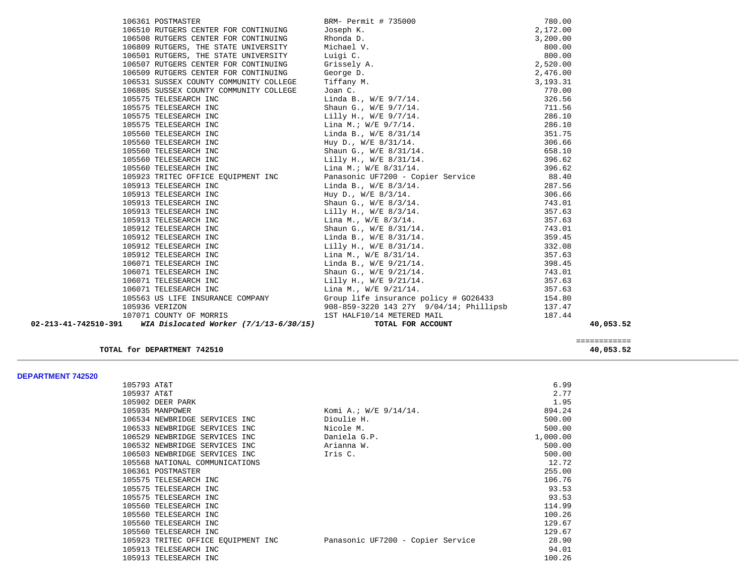| PO # | Vendor | Description | Amount | Total |
|---|---|---|---|---|
| 106361 | POSTMASTER | BRM- Permit # 735000 | 780.00 | |
| 106510 | RUTGERS CENTER FOR CONTINUING | Joseph K. | 2,172.00 | |
| 106508 | RUTGERS CENTER FOR CONTINUING | Rhonda D. | 3,200.00 | |
| 106809 | RUTGERS, THE STATE UNIVERSITY | Michael V. | 800.00 | |
| 106501 | RUTGERS, THE STATE UNIVERSITY | Luigi C. | 800.00 | |
| 106507 | RUTGERS CENTER FOR CONTINUING | Grissely A. | 2,520.00 | |
| 106509 | RUTGERS CENTER FOR CONTINUING | George D. | 2,476.00 | |
| 106531 | SUSSEX COUNTY COMMUNITY COLLEGE | Tiffany M. | 3,193.31 | |
| 106805 | SUSSEX COUNTY COMMUNITY COLLEGE | Joan C. | 770.00 | |
| 105575 | TELESEARCH INC | Linda B., W/E 9/7/14. | 326.56 | |
| 105575 | TELESEARCH INC | Shaun G., W/E 9/7/14. | 711.56 | |
| 105575 | TELESEARCH INC | Lilly H., W/E 9/7/14. | 286.10 | |
| 105575 | TELESEARCH INC | Lina M.; W/E 9/7/14. | 286.10 | |
| 105560 | TELESEARCH INC | Linda B., W/E 8/31/14 | 351.75 | |
| 105560 | TELESEARCH INC | Huy D., W/E 8/31/14. | 306.66 | |
| 105560 | TELESEARCH INC | Shaun G., W/E 8/31/14. | 658.10 | |
| 105560 | TELESEARCH INC | Lilly H., W/E 8/31/14. | 396.62 | |
| 105560 | TELESEARCH INC | Lina M.; W/E 8/31/14. | 396.62 | |
| 105923 | TRITEC OFFICE EQUIPMENT INC | Panasonic UF7200 - Copier Service | 88.40 | |
| 105913 | TELESEARCH INC | Linda B., W/E 8/3/14. | 287.56 | |
| 105913 | TELESEARCH INC | Huy D., W/E 8/3/14. | 306.66 | |
| 105913 | TELESEARCH INC | Shaun G., W/E 8/3/14. | 743.01 | |
| 105913 | TELESEARCH INC | Lilly H., W/E 8/3/14. | 357.63 | |
| 105913 | TELESEARCH INC | Lina M., W/E 8/3/14. | 357.63 | |
| 105912 | TELESEARCH INC | Shaun G., W/E 8/31/14. | 743.01 | |
| 105912 | TELESEARCH INC | Linda B., W/E 8/31/14. | 359.45 | |
| 105912 | TELESEARCH INC | Lilly H., W/E 8/31/14. | 332.08 | |
| 105912 | TELESEARCH INC | Lina M., W/E 8/31/14. | 357.63 | |
| 106071 | TELESEARCH INC | Linda B., W/E 9/21/14. | 398.45 | |
| 106071 | TELESEARCH INC | Shaun G., W/E 9/21/14. | 743.01 | |
| 106071 | TELESEARCH INC | Lilly H., W/E 9/21/14. | 357.63 | |
| 106071 | TELESEARCH INC | Lina M., W/E 9/21/14. | 357.63 | |
| 105563 | US LIFE INSURANCE COMPANY | Group life insurance policy # G026433 | 154.80 | |
| 105936 | VERIZON | 908-859-3220 143 27Y 9/04/14; Phillipsb | 137.47 | |
| 107071 | COUNTY OF MORRIS | 1ST HALF10/14 METERED MAIL | 187.44 | |
| **02-213-41-742510-391** | ***WIA Dislocated Worker (7/1/13-6/30/15)*** | **TOTAL FOR ACCOUNT** | | **40,053.52** |

| | ============ |
|---|---|
| **TOTAL for DEPARTMENT 742510** | **40,053.52** |

## DEPARTMENT 742520

| PO # | Vendor | Description | Amount |
|---|---|---|---|
| 105793 | AT&T | | 6.99 |
| 105937 | AT&T | | 2.77 |
| 105902 | DEER PARK | | 1.95 |
| 105935 | MANPOWER | Komi A.; W/E 9/14/14. | 894.24 |
| 106534 | NEWBRIDGE SERVICES INC | Dioulie H. | 500.00 |
| 106533 | NEWBRIDGE SERVICES INC | Nicole M. | 500.00 |
| 106529 | NEWBRIDGE SERVICES INC | Daniela G.P. | 1,000.00 |
| 106532 | NEWBRIDGE SERVICES INC | Arianna W. | 500.00 |
| 106503 | NEWBRIDGE SERVICES INC | Iris C. | 500.00 |
| 105568 | NATIONAL COMMUNICATIONS | | 12.72 |
| 106361 | POSTMASTER | | 255.00 |
| 105575 | TELESEARCH INC | | 106.76 |
| 105575 | TELESEARCH INC | | 93.53 |
| 105575 | TELESEARCH INC | | 93.53 |
| 105560 | TELESEARCH INC | | 114.99 |
| 105560 | TELESEARCH INC | | 100.26 |
| 105560 | TELESEARCH INC | | 129.67 |
| 105560 | TELESEARCH INC | | 129.67 |
| 105923 | TRITEC OFFICE EQUIPMENT INC | Panasonic UF7200 - Copier Service | 28.90 |
| 105913 | TELESEARCH INC | | 94.01 |
| 105913 | TELESEARCH INC | | 100.26 |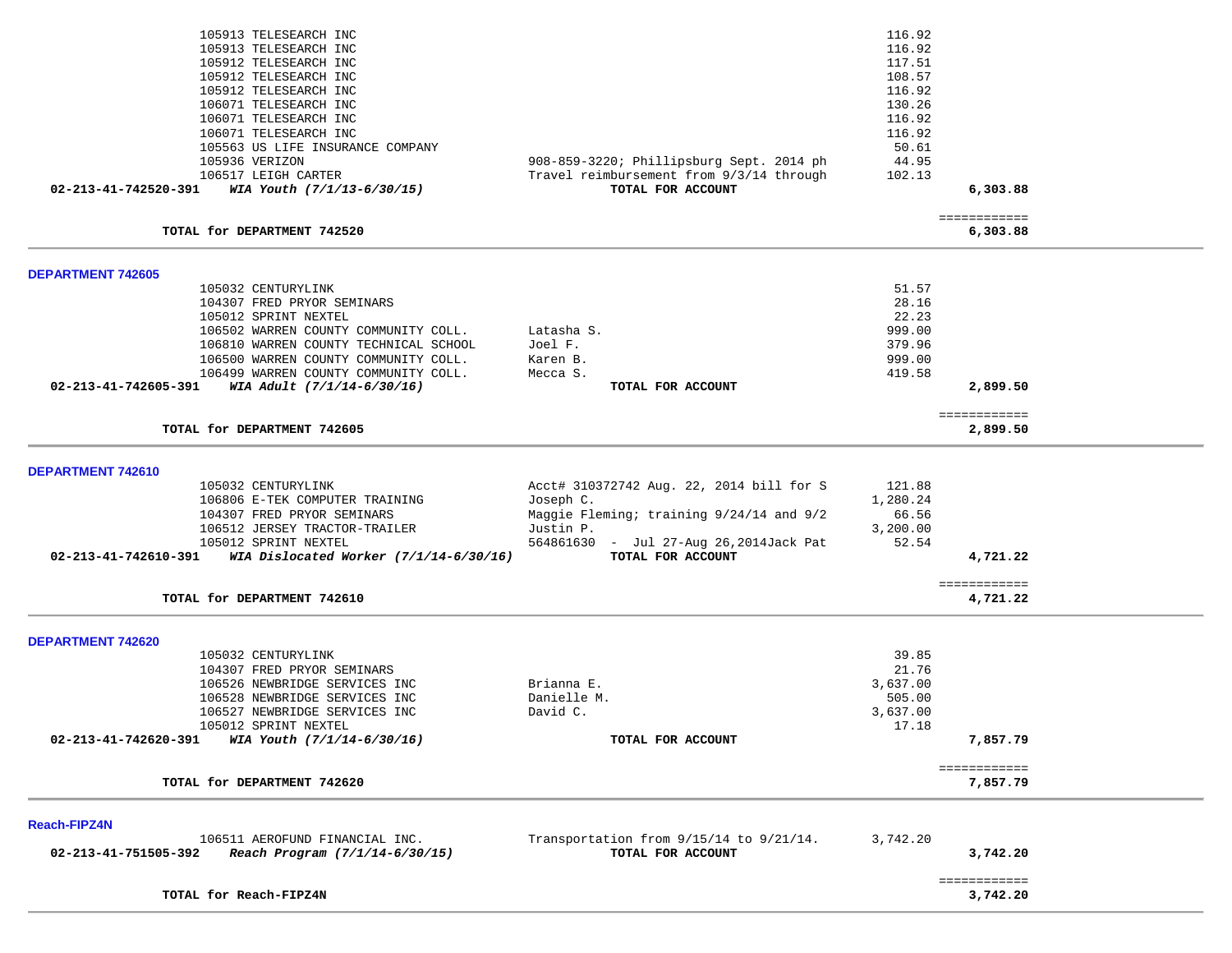| Vendor | Description | Amount | Total |
|---|---|---|---|
| 105913 TELESEARCH INC | | 116.92 | |
| 105913 TELESEARCH INC | | 116.92 | |
| 105912 TELESEARCH INC | | 117.51 | |
| 105912 TELESEARCH INC | | 108.57 | |
| 105912 TELESEARCH INC | | 116.92 | |
| 106071 TELESEARCH INC | | 130.26 | |
| 106071 TELESEARCH INC | | 116.92 | |
| 106071 TELESEARCH INC | | 116.92 | |
| 105563 US LIFE INSURANCE COMPANY | | 50.61 | |
| 105936 VERIZON | 908-859-3220; Phillipsburg Sept. 2014 ph | 44.95 | |
| 106517 LEIGH CARTER | Travel reimbursement from 9/3/14 through | 102.13 | |
| **02-213-41-742520-391** ***WIA Youth (7/1/13-6/30/15)*** | **TOTAL FOR ACCOUNT** | | **6,303.88** |

**TOTAL for DEPARTMENT 742520** — **6,303.88**

## DEPARTMENT 742605

| Vendor | Description | Amount | Total |
|---|---|---|---|
| 105032 CENTURYLINK | | 51.57 | |
| 104307 FRED PRYOR SEMINARS | | 28.16 | |
| 105012 SPRINT NEXTEL | | 22.23 | |
| 106502 WARREN COUNTY COMMUNITY COLL. | Latasha S. | 999.00 | |
| 106810 WARREN COUNTY TECHNICAL SCHOOL | Joel F. | 379.96 | |
| 106500 WARREN COUNTY COMMUNITY COLL. | Karen B. | 999.00 | |
| 106499 WARREN COUNTY COMMUNITY COLL. | Mecca S. | 419.58 | |
| **02-213-41-742605-391** ***WIA Adult (7/1/14-6/30/16)*** | **TOTAL FOR ACCOUNT** | | **2,899.50** |

**TOTAL for DEPARTMENT 742605** — **2,899.50**

## DEPARTMENT 742610

| Vendor | Description | Amount | Total |
|---|---|---|---|
| 105032 CENTURYLINK | Acct# 310372742 Aug. 22, 2014 bill for S | 121.88 | |
| 106806 E-TEK COMPUTER TRAINING | Joseph C. | 1,280.24 | |
| 104307 FRED PRYOR SEMINARS | Maggie Fleming; training 9/24/14 and 9/2 | 66.56 | |
| 106512 JERSEY TRACTOR-TRAILER | Justin P. | 3,200.00 | |
| 105012 SPRINT NEXTEL | 564861630 - Jul 27-Aug 26,2014Jack Pat | 52.54 | |
| **02-213-41-742610-391** ***WIA Dislocated Worker (7/1/14-6/30/16)*** | **TOTAL FOR ACCOUNT** | | **4,721.22** |

**TOTAL for DEPARTMENT 742610** — **4,721.22**

## DEPARTMENT 742620

| Vendor | Description | Amount | Total |
|---|---|---|---|
| 105032 CENTURYLINK | | 39.85 | |
| 104307 FRED PRYOR SEMINARS | | 21.76 | |
| 106526 NEWBRIDGE SERVICES INC | Brianna E. | 3,637.00 | |
| 106528 NEWBRIDGE SERVICES INC | Danielle M. | 505.00 | |
| 106527 NEWBRIDGE SERVICES INC | David C. | 3,637.00 | |
| 105012 SPRINT NEXTEL | | 17.18 | |
| **02-213-41-742620-391** ***WIA Youth (7/1/14-6/30/16)*** | **TOTAL FOR ACCOUNT** | | **7,857.79** |

**TOTAL for DEPARTMENT 742620** — **7,857.79**

## Reach-FIPZ4N

| Vendor | Description | Amount | Total |
|---|---|---|---|
| 106511 AEROFUND FINANCIAL INC. | Transportation from 9/15/14 to 9/21/14. | 3,742.20 | |
| **02-213-41-751505-392** ***Reach Program (7/1/14-6/30/15)*** | **TOTAL FOR ACCOUNT** | | **3,742.20** |

**TOTAL for Reach-FIPZ4N** — **3,742.20**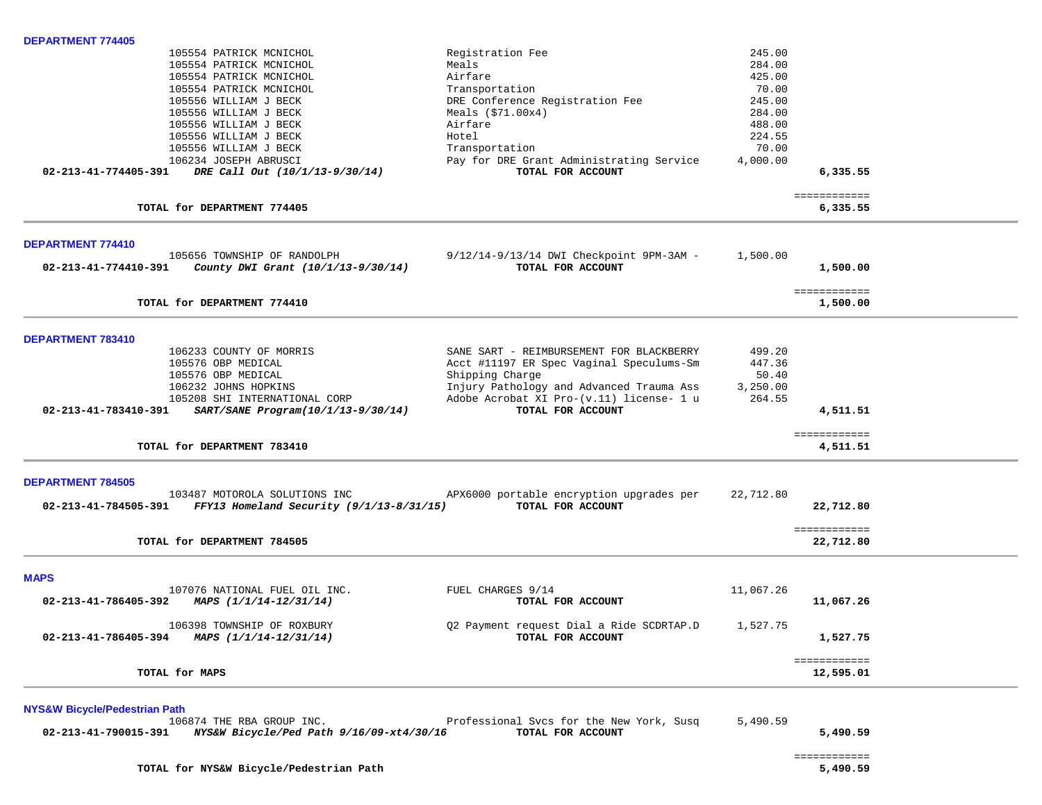**DEPARTMENT 774405**

| Vendor | Description | Amount | Total |
|---|---|---|---|
| 105554 PATRICK MCNICHOL | Registration Fee | 245.00 | |
| 105554 PATRICK MCNICHOL | Meals | 284.00 | |
| 105554 PATRICK MCNICHOL | Airfare | 425.00 | |
| 105554 PATRICK MCNICHOL | Transportation | 70.00 | |
| 105556 WILLIAM J BECK | DRE Conference Registration Fee | 245.00 | |
| 105556 WILLIAM J BECK | Meals ($71.00x4) | 284.00 | |
| 105556 WILLIAM J BECK | Airfare | 488.00 | |
| 105556 WILLIAM J BECK | Hotel | 224.55 | |
| 105556 WILLIAM J BECK | Transportation | 70.00 | |
| 106234 JOSEPH ABRUSCI | Pay for DRE Grant Administrating Service | 4,000.00 | |
| **02-213-41-774405-391** *DRE Call Out (10/1/13-9/30/14)* | **TOTAL FOR ACCOUNT** | | **6,335.55** |
| **TOTAL for DEPARTMENT 774405** | | | **6,335.55** |

**DEPARTMENT 774410**

| Vendor | Description | Amount | Total |
|---|---|---|---|
| 105656 TOWNSHIP OF RANDOLPH | 9/12/14-9/13/14 DWI Checkpoint 9PM-3AM - | 1,500.00 | |
| **02-213-41-774410-391** *County DWI Grant (10/1/13-9/30/14)* | **TOTAL FOR ACCOUNT** | | **1,500.00** |
| **TOTAL for DEPARTMENT 774410** | | | **1,500.00** |

**DEPARTMENT 783410**

| Vendor | Description | Amount | Total |
|---|---|---|---|
| 106233 COUNTY OF MORRIS | SANE SART - REIMBURSEMENT FOR BLACKBERRY | 499.20 | |
| 105576 OBP MEDICAL | Acct #11197 ER Spec Vaginal Speculums-Sm | 447.36 | |
| 105576 OBP MEDICAL | Shipping Charge | 50.40 | |
| 106232 JOHNS HOPKINS | Injury Pathology and Advanced Trauma Ass | 3,250.00 | |
| 105208 SHI INTERNATIONAL CORP | Adobe Acrobat XI Pro-(v.11) license- 1 u | 264.55 | |
| **02-213-41-783410-391** *SART/SANE Program(10/1/13-9/30/14)* | **TOTAL FOR ACCOUNT** | | **4,511.51** |
| **TOTAL for DEPARTMENT 783410** | | | **4,511.51** |

**DEPARTMENT 784505**

| Vendor | Description | Amount | Total |
|---|---|---|---|
| 103487 MOTOROLA SOLUTIONS INC | APX6000 portable encryption upgrades per | 22,712.80 | |
| **02-213-41-784505-391** *FFY13 Homeland Security (9/1/13-8/31/15)* | **TOTAL FOR ACCOUNT** | | **22,712.80** |
| **TOTAL for DEPARTMENT 784505** | | | **22,712.80** |

**MAPS**

| Vendor | Description | Amount | Total |
|---|---|---|---|
| 107076 NATIONAL FUEL OIL INC. | FUEL CHARGES 9/14 | 11,067.26 | |
| **02-213-41-786405-392** *MAPS (1/1/14-12/31/14)* | **TOTAL FOR ACCOUNT** | | **11,067.26** |
| 106398 TOWNSHIP OF ROXBURY | Q2 Payment request Dial a Ride SCDRTAP.D | 1,527.75 | |
| **02-213-41-786405-394** *MAPS (1/1/14-12/31/14)* | **TOTAL FOR ACCOUNT** | | **1,527.75** |
| **TOTAL for MAPS** | | | **12,595.01** |

**NYS&W Bicycle/Pedestrian Path**

| Vendor | Description | Amount | Total |
|---|---|---|---|
| 106874 THE RBA GROUP INC. | Professional Svcs for the New York, Susq | 5,490.59 | |
| **02-213-41-790015-391** *NYS&W Bicycle/Ped Path 9/16/09-xt4/30/16* | **TOTAL FOR ACCOUNT** | | **5,490.59** |
| **TOTAL for NYS&W Bicycle/Pedestrian Path** | | | **5,490.59** |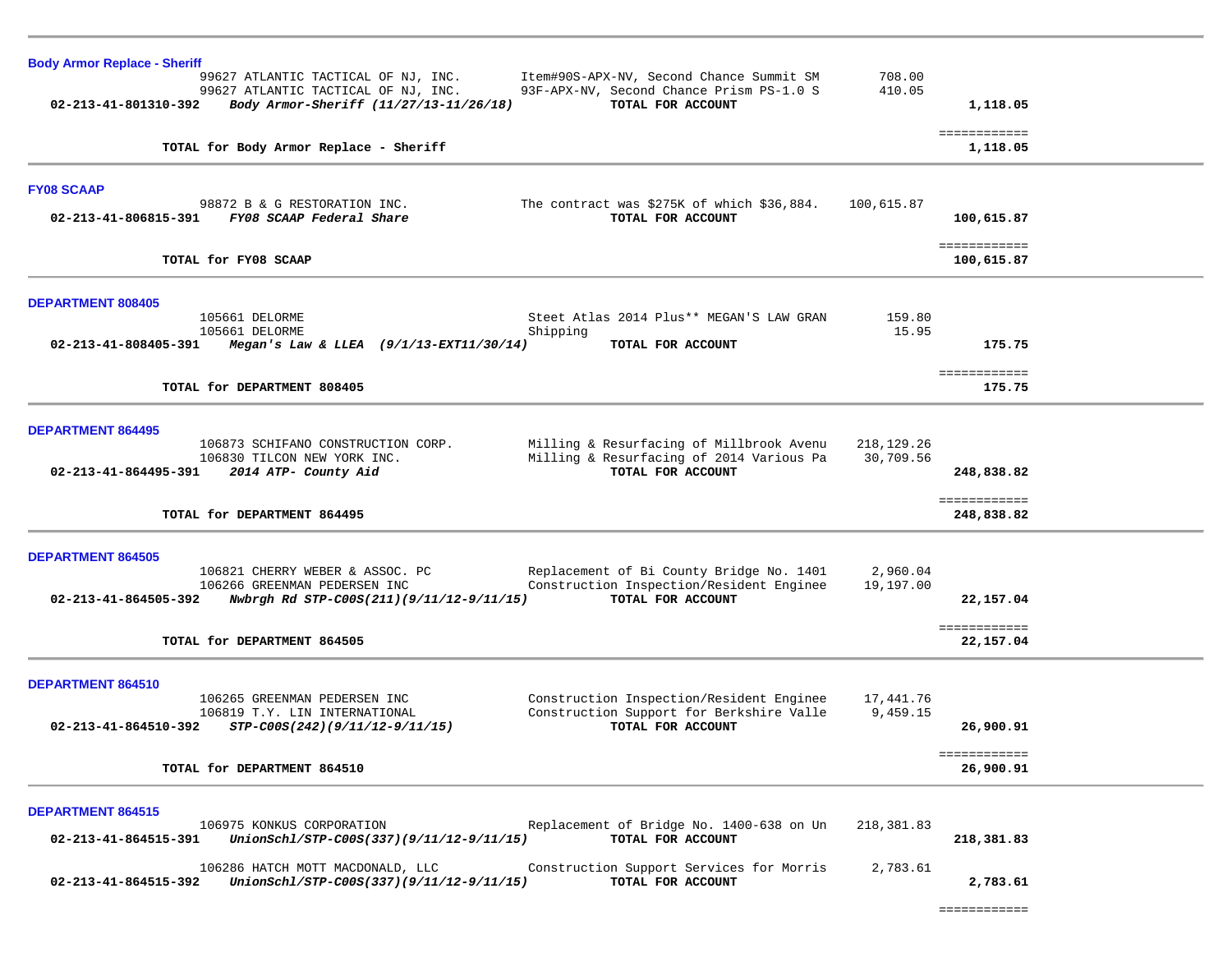## Body Armor Replace - Sheriff

| Account | Vendor / Description | Item Description | Amount | Total |
|---|---|---|---|---|
| | 99627 ATLANTIC TACTICAL OF NJ, INC. | Item#90S-APX-NV, Second Chance Summit SM | 708.00 | |
| | 99627 ATLANTIC TACTICAL OF NJ, INC. | 93F-APX-NV, Second Chance Prism PS-1.0 S | 410.05 | |
| 02-213-41-801310-392 | *Body Armor-Sheriff (11/27/13-11/26/18)* | **TOTAL FOR ACCOUNT** | | **1,118.05** |

**TOTAL for Body Armor Replace - Sheriff** ============ **1,118.05**

## FY08 SCAAP

| Account | Vendor / Description | Item Description | Amount | Total |
|---|---|---|---|---|
| | 98872 B & G RESTORATION INC. | The contract was $275K of which $36,884. | 100,615.87 | |
| 02-213-41-806815-391 | *FY08 SCAAP Federal Share* | **TOTAL FOR ACCOUNT** | | **100,615.87** |

**TOTAL for FY08 SCAAP** ============ **100,615.87**

## DEPARTMENT 808405

| Account | Vendor / Description | Item Description | Amount | Total |
|---|---|---|---|---|
| | 105661 DELORME | Steet Atlas 2014 Plus** MEGAN'S LAW GRAN | 159.80 | |
| | 105661 DELORME | Shipping | 15.95 | |
| 02-213-41-808405-391 | *Megan's Law & LLEA (9/1/13-EXT11/30/14)* | **TOTAL FOR ACCOUNT** | | **175.75** |

**TOTAL for DEPARTMENT 808405** ============ **175.75**

## DEPARTMENT 864495

| Account | Vendor / Description | Item Description | Amount | Total |
|---|---|---|---|---|
| | 106873 SCHIFANO CONSTRUCTION CORP. | Milling & Resurfacing of Millbrook Avenu | 218,129.26 | |
| | 106830 TILCON NEW YORK INC. | Milling & Resurfacing of 2014 Various Pa | 30,709.56 | |
| 02-213-41-864495-391 | *2014 ATP- County Aid* | **TOTAL FOR ACCOUNT** | | **248,838.82** |

**TOTAL for DEPARTMENT 864495** ============ **248,838.82**

## DEPARTMENT 864505

| Account | Vendor / Description | Item Description | Amount | Total |
|---|---|---|---|---|
| | 106821 CHERRY WEBER & ASSOC. PC | Replacement of Bi County Bridge No. 1401 | 2,960.04 | |
| | 106266 GREENMAN PEDERSEN INC | Construction Inspection/Resident Enginee | 19,197.00 | |
| 02-213-41-864505-392 | *Nwbrgh Rd STP-C00S(211)(9/11/12-9/11/15)* | **TOTAL FOR ACCOUNT** | | **22,157.04** |

**TOTAL for DEPARTMENT 864505** ============ **22,157.04**

## DEPARTMENT 864510

| Account | Vendor / Description | Item Description | Amount | Total |
|---|---|---|---|---|
| | 106265 GREENMAN PEDERSEN INC | Construction Inspection/Resident Enginee | 17,441.76 | |
| | 106819 T.Y. LIN INTERNATIONAL | Construction Support for Berkshire Valle | 9,459.15 | |
| 02-213-41-864510-392 | *STP-C00S(242)(9/11/12-9/11/15)* | **TOTAL FOR ACCOUNT** | | **26,900.91** |

**TOTAL for DEPARTMENT 864510** ============ **26,900.91**

## DEPARTMENT 864515

| Account | Vendor / Description | Item Description | Amount | Total |
|---|---|---|---|---|
| | 106975 KONKUS CORPORATION | Replacement of Bridge No. 1400-638 on Un | 218,381.83 | |
| 02-213-41-864515-391 | *UnionSchl/STP-C00S(337)(9/11/12-9/11/15)* | **TOTAL FOR ACCOUNT** | | **218,381.83** |
| | 106286 HATCH MOTT MACDONALD, LLC | Construction Support Services for Morris | 2,783.61 | |
| 02-213-41-864515-392 | *UnionSchl/STP-C00S(337)(9/11/12-9/11/15)* | **TOTAL FOR ACCOUNT** | | **2,783.61** |

============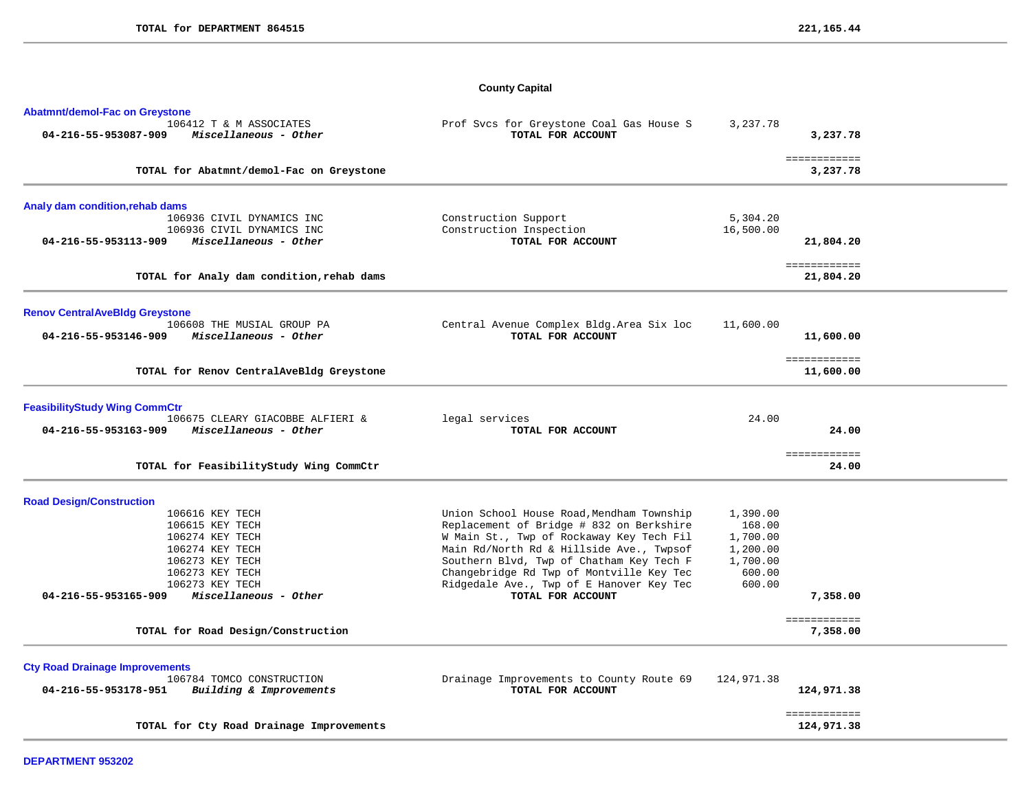**TOTAL for DEPARTMENT 864515** **221,165.44**

## County Capital

### Abatmnt/demol-Fac on Greystone

| Account | Vendor / Description | Detail | Amount | Total |
|---|---|---|---|---|
| | 106412 T & M ASSOCIATES | Prof Svcs for Greystone Coal Gas House S | 3,237.78 | |
| **04-216-55-953087-909** | ***Miscellaneous - Other*** | **TOTAL FOR ACCOUNT** | | **3,237.78** |
| | | | | ============ |
| | **TOTAL for Abatmnt/demol-Fac on Greystone** | | | **3,237.78** |

### Analy dam condition,rehab dams

| Account | Vendor / Description | Detail | Amount | Total |
|---|---|---|---|---|
| | 106936 CIVIL DYNAMICS INC | Construction Support | 5,304.20 | |
| | 106936 CIVIL DYNAMICS INC | Construction Inspection | 16,500.00 | |
| **04-216-55-953113-909** | ***Miscellaneous - Other*** | **TOTAL FOR ACCOUNT** | | **21,804.20** |
| | | | | ============ |
| | **TOTAL for Analy dam condition,rehab dams** | | | **21,804.20** |

### Renov CentralAveBldg Greystone

| Account | Vendor / Description | Detail | Amount | Total |
|---|---|---|---|---|
| | 106608 THE MUSIAL GROUP PA | Central Avenue Complex Bldg.Area Six loc | 11,600.00 | |
| **04-216-55-953146-909** | ***Miscellaneous - Other*** | **TOTAL FOR ACCOUNT** | | **11,600.00** |
| | | | | ============ |
| | **TOTAL for Renov CentralAveBldg Greystone** | | | **11,600.00** |

### FeasibilityStudy Wing CommCtr

| Account | Vendor / Description | Detail | Amount | Total |
|---|---|---|---|---|
| | 106675 CLEARY GIACOBBE ALFIERI & | legal services | 24.00 | |
| **04-216-55-953163-909** | ***Miscellaneous - Other*** | **TOTAL FOR ACCOUNT** | | **24.00** |
| | | | | ============ |
| | **TOTAL for FeasibilityStudy Wing CommCtr** | | | **24.00** |

### Road Design/Construction

| Account | Vendor / Description | Detail | Amount | Total |
|---|---|---|---|---|
| | 106616 KEY TECH | Union School House Road,Mendham Township | 1,390.00 | |
| | 106615 KEY TECH | Replacement of Bridge # 832 on Berkshire | 168.00 | |
| | 106274 KEY TECH | W Main St., Twp of Rockaway Key Tech Fil | 1,700.00 | |
| | 106274 KEY TECH | Main Rd/North Rd & Hillside Ave., Twpsof | 1,200.00 | |
| | 106273 KEY TECH | Southern Blvd, Twp of Chatham Key Tech F | 1,700.00 | |
| | 106273 KEY TECH | Changebridge Rd Twp of Montville Key Tec | 600.00 | |
| | 106273 KEY TECH | Ridgedale Ave., Twp of E Hanover Key Tec | 600.00 | |
| **04-216-55-953165-909** | ***Miscellaneous - Other*** | **TOTAL FOR ACCOUNT** | | **7,358.00** |
| | | | | ============ |
| | **TOTAL for Road Design/Construction** | | | **7,358.00** |

### Cty Road Drainage Improvements

| Account | Vendor / Description | Detail | Amount | Total |
|---|---|---|---|---|
| | 106784 TOMCO CONSTRUCTION | Drainage Improvements to County Route 69 | 124,971.38 | |
| **04-216-55-953178-951** | ***Building & Improvements*** | **TOTAL FOR ACCOUNT** | | **124,971.38** |
| | | | | ============ |
| | **TOTAL for Cty Road Drainage Improvements** | | | **124,971.38** |

### DEPARTMENT 953202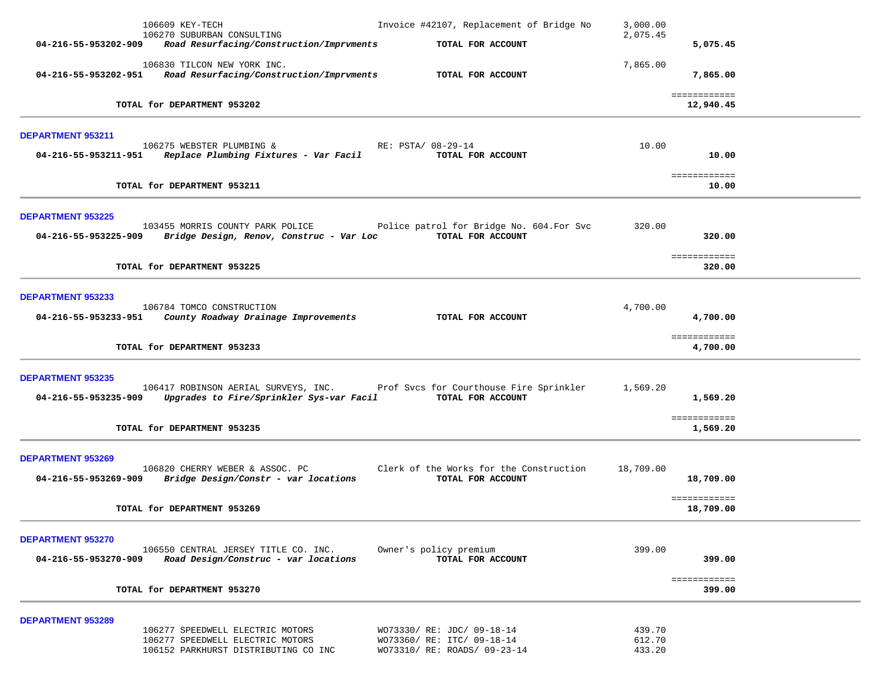| Account | Vendor / Description | Details | Amount | Total |
|---|---|---|---|---|
| | 106609 KEY-TECH | Invoice #42107, Replacement of Bridge No | 3,000.00 | |
| | 106270 SUBURBAN CONSULTING | | 2,075.45 | |
| **04-216-55-953202-909** | ***Road Resurfacing/Construction/Imprvments*** | **TOTAL FOR ACCOUNT** | | **5,075.45** |
| | 106830 TILCON NEW YORK INC. | | 7,865.00 | |
| **04-216-55-953202-951** | ***Road Resurfacing/Construction/Imprvments*** | **TOTAL FOR ACCOUNT** | | **7,865.00** |
| | **TOTAL for DEPARTMENT 953202** | | | **12,940.45** |

**DEPARTMENT 953211**

| Account | Vendor / Description | Details | Amount | Total |
|---|---|---|---|---|
| | 106275 WEBSTER PLUMBING & | RE: PSTA/ 08-29-14 | 10.00 | |
| **04-216-55-953211-951** | ***Replace Plumbing Fixtures - Var Facil*** | **TOTAL FOR ACCOUNT** | | **10.00** |
| | **TOTAL for DEPARTMENT 953211** | | | **10.00** |

**DEPARTMENT 953225**

| Account | Vendor / Description | Details | Amount | Total |
|---|---|---|---|---|
| | 103455 MORRIS COUNTY PARK POLICE | Police patrol for Bridge No. 604.For Svc | 320.00 | |
| **04-216-55-953225-909** | ***Bridge Design, Renov, Construc - Var Loc*** | **TOTAL FOR ACCOUNT** | | **320.00** |
| | **TOTAL for DEPARTMENT 953225** | | | **320.00** |

**DEPARTMENT 953233**

| Account | Vendor / Description | Details | Amount | Total |
|---|---|---|---|---|
| | 106784 TOMCO CONSTRUCTION | | 4,700.00 | |
| **04-216-55-953233-951** | ***County Roadway Drainage Improvements*** | **TOTAL FOR ACCOUNT** | | **4,700.00** |
| | **TOTAL for DEPARTMENT 953233** | | | **4,700.00** |

**DEPARTMENT 953235**

| Account | Vendor / Description | Details | Amount | Total |
|---|---|---|---|---|
| | 106417 ROBINSON AERIAL SURVEYS, INC. | Prof Svcs for Courthouse Fire Sprinkler | 1,569.20 | |
| **04-216-55-953235-909** | ***Upgrades to Fire/Sprinkler Sys-var Facil*** | **TOTAL FOR ACCOUNT** | | **1,569.20** |
| | **TOTAL for DEPARTMENT 953235** | | | **1,569.20** |

**DEPARTMENT 953269**

| Account | Vendor / Description | Details | Amount | Total |
|---|---|---|---|---|
| | 106820 CHERRY WEBER & ASSOC. PC | Clerk of the Works for the Construction | 18,709.00 | |
| **04-216-55-953269-909** | ***Bridge Design/Constr - var locations*** | **TOTAL FOR ACCOUNT** | | **18,709.00** |
| | **TOTAL for DEPARTMENT 953269** | | | **18,709.00** |

**DEPARTMENT 953270**

| Account | Vendor / Description | Details | Amount | Total |
|---|---|---|---|---|
| | 106550 CENTRAL JERSEY TITLE CO. INC. | Owner's policy premium | 399.00 | |
| **04-216-55-953270-909** | ***Road Design/Construc - var locations*** | **TOTAL FOR ACCOUNT** | | **399.00** |
| | **TOTAL for DEPARTMENT 953270** | | | **399.00** |

**DEPARTMENT 953289**

| Account | Vendor / Description | Details | Amount | Total |
|---|---|---|---|---|
| | 106277 SPEEDWELL ELECTRIC MOTORS | WO73330/ RE: JDC/ 09-18-14 | 439.70 | |
| | 106277 SPEEDWELL ELECTRIC MOTORS | WO73360/ RE: ITC/ 09-18-14 | 612.70 | |
| | 106152 PARKHURST DISTRIBUTING CO INC | WO73310/ RE: ROADS/ 09-23-14 | 433.20 | |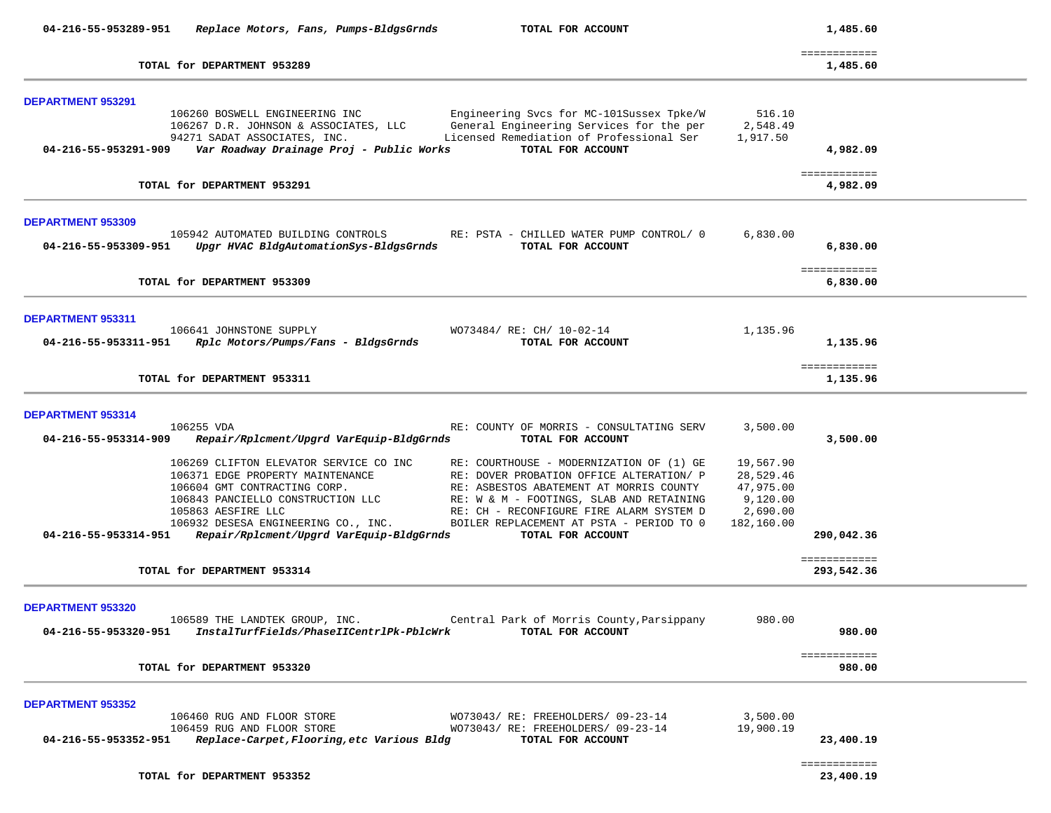**04-216-55-953289-951** *Replace Motors, Fans, Pumps-BldgsGrnds* **TOTAL FOR ACCOUNT** **1,485.60**

============

**TOTAL for DEPARTMENT 953289** **1,485.60**

---

## DEPARTMENT 953291

| Vendor | Description | Amount | Total |
|---|---|---|---|
| 106260 BOSWELL ENGINEERING INC | Engineering Svcs for MC-101Sussex Tpke/W | 516.10 | |
| 106267 D.R. JOHNSON & ASSOCIATES, LLC | General Engineering Services for the per | 2,548.49 | |
| 94271 SADAT ASSOCIATES, INC. | Licensed Remediation of Professional Ser | 1,917.50 | |
| **04-216-55-953291-909** *Var Roadway Drainage Proj - Public Works* | **TOTAL FOR ACCOUNT** | | **4,982.09** |

============

**TOTAL for DEPARTMENT 953291** **4,982.09**

---

## DEPARTMENT 953309

| Vendor | Description | Amount | Total |
|---|---|---|---|
| 105942 AUTOMATED BUILDING CONTROLS | RE: PSTA - CHILLED WATER PUMP CONTROL/ 0 | 6,830.00 | |
| **04-216-55-953309-951** *Upgr HVAC BldgAutomationSys-BldgsGrnds* | **TOTAL FOR ACCOUNT** | | **6,830.00** |

============

**TOTAL for DEPARTMENT 953309** **6,830.00**

---

## DEPARTMENT 953311

| Vendor | Description | Amount | Total |
|---|---|---|---|
| 106641 JOHNSTONE SUPPLY | WO73484/ RE: CH/ 10-02-14 | 1,135.96 | |
| **04-216-55-953311-951** *Rplc Motors/Pumps/Fans - BldgsGrnds* | **TOTAL FOR ACCOUNT** | | **1,135.96** |

============

**TOTAL for DEPARTMENT 953311** **1,135.96**

---

## DEPARTMENT 953314

| Vendor | Description | Amount | Total |
|---|---|---|---|
| 106255 VDA | RE: COUNTY OF MORRIS - CONSULTATING SERV | 3,500.00 | |
| **04-216-55-953314-909** *Repair/Rplcment/Upgrd VarEquip-BldgGrnds* | **TOTAL FOR ACCOUNT** | | **3,500.00** |
| 106269 CLIFTON ELEVATOR SERVICE CO INC | RE: COURTHOUSE - MODERNIZATION OF (1) GE | 19,567.90 | |
| 106371 EDGE PROPERTY MAINTENANCE | RE: DOVER PROBATION OFFICE ALTERATION/ P | 28,529.46 | |
| 106604 GMT CONTRACTING CORP. | RE: ASBESTOS ABATEMENT AT MORRIS COUNTY | 47,975.00 | |
| 106843 PANCIELLO CONSTRUCTION LLC | RE: W & M - FOOTINGS, SLAB AND RETAINING | 9,120.00 | |
| 105863 AESFIRE LLC | RE: CH - RECONFIGURE FIRE ALARM SYSTEM D | 2,690.00 | |
| 106932 DESESA ENGINEERING CO., INC. | BOILER REPLACEMENT AT PSTA - PERIOD TO 0 | 182,160.00 | |
| **04-216-55-953314-951** *Repair/Rplcment/Upgrd VarEquip-BldgGrnds* | **TOTAL FOR ACCOUNT** | | **290,042.36** |

============

**TOTAL for DEPARTMENT 953314** **293,542.36**

---

## DEPARTMENT 953320

| Vendor | Description | Amount | Total |
|---|---|---|---|
| 106589 THE LANDTEK GROUP, INC. | Central Park of Morris County,Parsippany | 980.00 | |
| **04-216-55-953320-951** *InstalTurfFields/PhaseIICentrlPk-PblcWrk* | **TOTAL FOR ACCOUNT** | | **980.00** |

============

**TOTAL for DEPARTMENT 953320** **980.00**

---

## DEPARTMENT 953352

| Vendor | Description | Amount | Total |
|---|---|---|---|
| 106460 RUG AND FLOOR STORE | WO73043/ RE: FREEHOLDERS/ 09-23-14 | 3,500.00 | |
| 106459 RUG AND FLOOR STORE | WO73043/ RE: FREEHOLDERS/ 09-23-14 | 19,900.19 | |
| **04-216-55-953352-951** *Replace-Carpet,Flooring,etc Various Bldg* | **TOTAL FOR ACCOUNT** | | **23,400.19** |

============

**TOTAL for DEPARTMENT 953352** **23,400.19**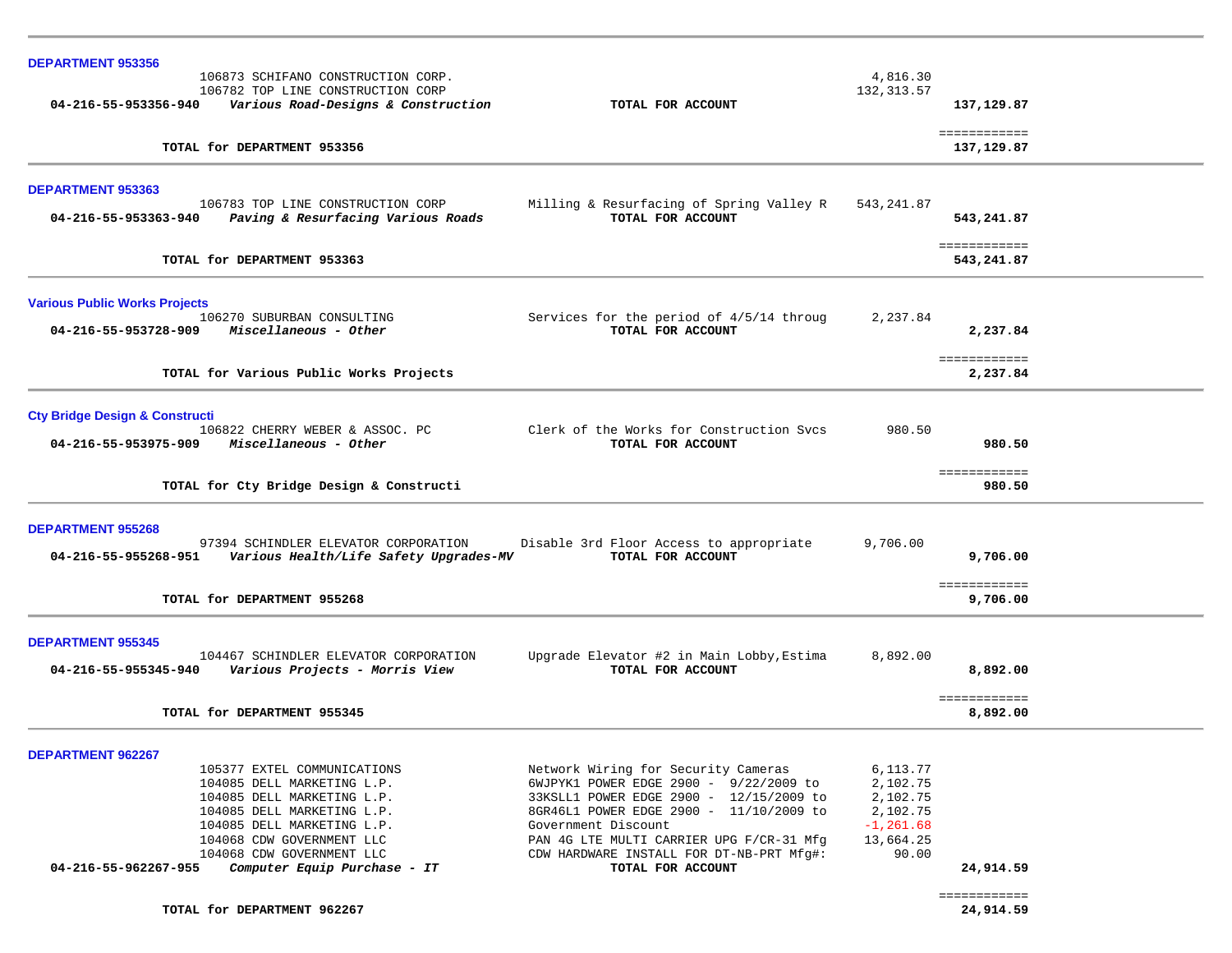**DEPARTMENT 953356**

| Account | Vendor / Description | Detail | Amount | Total |
|---|---|---|---|---|
| | 106873 SCHIFANO CONSTRUCTION CORP. | | 4,816.30 | |
| | 106782 TOP LINE CONSTRUCTION CORP | | 132,313.57 | |
| **04-216-55-953356-940** | ***Various Road-Designs & Construction*** | **TOTAL FOR ACCOUNT** | | **137,129.87** |

**TOTAL for DEPARTMENT 953356** — ============ **137,129.87**

---

**DEPARTMENT 953363**

| Account | Vendor / Description | Detail | Amount | Total |
|---|---|---|---|---|
| | 106783 TOP LINE CONSTRUCTION CORP | Milling & Resurfacing of Spring Valley R | 543,241.87 | |
| **04-216-55-953363-940** | ***Paving & Resurfacing Various Roads*** | **TOTAL FOR ACCOUNT** | | **543,241.87** |

**TOTAL for DEPARTMENT 953363** — ============ **543,241.87**

---

**Various Public Works Projects**

| Account | Vendor / Description | Detail | Amount | Total |
|---|---|---|---|---|
| | 106270 SUBURBAN CONSULTING | Services for the period of 4/5/14 throug | 2,237.84 | |
| **04-216-55-953728-909** | ***Miscellaneous - Other*** | **TOTAL FOR ACCOUNT** | | **2,237.84** |

**TOTAL for Various Public Works Projects** — ============ **2,237.84**

---

**Cty Bridge Design & Constructi**

| Account | Vendor / Description | Detail | Amount | Total |
|---|---|---|---|---|
| | 106822 CHERRY WEBER & ASSOC. PC | Clerk of the Works for Construction Svcs | 980.50 | |
| **04-216-55-953975-909** | ***Miscellaneous - Other*** | **TOTAL FOR ACCOUNT** | | **980.50** |

**TOTAL for Cty Bridge Design & Constructi** — ============ **980.50**

---

**DEPARTMENT 955268**

| Account | Vendor / Description | Detail | Amount | Total |
|---|---|---|---|---|
| | 97394 SCHINDLER ELEVATOR CORPORATION | Disable 3rd Floor Access to appropriate | 9,706.00 | |
| **04-216-55-955268-951** | ***Various Health/Life Safety Upgrades-MV*** | **TOTAL FOR ACCOUNT** | | **9,706.00** |

**TOTAL for DEPARTMENT 955268** — ============ **9,706.00**

---

**DEPARTMENT 955345**

| Account | Vendor / Description | Detail | Amount | Total |
|---|---|---|---|---|
| | 104467 SCHINDLER ELEVATOR CORPORATION | Upgrade Elevator #2 in Main Lobby,Estima | 8,892.00 | |
| **04-216-55-955345-940** | ***Various Projects - Morris View*** | **TOTAL FOR ACCOUNT** | | **8,892.00** |

**TOTAL for DEPARTMENT 955345** — ============ **8,892.00**

---

**DEPARTMENT 962267**

| Account | Vendor / Description | Detail | Amount | Total |
|---|---|---|---|---|
| | 105377 EXTEL COMMUNICATIONS | Network Wiring for Security Cameras | 6,113.77 | |
| | 104085 DELL MARKETING L.P. | 6WJPYK1 POWER EDGE 2900 - 9/22/2009 to | 2,102.75 | |
| | 104085 DELL MARKETING L.P. | 33KSLL1 POWER EDGE 2900 - 12/15/2009 to | 2,102.75 | |
| | 104085 DELL MARKETING L.P. | 8GR46L1 POWER EDGE 2900 - 11/10/2009 to | 2,102.75 | |
| | 104085 DELL MARKETING L.P. | Government Discount | -1,261.68 | |
| | 104068 CDW GOVERNMENT LLC | PAN 4G LTE MULTI CARRIER UPG F/CR-31 Mfg | 13,664.25 | |
| | 104068 CDW GOVERNMENT LLC | CDW HARDWARE INSTALL FOR DT-NB-PRT Mfg#: | 90.00 | |
| **04-216-55-962267-955** | ***Computer Equip Purchase - IT*** | **TOTAL FOR ACCOUNT** | | **24,914.59** |

**TOTAL for DEPARTMENT 962267** — ============ **24,914.59**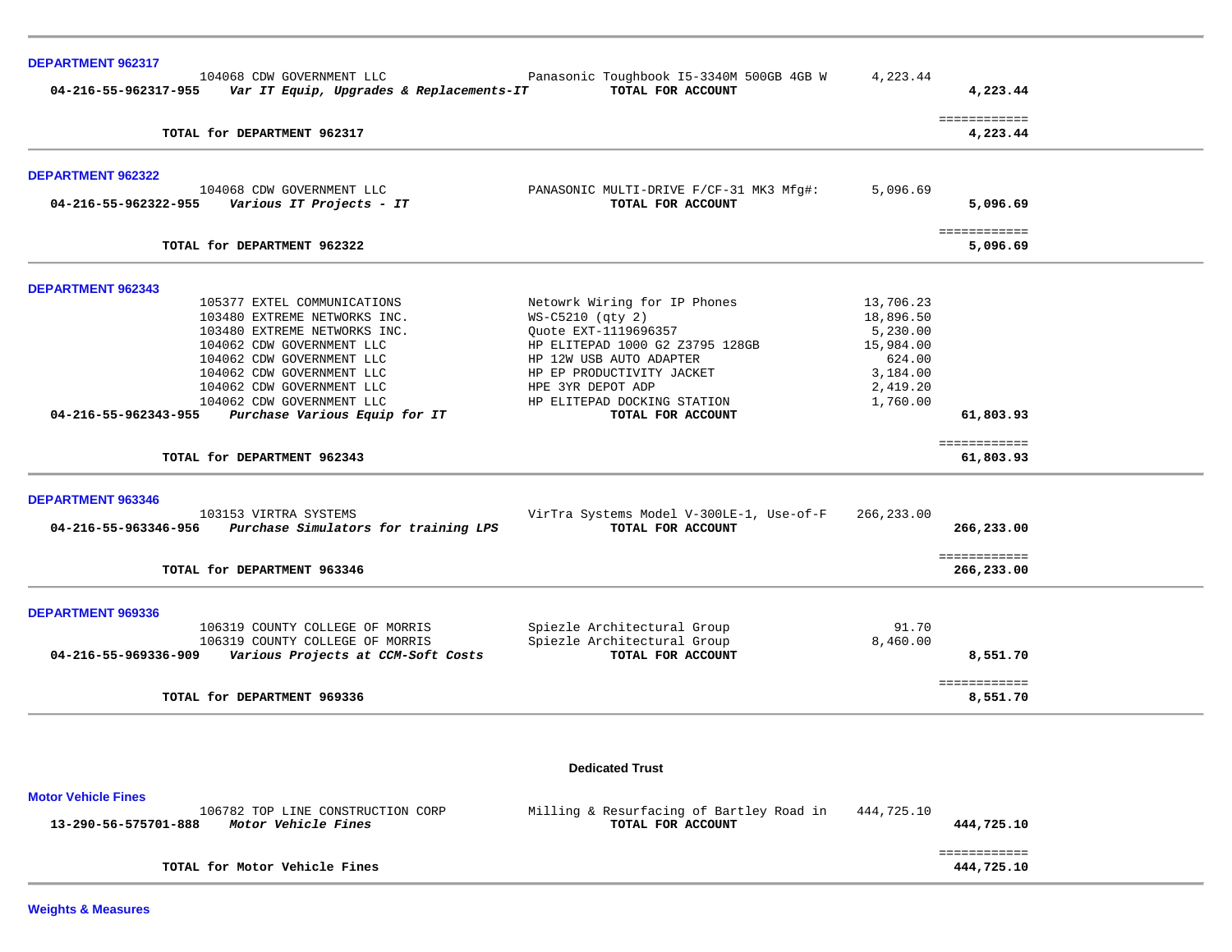**DEPARTMENT 962317**

| | | | | |
|---|---|---|---|---|
| | 104068 CDW GOVERNMENT LLC | Panasonic Toughbook I5-3340M 500GB 4GB W | 4,223.44 | |
| **04-216-55-962317-955** | ***Var IT Equip, Upgrades & Replacements-IT*** | **TOTAL FOR ACCOUNT** | | **4,223.44** |
| | | | | ============ |
| | **TOTAL for DEPARTMENT 962317** | | | **4,223.44** |

**DEPARTMENT 962322**

| | | | | |
|---|---|---|---|---|
| | 104068 CDW GOVERNMENT LLC | PANASONIC MULTI-DRIVE F/CF-31 MK3 Mfg#: | 5,096.69 | |
| **04-216-55-962322-955** | ***Various IT Projects - IT*** | **TOTAL FOR ACCOUNT** | | **5,096.69** |
| | | | | ============ |
| | **TOTAL for DEPARTMENT 962322** | | | **5,096.69** |

**DEPARTMENT 962343**

| | | | | |
|---|---|---|---|---|
| | 105377 EXTEL COMMUNICATIONS | Netowrk Wiring for IP Phones | 13,706.23 | |
| | 103480 EXTREME NETWORKS INC. | WS-C5210 (qty 2) | 18,896.50 | |
| | 103480 EXTREME NETWORKS INC. | Quote EXT-1119696357 | 5,230.00 | |
| | 104062 CDW GOVERNMENT LLC | HP ELITEPAD 1000 G2 Z3795 128GB | 15,984.00 | |
| | 104062 CDW GOVERNMENT LLC | HP 12W USB AUTO ADAPTER | 624.00 | |
| | 104062 CDW GOVERNMENT LLC | HP EP PRODUCTIVITY JACKET | 3,184.00 | |
| | 104062 CDW GOVERNMENT LLC | HPE 3YR DEPOT ADP | 2,419.20 | |
| | 104062 CDW GOVERNMENT LLC | HP ELITEPAD DOCKING STATION | 1,760.00 | |
| **04-216-55-962343-955** | ***Purchase Various Equip for IT*** | **TOTAL FOR ACCOUNT** | | **61,803.93** |
| | | | | ============ |
| | **TOTAL for DEPARTMENT 962343** | | | **61,803.93** |

**DEPARTMENT 963346**

| | | | | |
|---|---|---|---|---|
| | 103153 VIRTRA SYSTEMS | VirTra Systems Model V-300LE-1, Use-of-F | 266,233.00 | |
| **04-216-55-963346-956** | ***Purchase Simulators for training LPS*** | **TOTAL FOR ACCOUNT** | | **266,233.00** |
| | | | | ============ |
| | **TOTAL for DEPARTMENT 963346** | | | **266,233.00** |

**DEPARTMENT 969336**

| | | | | |
|---|---|---|---|---|
| | 106319 COUNTY COLLEGE OF MORRIS | Spiezle Architectural Group | 91.70 | |
| | 106319 COUNTY COLLEGE OF MORRIS | Spiezle Architectural Group | 8,460.00 | |
| **04-216-55-969336-909** | ***Various Projects at CCM-Soft Costs*** | **TOTAL FOR ACCOUNT** | | **8,551.70** |
| | | | | ============ |
| | **TOTAL for DEPARTMENT 969336** | | | **8,551.70** |

## Dedicated Trust

**Motor Vehicle Fines**

| | | | | |
|---|---|---|---|---|
| | 106782 TOP LINE CONSTRUCTION CORP | Milling & Resurfacing of Bartley Road in | 444,725.10 | |
| **13-290-56-575701-888** | ***Motor Vehicle Fines*** | **TOTAL FOR ACCOUNT** | | **444,725.10** |
| | | | | ============ |
| | **TOTAL for Motor Vehicle Fines** | | | **444,725.10** |

**Weights & Measures**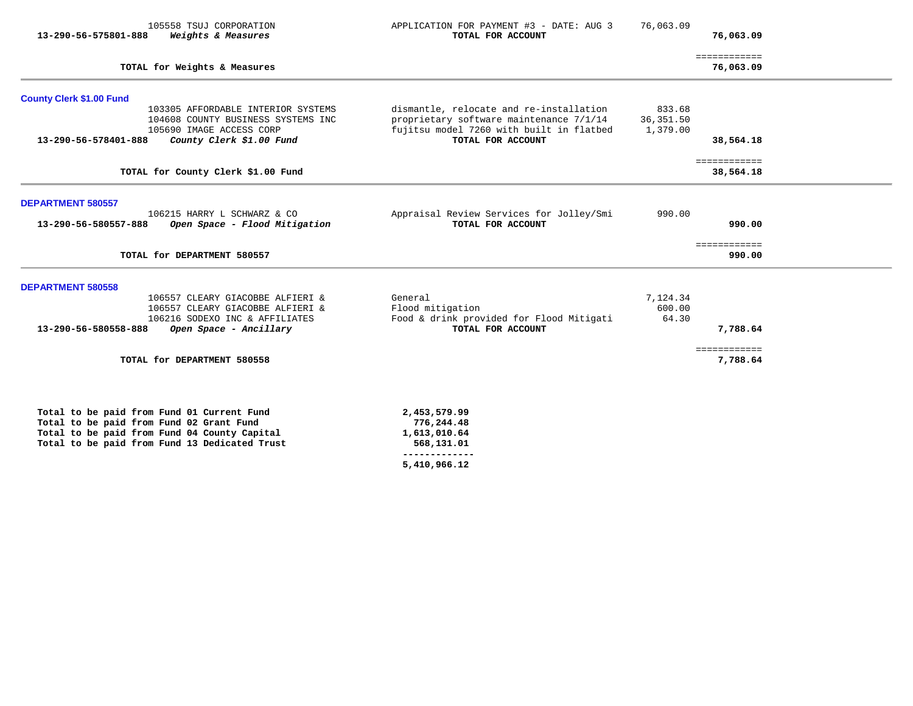| | | | |
|---|---|---|---|
| 105558 TSUJ CORPORATION | APPLICATION FOR PAYMENT #3 - DATE: AUG 3 | 76,063.09 | |
| **13-290-56-575801-888** ***Weights & Measures*** | **TOTAL FOR ACCOUNT** | | **76,063.09** |
| | | | ============ |
| **TOTAL for Weights & Measures** | | | **76,063.09** |

**County Clerk $1.00 Fund**

| | | | |
|---|---|---|---|
| 103305 AFFORDABLE INTERIOR SYSTEMS | dismantle, relocate and re-installation | 833.68 | |
| 104608 COUNTY BUSINESS SYSTEMS INC | proprietary software maintenance 7/1/14 | 36,351.50 | |
| 105690 IMAGE ACCESS CORP | fujitsu model 7260 with built in flatbed | 1,379.00 | |
| **13-290-56-578401-888** ***County Clerk $1.00 Fund*** | **TOTAL FOR ACCOUNT** | | **38,564.18** |
| | | | ============ |
| **TOTAL for County Clerk $1.00 Fund** | | | **38,564.18** |

**DEPARTMENT 580557**

| | | | |
|---|---|---|---|
| 106215 HARRY L SCHWARZ & CO | Appraisal Review Services for Jolley/Smi | 990.00 | |
| **13-290-56-580557-888** ***Open Space - Flood Mitigation*** | **TOTAL FOR ACCOUNT** | | **990.00** |
| | | | ============ |
| **TOTAL for DEPARTMENT 580557** | | | **990.00** |

**DEPARTMENT 580558**

| | | | |
|---|---|---|---|
| 106557 CLEARY GIACOBBE ALFIERI & | General | 7,124.34 | |
| 106557 CLEARY GIACOBBE ALFIERI & | Flood mitigation | 600.00 | |
| 106216 SODEXO INC & AFFILIATES | Food & drink provided for Flood Mitigati | 64.30 | |
| **13-290-56-580558-888** ***Open Space - Ancillary*** | **TOTAL FOR ACCOUNT** | | **7,788.64** |
| | | | ============ |
| **TOTAL for DEPARTMENT 580558** | | | **7,788.64** |

| | |
|---|---|
| **Total to be paid from Fund 01 Current Fund** | **2,453,579.99** |
| **Total to be paid from Fund 02 Grant Fund** | **776,244.48** |
| **Total to be paid from Fund 04 County Capital** | **1,613,010.64** |
| **Total to be paid from Fund 13 Dedicated Trust** | **568,131.01** |
| | ------------- |
| | **5,410,966.12** |